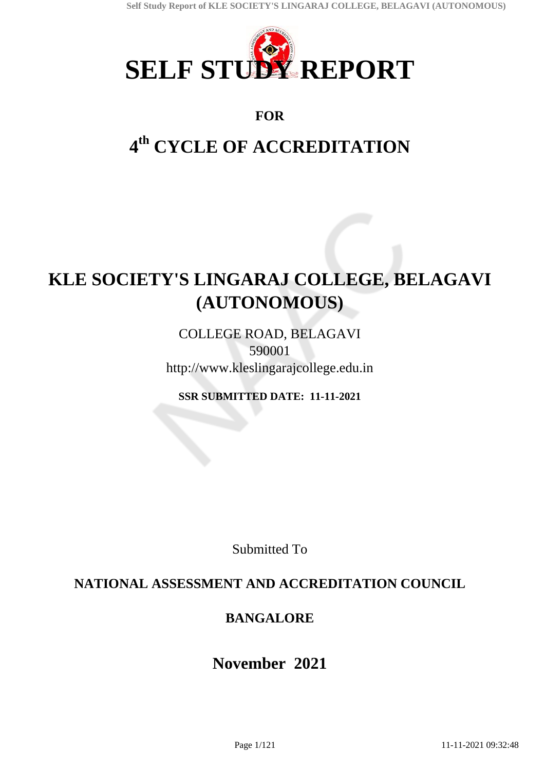# SELF STUDY REPORT

**FOR**

# 4th CYCLE OF ACCREDITATION

# KLE SOCIETY'S LINGARAJ COLLEGE, BELAGAVI (AUTONOMOUS)

COLLEGE ROAD, BELAGAVI

590001

http://www.kleslingarajcollege.edu.in

**SSR SUBMITTED DATE: 11-11-2021**

Submitted To

**NATIONAL ASSESSMENT AND ACCREDITATION COUNCIL**

**BANGALORE**

**November 2021**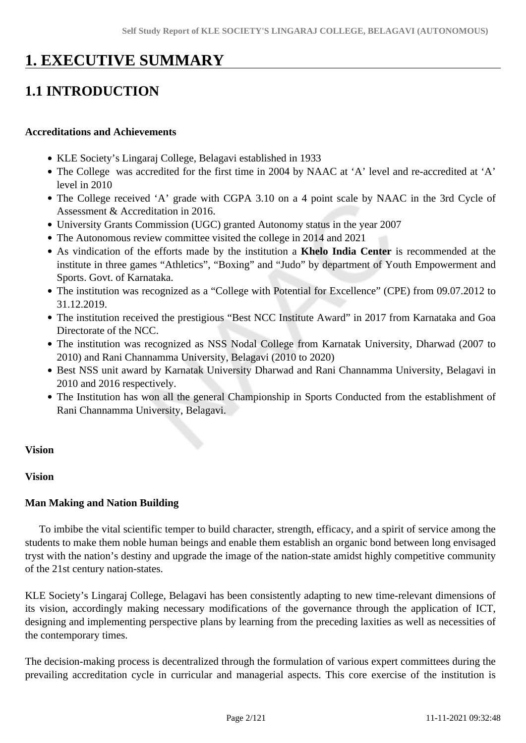# 1. EXECUTIVE SUMMARY

## 1.1 INTRODUCTION

**Accreditations and Achievements**

- KLE Society's Lingaraj College, Belagavi established in 1933
- The College was accredited for the first time in 2004 by NAAC at 'A' level and re-accredited at 'A' level in 2010
- The College received 'A' grade with CGPA 3.10 on a 4 point scale by NAAC in the 3rd Cycle of Assessment & Accreditation in 2016.
- University Grants Commission (UGC) granted Autonomy status in the year 2007
- The Autonomous review committee visited the college in 2014 and 2021
- As vindication of the efforts made by the institution a **Khelo India Center** is recommended at the institute in three games "Athletics", "Boxing" and "Judo" by department of Youth Empowerment and Sports. Govt. of Karnataka.
- The institution was recognized as a "College with Potential for Excellence" (CPE) from 09.07.2012 to 31.12.2019.
- The institution received the prestigious "Best NCC Institute Award" in 2017 from Karnataka and Goa Directorate of the NCC.
- The institution was recognized as NSS Nodal College from Karnatak University, Dharwad (2007 to 2010) and Rani Channamma University, Belagavi (2010 to 2020)
- Best NSS unit award by Karnatak University Dharwad and Rani Channamma University, Belagavi in 2010 and 2016 respectively.
- The Institution has won all the general Championship in Sports Conducted from the establishment of Rani Channamma University, Belagavi.

**Vision**

**Vision**

**Man Making and Nation Building**

To imbibe the vital scientific temper to build character, strength, efficacy, and a spirit of service among the students to make them noble human beings and enable them establish an organic bond between long envisaged tryst with the nation's destiny and upgrade the image of the nation-state amidst highly competitive community of the 21st century nation-states.

KLE Society's Lingaraj College, Belagavi has been consistently adapting to new time-relevant dimensions of its vision, accordingly making necessary modifications of the governance through the application of ICT, designing and implementing perspective plans by learning from the preceding laxities as well as necessities of the contemporary times.

The decision-making process is decentralized through the formulation of various expert committees during the prevailing accreditation cycle in curricular and managerial aspects. This core exercise of the institution is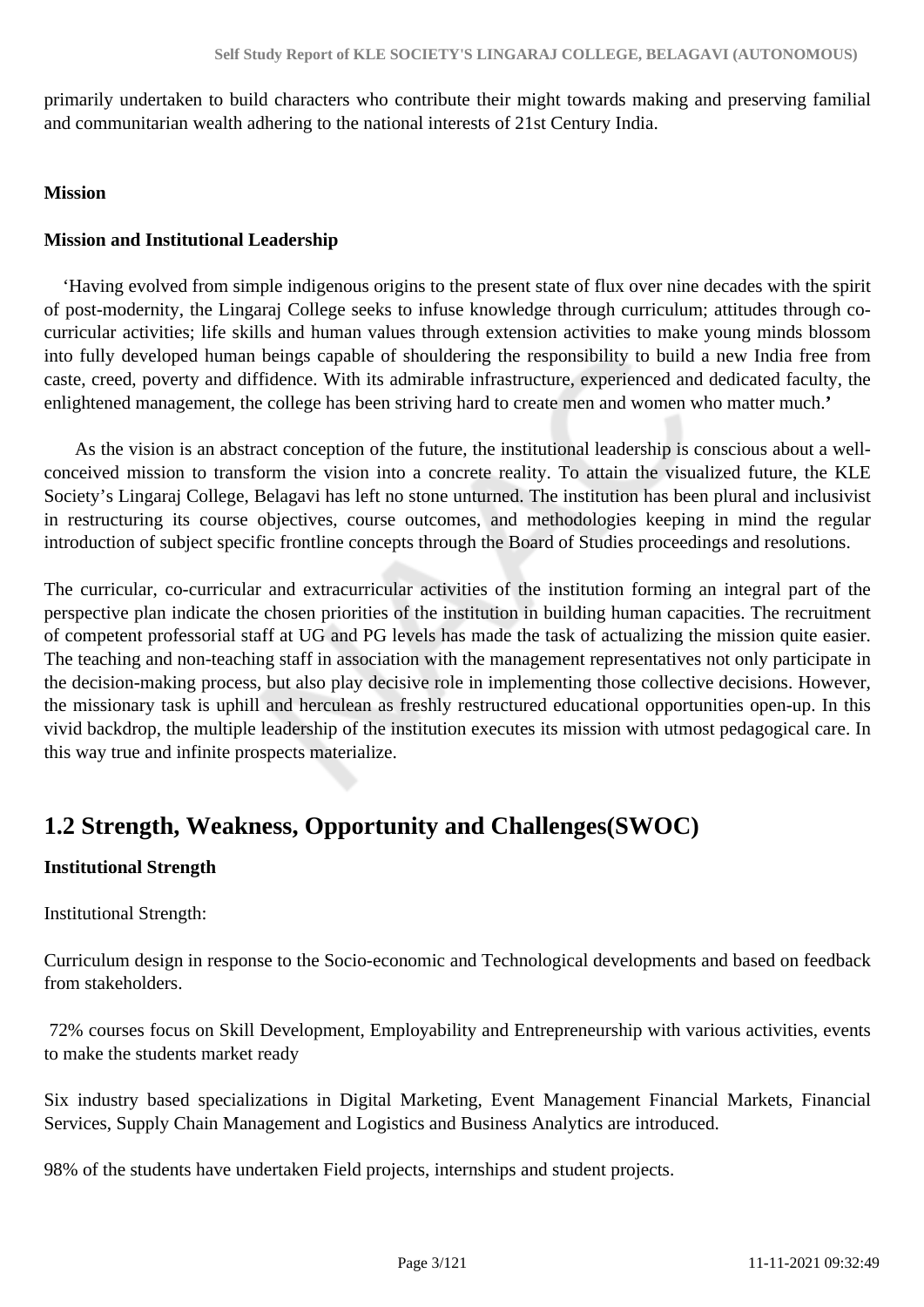primarily undertaken to build characters who contribute their might towards making and preserving familial and communitarian wealth adhering to the national interests of 21st Century India.

**Mission**

**Mission and Institutional Leadership**

'Having evolved from simple indigenous origins to the present state of flux over nine decades with the spirit of post-modernity, the Lingaraj College seeks to infuse knowledge through curriculum; attitudes through co-curricular activities; life skills and human values through extension activities to make young minds blossom into fully developed human beings capable of shouldering the responsibility to build a new India free from caste, creed, poverty and diffidence. With its admirable infrastructure, experienced and dedicated faculty, the enlightened management, the college has been striving hard to create men and women who matter much.**'**

As the vision is an abstract conception of the future, the institutional leadership is conscious about a well-conceived mission to transform the vision into a concrete reality. To attain the visualized future, the KLE Society's Lingaraj College, Belagavi has left no stone unturned. The institution has been plural and inclusivist in restructuring its course objectives, course outcomes, and methodologies keeping in mind the regular introduction of subject specific frontline concepts through the Board of Studies proceedings and resolutions.

The curricular, co-curricular and extracurricular activities of the institution forming an integral part of the perspective plan indicate the chosen priorities of the institution in building human capacities. The recruitment of competent professorial staff at UG and PG levels has made the task of actualizing the mission quite easier. The teaching and non-teaching staff in association with the management representatives not only participate in the decision-making process, but also play decisive role in implementing those collective decisions. However, the missionary task is uphill and herculean as freshly restructured educational opportunities open-up. In this vivid backdrop, the multiple leadership of the institution executes its mission with utmost pedagogical care. In this way true and infinite prospects materialize.

## 1.2 Strength, Weakness, Opportunity and Challenges(SWOC)

**Institutional Strength**

Institutional Strength:

Curriculum design in response to the Socio-economic and Technological developments and based on feedback from stakeholders.

72% courses focus on Skill Development, Employability and Entrepreneurship with various activities, events to make the students market ready

Six industry based specializations in Digital Marketing, Event Management Financial Markets, Financial Services, Supply Chain Management and Logistics and Business Analytics are introduced.

98% of the students have undertaken Field projects, internships and student projects.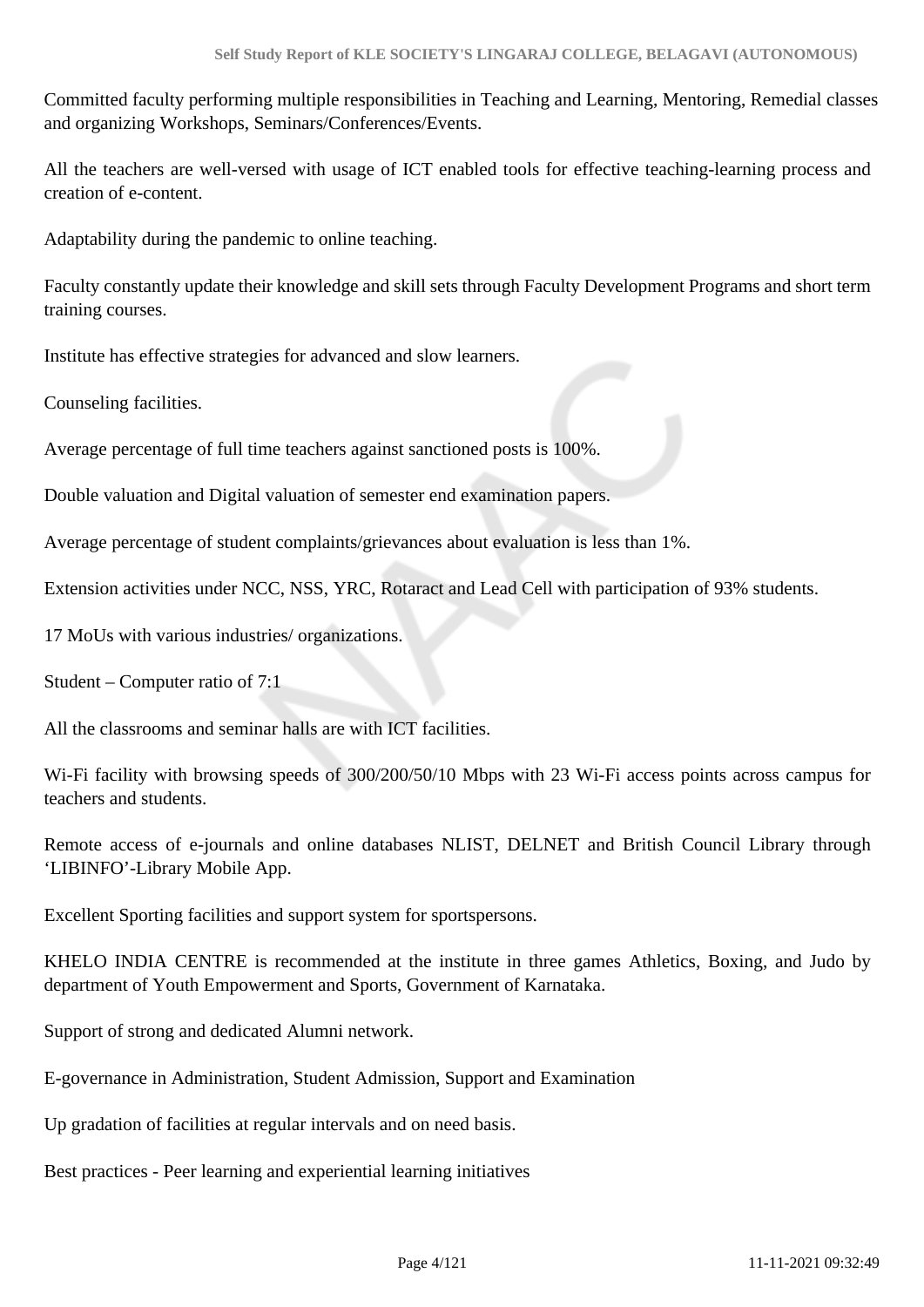Committed faculty performing multiple responsibilities in Teaching and Learning, Mentoring, Remedial classes and organizing Workshops, Seminars/Conferences/Events.

All the teachers are well-versed with usage of ICT enabled tools for effective teaching-learning process and creation of e-content.

Adaptability during the pandemic to online teaching.

Faculty constantly update their knowledge and skill sets through Faculty Development Programs and short term training courses.

Institute has effective strategies for advanced and slow learners.

Counseling facilities.

Average percentage of full time teachers against sanctioned posts is 100%.

Double valuation and Digital valuation of semester end examination papers.

Average percentage of student complaints/grievances about evaluation is less than 1%.

Extension activities under NCC, NSS, YRC, Rotaract and Lead Cell with participation of 93% students.

17 MoUs with various industries/ organizations.

Student – Computer ratio of 7:1

All the classrooms and seminar halls are with ICT facilities.

Wi-Fi facility with browsing speeds of 300/200/50/10 Mbps with 23 Wi-Fi access points across campus for teachers and students.

Remote access of e-journals and online databases NLIST, DELNET and British Council Library through ‘LIBINFO’-Library Mobile App.

Excellent Sporting facilities and support system for sportspersons.

KHELO INDIA CENTRE is recommended at the institute in three games Athletics, Boxing, and Judo by department of Youth Empowerment and Sports, Government of Karnataka.

Support of strong and dedicated Alumni network.

E-governance in Administration, Student Admission, Support and Examination

Up gradation of facilities at regular intervals and on need basis.

Best practices - Peer learning and experiential learning initiatives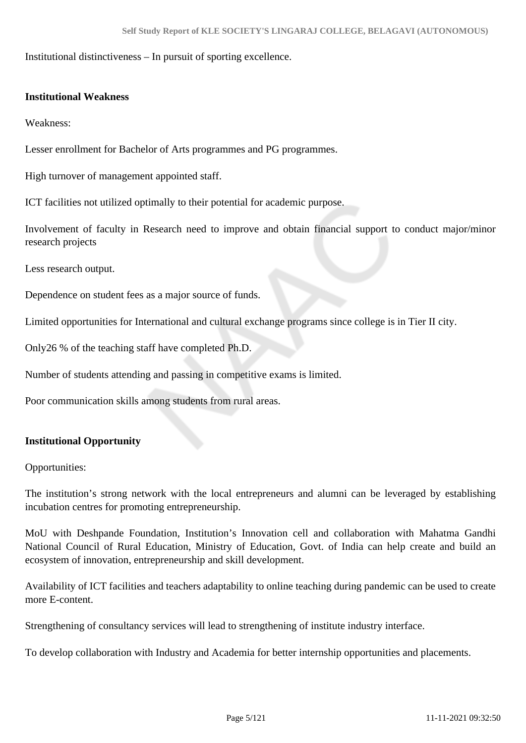Institutional distinctiveness – In pursuit of sporting excellence.

### Institutional Weakness

Weakness:

Lesser enrollment for Bachelor of Arts programmes and PG programmes.

High turnover of management appointed staff.

ICT facilities not utilized optimally to their potential for academic purpose.

Involvement of faculty in Research need to improve and obtain financial support to conduct major/minor research projects

Less research output.

Dependence on student fees as a major source of funds.

Limited opportunities for International and cultural exchange programs since college is in Tier II city.

Only26 % of the teaching staff have completed Ph.D.

Number of students attending and passing in competitive exams is limited.

Poor communication skills among students from rural areas.

### Institutional Opportunity

Opportunities:

The institution's strong network with the local entrepreneurs and alumni can be leveraged by establishing incubation centres for promoting entrepreneurship.

MoU with Deshpande Foundation, Institution's Innovation cell and collaboration with Mahatma Gandhi National Council of Rural Education, Ministry of Education, Govt. of India can help create and build an ecosystem of innovation, entrepreneurship and skill development.

Availability of ICT facilities and teachers adaptability to online teaching during pandemic can be used to create more E-content.

Strengthening of consultancy services will lead to strengthening of institute industry interface.

To develop collaboration with Industry and Academia for better internship opportunities and placements.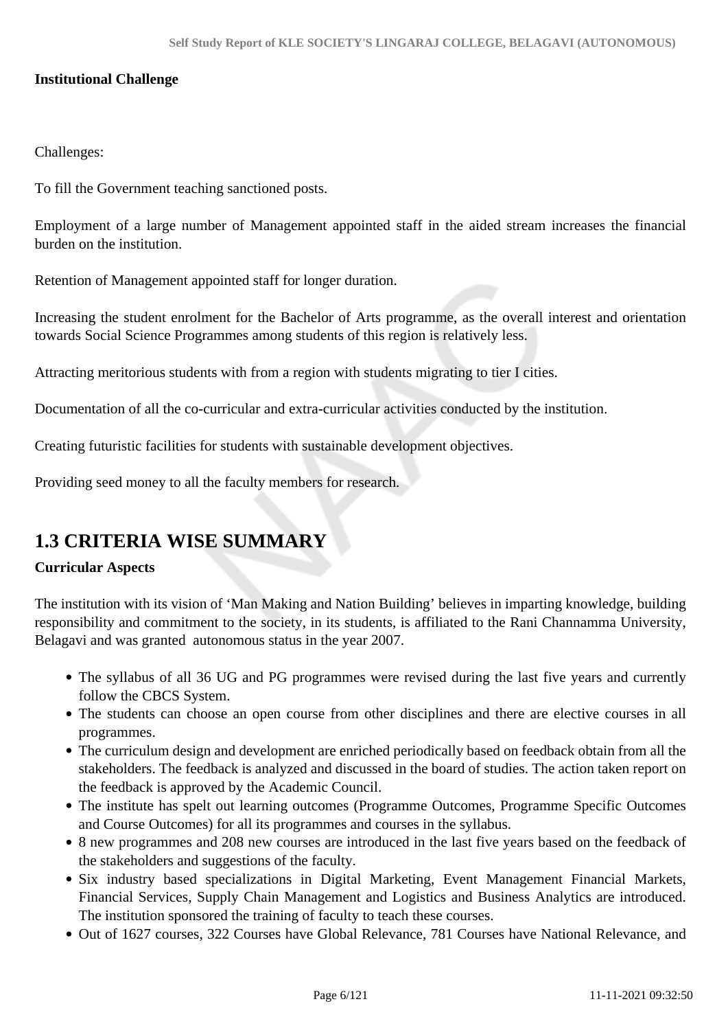**Institutional Challenge**

Challenges:

To fill the Government teaching sanctioned posts.

Employment of a large number of Management appointed staff in the aided stream increases the financial burden on the institution.

Retention of Management appointed staff for longer duration.

Increasing the student enrolment for the Bachelor of Arts programme, as the overall interest and orientation towards Social Science Programmes among students of this region is relatively less.

Attracting meritorious students with from a region with students migrating to tier I cities.

Documentation of all the co-curricular and extra-curricular activities conducted by the institution.

Creating futuristic facilities for students with sustainable development objectives.

Providing seed money to all the faculty members for research.

## 1.3 CRITERIA WISE SUMMARY

**Curricular Aspects**

The institution with its vision of 'Man Making and Nation Building' believes in imparting knowledge, building responsibility and commitment to the society, in its students, is affiliated to the Rani Channamma University, Belagavi and was granted autonomous status in the year 2007.

- The syllabus of all 36 UG and PG programmes were revised during the last five years and currently follow the CBCS System.
- The students can choose an open course from other disciplines and there are elective courses in all programmes.
- The curriculum design and development are enriched periodically based on feedback obtain from all the stakeholders. The feedback is analyzed and discussed in the board of studies. The action taken report on the feedback is approved by the Academic Council.
- The institute has spelt out learning outcomes (Programme Outcomes, Programme Specific Outcomes and Course Outcomes) for all its programmes and courses in the syllabus.
- 8 new programmes and 208 new courses are introduced in the last five years based on the feedback of the stakeholders and suggestions of the faculty.
- Six industry based specializations in Digital Marketing, Event Management Financial Markets, Financial Services, Supply Chain Management and Logistics and Business Analytics are introduced. The institution sponsored the training of faculty to teach these courses.
- Out of 1627 courses, 322 Courses have Global Relevance, 781 Courses have National Relevance, and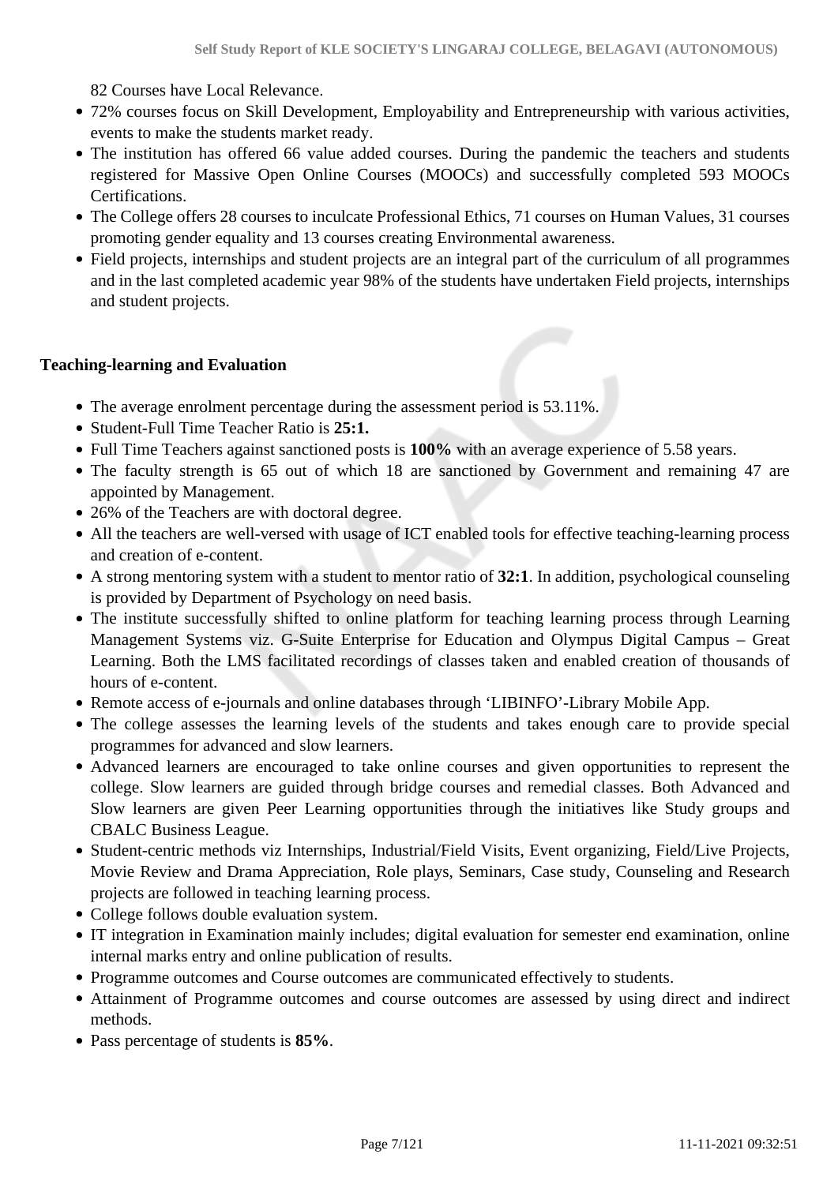82 Courses have Local Relevance.

- 72% courses focus on Skill Development, Employability and Entrepreneurship with various activities, events to make the students market ready.
- The institution has offered 66 value added courses. During the pandemic the teachers and students registered for Massive Open Online Courses (MOOCs) and successfully completed 593 MOOCs Certifications.
- The College offers 28 courses to inculcate Professional Ethics, 71 courses on Human Values, 31 courses promoting gender equality and 13 courses creating Environmental awareness.
- Field projects, internships and student projects are an integral part of the curriculum of all programmes and in the last completed academic year 98% of the students have undertaken Field projects, internships and student projects.

**Teaching-learning and Evaluation**

- The average enrolment percentage during the assessment period is 53.11%.
- Student-Full Time Teacher Ratio is **25:1.**
- Full Time Teachers against sanctioned posts is **100%** with an average experience of 5.58 years.
- The faculty strength is 65 out of which 18 are sanctioned by Government and remaining 47 are appointed by Management.
- 26% of the Teachers are with doctoral degree.
- All the teachers are well-versed with usage of ICT enabled tools for effective teaching-learning process and creation of e-content.
- A strong mentoring system with a student to mentor ratio of **32:1**. In addition, psychological counseling is provided by Department of Psychology on need basis.
- The institute successfully shifted to online platform for teaching learning process through Learning Management Systems viz. G-Suite Enterprise for Education and Olympus Digital Campus – Great Learning. Both the LMS facilitated recordings of classes taken and enabled creation of thousands of hours of e-content.
- Remote access of e-journals and online databases through 'LIBINFO'-Library Mobile App.
- The college assesses the learning levels of the students and takes enough care to provide special programmes for advanced and slow learners.
- Advanced learners are encouraged to take online courses and given opportunities to represent the college. Slow learners are guided through bridge courses and remedial classes. Both Advanced and Slow learners are given Peer Learning opportunities through the initiatives like Study groups and CBALC Business League.
- Student-centric methods viz Internships, Industrial/Field Visits, Event organizing, Field/Live Projects, Movie Review and Drama Appreciation, Role plays, Seminars, Case study, Counseling and Research projects are followed in teaching learning process.
- College follows double evaluation system.
- IT integration in Examination mainly includes; digital evaluation for semester end examination, online internal marks entry and online publication of results.
- Programme outcomes and Course outcomes are communicated effectively to students.
- Attainment of Programme outcomes and course outcomes are assessed by using direct and indirect methods.
- Pass percentage of students is **85%**.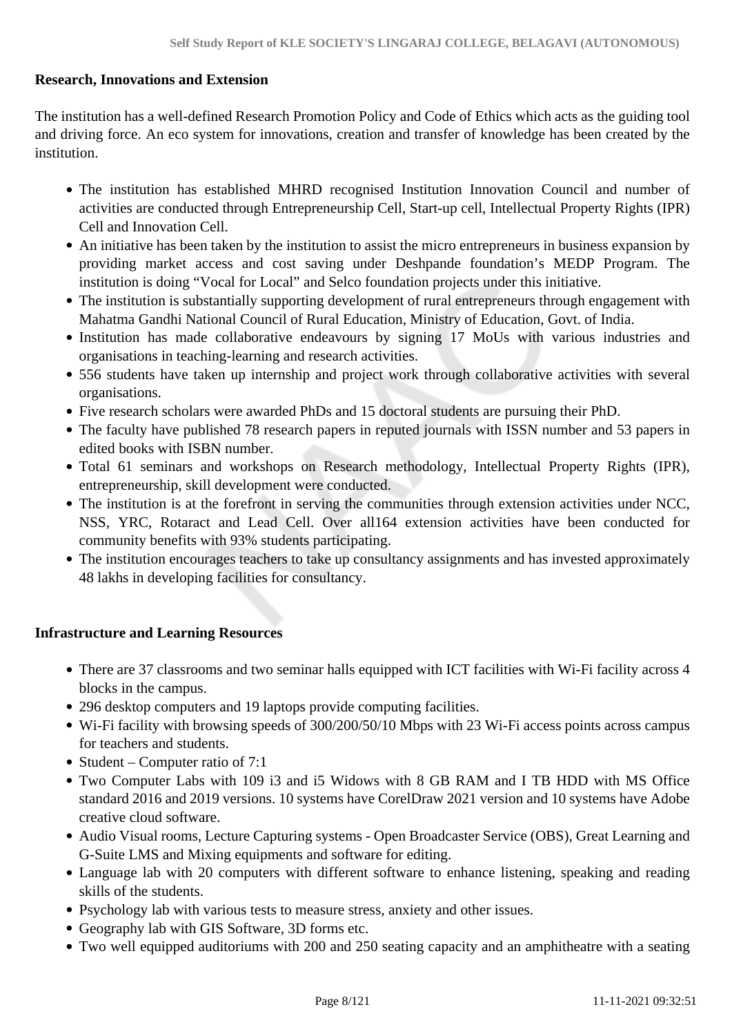**Research, Innovations and Extension**

The institution has a well-defined Research Promotion Policy and Code of Ethics which acts as the guiding tool and driving force. An eco system for innovations, creation and transfer of knowledge has been created by the institution.

- The institution has established MHRD recognised Institution Innovation Council and number of activities are conducted through Entrepreneurship Cell, Start-up cell, Intellectual Property Rights (IPR) Cell and Innovation Cell.
- An initiative has been taken by the institution to assist the micro entrepreneurs in business expansion by providing market access and cost saving under Deshpande foundation's MEDP Program. The institution is doing "Vocal for Local" and Selco foundation projects under this initiative.
- The institution is substantially supporting development of rural entrepreneurs through engagement with Mahatma Gandhi National Council of Rural Education, Ministry of Education, Govt. of India.
- Institution has made collaborative endeavours by signing 17 MoUs with various industries and organisations in teaching-learning and research activities.
- 556 students have taken up internship and project work through collaborative activities with several organisations.
- Five research scholars were awarded PhDs and 15 doctoral students are pursuing their PhD.
- The faculty have published 78 research papers in reputed journals with ISSN number and 53 papers in edited books with ISBN number.
- Total 61 seminars and workshops on Research methodology, Intellectual Property Rights (IPR), entrepreneurship, skill development were conducted.
- The institution is at the forefront in serving the communities through extension activities under NCC, NSS, YRC, Rotaract and Lead Cell. Over all164 extension activities have been conducted for community benefits with 93% students participating.
- The institution encourages teachers to take up consultancy assignments and has invested approximately 48 lakhs in developing facilities for consultancy.

**Infrastructure and Learning Resources**

- There are 37 classrooms and two seminar halls equipped with ICT facilities with Wi-Fi facility across 4 blocks in the campus.
- 296 desktop computers and 19 laptops provide computing facilities.
- Wi-Fi facility with browsing speeds of 300/200/50/10 Mbps with 23 Wi-Fi access points across campus for teachers and students.
- Student – Computer ratio of 7:1
- Two Computer Labs with 109 i3 and i5 Widows with 8 GB RAM and I TB HDD with MS Office standard 2016 and 2019 versions. 10 systems have CorelDraw 2021 version and 10 systems have Adobe creative cloud software.
- Audio Visual rooms, Lecture Capturing systems - Open Broadcaster Service (OBS), Great Learning and G-Suite LMS and Mixing equipments and software for editing.
- Language lab with 20 computers with different software to enhance listening, speaking and reading skills of the students.
- Psychology lab with various tests to measure stress, anxiety and other issues.
- Geography lab with GIS Software, 3D forms etc.
- Two well equipped auditoriums with 200 and 250 seating capacity and an amphitheatre with a seating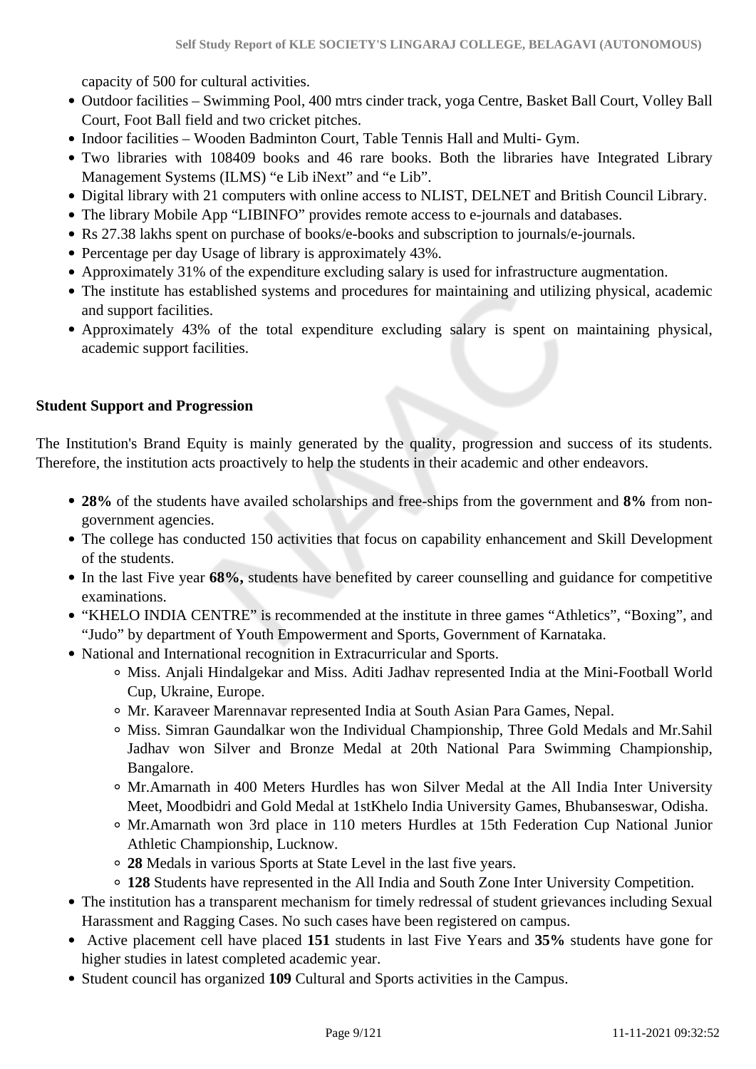capacity of 500 for cultural activities.

- Outdoor facilities – Swimming Pool, 400 mtrs cinder track, yoga Centre, Basket Ball Court, Volley Ball Court, Foot Ball field and two cricket pitches.
- Indoor facilities – Wooden Badminton Court, Table Tennis Hall and Multi- Gym.
- Two libraries with 108409 books and 46 rare books. Both the libraries have Integrated Library Management Systems (ILMS) "e Lib iNext" and "e Lib".
- Digital library with 21 computers with online access to NLIST, DELNET and British Council Library.
- The library Mobile App "LIBINFO" provides remote access to e-journals and databases.
- Rs 27.38 lakhs spent on purchase of books/e-books and subscription to journals/e-journals.
- Percentage per day Usage of library is approximately 43%.
- Approximately 31% of the expenditure excluding salary is used for infrastructure augmentation.
- The institute has established systems and procedures for maintaining and utilizing physical, academic and support facilities.
- Approximately 43% of the total expenditure excluding salary is spent on maintaining physical, academic support facilities.

**Student Support and Progression**

The Institution's Brand Equity is mainly generated by the quality, progression and success of its students. Therefore, the institution acts proactively to help the students in their academic and other endeavors.

- **28%** of the students have availed scholarships and free-ships from the government and **8%** from non-government agencies.
- The college has conducted 150 activities that focus on capability enhancement and Skill Development of the students.
- In the last Five year **68%,** students have benefited by career counselling and guidance for competitive examinations.
- "KHELO INDIA CENTRE" is recommended at the institute in three games "Athletics", "Boxing", and "Judo" by department of Youth Empowerment and Sports, Government of Karnataka.
- National and International recognition in Extracurricular and Sports.
  - Miss. Anjali Hindalgekar and Miss. Aditi Jadhav represented India at the Mini-Football World Cup, Ukraine, Europe.
  - Mr. Karaveer Marennavar represented India at South Asian Para Games, Nepal.
  - Miss. Simran Gaundalkar won the Individual Championship, Three Gold Medals and Mr.Sahil Jadhav won Silver and Bronze Medal at 20th National Para Swimming Championship, Bangalore.
  - Mr.Amarnath in 400 Meters Hurdles has won Silver Medal at the All India Inter University Meet, Moodbidri and Gold Medal at 1stKhelo India University Games, Bhubanseswar, Odisha.
  - Mr.Amarnath won 3rd place in 110 meters Hurdles at 15th Federation Cup National Junior Athletic Championship, Lucknow.
  - **28** Medals in various Sports at State Level in the last five years.
  - **128** Students have represented in the All India and South Zone Inter University Competition.
- The institution has a transparent mechanism for timely redressal of student grievances including Sexual Harassment and Ragging Cases. No such cases have been registered on campus.
- Active placement cell have placed **151** students in last Five Years and **35%** students have gone for higher studies in latest completed academic year.
- Student council has organized **109** Cultural and Sports activities in the Campus.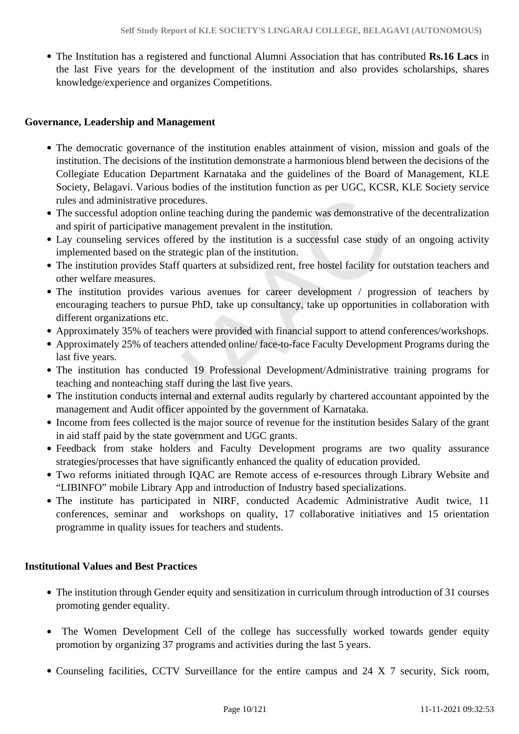- The Institution has a registered and functional Alumni Association that has contributed **Rs.16 Lacs** in the last Five years for the development of the institution and also provides scholarships, shares knowledge/experience and organizes Competitions.

**Governance, Leadership and Management**

- The democratic governance of the institution enables attainment of vision, mission and goals of the institution. The decisions of the institution demonstrate a harmonious blend between the decisions of the Collegiate Education Department Karnataka and the guidelines of the Board of Management, KLE Society, Belagavi. Various bodies of the institution function as per UGC, KCSR, KLE Society service rules and administrative procedures.
- The successful adoption online teaching during the pandemic was demonstrative of the decentralization and spirit of participative management prevalent in the institution.
- Lay counseling services offered by the institution is a successful case study of an ongoing activity implemented based on the strategic plan of the institution.
- The institution provides Staff quarters at subsidized rent, free hostel facility for outstation teachers and other welfare measures.
- The institution provides various avenues for career development / progression of teachers by encouraging teachers to pursue PhD, take up consultancy, take up opportunities in collaboration with different organizations etc.
- Approximately 35% of teachers were provided with financial support to attend conferences/workshops.
- Approximately 25% of teachers attended online/ face-to-face Faculty Development Programs during the last five years.
- The institution has conducted 19 Professional Development/Administrative training programs for teaching and nonteaching staff during the last five years.
- The institution conducts internal and external audits regularly by chartered accountant appointed by the management and Audit officer appointed by the government of Karnataka.
- Income from fees collected is the major source of revenue for the institution besides Salary of the grant in aid staff paid by the state government and UGC grants.
- Feedback from stake holders and Faculty Development programs are two quality assurance strategies/processes that have significantly enhanced the quality of education provided.
- Two reforms initiated through IQAC are Remote access of e-resources through Library Website and "LIBINFO" mobile Library App and introduction of Industry based specializations.
- The institute has participated in NIRF, conducted Academic Administrative Audit twice, 11 conferences, seminar and workshops on quality, 17 collaborative initiatives and 15 orientation programme in quality issues for teachers and students.

**Institutional Values and Best Practices**

- The institution through Gender equity and sensitization in curriculum through introduction of 31 courses promoting gender equality.
- The Women Development Cell of the college has successfully worked towards gender equity promotion by organizing 37 programs and activities during the last 5 years.
- Counseling facilities, CCTV Surveillance for the entire campus and 24 X 7 security, Sick room,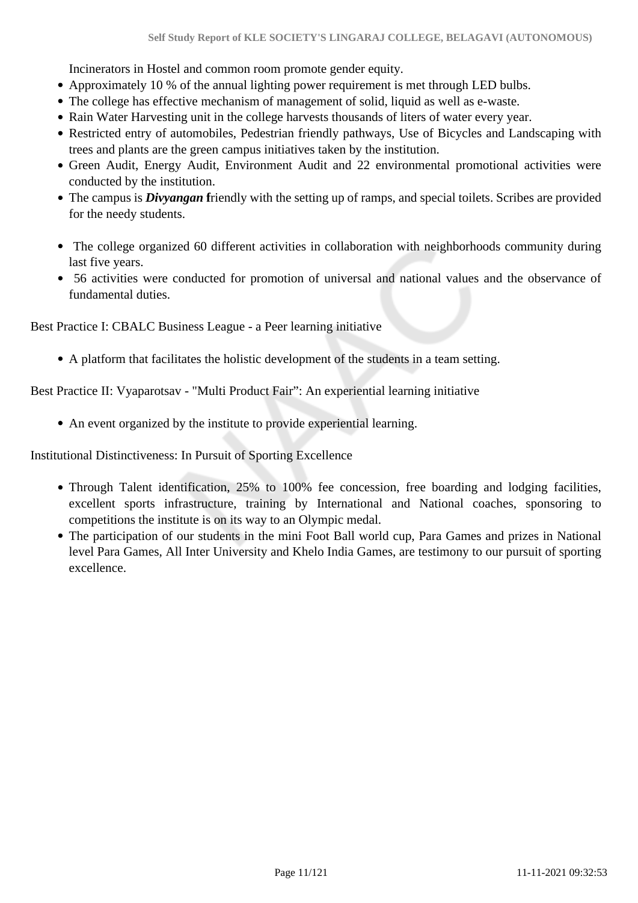Incinerators in Hostel and common room promote gender equity.

- Approximately 10 % of the annual lighting power requirement is met through LED bulbs.
- The college has effective mechanism of management of solid, liquid as well as e-waste.
- Rain Water Harvesting unit in the college harvests thousands of liters of water every year.
- Restricted entry of automobiles, Pedestrian friendly pathways, Use of Bicycles and Landscaping with trees and plants are the green campus initiatives taken by the institution.
- Green Audit, Energy Audit, Environment Audit and 22 environmental promotional activities were conducted by the institution.
- The campus is ***Divyangan* f**riendly with the setting up of ramps, and special toilets. Scribes are provided for the needy students.

- The college organized 60 different activities in collaboration with neighborhoods community during last five years.
- 56 activities were conducted for promotion of universal and national values and the observance of fundamental duties.

Best Practice I: CBALC Business League - a Peer learning initiative

- A platform that facilitates the holistic development of the students in a team setting.

Best Practice II: Vyaparotsav - "Multi Product Fair": An experiential learning initiative

- An event organized by the institute to provide experiential learning.

Institutional Distinctiveness: In Pursuit of Sporting Excellence

- Through Talent identification, 25% to 100% fee concession, free boarding and lodging facilities, excellent sports infrastructure, training by International and National coaches, sponsoring to competitions the institute is on its way to an Olympic medal.
- The participation of our students in the mini Foot Ball world cup, Para Games and prizes in National level Para Games, All Inter University and Khelo India Games, are testimony to our pursuit of sporting excellence.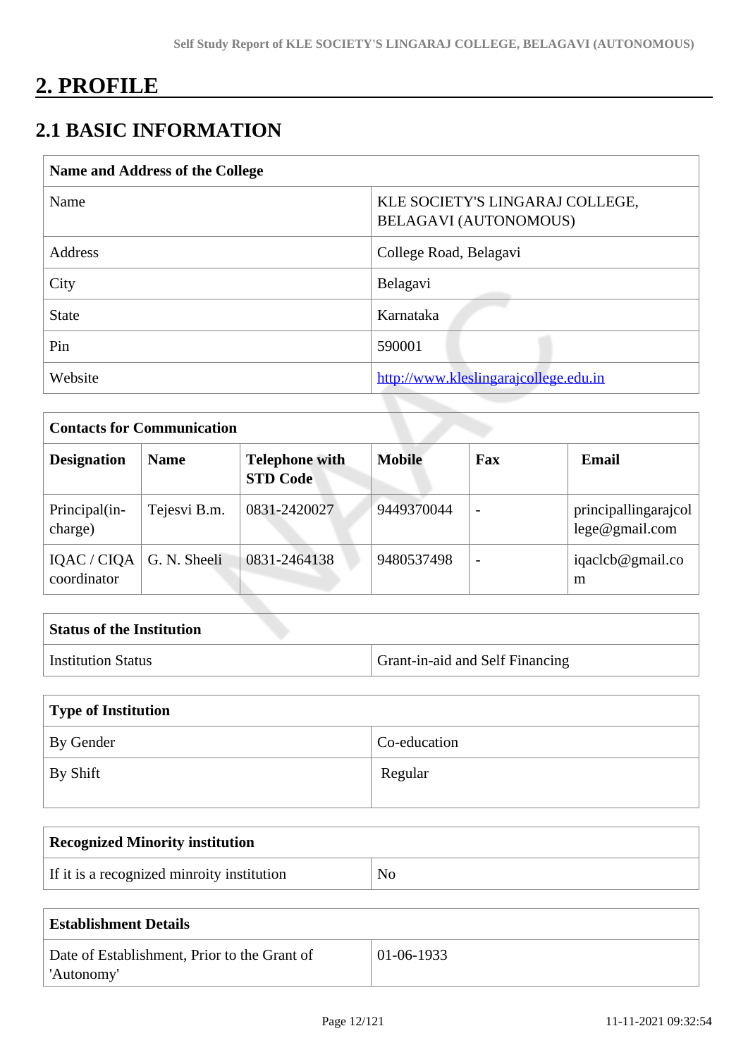# 2. PROFILE

## 2.1 BASIC INFORMATION

| Name and Address of the College | |
|---|---|
| Name | KLE SOCIETY'S LINGARAJ COLLEGE, BELAGAVI (AUTONOMOUS) |
| Address | College Road, Belagavi |
| City | Belagavi |
| State | Karnataka |
| Pin | 590001 |
| Website | http://www.kleslingarajcollege.edu.in |

| Contacts for Communication | | | | | |
|---|---|---|---|---|---|
| **Designation** | **Name** | **Telephone with STD Code** | **Mobile** | **Fax** | **Email** |
| Principal(in-charge) | Tejesvi B.m. | 0831-2420027 | 9449370044 | - | principallingarajcollege@gmail.com |
| IQAC / CIQA coordinator | G. N. Sheeli | 0831-2464138 | 9480537498 | - | iqaclcb@gmail.com |

| Status of the Institution | |
|---|---|
| Institution Status | Grant-in-aid and Self Financing |

| Type of Institution | |
|---|---|
| By Gender | Co-education |
| By Shift | Regular |

| Recognized Minority institution | |
|---|---|
| If it is a recognized minroity institution | No |

| Establishment Details | |
|---|---|
| Date of Establishment, Prior to the Grant of 'Autonomy' | 01-06-1933 |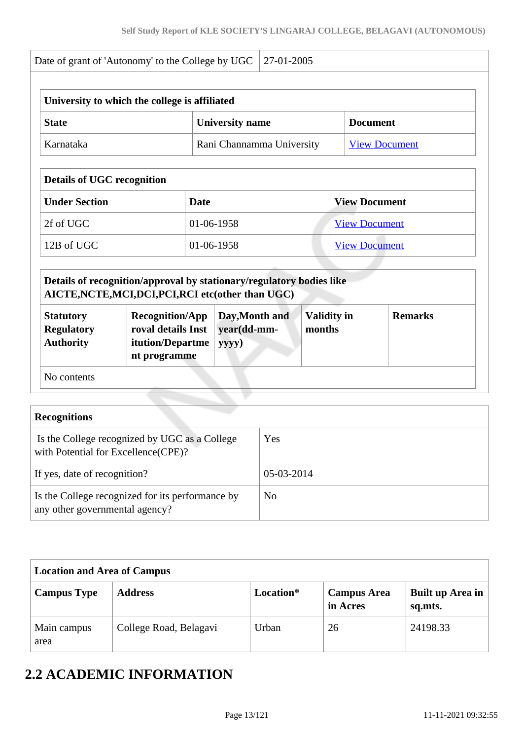| Date of grant of 'Autonomy' to the College by UGC | 27-01-2005 |
|---|---|

| University to which the college is affiliated | | |
|---|---|---|
| **State** | **University name** | **Document** |
| Karnataka | Rani Channamma University | View Document |

| Details of UGC recognition | | |
|---|---|---|
| **Under Section** | **Date** | **View Document** |
| 2f of UGC | 01-06-1958 | View Document |
| 12B of UGC | 01-06-1958 | View Document |

| Details of recognition/approval by stationary/regulatory bodies like AICTE,NCTE,MCI,DCI,PCI,RCI etc(other than UGC) | | | | |
|---|---|---|---|---|
| **Statutory Regulatory Authority** | **Recognition/Approval details Institution/Department programme** | **Day,Month and year(dd-mm-yyyy)** | **Validity in months** | **Remarks** |
| No contents | | | | |

| Recognitions | |
|---|---|
| Is the College recognized by UGC as a College with Potential for Excellence(CPE)? | Yes |
| If yes, date of recognition? | 05-03-2014 |
| Is the College recognized for its performance by any other governmental agency? | No |

| Location and Area of Campus | | | | |
|---|---|---|---|---|
| **Campus Type** | **Address** | **Location*** | **Campus Area in Acres** | **Built up Area in sq.mts.** |
| Main campus area | College Road, Belagavi | Urban | 26 | 24198.33 |

## 2.2 ACADEMIC INFORMATION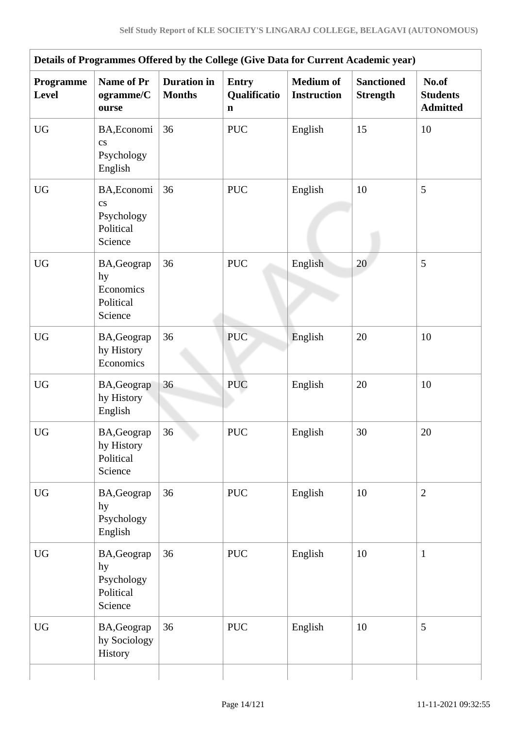| Details of Programmes Offered by the College (Give Data for Current Academic year) | | | | | | |
|---|---|---|---|---|---|---|
| **Programme Level** | **Name of Programme/Course** | **Duration in Months** | **Entry Qualification** | **Medium of Instruction** | **Sanctioned Strength** | **No.of Students Admitted** |
| UG | BA,Economics Psychology English | 36 | PUC | English | 15 | 10 |
| UG | BA,Economics Psychology Political Science | 36 | PUC | English | 10 | 5 |
| UG | BA,Geography Economics Political Science | 36 | PUC | English | 20 | 5 |
| UG | BA,Geography History Economics | 36 | PUC | English | 20 | 10 |
| UG | BA,Geography History English | 36 | PUC | English | 20 | 10 |
| UG | BA,Geography History Political Science | 36 | PUC | English | 30 | 20 |
| UG | BA,Geography Psychology English | 36 | PUC | English | 10 | 2 |
| UG | BA,Geography Psychology Political Science | 36 | PUC | English | 10 | 1 |
| UG | BA,Geography Sociology History | 36 | PUC | English | 10 | 5 |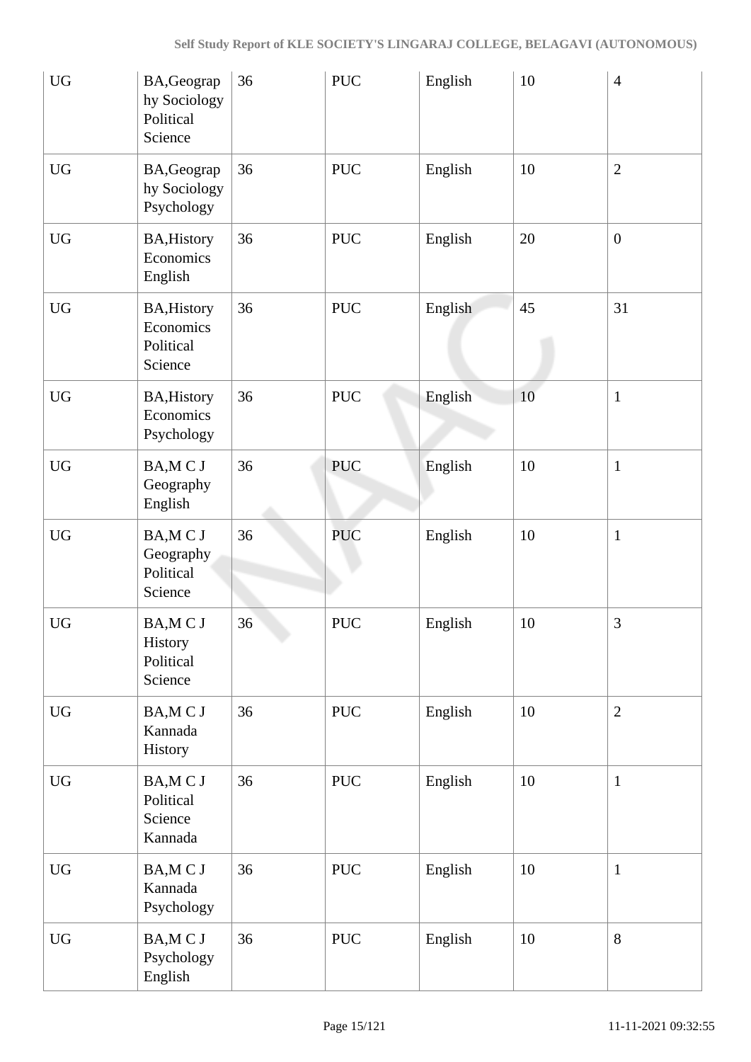| | | | | | | |
|---|---|---|---|---|---|---|
| UG | BA,Geography Sociology Political Science | 36 | PUC | English | 10 | 4 |
| UG | BA,Geography Sociology Psychology | 36 | PUC | English | 10 | 2 |
| UG | BA,History Economics English | 36 | PUC | English | 20 | 0 |
| UG | BA,History Economics Political Science | 36 | PUC | English | 45 | 31 |
| UG | BA,History Economics Psychology | 36 | PUC | English | 10 | 1 |
| UG | BA,M C J Geography English | 36 | PUC | English | 10 | 1 |
| UG | BA,M C J Geography Political Science | 36 | PUC | English | 10 | 1 |
| UG | BA,M C J History Political Science | 36 | PUC | English | 10 | 3 |
| UG | BA,M C J Kannada History | 36 | PUC | English | 10 | 2 |
| UG | BA,M C J Political Science Kannada | 36 | PUC | English | 10 | 1 |
| UG | BA,M C J Kannada Psychology | 36 | PUC | English | 10 | 1 |
| UG | BA,M C J Psychology English | 36 | PUC | English | 10 | 8 |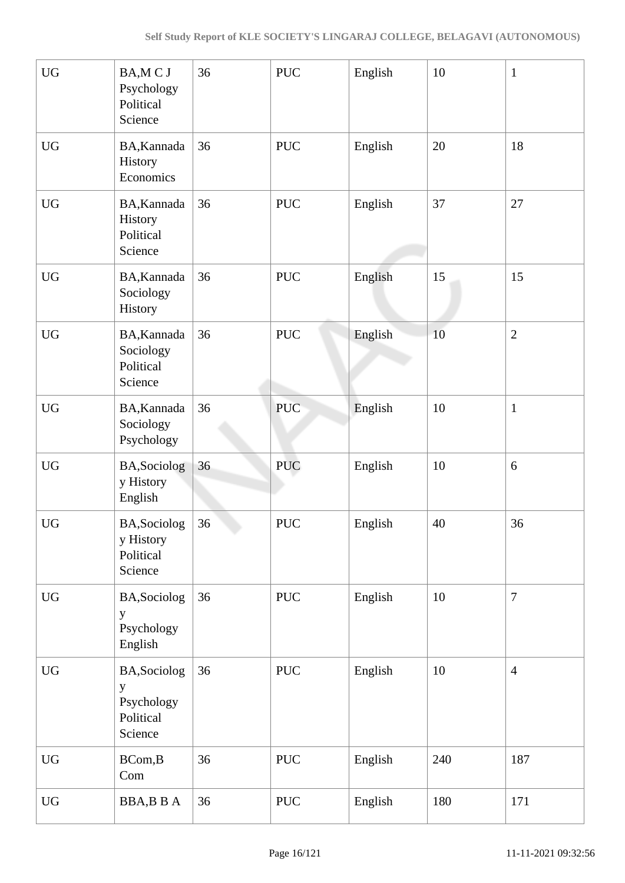| UG | BA,M C J Psychology Political Science | 36 | PUC | English | 10 | 1 |
|---|---|---|---|---|---|---|
| UG | BA,Kannada History Economics | 36 | PUC | English | 20 | 18 |
| UG | BA,Kannada History Political Science | 36 | PUC | English | 37 | 27 |
| UG | BA,Kannada Sociology History | 36 | PUC | English | 15 | 15 |
| UG | BA,Kannada Sociology Political Science | 36 | PUC | English | 10 | 2 |
| UG | BA,Kannada Sociology Psychology | 36 | PUC | English | 10 | 1 |
| UG | BA,Sociology History English | 36 | PUC | English | 10 | 6 |
| UG | BA,Sociology History Political Science | 36 | PUC | English | 40 | 36 |
| UG | BA,Sociology Psychology English | 36 | PUC | English | 10 | 7 |
| UG | BA,Sociology Psychology Political Science | 36 | PUC | English | 10 | 4 |
| UG | BCom,B Com | 36 | PUC | English | 240 | 187 |
| UG | BBA,B B A | 36 | PUC | English | 180 | 171 |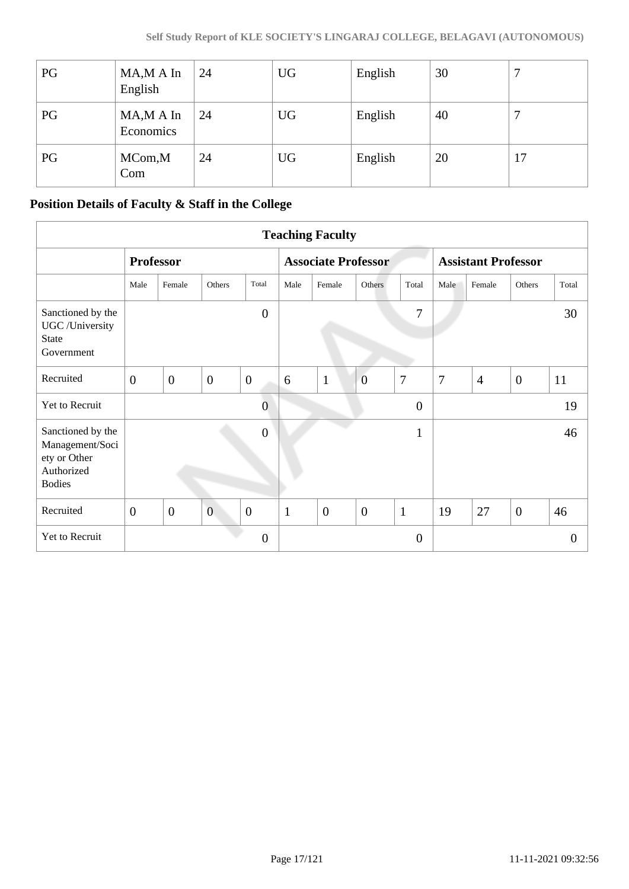| PG | MA,M A In English | 24 | UG | English | 30 | 7 |
|---|---|---|---|---|---|---|
| PG | MA,M A In Economics | 24 | UG | English | 40 | 7 |
| PG | MCom,M Com | 24 | UG | English | 20 | 17 |

## Position Details of Faculty & Staff in the College

| Teaching Faculty | | | | | | | | | | | | |
|---|---|---|---|---|---|---|---|---|---|---|---|---|
| | **Professor** | | | | **Associate Professor** | | | | **Assistant Professor** | | | |
| | Male | Female | Others | Total | Male | Female | Others | Total | Male | Female | Others | Total |
| Sanctioned by the UGC /University State Government | | | | 0 | | | | 7 | | | | 30 |
| Recruited | 0 | 0 | 0 | 0 | 6 | 1 | 0 | 7 | 7 | 4 | 0 | 11 |
| Yet to Recruit | | | | 0 | | | | 0 | | | | 19 |
| Sanctioned by the Management/Society or Other Authorized Bodies | | | | 0 | | | | 1 | | | | 46 |
| Recruited | 0 | 0 | 0 | 0 | 1 | 0 | 0 | 1 | 19 | 27 | 0 | 46 |
| Yet to Recruit | | | | 0 | | | | 0 | | | | 0 |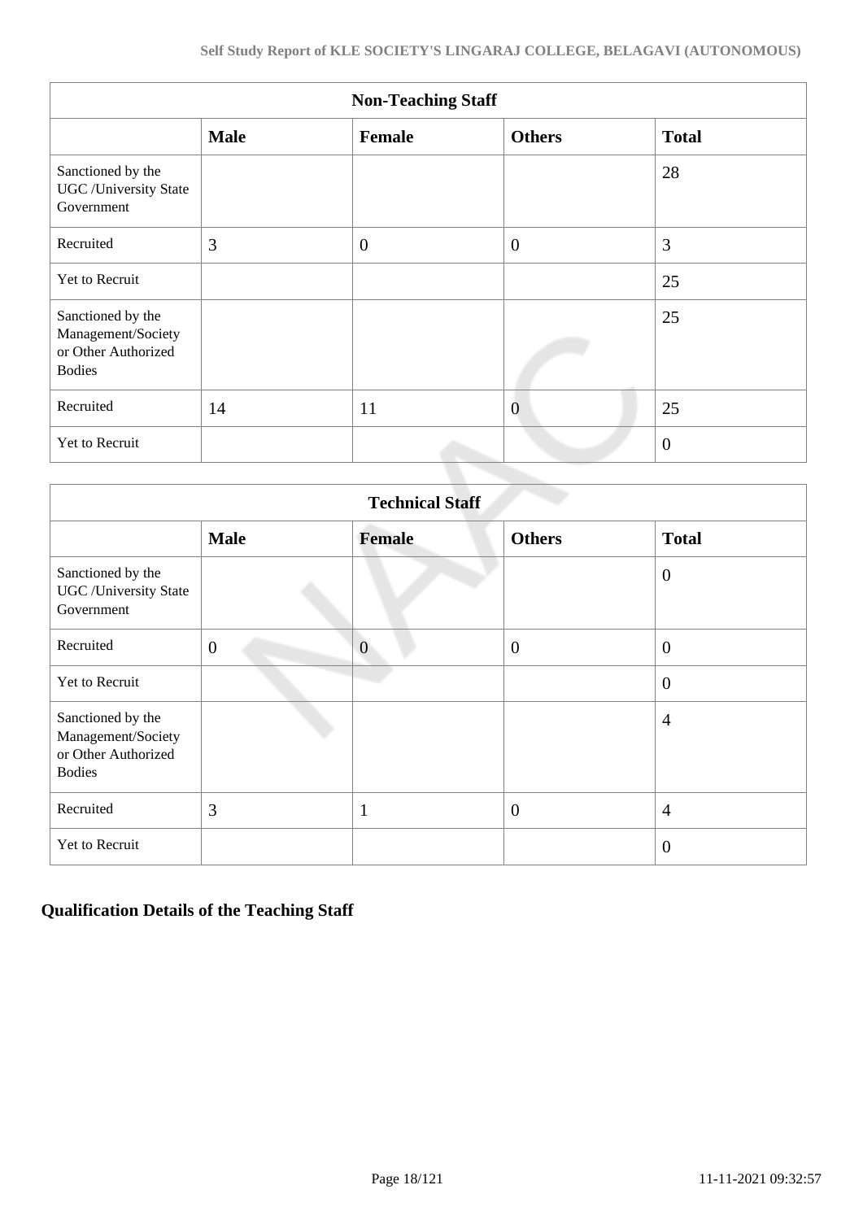| Non-Teaching Staff | | | | |
|---|---|---|---|---|
| | **Male** | **Female** | **Others** | **Total** |
| Sanctioned by the UGC /University State Government | | | | 28 |
| Recruited | 3 | 0 | 0 | 3 |
| Yet to Recruit | | | | 25 |
| Sanctioned by the Management/Society or Other Authorized Bodies | | | | 25 |
| Recruited | 14 | 11 | 0 | 25 |
| Yet to Recruit | | | | 0 |

| Technical Staff | | | | |
|---|---|---|---|---|
| | **Male** | **Female** | **Others** | **Total** |
| Sanctioned by the UGC /University State Government | | | | 0 |
| Recruited | 0 | 0 | 0 | 0 |
| Yet to Recruit | | | | 0 |
| Sanctioned by the Management/Society or Other Authorized Bodies | | | | 4 |
| Recruited | 3 | 1 | 0 | 4 |
| Yet to Recruit | | | | 0 |

## Qualification Details of the Teaching Staff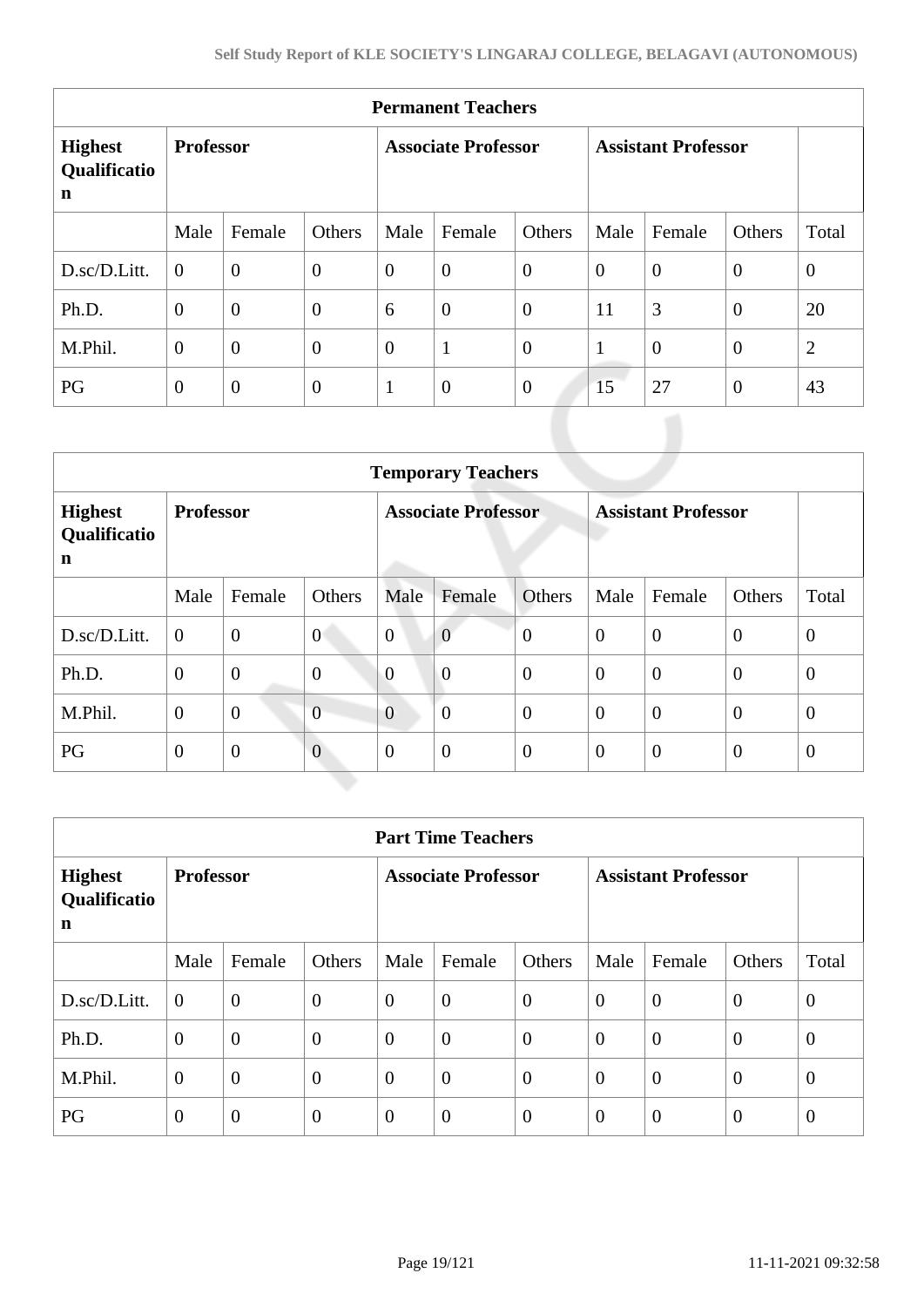| Permanent Teachers | | | | | | | | | | |
|---|---|---|---|---|---|---|---|---|---|---|
| Highest Qualification | Professor | | | Associate Professor | | | Assistant Professor | | | |
| | Male | Female | Others | Male | Female | Others | Male | Female | Others | Total |
| D.sc/D.Litt. | 0 | 0 | 0 | 0 | 0 | 0 | 0 | 0 | 0 | 0 |
| Ph.D. | 0 | 0 | 0 | 6 | 0 | 0 | 11 | 3 | 0 | 20 |
| M.Phil. | 0 | 0 | 0 | 0 | 1 | 0 | 1 | 0 | 0 | 2 |
| PG | 0 | 0 | 0 | 1 | 0 | 0 | 15 | 27 | 0 | 43 |

| Temporary Teachers | | | | | | | | | | |
|---|---|---|---|---|---|---|---|---|---|---|
| Highest Qualification | Professor | | | Associate Professor | | | Assistant Professor | | | |
| | Male | Female | Others | Male | Female | Others | Male | Female | Others | Total |
| D.sc/D.Litt. | 0 | 0 | 0 | 0 | 0 | 0 | 0 | 0 | 0 | 0 |
| Ph.D. | 0 | 0 | 0 | 0 | 0 | 0 | 0 | 0 | 0 | 0 |
| M.Phil. | 0 | 0 | 0 | 0 | 0 | 0 | 0 | 0 | 0 | 0 |
| PG | 0 | 0 | 0 | 0 | 0 | 0 | 0 | 0 | 0 | 0 |

| Part Time Teachers | | | | | | | | | | |
|---|---|---|---|---|---|---|---|---|---|---|
| Highest Qualification | Professor | | | Associate Professor | | | Assistant Professor | | | |
| | Male | Female | Others | Male | Female | Others | Male | Female | Others | Total |
| D.sc/D.Litt. | 0 | 0 | 0 | 0 | 0 | 0 | 0 | 0 | 0 | 0 |
| Ph.D. | 0 | 0 | 0 | 0 | 0 | 0 | 0 | 0 | 0 | 0 |
| M.Phil. | 0 | 0 | 0 | 0 | 0 | 0 | 0 | 0 | 0 | 0 |
| PG | 0 | 0 | 0 | 0 | 0 | 0 | 0 | 0 | 0 | 0 |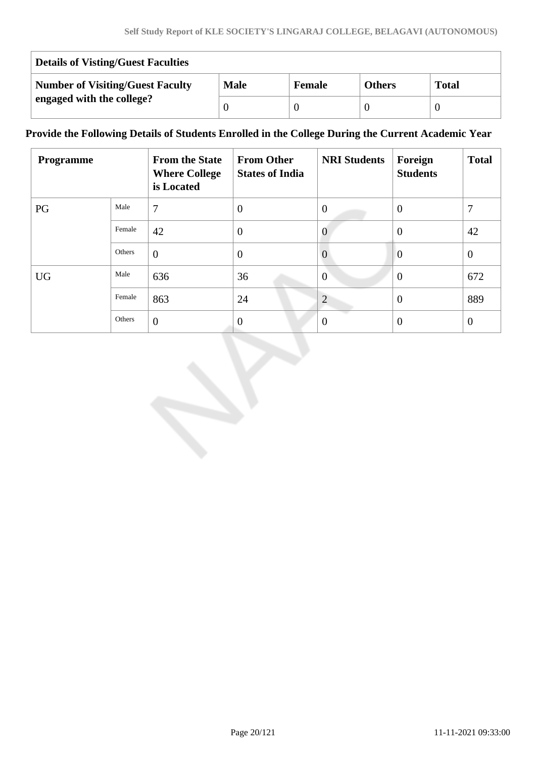| Details of Visting/Guest Faculties | | | | |
|---|---|---|---|---|
| **Number of Visiting/Guest Faculty engaged with the college?** | **Male** | **Female** | **Others** | **Total** |
| | 0 | 0 | 0 | 0 |

**Provide the Following Details of Students Enrolled in the College During the Current Academic Year**

| Programme | | From the State Where College is Located | From Other States of India | NRI Students | Foreign Students | Total |
|---|---|---|---|---|---|---|
| PG | Male | 7 | 0 | 0 | 0 | 7 |
| | Female | 42 | 0 | 0 | 0 | 42 |
| | Others | 0 | 0 | 0 | 0 | 0 |
| UG | Male | 636 | 36 | 0 | 0 | 672 |
| | Female | 863 | 24 | 2 | 0 | 889 |
| | Others | 0 | 0 | 0 | 0 | 0 |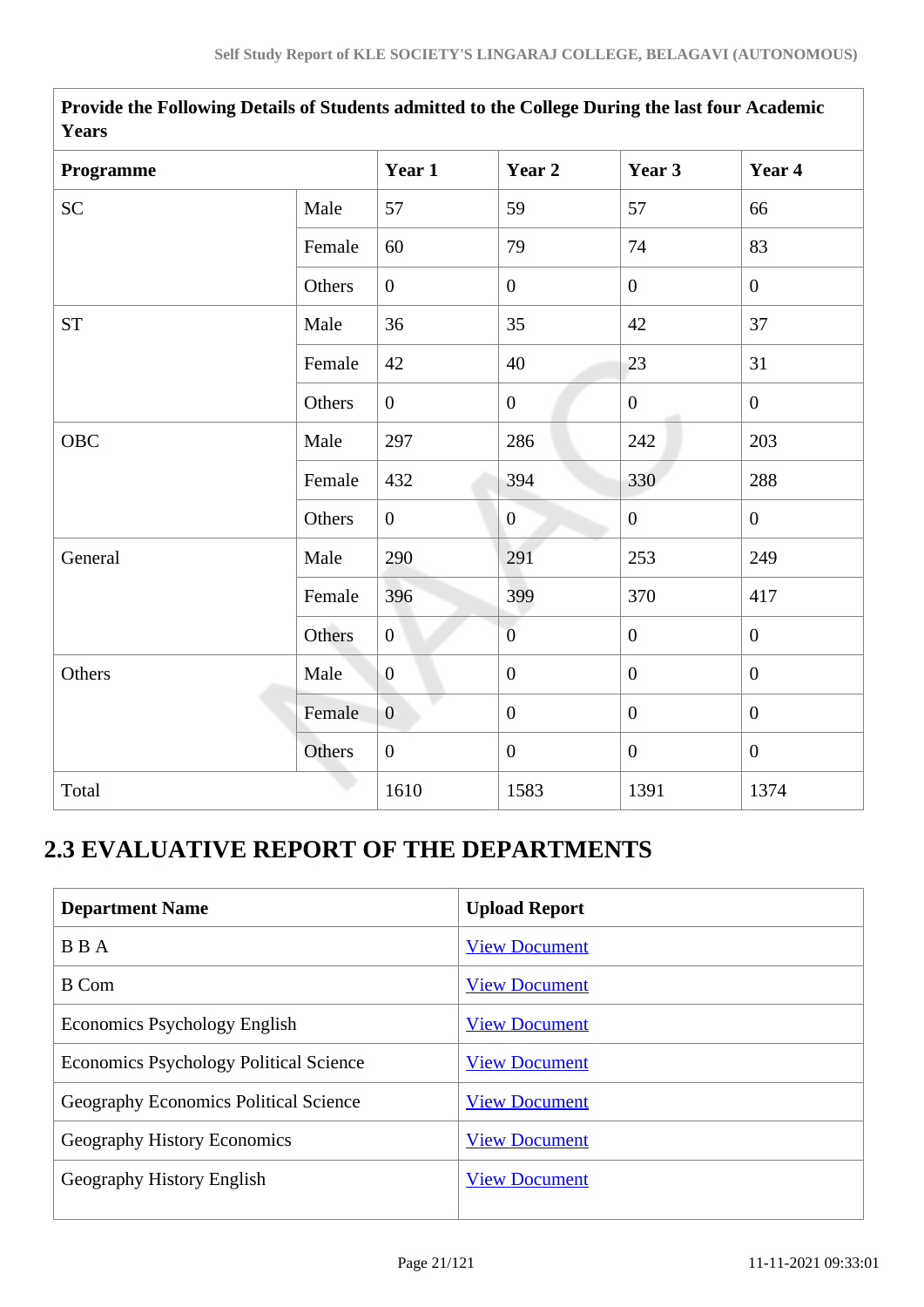| Provide the Following Details of Students admitted to the College During the last four Academic Years | | | | | |
|---|---|---|---|---|---|
| Programme | | Year 1 | Year 2 | Year 3 | Year 4 |
| SC | Male | 57 | 59 | 57 | 66 |
| | Female | 60 | 79 | 74 | 83 |
| | Others | 0 | 0 | 0 | 0 |
| ST | Male | 36 | 35 | 42 | 37 |
| | Female | 42 | 40 | 23 | 31 |
| | Others | 0 | 0 | 0 | 0 |
| OBC | Male | 297 | 286 | 242 | 203 |
| | Female | 432 | 394 | 330 | 288 |
| | Others | 0 | 0 | 0 | 0 |
| General | Male | 290 | 291 | 253 | 249 |
| | Female | 396 | 399 | 370 | 417 |
| | Others | 0 | 0 | 0 | 0 |
| Others | Male | 0 | 0 | 0 | 0 |
| | Female | 0 | 0 | 0 | 0 |
| | Others | 0 | 0 | 0 | 0 |
| Total | | 1610 | 1583 | 1391 | 1374 |

## 2.3 EVALUATIVE REPORT OF THE DEPARTMENTS

| Department Name | Upload Report |
|---|---|
| B B A | View Document |
| B Com | View Document |
| Economics Psychology English | View Document |
| Economics Psychology Political Science | View Document |
| Geography Economics Political Science | View Document |
| Geography History Economics | View Document |
| Geography History English | View Document |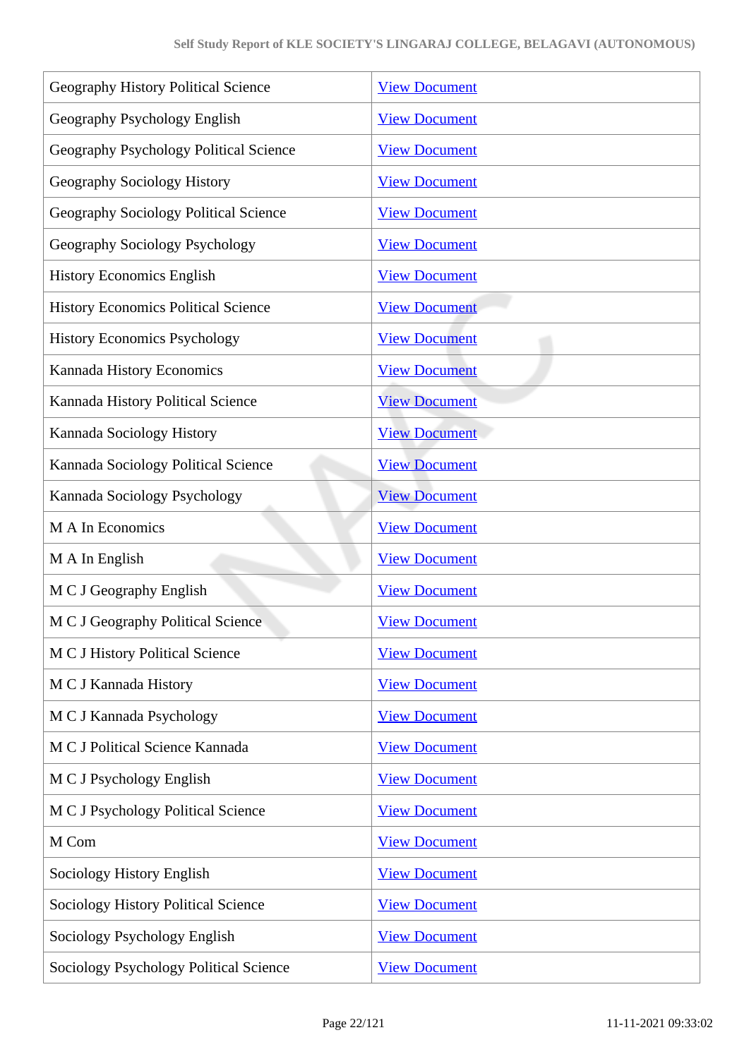| | |
|---|---|
| Geography History Political Science | View Document |
| Geography Psychology English | View Document |
| Geography Psychology Political Science | View Document |
| Geography Sociology History | View Document |
| Geography Sociology Political Science | View Document |
| Geography Sociology Psychology | View Document |
| History Economics English | View Document |
| History Economics Political Science | View Document |
| History Economics Psychology | View Document |
| Kannada History Economics | View Document |
| Kannada History Political Science | View Document |
| Kannada Sociology History | View Document |
| Kannada Sociology Political Science | View Document |
| Kannada Sociology Psychology | View Document |
| M A In Economics | View Document |
| M A In English | View Document |
| M C J Geography English | View Document |
| M C J Geography Political Science | View Document |
| M C J History Political Science | View Document |
| M C J Kannada History | View Document |
| M C J Kannada Psychology | View Document |
| M C J Political Science Kannada | View Document |
| M C J Psychology English | View Document |
| M C J Psychology Political Science | View Document |
| M Com | View Document |
| Sociology History English | View Document |
| Sociology History Political Science | View Document |
| Sociology Psychology English | View Document |
| Sociology Psychology Political Science | View Document |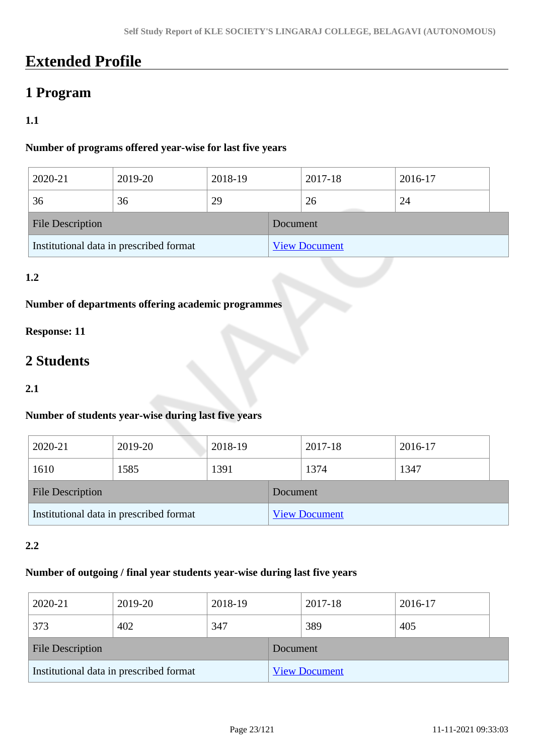# Extended Profile

## 1 Program

### 1.1

**Number of programs offered year-wise for last five years**

| 2020-21 | 2019-20 | 2018-19 | 2017-18 | 2016-17 |
|---|---|---|---|---|
| 36 | 36 | 29 | 26 | 24 |

| File Description | Document |
|---|---|
| Institutional data in prescribed format | View Document |

### 1.2

**Number of departments offering academic programmes**

**Response: 11**

## 2 Students

### 2.1

**Number of students year-wise during last five years**

| 2020-21 | 2019-20 | 2018-19 | 2017-18 | 2016-17 |
|---|---|---|---|---|
| 1610 | 1585 | 1391 | 1374 | 1347 |

| File Description | Document |
|---|---|
| Institutional data in prescribed format | View Document |

### 2.2

**Number of outgoing / final year students year-wise during last five years**

| 2020-21 | 2019-20 | 2018-19 | 2017-18 | 2016-17 |
|---|---|---|---|---|
| 373 | 402 | 347 | 389 | 405 |

| File Description | Document |
|---|---|
| Institutional data in prescribed format | View Document |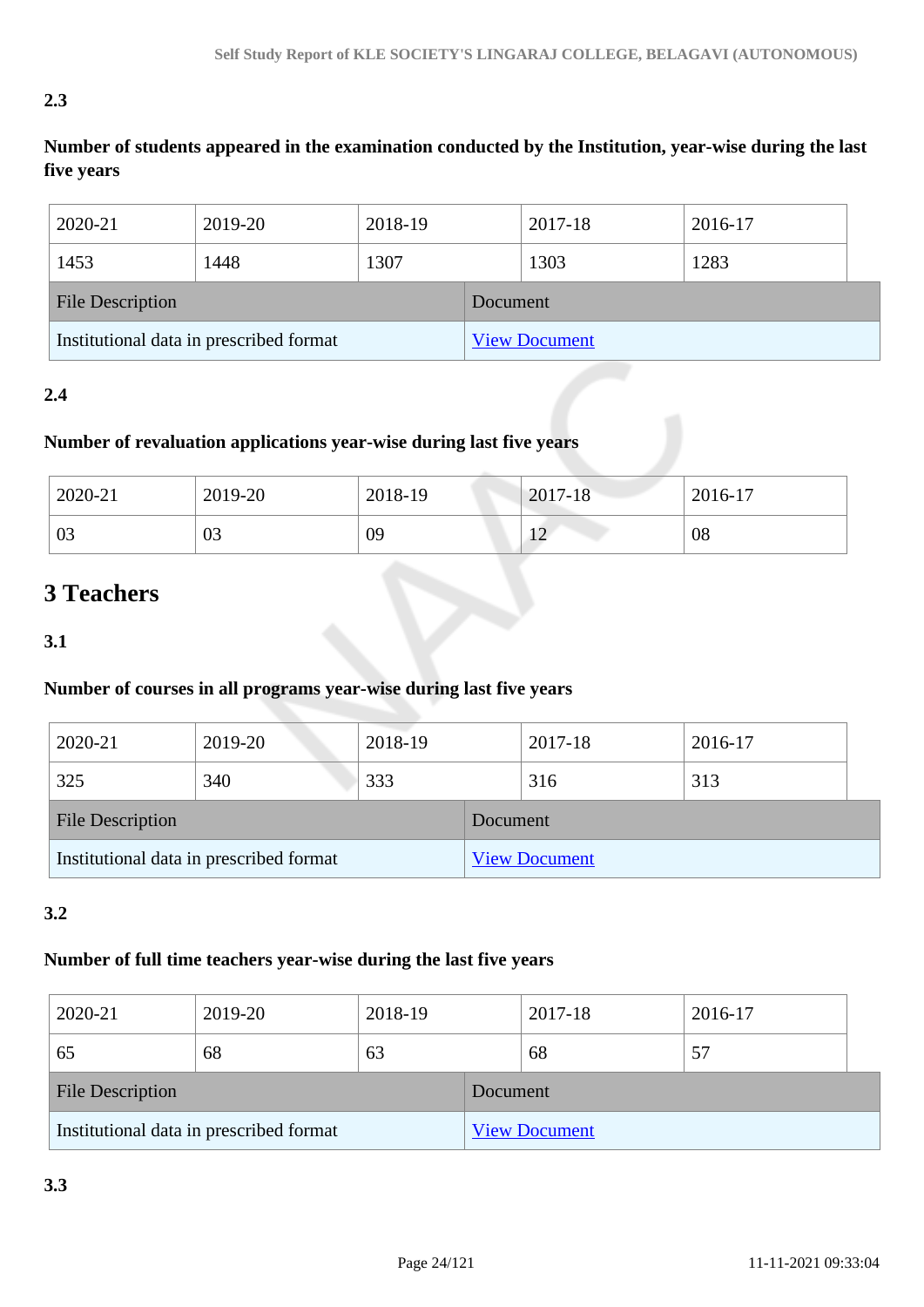2.3

**Number of students appeared in the examination conducted by the Institution, year-wise during the last five years**

| 2020-21 | 2019-20 | 2018-19 | 2017-18 | 2016-17 |
|---|---|---|---|---|
| 1453 | 1448 | 1307 | 1303 | 1283 |

| File Description | Document |
|---|---|
| Institutional data in prescribed format | View Document |

2.4

**Number of revaluation applications year-wise during last five years**

| 2020-21 | 2019-20 | 2018-19 | 2017-18 | 2016-17 |
|---|---|---|---|---|
| 03 | 03 | 09 | 12 | 08 |

# 3 Teachers

3.1

**Number of courses in all programs year-wise during last five years**

| 2020-21 | 2019-20 | 2018-19 | 2017-18 | 2016-17 |
|---|---|---|---|---|
| 325 | 340 | 333 | 316 | 313 |

| File Description | Document |
|---|---|
| Institutional data in prescribed format | View Document |

3.2

**Number of full time teachers year-wise during the last five years**

| 2020-21 | 2019-20 | 2018-19 | 2017-18 | 2016-17 |
|---|---|---|---|---|
| 65 | 68 | 63 | 68 | 57 |

| File Description | Document |
|---|---|
| Institutional data in prescribed format | View Document |

3.3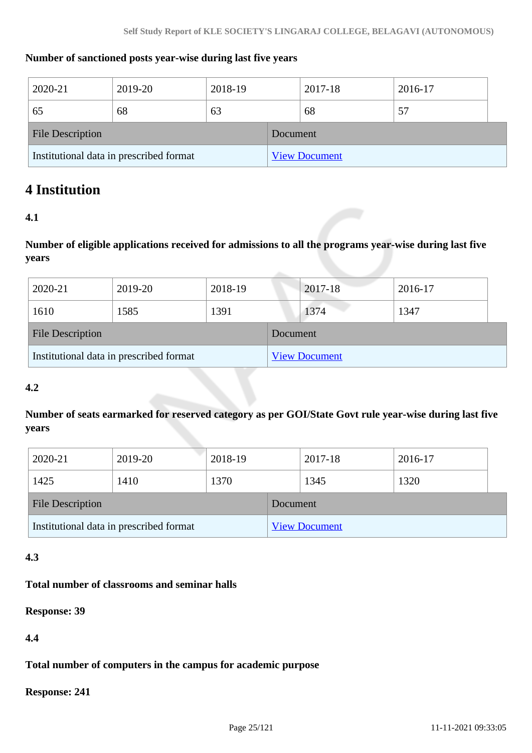**Number of sanctioned posts year-wise during last five years**

| 2020-21 | 2019-20 | 2018-19 | 2017-18 | 2016-17 |
|---|---|---|---|---|
| 65 | 68 | 63 | 68 | 57 |

| File Description | Document |
|---|---|
| Institutional data in prescribed format | View Document |

# 4 Institution

**4.1**

**Number of eligible applications received for admissions to all the programs year-wise during last five years**

| 2020-21 | 2019-20 | 2018-19 | 2017-18 | 2016-17 |
|---|---|---|---|---|
| 1610 | 1585 | 1391 | 1374 | 1347 |

| File Description | Document |
|---|---|
| Institutional data in prescribed format | View Document |

**4.2**

**Number of seats earmarked for reserved category as per GOI/State Govt rule year-wise during last five years**

| 2020-21 | 2019-20 | 2018-19 | 2017-18 | 2016-17 |
|---|---|---|---|---|
| 1425 | 1410 | 1370 | 1345 | 1320 |

| File Description | Document |
|---|---|
| Institutional data in prescribed format | View Document |

**4.3**

**Total number of classrooms and seminar halls**

**Response: 39**

**4.4**

**Total number of computers in the campus for academic purpose**

**Response: 241**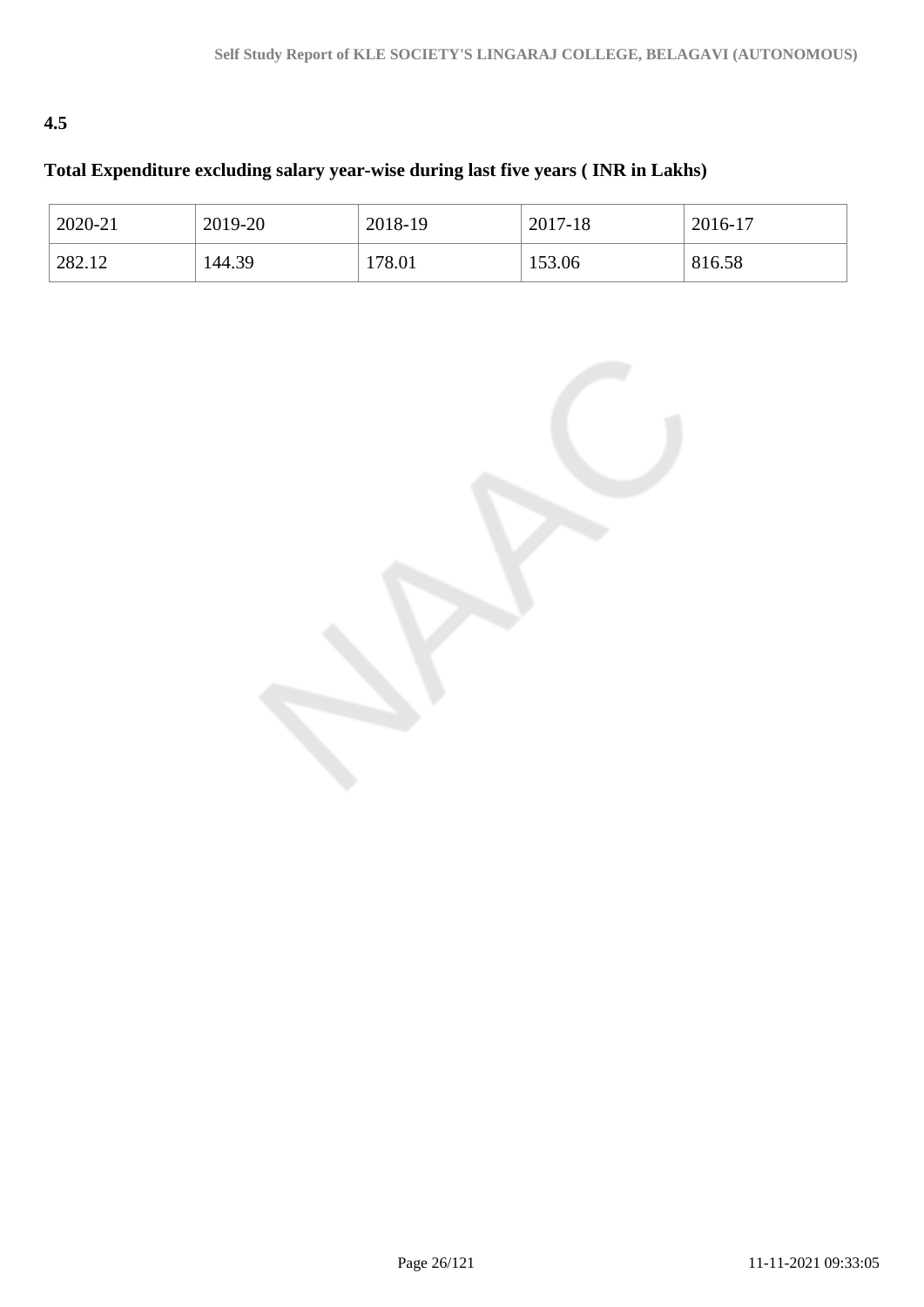**4.5**

**Total Expenditure excluding salary year-wise during last five years ( INR in Lakhs)**

| 2020-21 | 2019-20 | 2018-19 | 2017-18 | 2016-17 |
|---|---|---|---|---|
| 282.12 | 144.39 | 178.01 | 153.06 | 816.58 |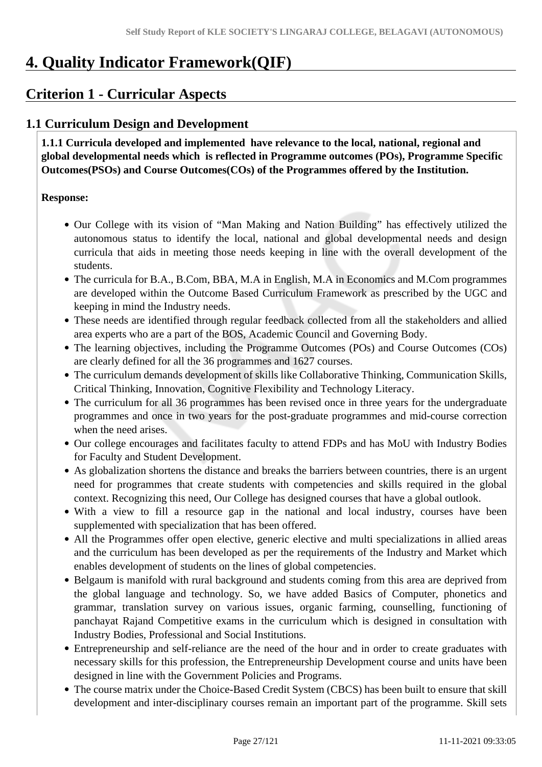# 4. Quality Indicator Framework(QIF)

## Criterion 1 - Curricular Aspects

### 1.1 Curriculum Design and Development

**1.1.1 Curricula developed and implemented have relevance to the local, national, regional and global developmental needs which is reflected in Programme outcomes (POs), Programme Specific Outcomes(PSOs) and Course Outcomes(COs) of the Programmes offered by the Institution.**

**Response:**

- Our College with its vision of "Man Making and Nation Building" has effectively utilized the autonomous status to identify the local, national and global developmental needs and design curricula that aids in meeting those needs keeping in line with the overall development of the students.
- The curricula for B.A., B.Com, BBA, M.A in English, M.A in Economics and M.Com programmes are developed within the Outcome Based Curriculum Framework as prescribed by the UGC and keeping in mind the Industry needs.
- These needs are identified through regular feedback collected from all the stakeholders and allied area experts who are a part of the BOS, Academic Council and Governing Body.
- The learning objectives, including the Programme Outcomes (POs) and Course Outcomes (COs) are clearly defined for all the 36 programmes and 1627 courses.
- The curriculum demands development of skills like Collaborative Thinking, Communication Skills, Critical Thinking, Innovation, Cognitive Flexibility and Technology Literacy.
- The curriculum for all 36 programmes has been revised once in three years for the undergraduate programmes and once in two years for the post-graduate programmes and mid-course correction when the need arises.
- Our college encourages and facilitates faculty to attend FDPs and has MoU with Industry Bodies for Faculty and Student Development.
- As globalization shortens the distance and breaks the barriers between countries, there is an urgent need for programmes that create students with competencies and skills required in the global context. Recognizing this need, Our College has designed courses that have a global outlook.
- With a view to fill a resource gap in the national and local industry, courses have been supplemented with specialization that has been offered.
- All the Programmes offer open elective, generic elective and multi specializations in allied areas and the curriculum has been developed as per the requirements of the Industry and Market which enables development of students on the lines of global competencies.
- Belgaum is manifold with rural background and students coming from this area are deprived from the global language and technology. So, we have added Basics of Computer, phonetics and grammar, translation survey on various issues, organic farming, counselling, functioning of panchayat Rajand Competitive exams in the curriculum which is designed in consultation with Industry Bodies, Professional and Social Institutions.
- Entrepreneurship and self-reliance are the need of the hour and in order to create graduates with necessary skills for this profession, the Entrepreneurship Development course and units have been designed in line with the Government Policies and Programs.
- The course matrix under the Choice-Based Credit System (CBCS) has been built to ensure that skill development and inter-disciplinary courses remain an important part of the programme. Skill sets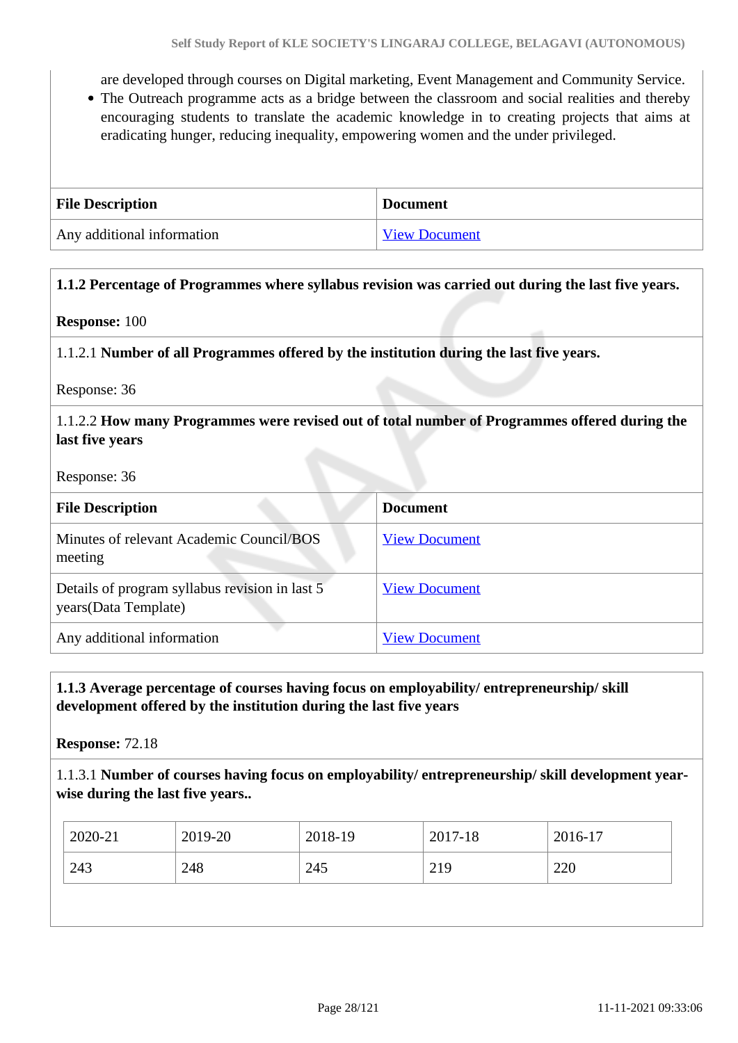are developed through courses on Digital marketing, Event Management and Community Service.

- The Outreach programme acts as a bridge between the classroom and social realities and thereby encouraging students to translate the academic knowledge in to creating projects that aims at eradicating hunger, reducing inequality, empowering women and the under privileged.

| File Description | Document |
|---|---|
| Any additional information | View Document |

**1.1.2 Percentage of Programmes where syllabus revision was carried out during the last five years.**

**Response:** 100

1.1.2.1 **Number of all Programmes offered by the institution during the last five years.**

Response: 36

1.1.2.2 **How many Programmes were revised out of total number of Programmes offered during the last five years**

Response: 36

| File Description | Document |
|---|---|
| Minutes of relevant Academic Council/BOS meeting | View Document |
| Details of program syllabus revision in last 5 years(Data Template) | View Document |
| Any additional information | View Document |

**1.1.3 Average percentage of courses having focus on employability/ entrepreneurship/ skill development offered by the institution during the last five years**

**Response:** 72.18

1.1.3.1 **Number of courses having focus on employability/ entrepreneurship/ skill development year-wise during the last five years..**

| 2020-21 | 2019-20 | 2018-19 | 2017-18 | 2016-17 |
|---|---|---|---|---|
| 243 | 248 | 245 | 219 | 220 |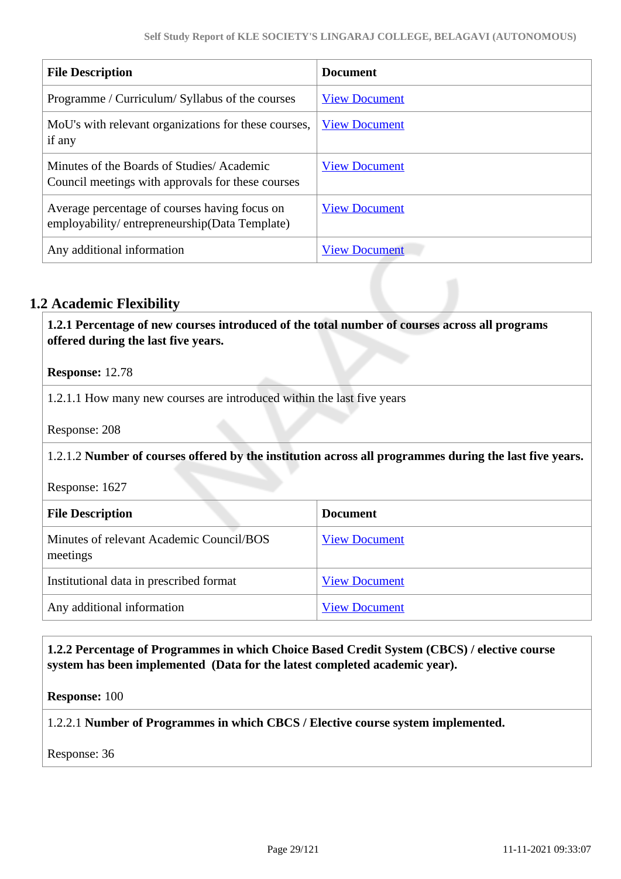| File Description | Document |
| --- | --- |
| Programme / Curriculum/ Syllabus of the courses | View Document |
| MoU's with relevant organizations for these courses, if any | View Document |
| Minutes of the Boards of Studies/ Academic Council meetings with approvals for these courses | View Document |
| Average percentage of courses having focus on employability/ entrepreneurship(Data Template) | View Document |
| Any additional information | View Document |

## 1.2 Academic Flexibility

**1.2.1 Percentage of new courses introduced of the total number of courses across all programs offered during the last five years.**

**Response:** 12.78

1.2.1.1 How many new courses are introduced within the last five years

Response: 208

1.2.1.2 **Number of courses offered by the institution across all programmes during the last five years.**

Response: 1627

| File Description | Document |
| --- | --- |
| Minutes of relevant Academic Council/BOS meetings | View Document |
| Institutional data in prescribed format | View Document |
| Any additional information | View Document |

**1.2.2 Percentage of Programmes in which Choice Based Credit System (CBCS) / elective course system has been implemented (Data for the latest completed academic year).**

**Response:** 100

1.2.2.1 **Number of Programmes in which CBCS / Elective course system implemented.**

Response: 36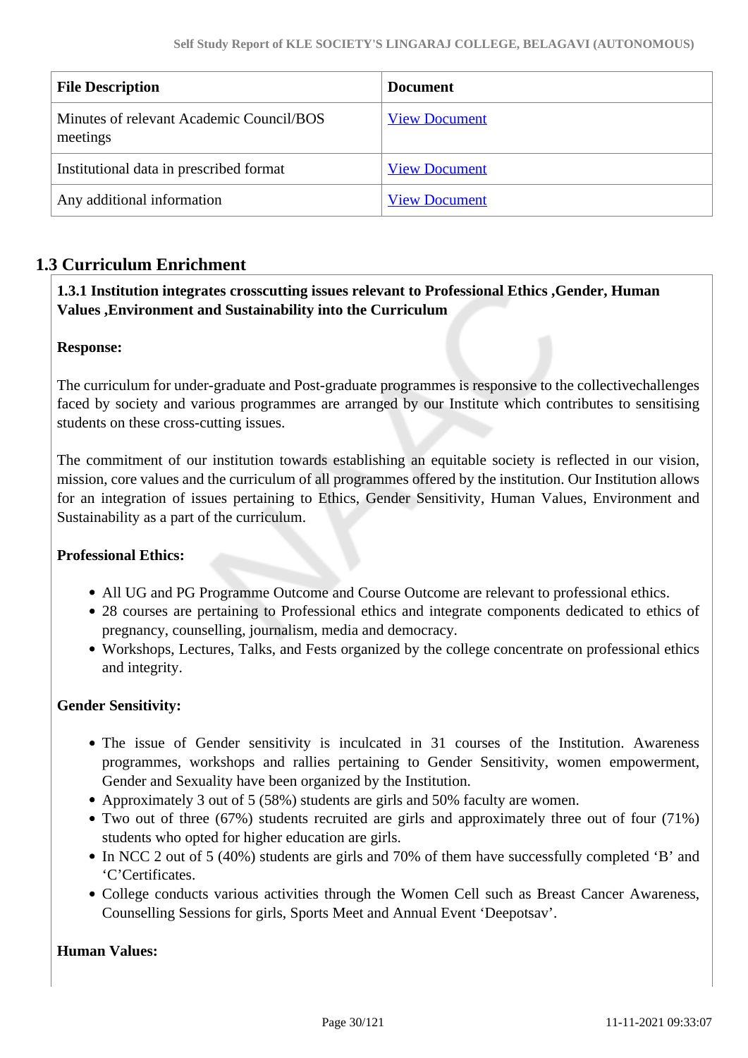| File Description | Document |
| --- | --- |
| Minutes of relevant Academic Council/BOS meetings | View Document |
| Institutional data in prescribed format | View Document |
| Any additional information | View Document |

## 1.3 Curriculum Enrichment

**1.3.1 Institution integrates crosscutting issues relevant to Professional Ethics ,Gender, Human Values ,Environment and Sustainability into the Curriculum**

**Response:**

The curriculum for under-graduate and Post-graduate programmes is responsive to the collectivechallenges faced by society and various programmes are arranged by our Institute which contributes to sensitising students on these cross-cutting issues.

The commitment of our institution towards establishing an equitable society is reflected in our vision, mission, core values and the curriculum of all programmes offered by the institution. Our Institution allows for an integration of issues pertaining to Ethics, Gender Sensitivity, Human Values, Environment and Sustainability as a part of the curriculum.

**Professional Ethics:**

- All UG and PG Programme Outcome and Course Outcome are relevant to professional ethics.
- 28 courses are pertaining to Professional ethics and integrate components dedicated to ethics of pregnancy, counselling, journalism, media and democracy.
- Workshops, Lectures, Talks, and Fests organized by the college concentrate on professional ethics and integrity.

**Gender Sensitivity:**

- The issue of Gender sensitivity is inculcated in 31 courses of the Institution. Awareness programmes, workshops and rallies pertaining to Gender Sensitivity, women empowerment, Gender and Sexuality have been organized by the Institution.
- Approximately 3 out of 5 (58%) students are girls and 50% faculty are women.
- Two out of three (67%) students recruited are girls and approximately three out of four (71%) students who opted for higher education are girls.
- In NCC 2 out of 5 (40%) students are girls and 70% of them have successfully completed 'B' and 'C'Certificates.
- College conducts various activities through the Women Cell such as Breast Cancer Awareness, Counselling Sessions for girls, Sports Meet and Annual Event 'Deepotsav'.

**Human Values:**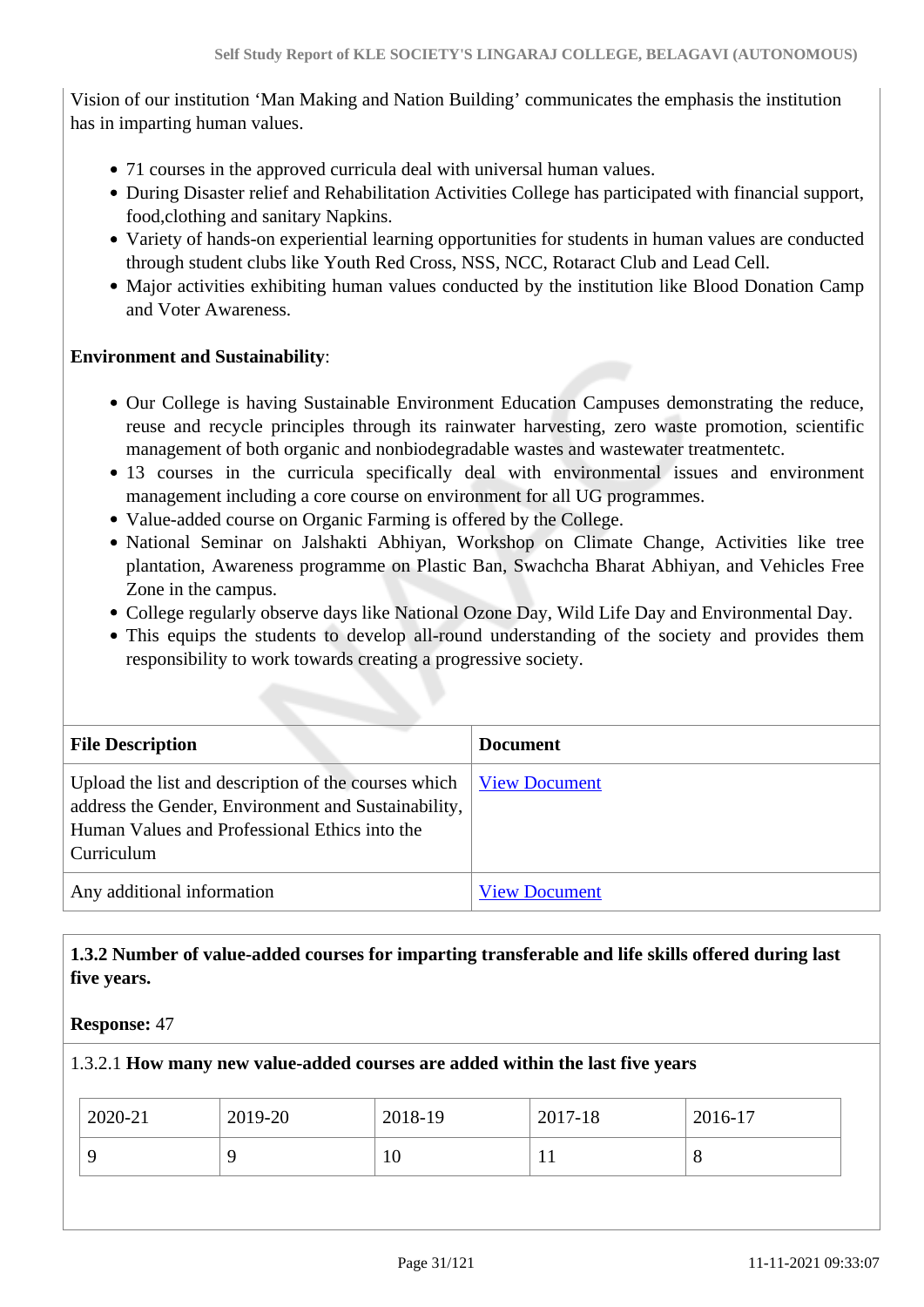Vision of our institution 'Man Making and Nation Building' communicates the emphasis the institution has in imparting human values.

- 71 courses in the approved curricula deal with universal human values.
- During Disaster relief and Rehabilitation Activities College has participated with financial support, food,clothing and sanitary Napkins.
- Variety of hands-on experiential learning opportunities for students in human values are conducted through student clubs like Youth Red Cross, NSS, NCC, Rotaract Club and Lead Cell.
- Major activities exhibiting human values conducted by the institution like Blood Donation Camp and Voter Awareness.

**Environment and Sustainability**:

- Our College is having Sustainable Environment Education Campuses demonstrating the reduce, reuse and recycle principles through its rainwater harvesting, zero waste promotion, scientific management of both organic and nonbiodegradable wastes and wastewater treatmentetc.
- 13 courses in the curricula specifically deal with environmental issues and environment management including a core course on environment for all UG programmes.
- Value-added course on Organic Farming is offered by the College.
- National Seminar on Jalshakti Abhiyan, Workshop on Climate Change, Activities like tree plantation, Awareness programme on Plastic Ban, Swachcha Bharat Abhiyan, and Vehicles Free Zone in the campus.
- College regularly observe days like National Ozone Day, Wild Life Day and Environmental Day.
- This equips the students to develop all-round understanding of the society and provides them responsibility to work towards creating a progressive society.

| File Description | Document |
|---|---|
| Upload the list and description of the courses which address the Gender, Environment and Sustainability, Human Values and Professional Ethics into the Curriculum | View Document |
| Any additional information | View Document |

**1.3.2 Number of value-added courses for imparting transferable and life skills offered during last five years.**

**Response:** 47

1.3.2.1 **How many new value-added courses are added within the last five years**

| 2020-21 | 2019-20 | 2018-19 | 2017-18 | 2016-17 |
|---|---|---|---|---|
| 9 | 9 | 10 | 11 | 8 |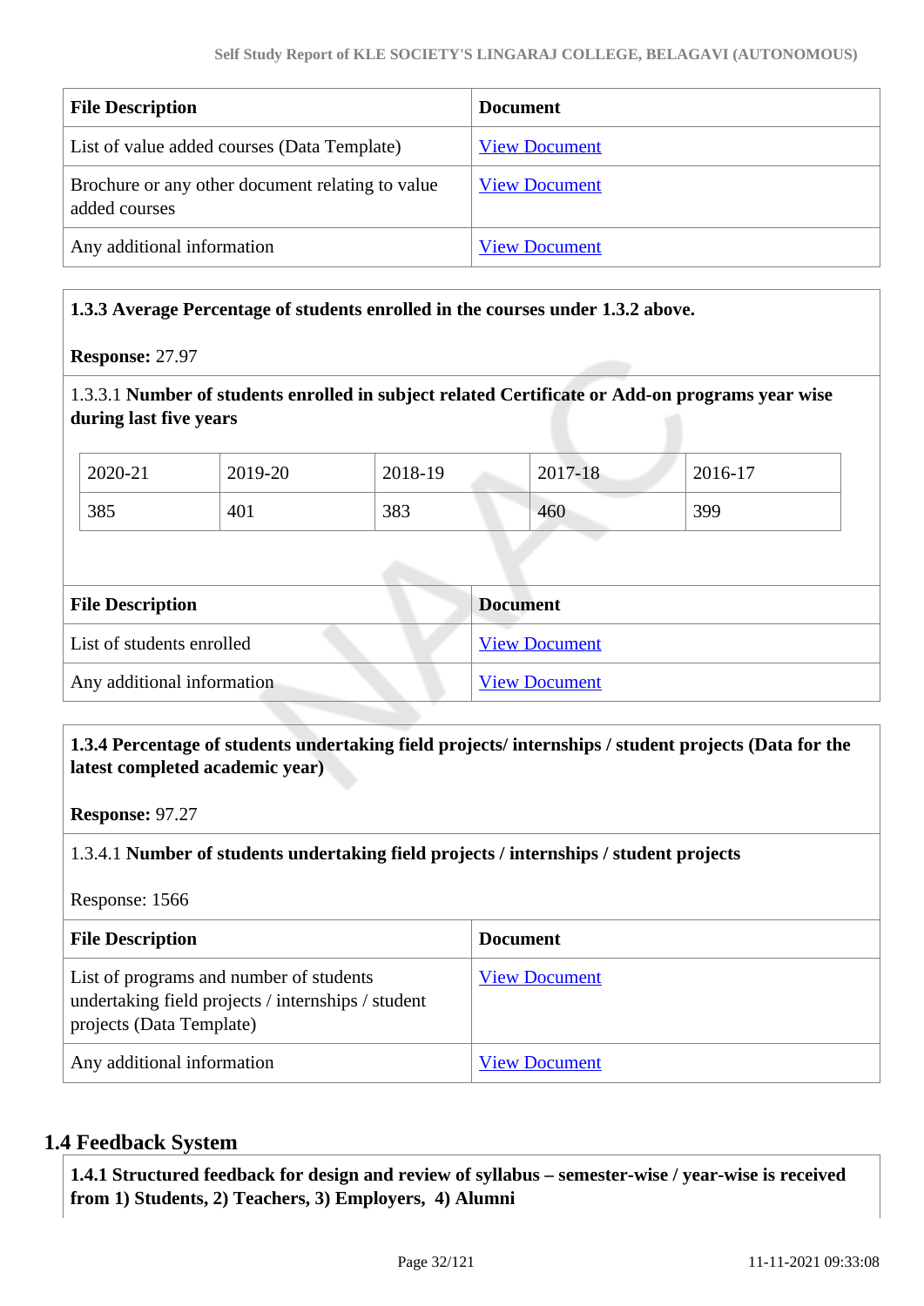| File Description | Document |
| --- | --- |
| List of value added courses (Data Template) | View Document |
| Brochure or any other document relating to value added courses | View Document |
| Any additional information | View Document |

**1.3.3 Average Percentage of students enrolled in the courses under 1.3.2 above.**

**Response:** 27.97

1.3.3.1 **Number of students enrolled in subject related Certificate or Add-on programs year wise during last five years**

| 2020-21 | 2019-20 | 2018-19 | 2017-18 | 2016-17 |
| --- | --- | --- | --- | --- |
| 385 | 401 | 383 | 460 | 399 |

| File Description | Document |
| --- | --- |
| List of students enrolled | View Document |
| Any additional information | View Document |

**1.3.4 Percentage of students undertaking field projects/ internships / student projects (Data for the latest completed academic year)**

**Response:** 97.27

1.3.4.1 **Number of students undertaking field projects / internships / student projects**

Response: 1566

| File Description | Document |
| --- | --- |
| List of programs and number of students undertaking field projects / internships / student projects (Data Template) | View Document |
| Any additional information | View Document |

## 1.4 Feedback System

**1.4.1 Structured feedback for design and review of syllabus – semester-wise / year-wise is received from 1) Students, 2) Teachers, 3) Employers, 4) Alumni**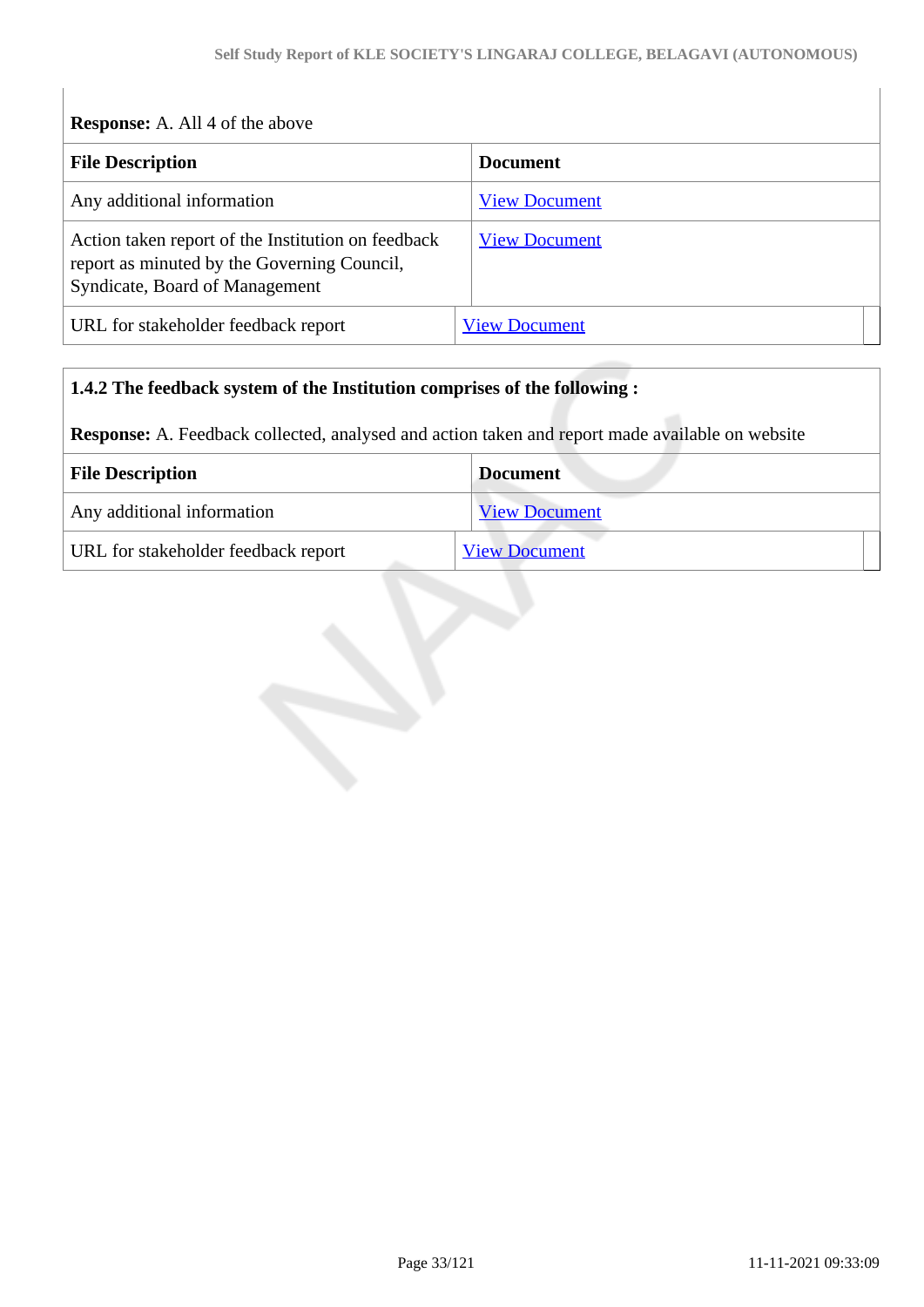**Response:** A. All 4 of the above

| File Description | Document |
|---|---|
| Any additional information | View Document |
| Action taken report of the Institution on feedback report as minuted by the Governing Council, Syndicate, Board of Management | View Document |
| URL for stakeholder feedback report | View Document |

**1.4.2 The feedback system of the Institution comprises of the following :**

**Response:** A. Feedback collected, analysed and action taken and report made available on website

| File Description | Document |
|---|---|
| Any additional information | View Document |
| URL for stakeholder feedback report | View Document |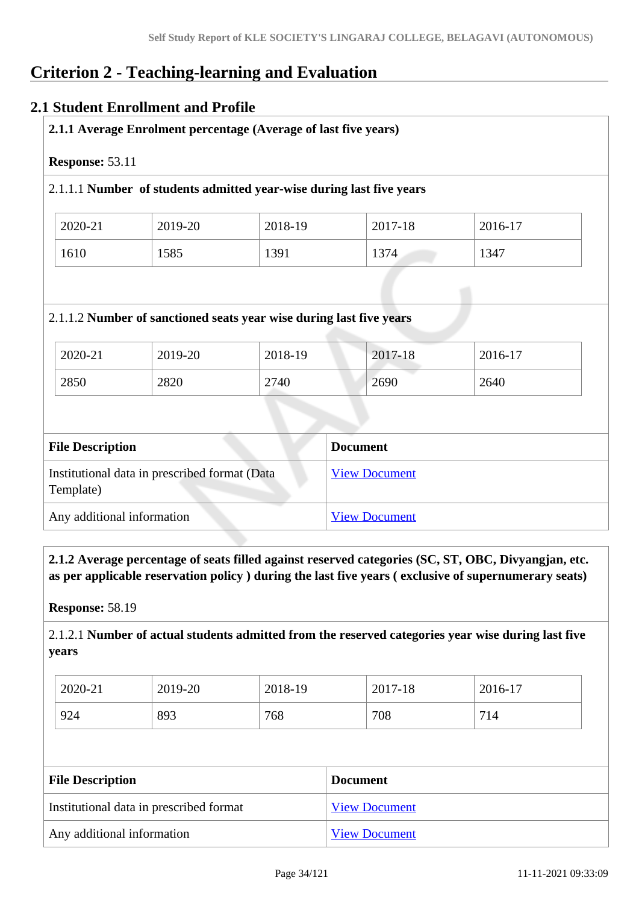# Criterion 2 - Teaching-learning and Evaluation

## 2.1 Student Enrollment and Profile

**2.1.1 Average Enrolment percentage (Average of last five years)**

**Response:** 53.11

2.1.1.1 **Number of students admitted year-wise during last five years**

| 2020-21 | 2019-20 | 2018-19 | 2017-18 | 2016-17 |
|---|---|---|---|---|
| 1610 | 1585 | 1391 | 1374 | 1347 |

2.1.1.2 **Number of sanctioned seats year wise during last five years**

| 2020-21 | 2019-20 | 2018-19 | 2017-18 | 2016-17 |
|---|---|---|---|---|
| 2850 | 2820 | 2740 | 2690 | 2640 |

| File Description | Document |
|---|---|
| Institutional data in prescribed format (Data Template) | View Document |
| Any additional information | View Document |

**2.1.2 Average percentage of seats filled against reserved categories (SC, ST, OBC, Divyangjan, etc. as per applicable reservation policy ) during the last five years ( exclusive of supernumerary seats)**

**Response:** 58.19

2.1.2.1 **Number of actual students admitted from the reserved categories year wise during last five years**

| 2020-21 | 2019-20 | 2018-19 | 2017-18 | 2016-17 |
|---|---|---|---|---|
| 924 | 893 | 768 | 708 | 714 |

| File Description | Document |
|---|---|
| Institutional data in prescribed format | View Document |
| Any additional information | View Document |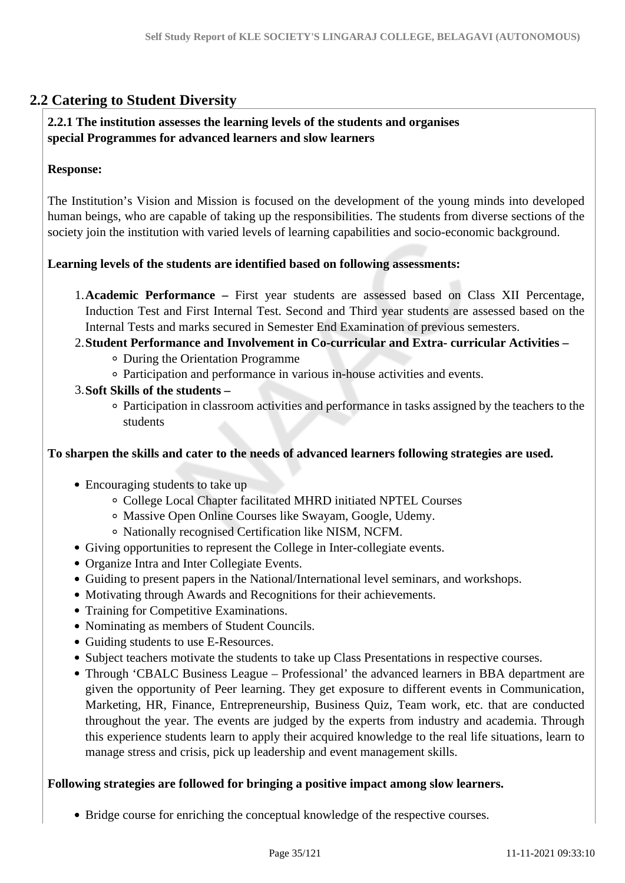## 2.2 Catering to Student Diversity

**2.2.1 The institution assesses the learning levels of the students and organises special Programmes for advanced learners and slow learners**

**Response:**

The Institution's Vision and Mission is focused on the development of the young minds into developed human beings, who are capable of taking up the responsibilities. The students from diverse sections of the society join the institution with varied levels of learning capabilities and socio-economic background.

**Learning levels of the students are identified based on following assessments:**

1. **Academic Performance –** First year students are assessed based on Class XII Percentage, Induction Test and First Internal Test. Second and Third year students are assessed based on the Internal Tests and marks secured in Semester End Examination of previous semesters.
2. **Student Performance and Involvement in Co-curricular and Extra- curricular Activities –**
   - During the Orientation Programme
   - Participation and performance in various in-house activities and events.
3. **Soft Skills of the students –**
   - Participation in classroom activities and performance in tasks assigned by the teachers to the students

**To sharpen the skills and cater to the needs of advanced learners following strategies are used.**

- Encouraging students to take up
  - College Local Chapter facilitated MHRD initiated NPTEL Courses
  - Massive Open Online Courses like Swayam, Google, Udemy.
  - Nationally recognised Certification like NISM, NCFM.
- Giving opportunities to represent the College in Inter-collegiate events.
- Organize Intra and Inter Collegiate Events.
- Guiding to present papers in the National/International level seminars, and workshops.
- Motivating through Awards and Recognitions for their achievements.
- Training for Competitive Examinations.
- Nominating as members of Student Councils.
- Guiding students to use E-Resources.
- Subject teachers motivate the students to take up Class Presentations in respective courses.
- Through 'CBALC Business League – Professional' the advanced learners in BBA department are given the opportunity of Peer learning. They get exposure to different events in Communication, Marketing, HR, Finance, Entrepreneurship, Business Quiz, Team work, etc. that are conducted throughout the year. The events are judged by the experts from industry and academia. Through this experience students learn to apply their acquired knowledge to the real life situations, learn to manage stress and crisis, pick up leadership and event management skills.

**Following strategies are followed for bringing a positive impact among slow learners.**

- Bridge course for enriching the conceptual knowledge of the respective courses.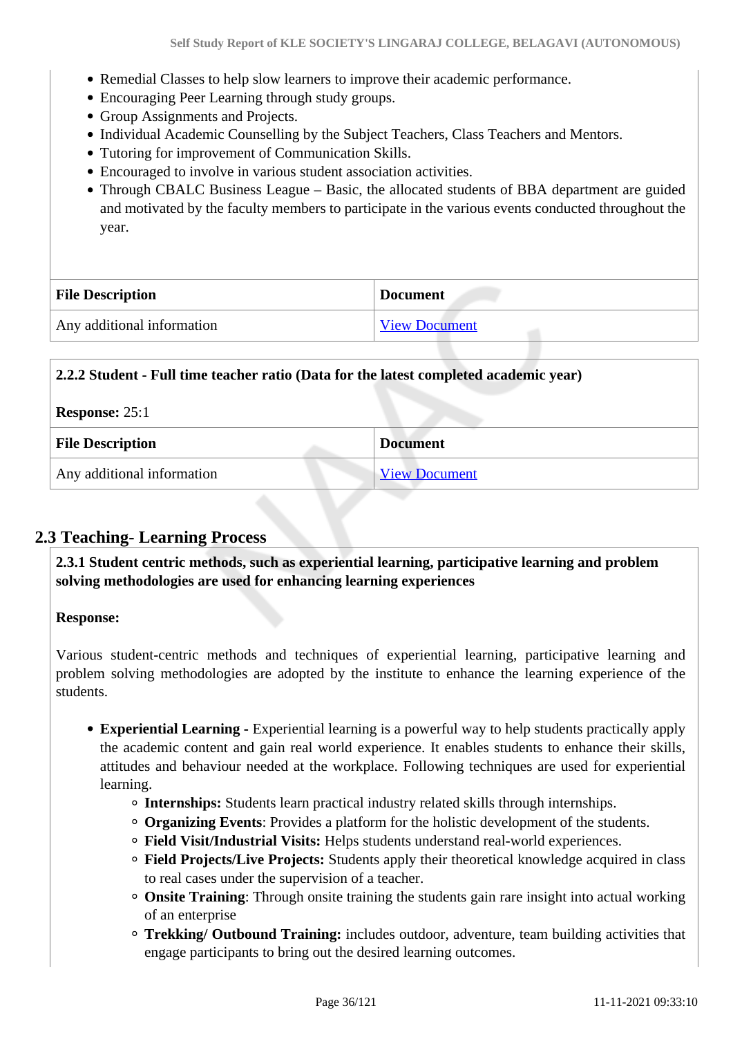- Remedial Classes to help slow learners to improve their academic performance.
- Encouraging Peer Learning through study groups.
- Group Assignments and Projects.
- Individual Academic Counselling by the Subject Teachers, Class Teachers and Mentors.
- Tutoring for improvement of Communication Skills.
- Encouraged to involve in various student association activities.
- Through CBALC Business League – Basic, the allocated students of BBA department are guided and motivated by the faculty members to participate in the various events conducted throughout the year.

| File Description | Document |
|---|---|
| Any additional information | View Document |

**2.2.2 Student - Full time teacher ratio (Data for the latest completed academic year)**

**Response:** 25:1

| File Description | Document |
|---|---|
| Any additional information | View Document |

## 2.3 Teaching- Learning Process

**2.3.1 Student centric methods, such as experiential learning, participative learning and problem solving methodologies are used for enhancing learning experiences**

**Response:**

Various student-centric methods and techniques of experiential learning, participative learning and problem solving methodologies are adopted by the institute to enhance the learning experience of the students.

- **Experiential Learning -** Experiential learning is a powerful way to help students practically apply the academic content and gain real world experience. It enables students to enhance their skills, attitudes and behaviour needed at the workplace. Following techniques are used for experiential learning.
  - **Internships:** Students learn practical industry related skills through internships.
  - **Organizing Events**: Provides a platform for the holistic development of the students.
  - **Field Visit/Industrial Visits:** Helps students understand real-world experiences.
  - **Field Projects/Live Projects:** Students apply their theoretical knowledge acquired in class to real cases under the supervision of a teacher.
  - **Onsite Training**: Through onsite training the students gain rare insight into actual working of an enterprise
  - **Trekking/ Outbound Training:** includes outdoor, adventure, team building activities that engage participants to bring out the desired learning outcomes.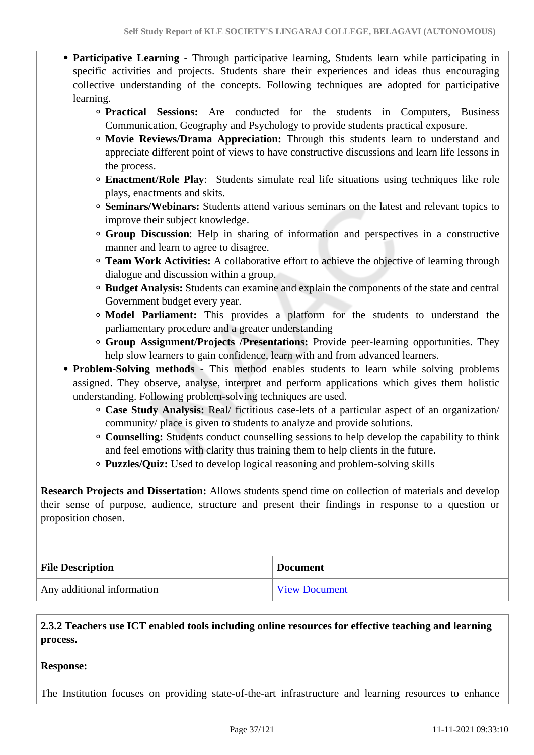- **Participative Learning -** Through participative learning, Students learn while participating in specific activities and projects. Students share their experiences and ideas thus encouraging collective understanding of the concepts. Following techniques are adopted for participative learning.
    - **Practical Sessions:** Are conducted for the students in Computers, Business Communication, Geography and Psychology to provide students practical exposure.
    - **Movie Reviews/Drama Appreciation:** Through this students learn to understand and appreciate different point of views to have constructive discussions and learn life lessons in the process.
    - **Enactment/Role Play**: Students simulate real life situations using techniques like role plays, enactments and skits.
    - **Seminars/Webinars:** Students attend various seminars on the latest and relevant topics to improve their subject knowledge.
    - **Group Discussion**: Help in sharing of information and perspectives in a constructive manner and learn to agree to disagree.
    - **Team Work Activities:** A collaborative effort to achieve the objective of learning through dialogue and discussion within a group.
    - **Budget Analysis:** Students can examine and explain the components of the state and central Government budget every year.
    - **Model Parliament:** This provides a platform for the students to understand the parliamentary procedure and a greater understanding
    - **Group Assignment/Projects /Presentations:** Provide peer-learning opportunities. They help slow learners to gain confidence, learn with and from advanced learners.
- **Problem-Solving methods -** This method enables students to learn while solving problems assigned. They observe, analyse, interpret and perform applications which gives them holistic understanding. Following problem-solving techniques are used.
    - **Case Study Analysis:** Real/ fictitious case-lets of a particular aspect of an organization/ community/ place is given to students to analyze and provide solutions.
    - **Counselling:** Students conduct counselling sessions to help develop the capability to think and feel emotions with clarity thus training them to help clients in the future.
    - **Puzzles/Quiz:** Used to develop logical reasoning and problem-solving skills

**Research Projects and Dissertation:** Allows students spend time on collection of materials and develop their sense of purpose, audience, structure and present their findings in response to a question or proposition chosen.

| File Description | Document |
|---|---|
| Any additional information | View Document |

**2.3.2 Teachers use ICT enabled tools including online resources for effective teaching and learning process.**

**Response:**

The Institution focuses on providing state-of-the-art infrastructure and learning resources to enhance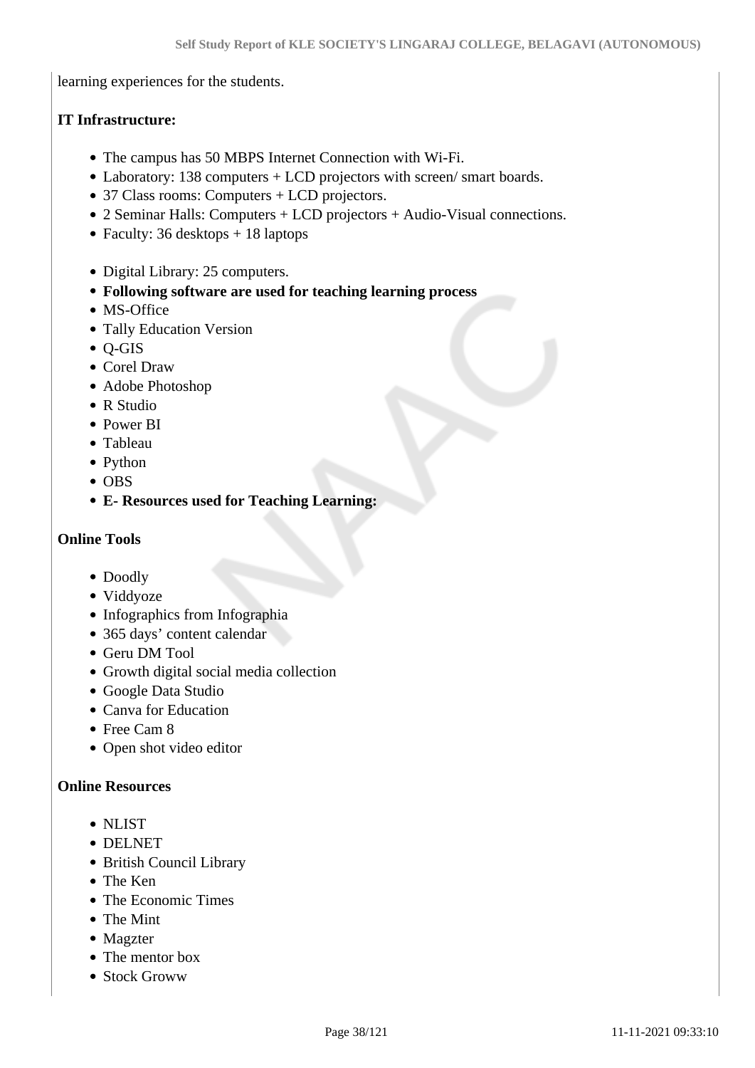learning experiences for the students.

**IT Infrastructure:**

- The campus has 50 MBPS Internet Connection with Wi-Fi.
- Laboratory: 138 computers + LCD projectors with screen/ smart boards.
- 37 Class rooms: Computers + LCD projectors.
- 2 Seminar Halls: Computers + LCD projectors + Audio-Visual connections.
- Faculty: 36 desktops + 18 laptops

- Digital Library: 25 computers.
- **Following software are used for teaching learning process**
- MS-Office
- Tally Education Version
- Q-GIS
- Corel Draw
- Adobe Photoshop
- R Studio
- Power BI
- Tableau
- Python
- OBS
- **E- Resources used for Teaching Learning:**

**Online Tools**

- Doodly
- Viddyoze
- Infographics from Infographia
- 365 days' content calendar
- Geru DM Tool
- Growth digital social media collection
- Google Data Studio
- Canva for Education
- Free Cam 8
- Open shot video editor

**Online Resources**

- NLIST
- DELNET
- British Council Library
- The Ken
- The Economic Times
- The Mint
- Magzter
- The mentor box
- Stock Groww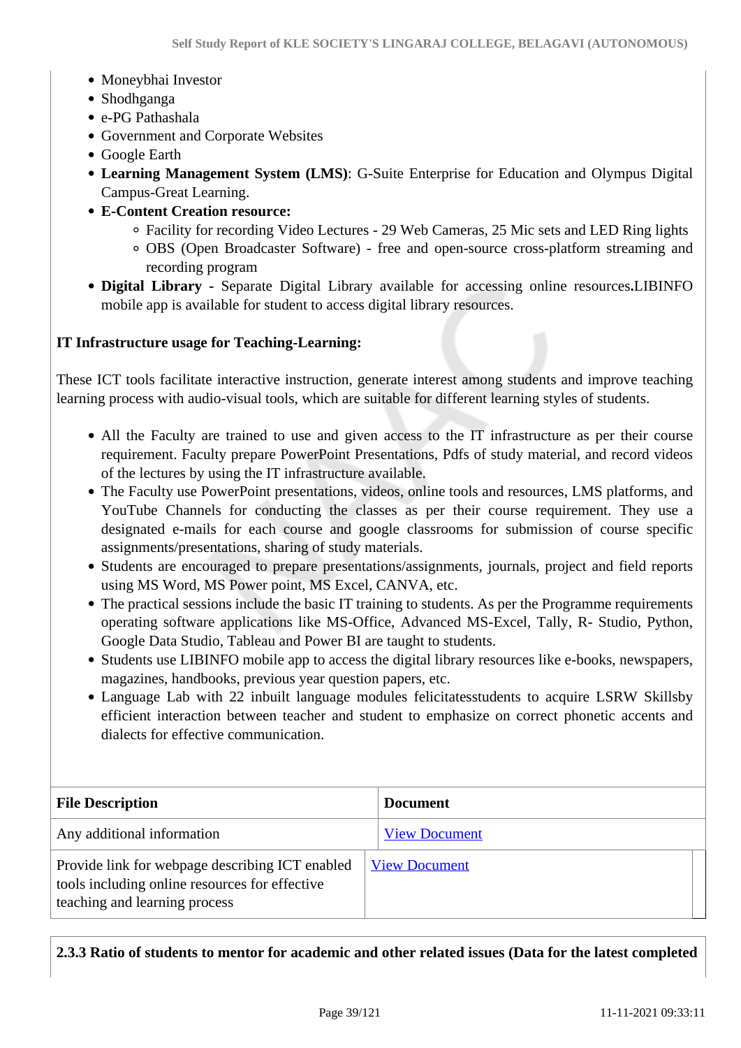- Moneybhai Investor
- Shodhganga
- e-PG Pathashala
- Government and Corporate Websites
- Google Earth
- **Learning Management System (LMS)**: G-Suite Enterprise for Education and Olympus Digital Campus-Great Learning.
- **E-Content Creation resource:**
  - Facility for recording Video Lectures - 29 Web Cameras, 25 Mic sets and LED Ring lights
  - OBS (Open Broadcaster Software) - free and open-source cross-platform streaming and recording program
- **Digital Library -** Separate Digital Library available for accessing online resources**.**LIBINFO mobile app is available for student to access digital library resources.

**IT Infrastructure usage for Teaching-Learning:**

These ICT tools facilitate interactive instruction, generate interest among students and improve teaching learning process with audio-visual tools, which are suitable for different learning styles of students.

- All the Faculty are trained to use and given access to the IT infrastructure as per their course requirement. Faculty prepare PowerPoint Presentations, Pdfs of study material, and record videos of the lectures by using the IT infrastructure available.
- The Faculty use PowerPoint presentations, videos, online tools and resources, LMS platforms, and YouTube Channels for conducting the classes as per their course requirement. They use a designated e-mails for each course and google classrooms for submission of course specific assignments/presentations, sharing of study materials.
- Students are encouraged to prepare presentations/assignments, journals, project and field reports using MS Word, MS Power point, MS Excel, CANVA, etc.
- The practical sessions include the basic IT training to students. As per the Programme requirements operating software applications like MS-Office, Advanced MS-Excel, Tally, R- Studio, Python, Google Data Studio, Tableau and Power BI are taught to students.
- Students use LIBINFO mobile app to access the digital library resources like e-books, newspapers, magazines, handbooks, previous year question papers, etc.
- Language Lab with 22 inbuilt language modules felicitatesstudents to acquire LSRW Skillsby efficient interaction between teacher and student to emphasize on correct phonetic accents and dialects for effective communication.

| File Description | Document |
|---|---|
| Any additional information | View Document |
| Provide link for webpage describing ICT enabled tools including online resources for effective teaching and learning process | View Document |

**2.3.3 Ratio of students to mentor for academic and other related issues (Data for the latest completed**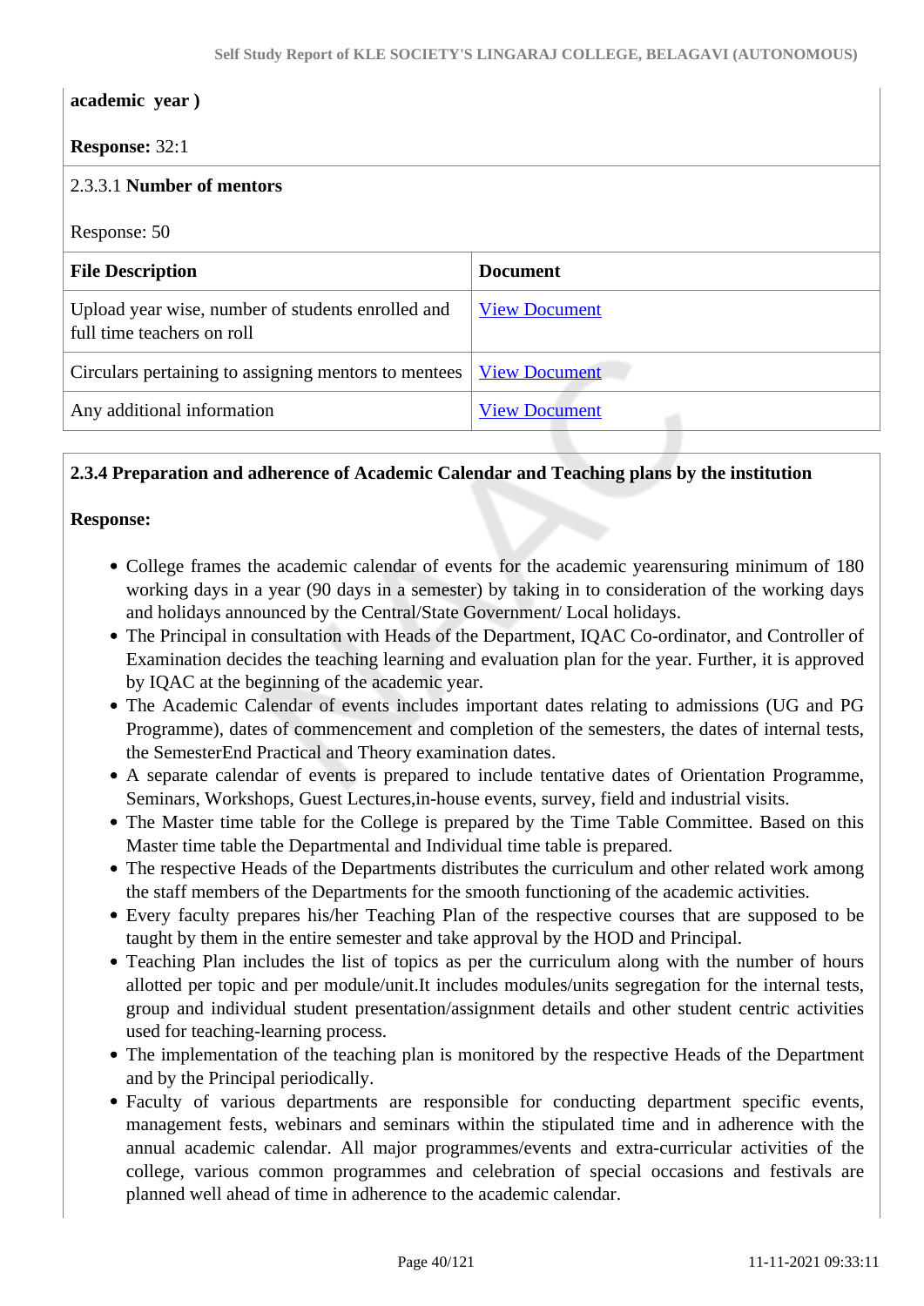**academic year )**

**Response:** 32:1

2.3.3.1 **Number of mentors**

Response: 50

| File Description | Document |
| --- | --- |
| Upload year wise, number of students enrolled and full time teachers on roll | View Document |
| Circulars pertaining to assigning mentors to mentees | View Document |
| Any additional information | View Document |

**2.3.4 Preparation and adherence of Academic Calendar and Teaching plans by the institution**

**Response:**

- College frames the academic calendar of events for the academic yearensuring minimum of 180 working days in a year (90 days in a semester) by taking in to consideration of the working days and holidays announced by the Central/State Government/ Local holidays.
- The Principal in consultation with Heads of the Department, IQAC Co-ordinator, and Controller of Examination decides the teaching learning and evaluation plan for the year. Further, it is approved by IQAC at the beginning of the academic year.
- The Academic Calendar of events includes important dates relating to admissions (UG and PG Programme), dates of commencement and completion of the semesters, the dates of internal tests, the SemesterEnd Practical and Theory examination dates.
- A separate calendar of events is prepared to include tentative dates of Orientation Programme, Seminars, Workshops, Guest Lectures,in-house events, survey, field and industrial visits.
- The Master time table for the College is prepared by the Time Table Committee. Based on this Master time table the Departmental and Individual time table is prepared.
- The respective Heads of the Departments distributes the curriculum and other related work among the staff members of the Departments for the smooth functioning of the academic activities.
- Every faculty prepares his/her Teaching Plan of the respective courses that are supposed to be taught by them in the entire semester and take approval by the HOD and Principal.
- Teaching Plan includes the list of topics as per the curriculum along with the number of hours allotted per topic and per module/unit.It includes modules/units segregation for the internal tests, group and individual student presentation/assignment details and other student centric activities used for teaching-learning process.
- The implementation of the teaching plan is monitored by the respective Heads of the Department and by the Principal periodically.
- Faculty of various departments are responsible for conducting department specific events, management fests, webinars and seminars within the stipulated time and in adherence with the annual academic calendar. All major programmes/events and extra-curricular activities of the college, various common programmes and celebration of special occasions and festivals are planned well ahead of time in adherence to the academic calendar.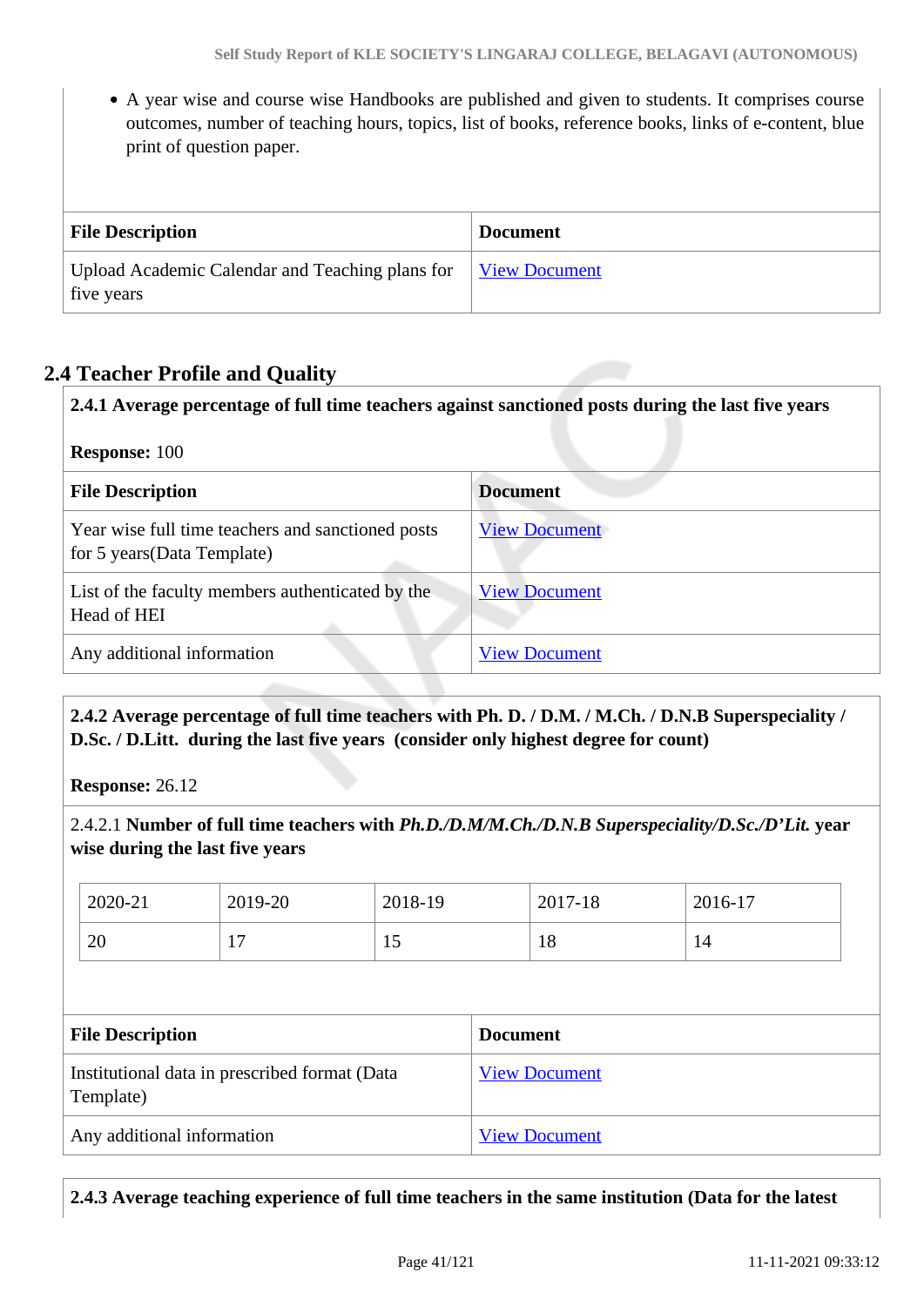- A year wise and course wise Handbooks are published and given to students. It comprises course outcomes, number of teaching hours, topics, list of books, reference books, links of e-content, blue print of question paper.

| File Description | Document |
| --- | --- |
| Upload Academic Calendar and Teaching plans for five years | View Document |

## 2.4 Teacher Profile and Quality

**2.4.1 Average percentage of full time teachers against sanctioned posts during the last five years**

**Response:** 100

| File Description | Document |
| --- | --- |
| Year wise full time teachers and sanctioned posts for 5 years(Data Template) | View Document |
| List of the faculty members authenticated by the Head of HEI | View Document |
| Any additional information | View Document |

**2.4.2 Average percentage of full time teachers with Ph. D. / D.M. / M.Ch. / D.N.B Superspeciality / D.Sc. / D.Litt. during the last five years (consider only highest degree for count)**

**Response:** 26.12

2.4.2.1 **Number of full time teachers with *Ph.D./D.M/M.Ch./D.N.B Superspeciality/D.Sc./D'Lit.* year wise during the last five years**

| 2020-21 | 2019-20 | 2018-19 | 2017-18 | 2016-17 |
| --- | --- | --- | --- | --- |
| 20 | 17 | 15 | 18 | 14 |

| File Description | Document |
| --- | --- |
| Institutional data in prescribed format (Data Template) | View Document |
| Any additional information | View Document |

**2.4.3 Average teaching experience of full time teachers in the same institution (Data for the latest**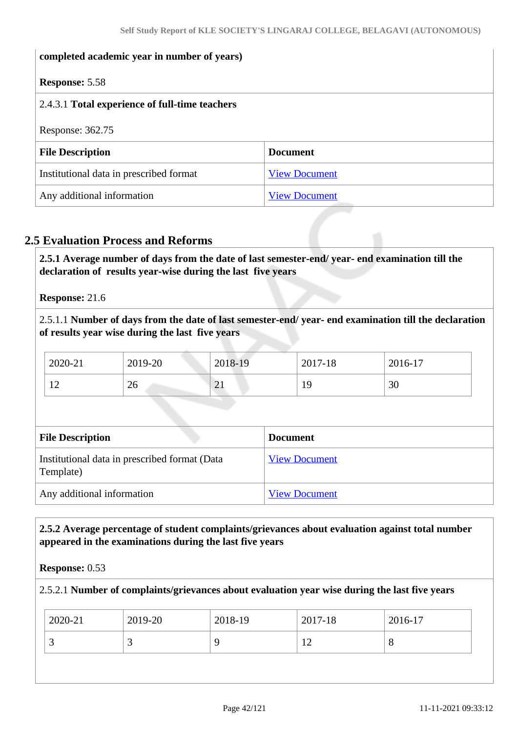**completed academic year in number of years)**

**Response:** 5.58

2.4.3.1 **Total experience of full-time teachers**

Response: 362.75

| File Description | Document |
|---|---|
| Institutional data in prescribed format | View Document |
| Any additional information | View Document |

## 2.5 Evaluation Process and Reforms

**2.5.1 Average number of days from the date of last semester-end/ year- end examination till the declaration of results year-wise during the last five years**

**Response:** 21.6

2.5.1.1 **Number of days from the date of last semester-end/ year- end examination till the declaration of results year wise during the last five years**

| 2020-21 | 2019-20 | 2018-19 | 2017-18 | 2016-17 |
|---|---|---|---|---|
| 12 | 26 | 21 | 19 | 30 |

| File Description | Document |
|---|---|
| Institutional data in prescribed format (Data Template) | View Document |
| Any additional information | View Document |

**2.5.2 Average percentage of student complaints/grievances about evaluation against total number appeared in the examinations during the last five years**

**Response:** 0.53

2.5.2.1 **Number of complaints/grievances about evaluation year wise during the last five years**

| 2020-21 | 2019-20 | 2018-19 | 2017-18 | 2016-17 |
|---|---|---|---|---|
| 3 | 3 | 9 | 12 | 8 |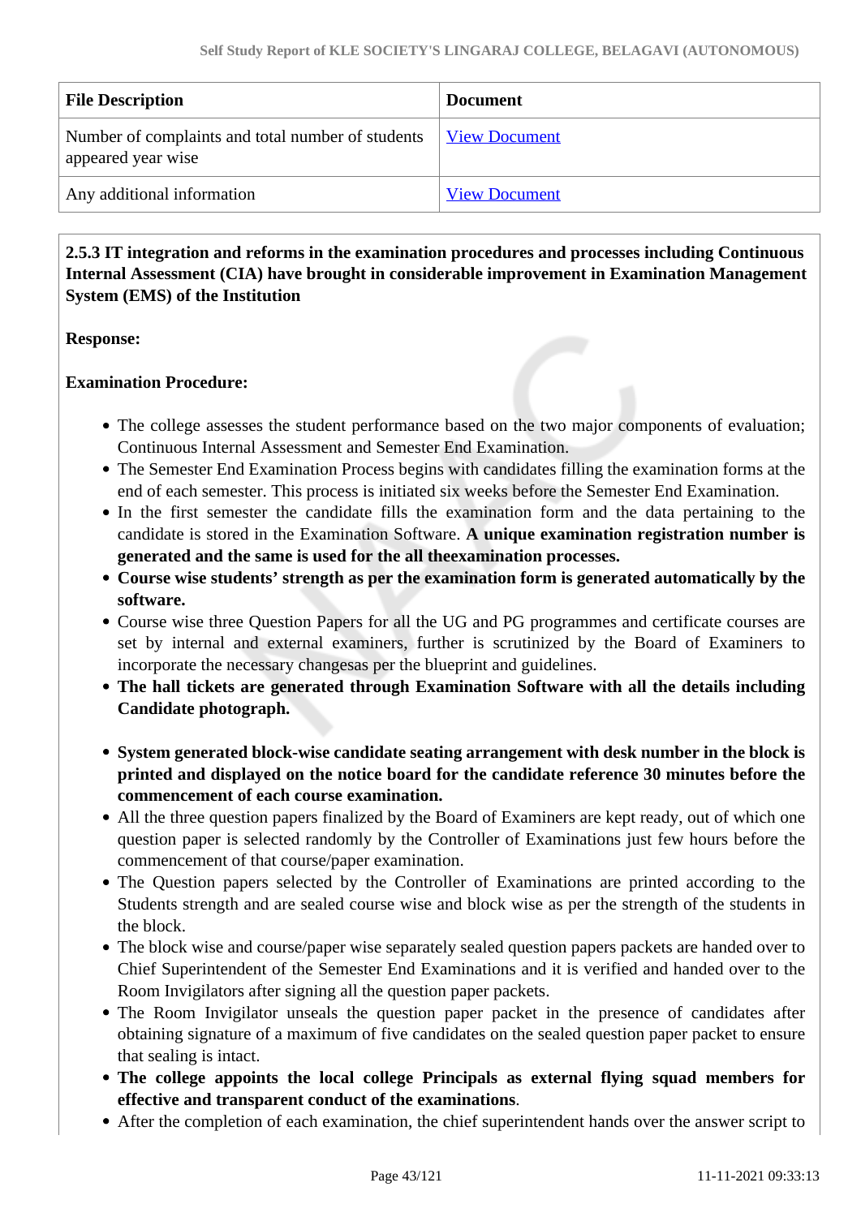| File Description | Document |
| --- | --- |
| Number of complaints and total number of students appeared year wise | View Document |
| Any additional information | View Document |

**2.5.3 IT integration and reforms in the examination procedures and processes including Continuous Internal Assessment (CIA) have brought in considerable improvement in Examination Management System (EMS) of the Institution**

**Response:**

**Examination Procedure:**

- The college assesses the student performance based on the two major components of evaluation; Continuous Internal Assessment and Semester End Examination.
- The Semester End Examination Process begins with candidates filling the examination forms at the end of each semester. This process is initiated six weeks before the Semester End Examination.
- In the first semester the candidate fills the examination form and the data pertaining to the candidate is stored in the Examination Software. **A unique examination registration number is generated and the same is used for the all theexamination processes.**
- **Course wise students' strength as per the examination form is generated automatically by the software.**
- Course wise three Question Papers for all the UG and PG programmes and certificate courses are set by internal and external examiners, further is scrutinized by the Board of Examiners to incorporate the necessary changesas per the blueprint and guidelines.
- **The hall tickets are generated through Examination Software with all the details including Candidate photograph.**
- **System generated block-wise candidate seating arrangement with desk number in the block is printed and displayed on the notice board for the candidate reference 30 minutes before the commencement of each course examination.**
- All the three question papers finalized by the Board of Examiners are kept ready, out of which one question paper is selected randomly by the Controller of Examinations just few hours before the commencement of that course/paper examination.
- The Question papers selected by the Controller of Examinations are printed according to the Students strength and are sealed course wise and block wise as per the strength of the students in the block.
- The block wise and course/paper wise separately sealed question papers packets are handed over to Chief Superintendent of the Semester End Examinations and it is verified and handed over to the Room Invigilators after signing all the question paper packets.
- The Room Invigilator unseals the question paper packet in the presence of candidates after obtaining signature of a maximum of five candidates on the sealed question paper packet to ensure that sealing is intact.
- **The college appoints the local college Principals as external flying squad members for effective and transparent conduct of the examinations**.
- After the completion of each examination, the chief superintendent hands over the answer script to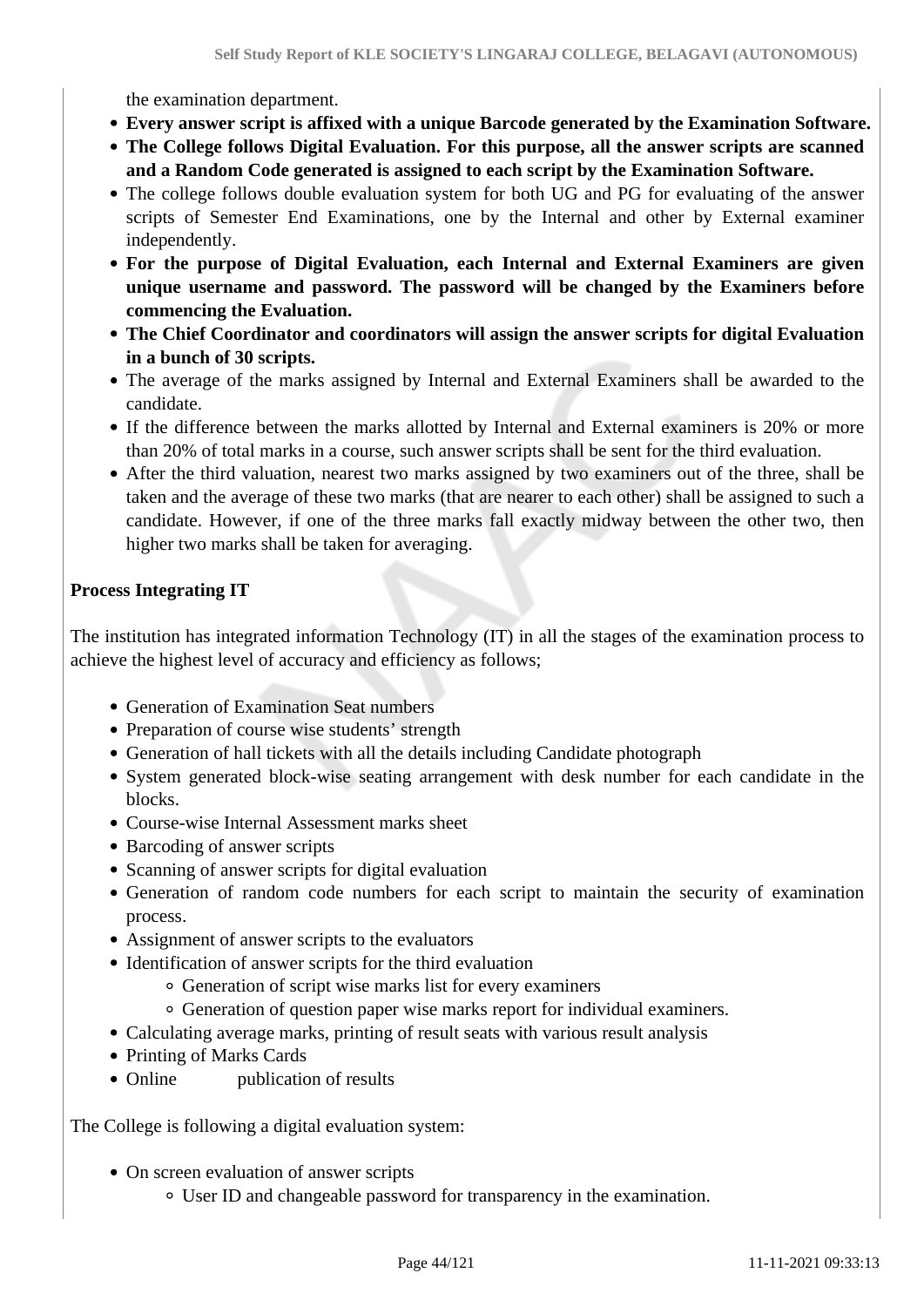the examination department.

- **Every answer script is affixed with a unique Barcode generated by the Examination Software.**
- **The College follows Digital Evaluation. For this purpose, all the answer scripts are scanned and a Random Code generated is assigned to each script by the Examination Software.**
- The college follows double evaluation system for both UG and PG for evaluating of the answer scripts of Semester End Examinations, one by the Internal and other by External examiner independently.
- **For the purpose of Digital Evaluation, each Internal and External Examiners are given unique username and password. The password will be changed by the Examiners before commencing the Evaluation.**
- **The Chief Coordinator and coordinators will assign the answer scripts for digital Evaluation in a bunch of 30 scripts.**
- The average of the marks assigned by Internal and External Examiners shall be awarded to the candidate.
- If the difference between the marks allotted by Internal and External examiners is 20% or more than 20% of total marks in a course, such answer scripts shall be sent for the third evaluation.
- After the third valuation, nearest two marks assigned by two examiners out of the three, shall be taken and the average of these two marks (that are nearer to each other) shall be assigned to such a candidate. However, if one of the three marks fall exactly midway between the other two, then higher two marks shall be taken for averaging.

**Process Integrating IT**

The institution has integrated information Technology (IT) in all the stages of the examination process to achieve the highest level of accuracy and efficiency as follows;

- Generation of Examination Seat numbers
- Preparation of course wise students' strength
- Generation of hall tickets with all the details including Candidate photograph
- System generated block-wise seating arrangement with desk number for each candidate in the blocks.
- Course-wise Internal Assessment marks sheet
- Barcoding of answer scripts
- Scanning of answer scripts for digital evaluation
- Generation of random code numbers for each script to maintain the security of examination process.
- Assignment of answer scripts to the evaluators
- Identification of answer scripts for the third evaluation
  - Generation of script wise marks list for every examiners
  - Generation of question paper wise marks report for individual examiners.
- Calculating average marks, printing of result seats with various result analysis
- Printing of Marks Cards
- Online publication of results

The College is following a digital evaluation system:

- On screen evaluation of answer scripts
  - User ID and changeable password for transparency in the examination.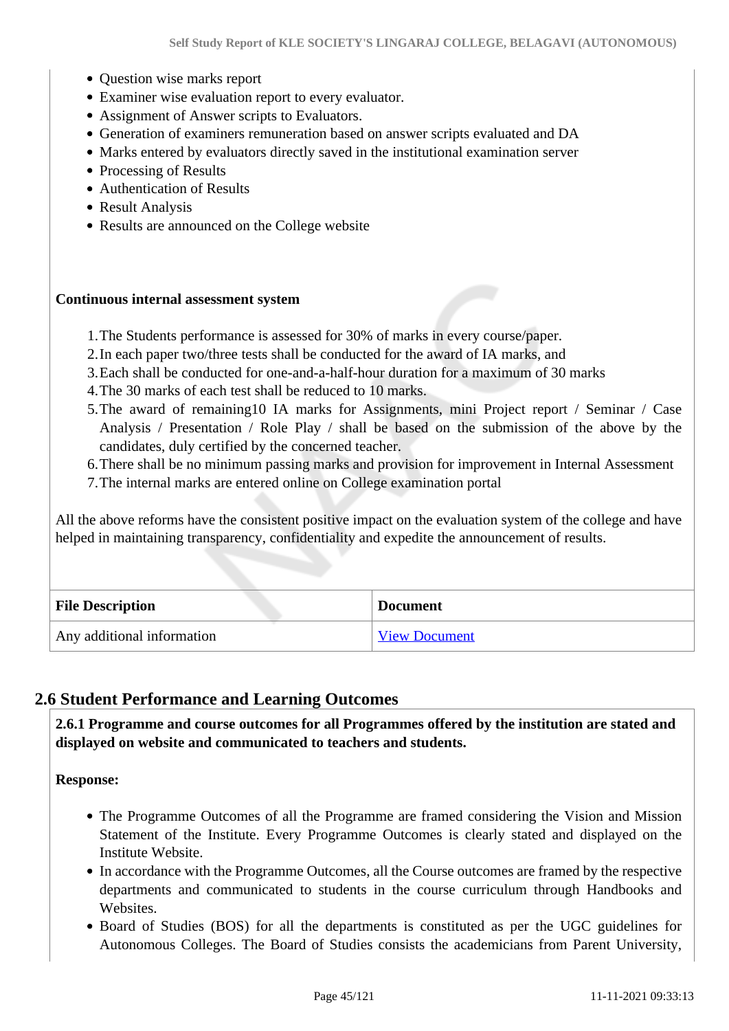- Question wise marks report
- Examiner wise evaluation report to every evaluator.
- Assignment of Answer scripts to Evaluators.
- Generation of examiners remuneration based on answer scripts evaluated and DA
- Marks entered by evaluators directly saved in the institutional examination server
- Processing of Results
- Authentication of Results
- Result Analysis
- Results are announced on the College website

**Continuous internal assessment system**

1. The Students performance is assessed for 30% of marks in every course/paper.
2. In each paper two/three tests shall be conducted for the award of IA marks, and
3. Each shall be conducted for one-and-a-half-hour duration for a maximum of 30 marks
4. The 30 marks of each test shall be reduced to 10 marks.
5. The award of remaining10 IA marks for Assignments, mini Project report / Seminar / Case Analysis / Presentation / Role Play / shall be based on the submission of the above by the candidates, duly certified by the concerned teacher.
6. There shall be no minimum passing marks and provision for improvement in Internal Assessment
7. The internal marks are entered online on College examination portal

All the above reforms have the consistent positive impact on the evaluation system of the college and have helped in maintaining transparency, confidentiality and expedite the announcement of results.

| File Description | Document |
|---|---|
| Any additional information | View Document |

## 2.6 Student Performance and Learning Outcomes

**2.6.1 Programme and course outcomes for all Programmes offered by the institution are stated and displayed on website and communicated to teachers and students.**

**Response:**

- The Programme Outcomes of all the Programme are framed considering the Vision and Mission Statement of the Institute. Every Programme Outcomes is clearly stated and displayed on the Institute Website.
- In accordance with the Programme Outcomes, all the Course outcomes are framed by the respective departments and communicated to students in the course curriculum through Handbooks and Websites.
- Board of Studies (BOS) for all the departments is constituted as per the UGC guidelines for Autonomous Colleges. The Board of Studies consists the academicians from Parent University,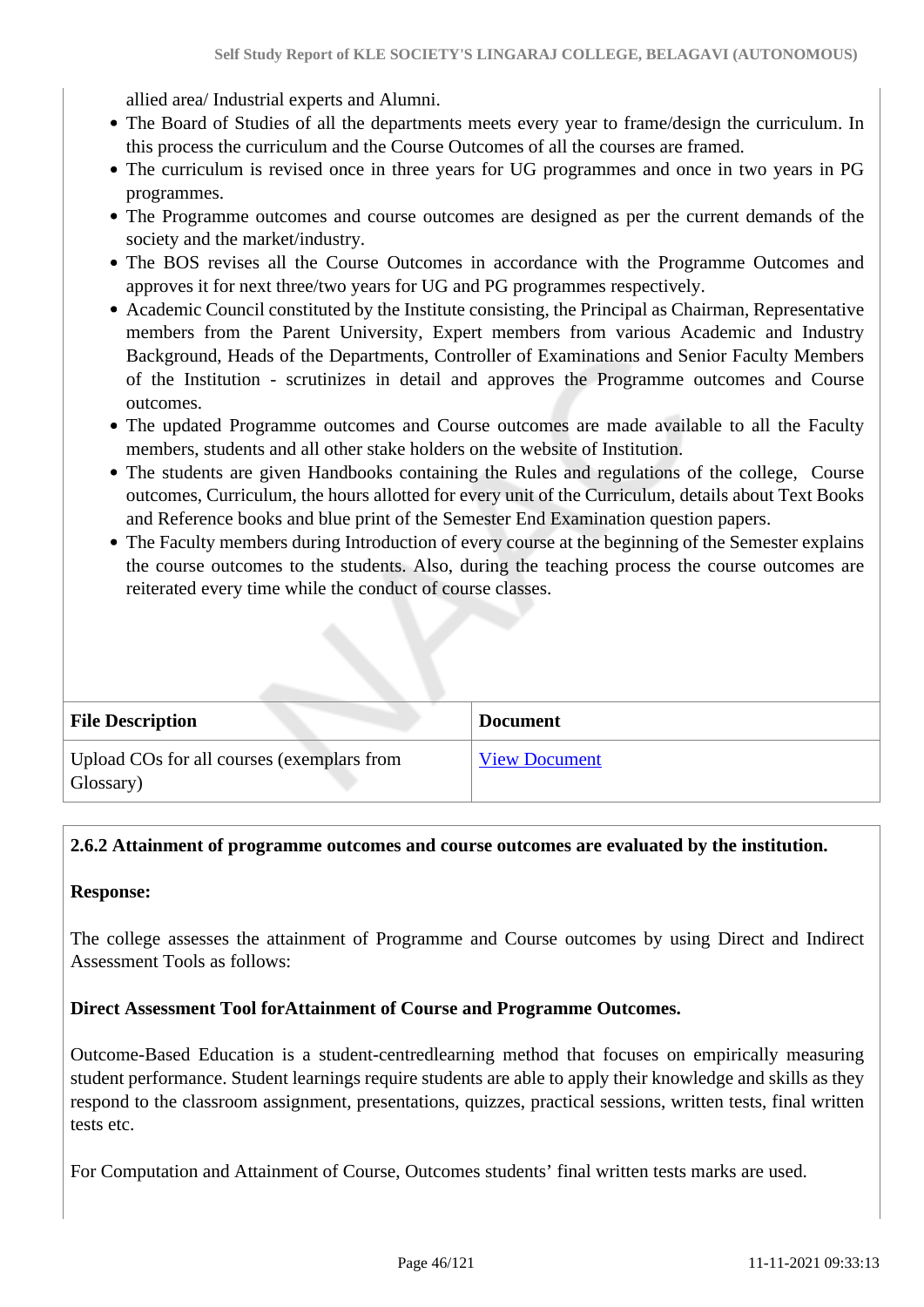allied area/ Industrial experts and Alumni.

- The Board of Studies of all the departments meets every year to frame/design the curriculum. In this process the curriculum and the Course Outcomes of all the courses are framed.
- The curriculum is revised once in three years for UG programmes and once in two years in PG programmes.
- The Programme outcomes and course outcomes are designed as per the current demands of the society and the market/industry.
- The BOS revises all the Course Outcomes in accordance with the Programme Outcomes and approves it for next three/two years for UG and PG programmes respectively.
- Academic Council constituted by the Institute consisting, the Principal as Chairman, Representative members from the Parent University, Expert members from various Academic and Industry Background, Heads of the Departments, Controller of Examinations and Senior Faculty Members of the Institution - scrutinizes in detail and approves the Programme outcomes and Course outcomes.
- The updated Programme outcomes and Course outcomes are made available to all the Faculty members, students and all other stake holders on the website of Institution.
- The students are given Handbooks containing the Rules and regulations of the college, Course outcomes, Curriculum, the hours allotted for every unit of the Curriculum, details about Text Books and Reference books and blue print of the Semester End Examination question papers.
- The Faculty members during Introduction of every course at the beginning of the Semester explains the course outcomes to the students. Also, during the teaching process the course outcomes are reiterated every time while the conduct of course classes.

| File Description | Document |
|---|---|
| Upload COs for all courses (exemplars from Glossary) | View Document |

**2.6.2 Attainment of programme outcomes and course outcomes are evaluated by the institution.**

**Response:**

The college assesses the attainment of Programme and Course outcomes by using Direct and Indirect Assessment Tools as follows:

**Direct Assessment Tool forAttainment of Course and Programme Outcomes.**

Outcome-Based Education is a student-centredlearning method that focuses on empirically measuring student performance. Student learnings require students are able to apply their knowledge and skills as they respond to the classroom assignment, presentations, quizzes, practical sessions, written tests, final written tests etc.

For Computation and Attainment of Course, Outcomes students' final written tests marks are used.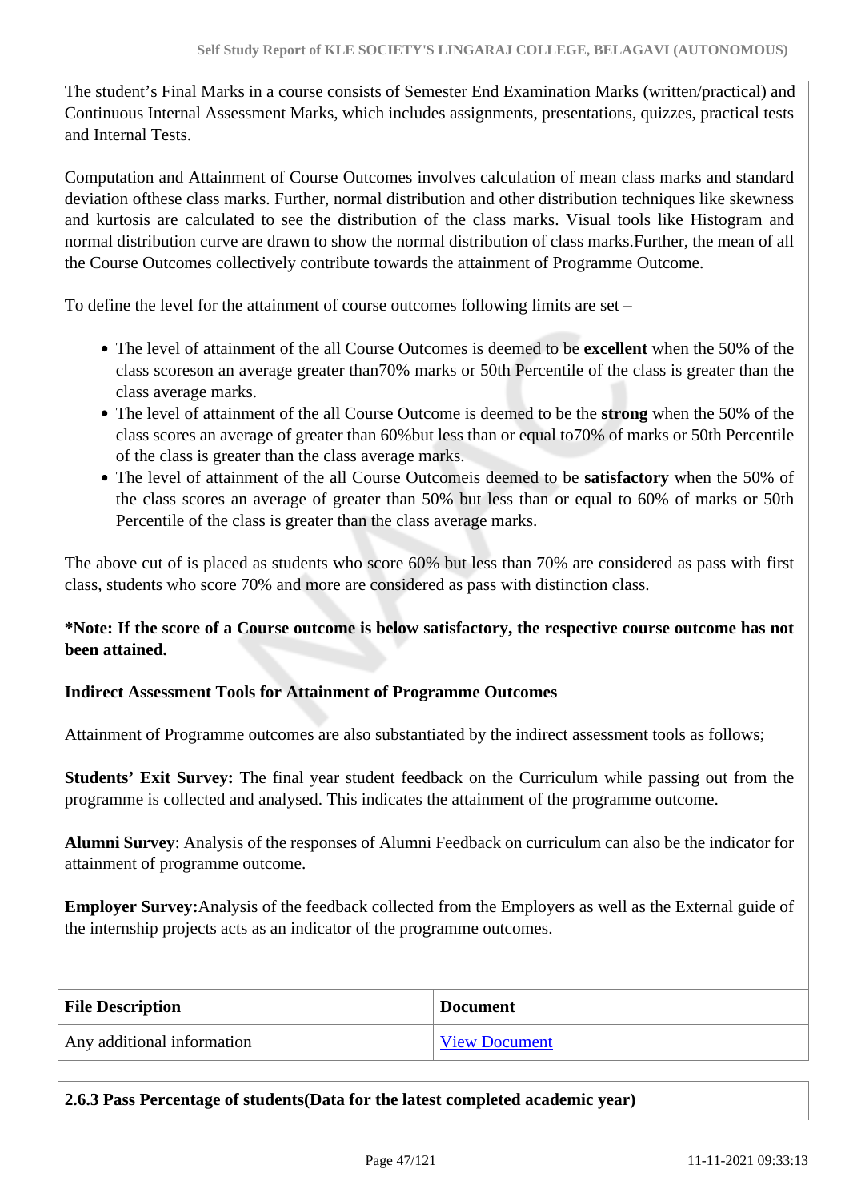The student's Final Marks in a course consists of Semester End Examination Marks (written/practical) and Continuous Internal Assessment Marks, which includes assignments, presentations, quizzes, practical tests and Internal Tests.

Computation and Attainment of Course Outcomes involves calculation of mean class marks and standard deviation ofthese class marks. Further, normal distribution and other distribution techniques like skewness and kurtosis are calculated to see the distribution of the class marks. Visual tools like Histogram and normal distribution curve are drawn to show the normal distribution of class marks.Further, the mean of all the Course Outcomes collectively contribute towards the attainment of Programme Outcome.

To define the level for the attainment of course outcomes following limits are set –

- The level of attainment of the all Course Outcomes is deemed to be **excellent** when the 50% of the class scoreson an average greater than70% marks or 50th Percentile of the class is greater than the class average marks.
- The level of attainment of the all Course Outcome is deemed to be the **strong** when the 50% of the class scores an average of greater than 60%but less than or equal to70% of marks or 50th Percentile of the class is greater than the class average marks.
- The level of attainment of the all Course Outcomeis deemed to be **satisfactory** when the 50% of the class scores an average of greater than 50% but less than or equal to 60% of marks or 50th Percentile of the class is greater than the class average marks.

The above cut of is placed as students who score 60% but less than 70% are considered as pass with first class, students who score 70% and more are considered as pass with distinction class.

**\*Note: If the score of a Course outcome is below satisfactory, the respective course outcome has not been attained.**

**Indirect Assessment Tools for Attainment of Programme Outcomes**

Attainment of Programme outcomes are also substantiated by the indirect assessment tools as follows;

**Students' Exit Survey:** The final year student feedback on the Curriculum while passing out from the programme is collected and analysed. This indicates the attainment of the programme outcome.

**Alumni Survey**: Analysis of the responses of Alumni Feedback on curriculum can also be the indicator for attainment of programme outcome.

**Employer Survey:**Analysis of the feedback collected from the Employers as well as the External guide of the internship projects acts as an indicator of the programme outcomes.

| File Description | Document |
| --- | --- |
| Any additional information | View Document |

**2.6.3 Pass Percentage of students(Data for the latest completed academic year)**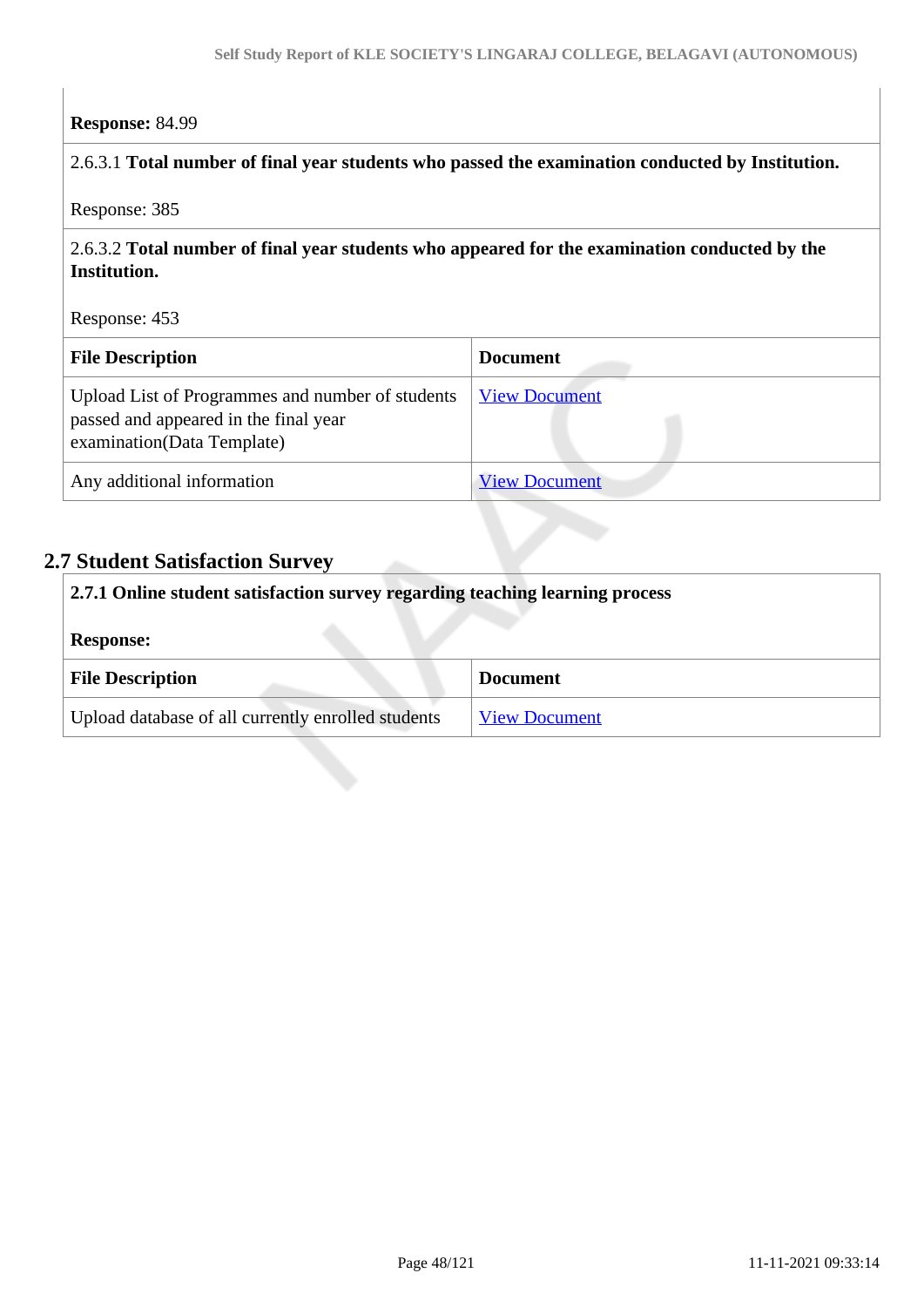**Response:** 84.99

2.6.3.1 **Total number of final year students who passed the examination conducted by Institution.**

Response: 385

2.6.3.2 **Total number of final year students who appeared for the examination conducted by the Institution.**

Response: 453

| File Description | Document |
|---|---|
| Upload List of Programmes and number of students passed and appeared in the final year examination(Data Template) | View Document |
| Any additional information | View Document |

## 2.7 Student Satisfaction Survey

**2.7.1 Online student satisfaction survey regarding teaching learning process**

**Response:**

| File Description | Document |
|---|---|
| Upload database of all currently enrolled students | View Document |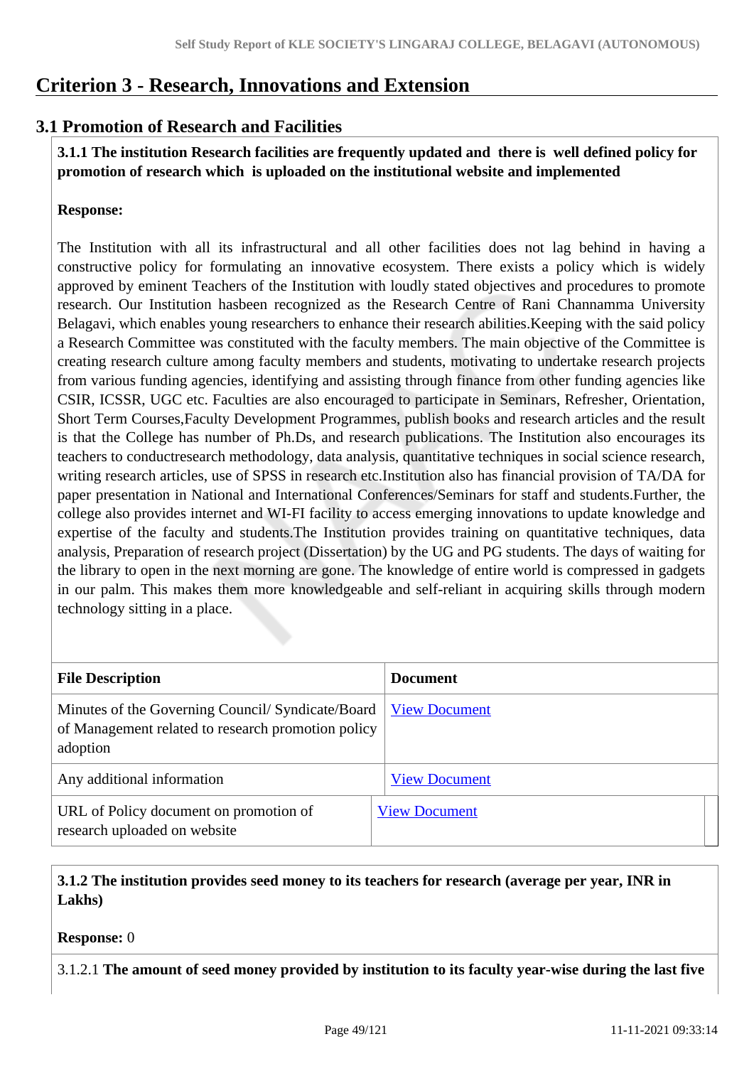# Criterion 3 - Research, Innovations and Extension

## 3.1 Promotion of Research and Facilities

**3.1.1 The institution Research facilities are frequently updated and there is well defined policy for promotion of research which is uploaded on the institutional website and implemented**

**Response:**

The Institution with all its infrastructural and all other facilities does not lag behind in having a constructive policy for formulating an innovative ecosystem. There exists a policy which is widely approved by eminent Teachers of the Institution with loudly stated objectives and procedures to promote research. Our Institution hasbeen recognized as the Research Centre of Rani Channamma University Belagavi, which enables young researchers to enhance their research abilities.Keeping with the said policy a Research Committee was constituted with the faculty members. The main objective of the Committee is creating research culture among faculty members and students, motivating to undertake research projects from various funding agencies, identifying and assisting through finance from other funding agencies like CSIR, ICSSR, UGC etc. Faculties are also encouraged to participate in Seminars, Refresher, Orientation, Short Term Courses,Faculty Development Programmes, publish books and research articles and the result is that the College has number of Ph.Ds, and research publications. The Institution also encourages its teachers to conductresearch methodology, data analysis, quantitative techniques in social science research, writing research articles, use of SPSS in research etc.Institution also has financial provision of TA/DA for paper presentation in National and International Conferences/Seminars for staff and students.Further, the college also provides internet and WI-FI facility to access emerging innovations to update knowledge and expertise of the faculty and students.The Institution provides training on quantitative techniques, data analysis, Preparation of research project (Dissertation) by the UG and PG students. The days of waiting for the library to open in the next morning are gone. The knowledge of entire world is compressed in gadgets in our palm. This makes them more knowledgeable and self-reliant in acquiring skills through modern technology sitting in a place.

| File Description | Document |
|---|---|
| Minutes of the Governing Council/ Syndicate/Board of Management related to research promotion policy adoption | View Document |
| Any additional information | View Document |
| URL of Policy document on promotion of research uploaded on website | View Document |

**3.1.2 The institution provides seed money to its teachers for research (average per year, INR in Lakhs)**

**Response:** 0

3.1.2.1 **The amount of seed money provided by institution to its faculty year-wise during the last five**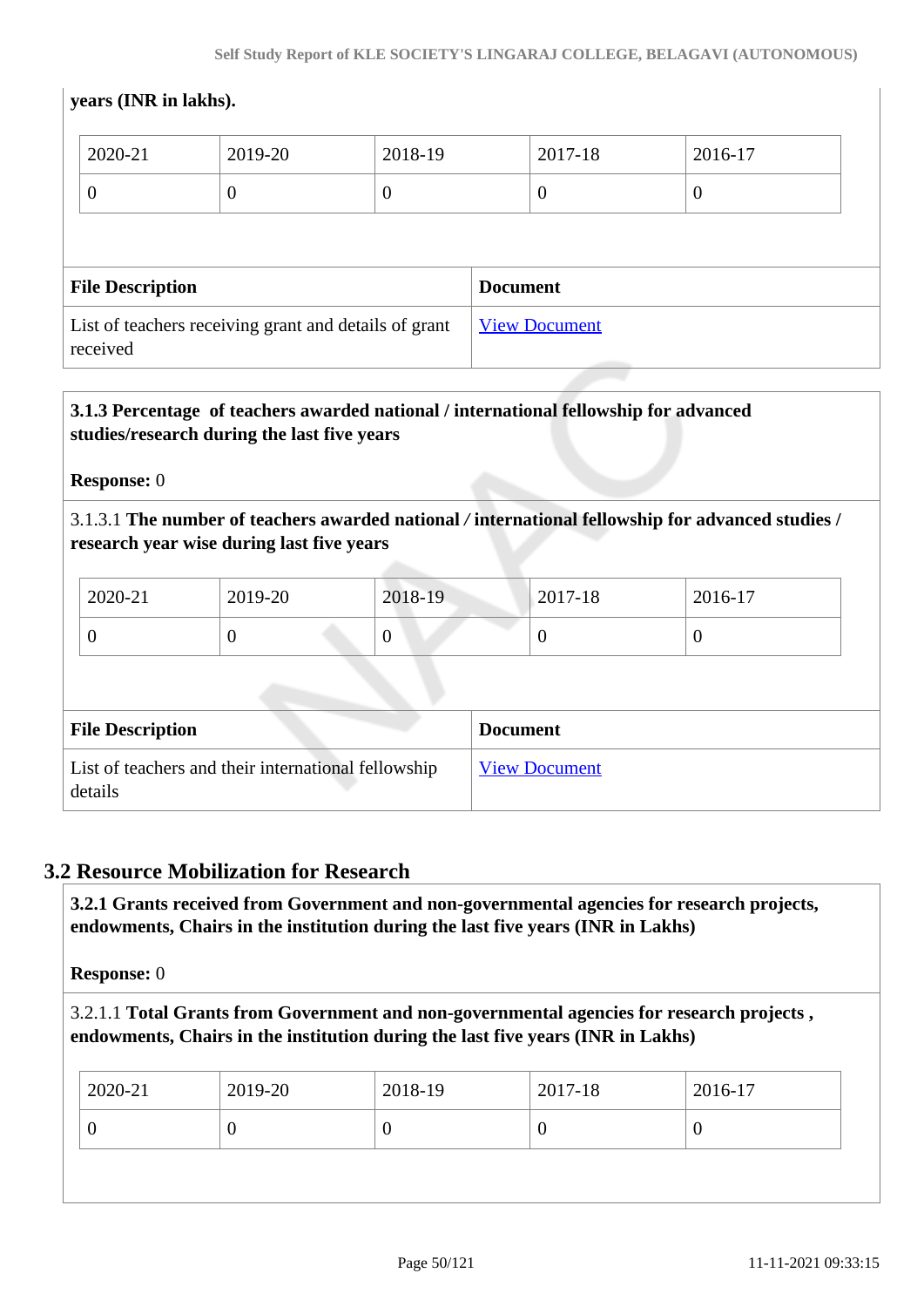**years (INR in lakhs).**

| 2020-21 | 2019-20 | 2018-19 | 2017-18 | 2016-17 |
|---|---|---|---|---|
| 0 | 0 | 0 | 0 | 0 |

| File Description | Document |
|---|---|
| List of teachers receiving grant and details of grant received | View Document |

**3.1.3 Percentage of teachers awarded national / international fellowship for advanced studies/research during the last five years**

**Response:** 0

3.1.3.1 **The number of teachers awarded national / international fellowship for advanced studies / research year wise during last five years**

| 2020-21 | 2019-20 | 2018-19 | 2017-18 | 2016-17 |
|---|---|---|---|---|
| 0 | 0 | 0 | 0 | 0 |

| File Description | Document |
|---|---|
| List of teachers and their international fellowship details | View Document |

## 3.2 Resource Mobilization for Research

**3.2.1 Grants received from Government and non-governmental agencies for research projects, endowments, Chairs in the institution during the last five years (INR in Lakhs)**

**Response:** 0

3.2.1.1 **Total Grants from Government and non-governmental agencies for research projects , endowments, Chairs in the institution during the last five years (INR in Lakhs)**

| 2020-21 | 2019-20 | 2018-19 | 2017-18 | 2016-17 |
|---|---|---|---|---|
| 0 | 0 | 0 | 0 | 0 |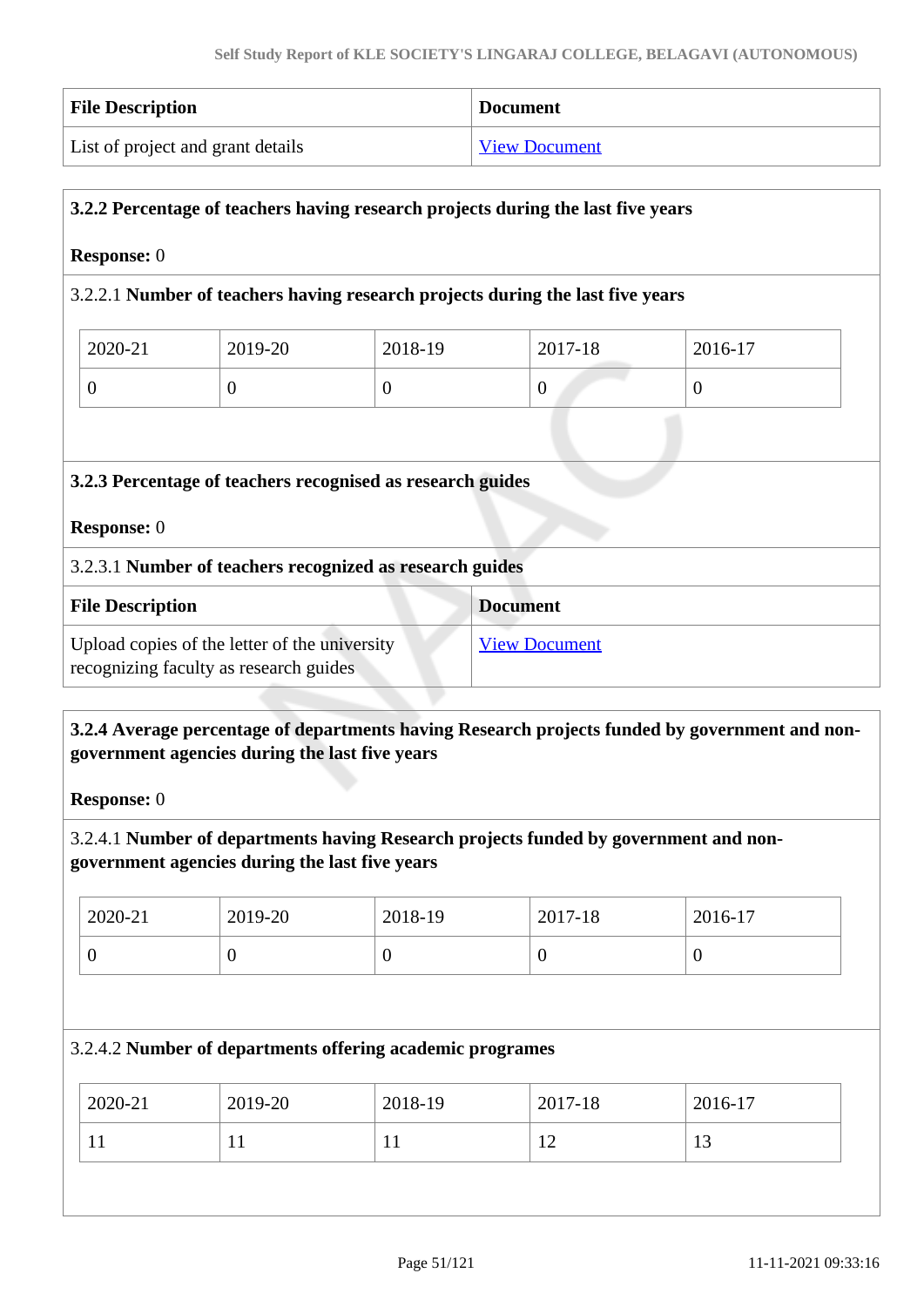| File Description | Document |
| --- | --- |
| List of project and grant details | View Document |

**3.2.2 Percentage of teachers having research projects during the last five years**

**Response:** 0

3.2.2.1 **Number of teachers having research projects during the last five years**

| 2020-21 | 2019-20 | 2018-19 | 2017-18 | 2016-17 |
| --- | --- | --- | --- | --- |
| 0 | 0 | 0 | 0 | 0 |

**3.2.3 Percentage of teachers recognised as research guides**

**Response:** 0

3.2.3.1 **Number of teachers recognized as research guides**

| File Description | Document |
| --- | --- |
| Upload copies of the letter of the university recognizing faculty as research guides | View Document |

**3.2.4 Average percentage of departments having Research projects funded by government and non-government agencies during the last five years**

**Response:** 0

3.2.4.1 **Number of departments having Research projects funded by government and non-government agencies during the last five years**

| 2020-21 | 2019-20 | 2018-19 | 2017-18 | 2016-17 |
| --- | --- | --- | --- | --- |
| 0 | 0 | 0 | 0 | 0 |

3.2.4.2 **Number of departments offering academic programes**

| 2020-21 | 2019-20 | 2018-19 | 2017-18 | 2016-17 |
| --- | --- | --- | --- | --- |
| 11 | 11 | 11 | 12 | 13 |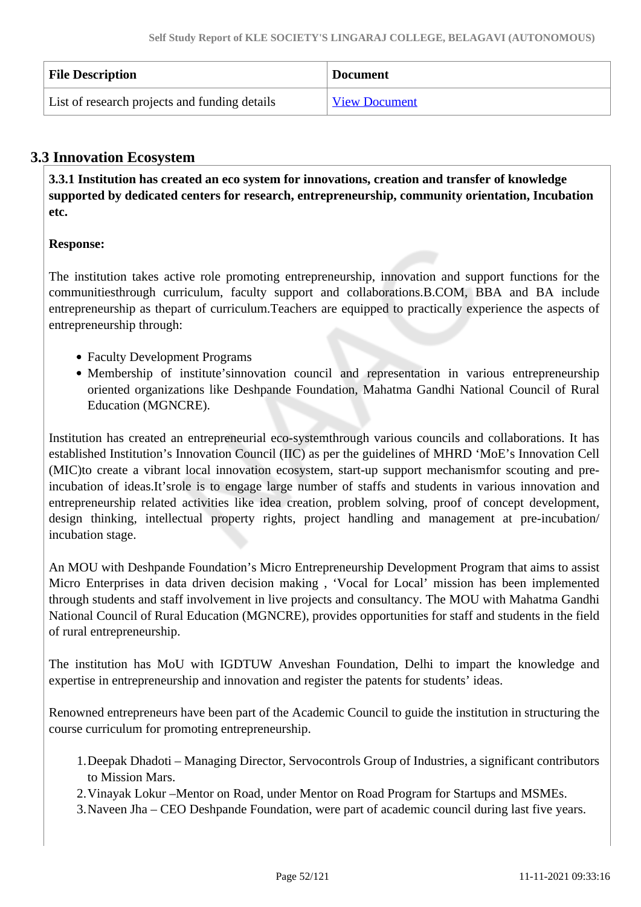| File Description | Document |
| --- | --- |
| List of research projects and funding details | View Document |

## 3.3 Innovation Ecosystem

**3.3.1 Institution has created an eco system for innovations, creation and transfer of knowledge supported by dedicated centers for research, entrepreneurship, community orientation, Incubation etc.**

**Response:**

The institution takes active role promoting entrepreneurship, innovation and support functions for the communitiesthrough curriculum, faculty support and collaborations.B.COM, BBA and BA include entrepreneurship as thepart of curriculum.Teachers are equipped to practically experience the aspects of entrepreneurship through:

- Faculty Development Programs
- Membership of institute'sinnovation council and representation in various entrepreneurship oriented organizations like Deshpande Foundation, Mahatma Gandhi National Council of Rural Education (MGNCRE).

Institution has created an entrepreneurial eco-systemthrough various councils and collaborations. It has established Institution's Innovation Council (IIC) as per the guidelines of MHRD 'MoE's Innovation Cell (MIC)to create a vibrant local innovation ecosystem, start-up support mechanismfor scouting and pre-incubation of ideas.It'srole is to engage large number of staffs and students in various innovation and entrepreneurship related activities like idea creation, problem solving, proof of concept development, design thinking, intellectual property rights, project handling and management at pre-incubation/ incubation stage.

An MOU with Deshpande Foundation's Micro Entrepreneurship Development Program that aims to assist Micro Enterprises in data driven decision making , 'Vocal for Local' mission has been implemented through students and staff involvement in live projects and consultancy. The MOU with Mahatma Gandhi National Council of Rural Education (MGNCRE), provides opportunities for staff and students in the field of rural entrepreneurship.

The institution has MoU with IGDTUW Anveshan Foundation, Delhi to impart the knowledge and expertise in entrepreneurship and innovation and register the patents for students' ideas.

Renowned entrepreneurs have been part of the Academic Council to guide the institution in structuring the course curriculum for promoting entrepreneurship.

1. Deepak Dhadoti – Managing Director, Servocontrols Group of Industries, a significant contributors to Mission Mars.
2. Vinayak Lokur –Mentor on Road, under Mentor on Road Program for Startups and MSMEs.
3. Naveen Jha – CEO Deshpande Foundation, were part of academic council during last five years.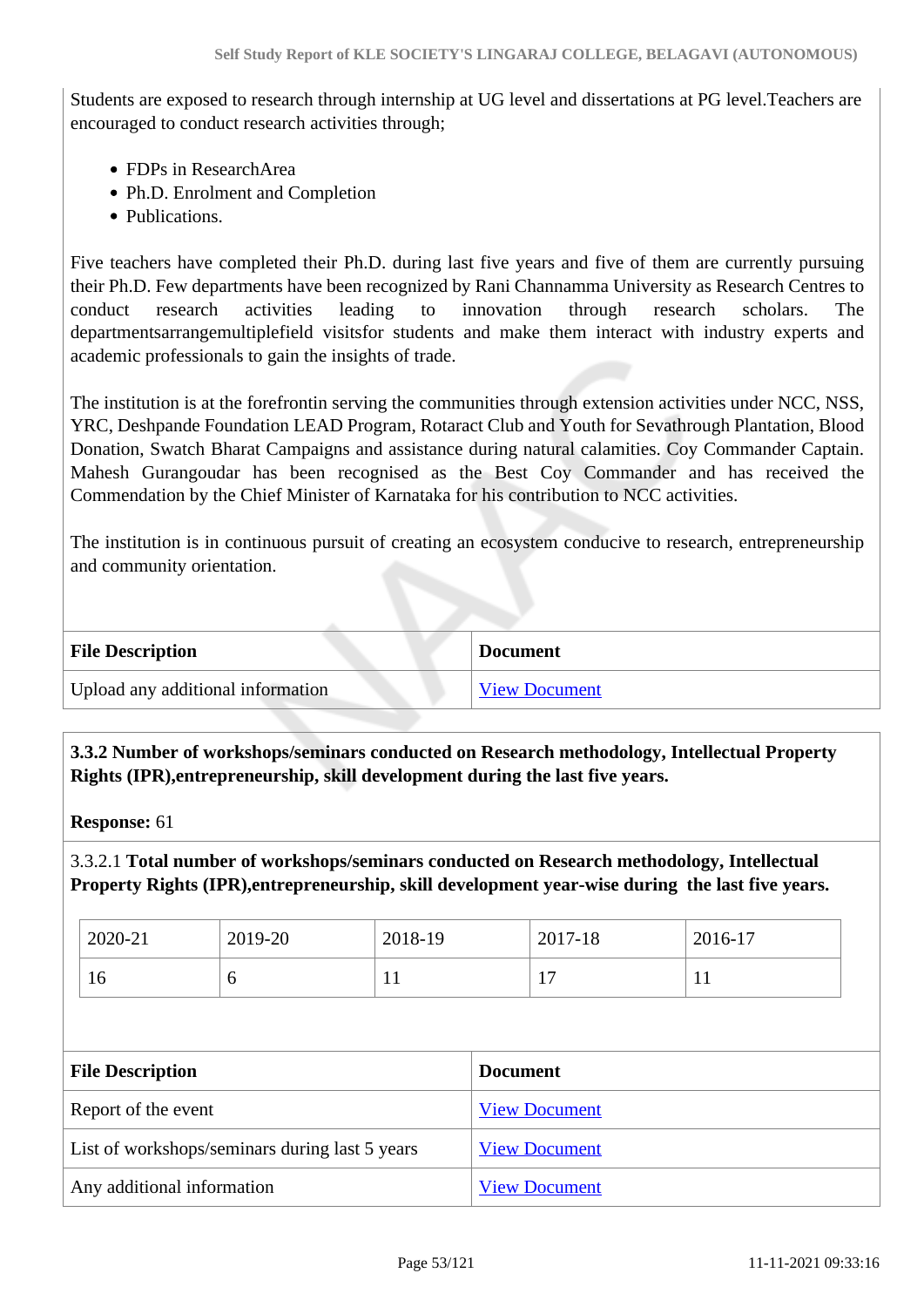Students are exposed to research through internship at UG level and dissertations at PG level.Teachers are encouraged to conduct research activities through;

- FDPs in ResearchArea
- Ph.D. Enrolment and Completion
- Publications.

Five teachers have completed their Ph.D. during last five years and five of them are currently pursuing their Ph.D. Few departments have been recognized by Rani Channamma University as Research Centres to conduct research activities leading to innovation through research scholars. The departmentsarrangemultiplefield visitsfor students and make them interact with industry experts and academic professionals to gain the insights of trade.

The institution is at the forefrontin serving the communities through extension activities under NCC, NSS, YRC, Deshpande Foundation LEAD Program, Rotaract Club and Youth for Sevathrough Plantation, Blood Donation, Swatch Bharat Campaigns and assistance during natural calamities. Coy Commander Captain. Mahesh Gurangoudar has been recognised as the Best Coy Commander and has received the Commendation by the Chief Minister of Karnataka for his contribution to NCC activities.

The institution is in continuous pursuit of creating an ecosystem conducive to research, entrepreneurship and community orientation.

| File Description | Document |
|---|---|
| Upload any additional information | View Document |

**3.3.2 Number of workshops/seminars conducted on Research methodology, Intellectual Property Rights (IPR),entrepreneurship, skill development during the last five years.**

**Response:** 61

3.3.2.1 **Total number of workshops/seminars conducted on Research methodology, Intellectual Property Rights (IPR),entrepreneurship, skill development year-wise during the last five years.**

| 2020-21 | 2019-20 | 2018-19 | 2017-18 | 2016-17 |
|---|---|---|---|---|
| 16 | 6 | 11 | 17 | 11 |

| File Description | Document |
|---|---|
| Report of the event | View Document |
| List of workshops/seminars during last 5 years | View Document |
| Any additional information | View Document |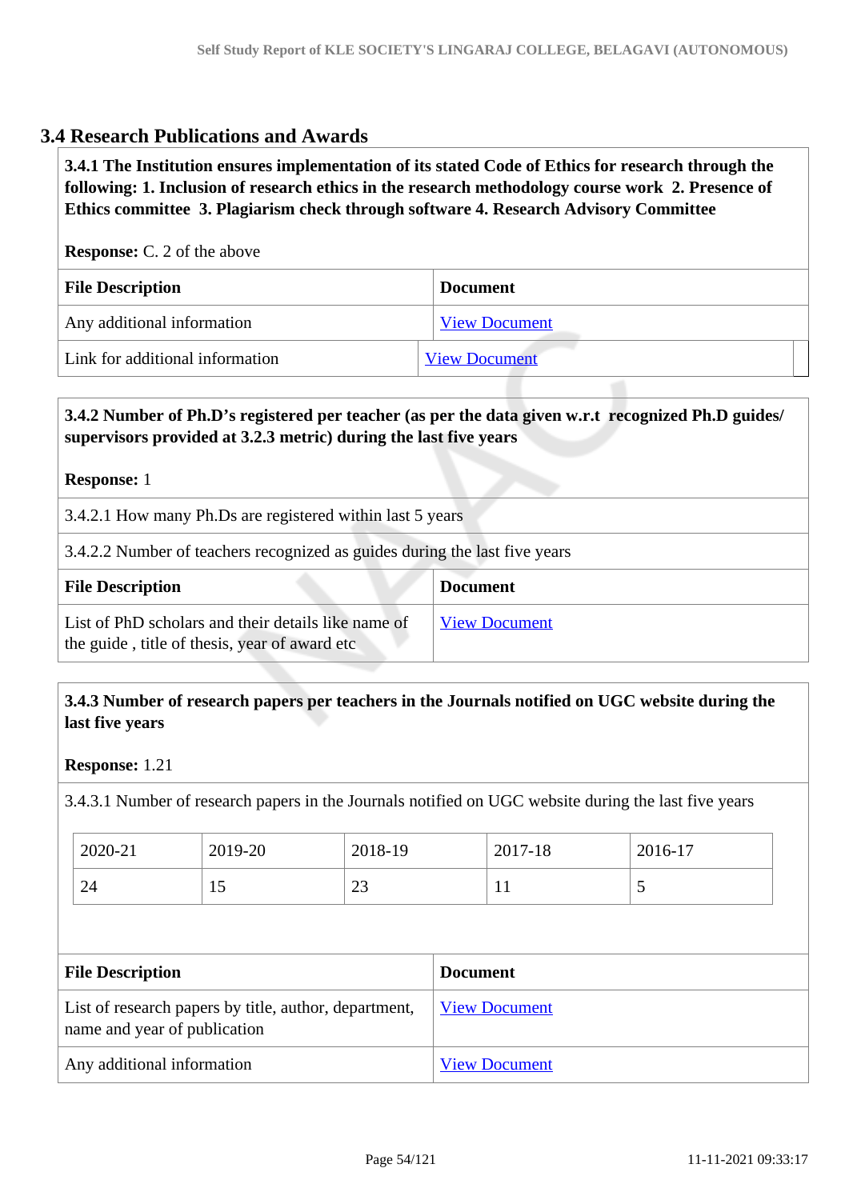## 3.4 Research Publications and Awards

**3.4.1 The Institution ensures implementation of its stated Code of Ethics for research through the following: 1. Inclusion of research ethics in the research methodology course work 2. Presence of Ethics committee 3. Plagiarism check through software 4. Research Advisory Committee**

**Response:** C. 2 of the above

| File Description | Document |
|---|---|
| Any additional information | View Document |
| Link for additional information | View Document |

**3.4.2 Number of Ph.D's registered per teacher (as per the data given w.r.t recognized Ph.D guides/ supervisors provided at 3.2.3 metric) during the last five years**

**Response:** 1

3.4.2.1 How many Ph.Ds are registered within last 5 years

3.4.2.2 Number of teachers recognized as guides during the last five years

| File Description | Document |
|---|---|
| List of PhD scholars and their details like name of the guide , title of thesis, year of award etc | View Document |

**3.4.3 Number of research papers per teachers in the Journals notified on UGC website during the last five years**

**Response:** 1.21

3.4.3.1 Number of research papers in the Journals notified on UGC website during the last five years

| 2020-21 | 2019-20 | 2018-19 | 2017-18 | 2016-17 |
|---|---|---|---|---|
| 24 | 15 | 23 | 11 | 5 |

| File Description | Document |
|---|---|
| List of research papers by title, author, department, name and year of publication | View Document |
| Any additional information | View Document |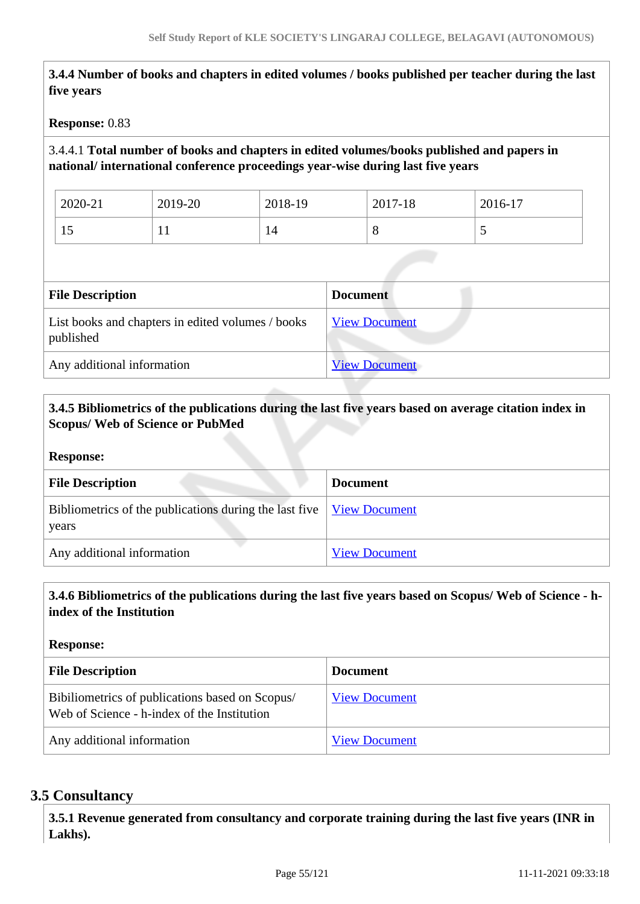**3.4.4 Number of books and chapters in edited volumes / books published per teacher during the last five years**

**Response:** 0.83

3.4.4.1 **Total number of books and chapters in edited volumes/books published and papers in national/ international conference proceedings year-wise during last five years**

| 2020-21 | 2019-20 | 2018-19 | 2017-18 | 2016-17 |
|---|---|---|---|---|
| 15 | 11 | 14 | 8 | 5 |

| File Description | Document |
|---|---|
| List books and chapters in edited volumes / books published | View Document |
| Any additional information | View Document |

**3.4.5 Bibliometrics of the publications during the last five years based on average citation index in Scopus/ Web of Science or PubMed**

**Response:**

| File Description | Document |
|---|---|
| Bibliometrics of the publications during the last five years | View Document |
| Any additional information | View Document |

**3.4.6 Bibliometrics of the publications during the last five years based on Scopus/ Web of Science - h-index of the Institution**

**Response:**

| File Description | Document |
|---|---|
| Bibiliometrics of publications based on Scopus/ Web of Science - h-index of the Institution | View Document |
| Any additional information | View Document |

## 3.5 Consultancy

**3.5.1 Revenue generated from consultancy and corporate training during the last five years (INR in Lakhs).**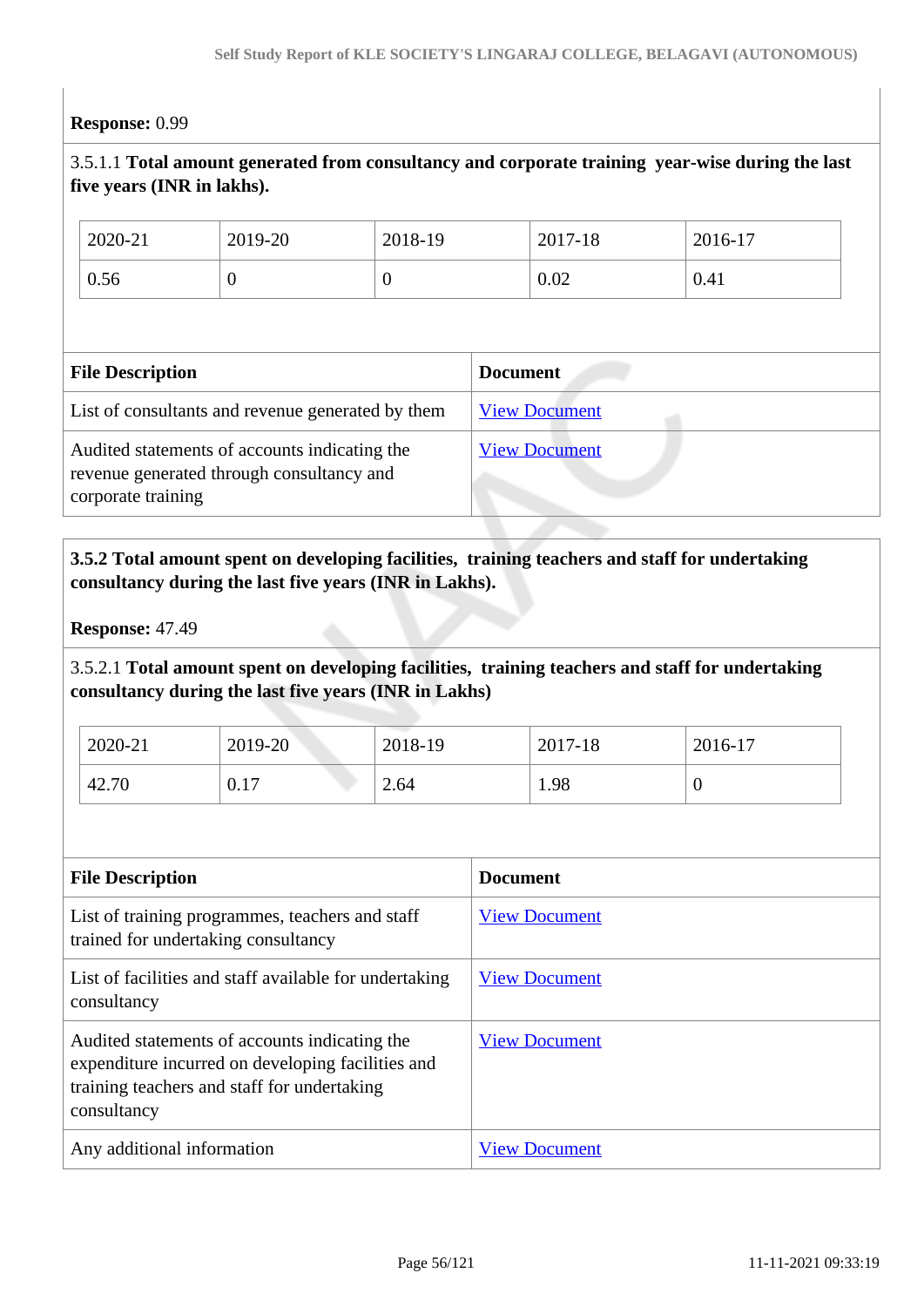**Response:** 0.99

3.5.1.1 **Total amount generated from consultancy and corporate training year-wise during the last five years (INR in lakhs).**

| 2020-21 | 2019-20 | 2018-19 | 2017-18 | 2016-17 |
|---|---|---|---|---|
| 0.56 | 0 | 0 | 0.02 | 0.41 |

| File Description | Document |
|---|---|
| List of consultants and revenue generated by them | View Document |
| Audited statements of accounts indicating the revenue generated through consultancy and corporate training | View Document |

**3.5.2 Total amount spent on developing facilities, training teachers and staff for undertaking consultancy during the last five years (INR in Lakhs).**

**Response:** 47.49

3.5.2.1 **Total amount spent on developing facilities, training teachers and staff for undertaking consultancy during the last five years (INR in Lakhs)**

| 2020-21 | 2019-20 | 2018-19 | 2017-18 | 2016-17 |
|---|---|---|---|---|
| 42.70 | 0.17 | 2.64 | 1.98 | 0 |

| File Description | Document |
|---|---|
| List of training programmes, teachers and staff trained for undertaking consultancy | View Document |
| List of facilities and staff available for undertaking consultancy | View Document |
| Audited statements of accounts indicating the expenditure incurred on developing facilities and training teachers and staff for undertaking consultancy | View Document |
| Any additional information | View Document |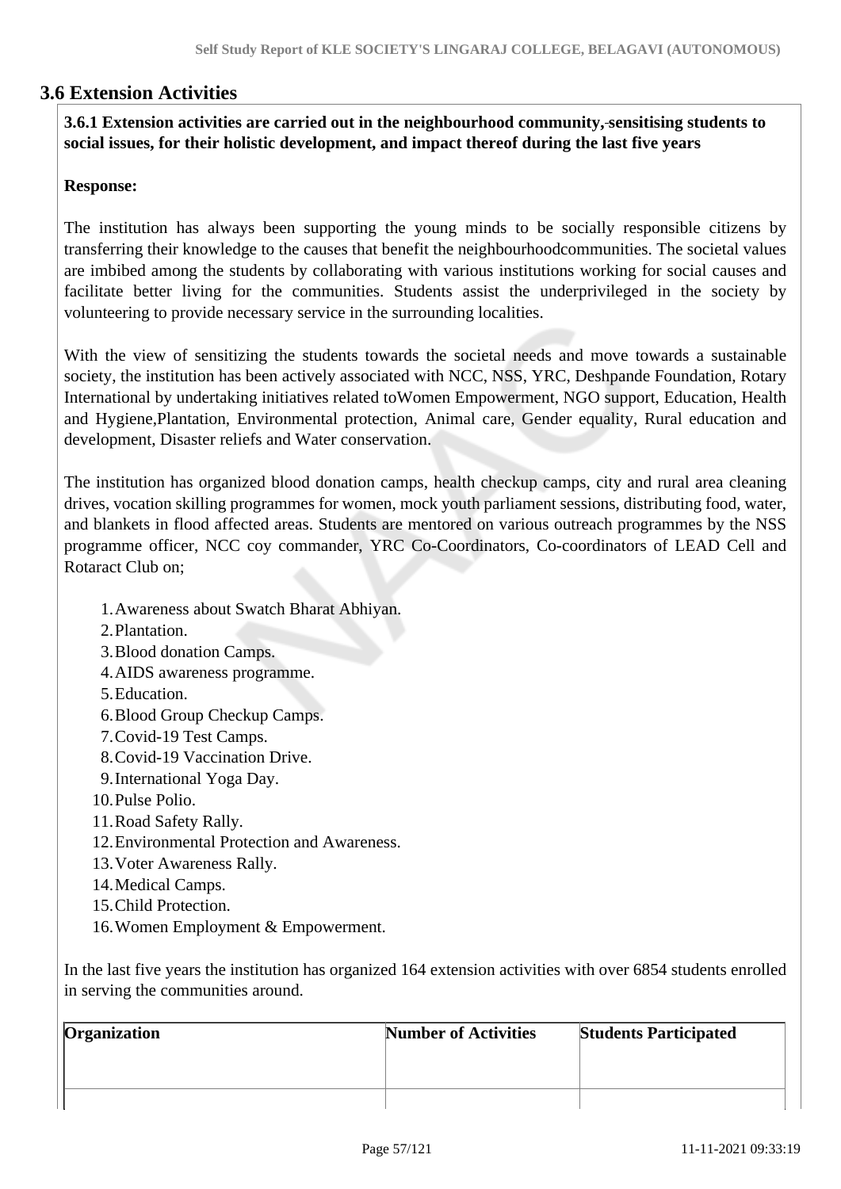## 3.6 Extension Activities

**3.6.1 Extension activities are carried out in the neighbourhood community, sensitising students to social issues, for their holistic development, and impact thereof during the last five years**

**Response:**

The institution has always been supporting the young minds to be socially responsible citizens by transferring their knowledge to the causes that benefit the neighbourhoodcommunities. The societal values are imbibed among the students by collaborating with various institutions working for social causes and facilitate better living for the communities. Students assist the underprivileged in the society by volunteering to provide necessary service in the surrounding localities.

With the view of sensitizing the students towards the societal needs and move towards a sustainable society, the institution has been actively associated with NCC, NSS, YRC, Deshpande Foundation, Rotary International by undertaking initiatives related toWomen Empowerment, NGO support, Education, Health and Hygiene,Plantation, Environmental protection, Animal care, Gender equality, Rural education and development, Disaster reliefs and Water conservation.

The institution has organized blood donation camps, health checkup camps, city and rural area cleaning drives, vocation skilling programmes for women, mock youth parliament sessions, distributing food, water, and blankets in flood affected areas. Students are mentored on various outreach programmes by the NSS programme officer, NCC coy commander, YRC Co-Coordinators, Co-coordinators of LEAD Cell and Rotaract Club on;

1. Awareness about Swatch Bharat Abhiyan.
2. Plantation.
3. Blood donation Camps.
4. AIDS awareness programme.
5. Education.
6. Blood Group Checkup Camps.
7. Covid-19 Test Camps.
8. Covid-19 Vaccination Drive.
9. International Yoga Day.
10. Pulse Polio.
11. Road Safety Rally.
12. Environmental Protection and Awareness.
13. Voter Awareness Rally.
14. Medical Camps.
15. Child Protection.
16. Women Employment & Empowerment.

In the last five years the institution has organized 164 extension activities with over 6854 students enrolled in serving the communities around.

| Organization | Number of Activities | Students Participated |
|---|---|---|
| | | |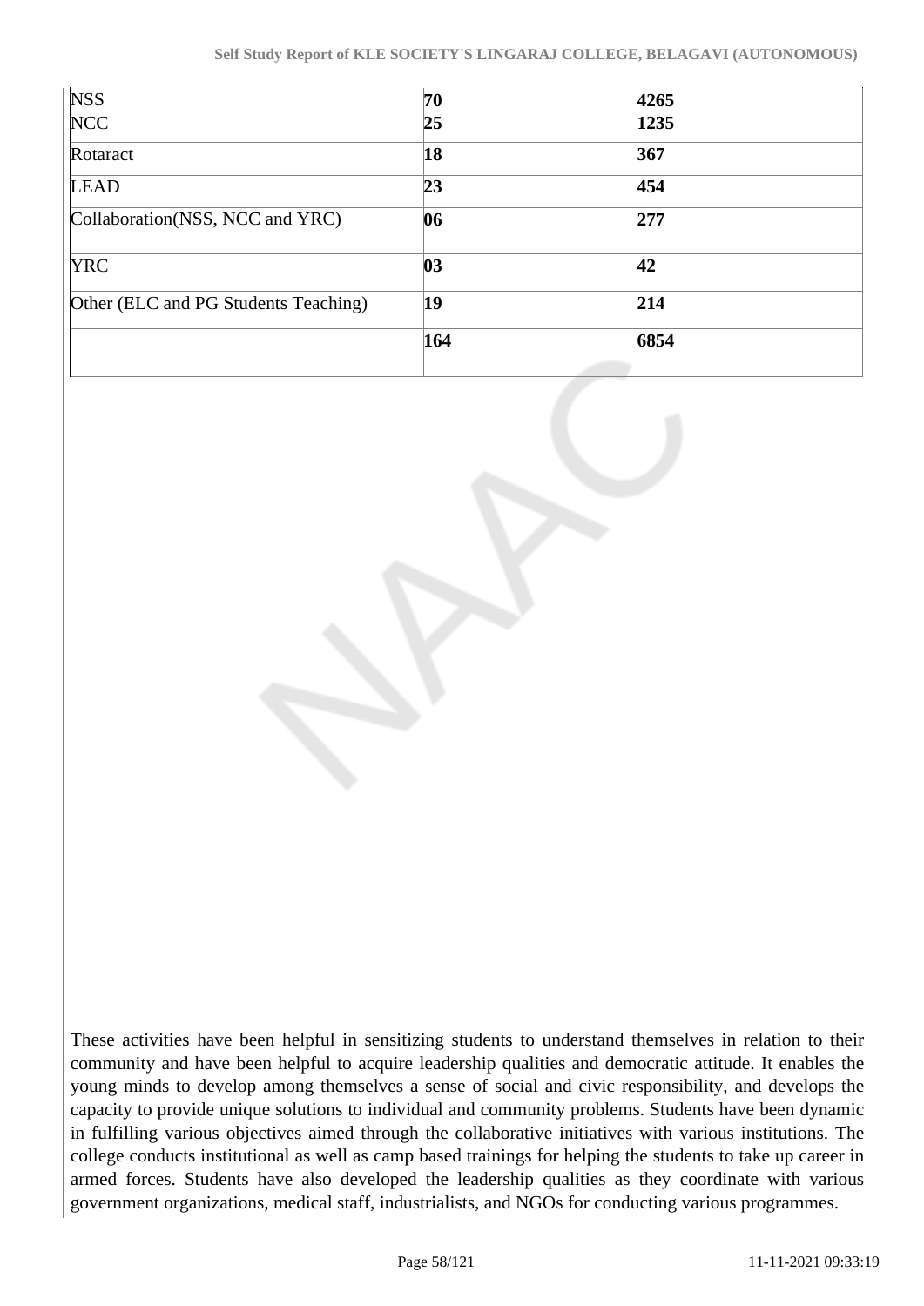| NSS | **70** | **4265** |
|---|---|---|
| NCC | **25** | **1235** |
| Rotaract | **18** | **367** |
| LEAD | **23** | **454** |
| Collaboration(NSS, NCC and YRC) | **06** | **277** |
| YRC | **03** | **42** |
| Other (ELC and PG Students Teaching) | **19** | **214** |
| | **164** | **6854** |

These activities have been helpful in sensitizing students to understand themselves in relation to their community and have been helpful to acquire leadership qualities and democratic attitude. It enables the young minds to develop among themselves a sense of social and civic responsibility, and develops the capacity to provide unique solutions to individual and community problems. Students have been dynamic in fulfilling various objectives aimed through the collaborative initiatives with various institutions. The college conducts institutional as well as camp based trainings for helping the students to take up career in armed forces. Students have also developed the leadership qualities as they coordinate with various government organizations, medical staff, industrialists, and NGOs for conducting various programmes.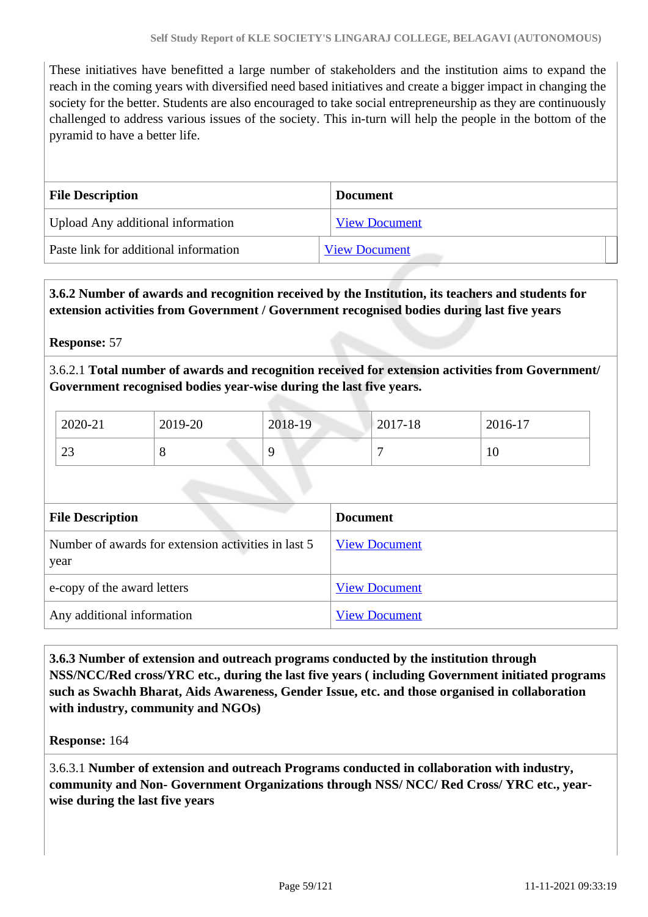These initiatives have benefitted a large number of stakeholders and the institution aims to expand the reach in the coming years with diversified need based initiatives and create a bigger impact in changing the society for the better. Students are also encouraged to take social entrepreneurship as they are continuously challenged to address various issues of the society. This in-turn will help the people in the bottom of the pyramid to have a better life.

| File Description | Document |
|---|---|
| Upload Any additional information | View Document |
| Paste link for additional information | View Document |

**3.6.2 Number of awards and recognition received by the Institution, its teachers and students for extension activities from Government / Government recognised bodies during last five years**

**Response:** 57

3.6.2.1 **Total number of awards and recognition received for extension activities from Government/ Government recognised bodies year-wise during the last five years.**

| 2020-21 | 2019-20 | 2018-19 | 2017-18 | 2016-17 |
|---|---|---|---|---|
| 23 | 8 | 9 | 7 | 10 |

| File Description | Document |
|---|---|
| Number of awards for extension activities in last 5 year | View Document |
| e-copy of the award letters | View Document |
| Any additional information | View Document |

**3.6.3 Number of extension and outreach programs conducted by the institution through NSS/NCC/Red cross/YRC etc., during the last five years ( including Government initiated programs such as Swachh Bharat, Aids Awareness, Gender Issue, etc. and those organised in collaboration with industry, community and NGOs)**

**Response:** 164

3.6.3.1 **Number of extension and outreach Programs conducted in collaboration with industry, community and Non- Government Organizations through NSS/ NCC/ Red Cross/ YRC etc., year-wise during the last five years**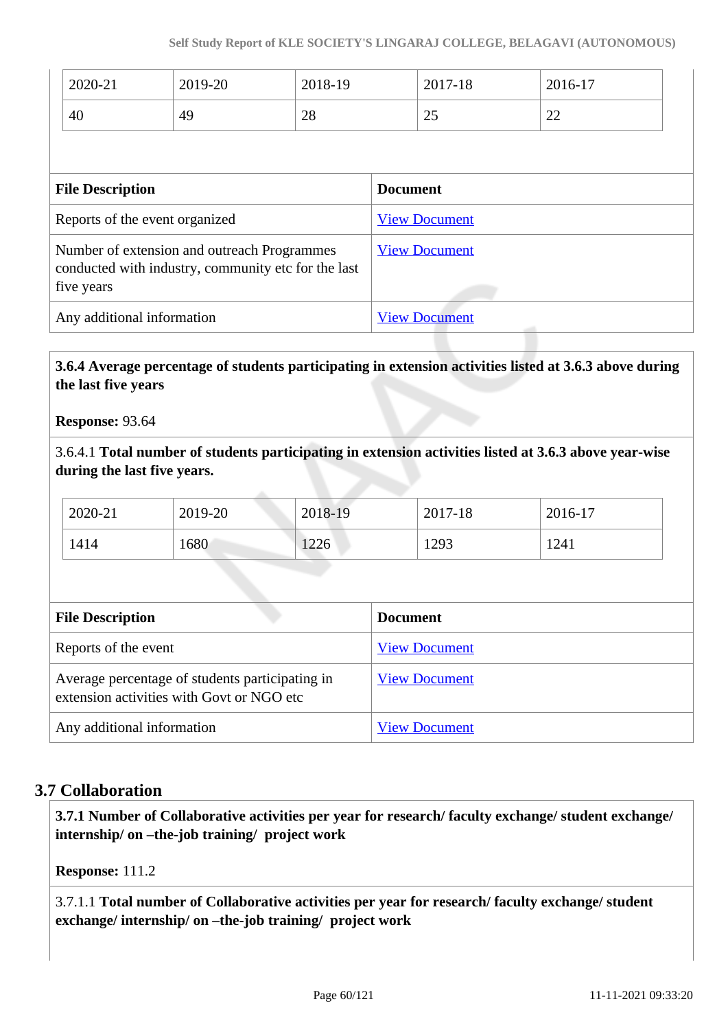| 2020-21 | 2019-20 | 2018-19 | 2017-18 | 2016-17 |
|---|---|---|---|---|
| 40 | 49 | 28 | 25 | 22 |

| File Description | Document |
|---|---|
| Reports of the event organized | View Document |
| Number of extension and outreach Programmes conducted with industry, community etc for the last five years | View Document |
| Any additional information | View Document |

**3.6.4 Average percentage of students participating in extension activities listed at 3.6.3 above during the last five years**

**Response:** 93.64

3.6.4.1 **Total number of students participating in extension activities listed at 3.6.3 above year-wise during the last five years.**

| 2020-21 | 2019-20 | 2018-19 | 2017-18 | 2016-17 |
|---|---|---|---|---|
| 1414 | 1680 | 1226 | 1293 | 1241 |

| File Description | Document |
|---|---|
| Reports of the event | View Document |
| Average percentage of students participating in extension activities with Govt or NGO etc | View Document |
| Any additional information | View Document |

## 3.7 Collaboration

**3.7.1 Number of Collaborative activities per year for research/ faculty exchange/ student exchange/ internship/ on –the-job training/ project work**

**Response:** 111.2

3.7.1.1 **Total number of Collaborative activities per year for research/ faculty exchange/ student exchange/ internship/ on –the-job training/ project work**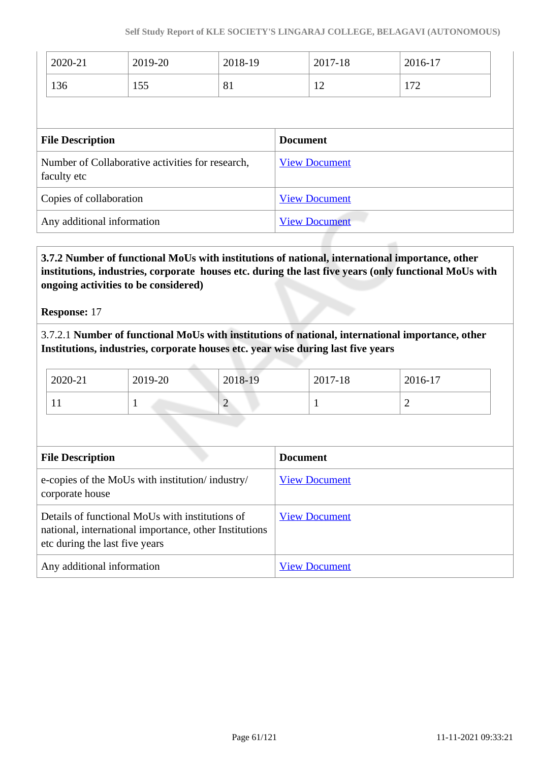| 2020-21 | 2019-20 | 2018-19 | 2017-18 | 2016-17 |
|---|---|---|---|---|
| 136 | 155 | 81 | 12 | 172 |

| File Description | Document |
|---|---|
| Number of Collaborative activities for research, faculty etc | View Document |
| Copies of collaboration | View Document |
| Any additional information | View Document |

**3.7.2 Number of functional MoUs with institutions of national, international importance, other institutions, industries, corporate houses etc. during the last five years (only functional MoUs with ongoing activities to be considered)**

**Response:** 17

3.7.2.1 **Number of functional MoUs with institutions of national, international importance, other Institutions, industries, corporate houses etc. year wise during last five years**

| 2020-21 | 2019-20 | 2018-19 | 2017-18 | 2016-17 |
|---|---|---|---|---|
| 11 | 1 | 2 | 1 | 2 |

| File Description | Document |
|---|---|
| e-copies of the MoUs with institution/ industry/ corporate house | View Document |
| Details of functional MoUs with institutions of national, international importance, other Institutions etc during the last five years | View Document |
| Any additional information | View Document |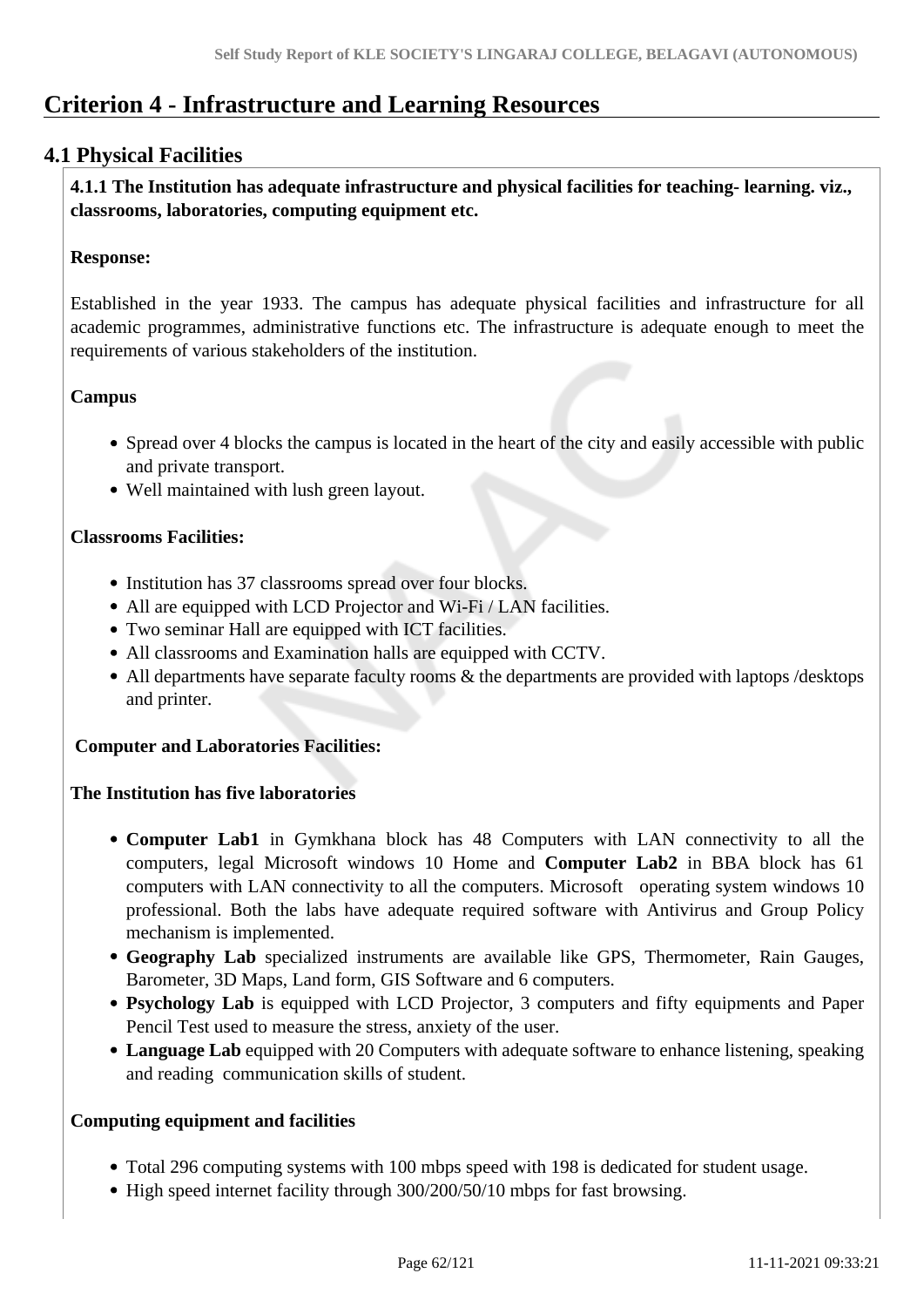# Criterion 4 - Infrastructure and Learning Resources

## 4.1 Physical Facilities

**4.1.1 The Institution has adequate infrastructure and physical facilities for teaching- learning. viz., classrooms, laboratories, computing equipment etc.**

**Response:**

Established in the year 1933. The campus has adequate physical facilities and infrastructure for all academic programmes, administrative functions etc. The infrastructure is adequate enough to meet the requirements of various stakeholders of the institution.

**Campus**

- Spread over 4 blocks the campus is located in the heart of the city and easily accessible with public and private transport.
- Well maintained with lush green layout.

**Classrooms Facilities:**

- Institution has 37 classrooms spread over four blocks.
- All are equipped with LCD Projector and Wi-Fi / LAN facilities.
- Two seminar Hall are equipped with ICT facilities.
- All classrooms and Examination halls are equipped with CCTV.
- All departments have separate faculty rooms & the departments are provided with laptops /desktops and printer.

**Computer and Laboratories Facilities:**

**The Institution has five laboratories**

- **Computer Lab1** in Gymkhana block has 48 Computers with LAN connectivity to all the computers, legal Microsoft windows 10 Home and **Computer Lab2** in BBA block has 61 computers with LAN connectivity to all the computers. Microsoft operating system windows 10 professional. Both the labs have adequate required software with Antivirus and Group Policy mechanism is implemented.
- **Geography Lab** specialized instruments are available like GPS, Thermometer, Rain Gauges, Barometer, 3D Maps, Land form, GIS Software and 6 computers.
- **Psychology Lab** is equipped with LCD Projector, 3 computers and fifty equipments and Paper Pencil Test used to measure the stress, anxiety of the user.
- **Language Lab** equipped with 20 Computers with adequate software to enhance listening, speaking and reading communication skills of student.

**Computing equipment and facilities**

- Total 296 computing systems with 100 mbps speed with 198 is dedicated for student usage.
- High speed internet facility through 300/200/50/10 mbps for fast browsing.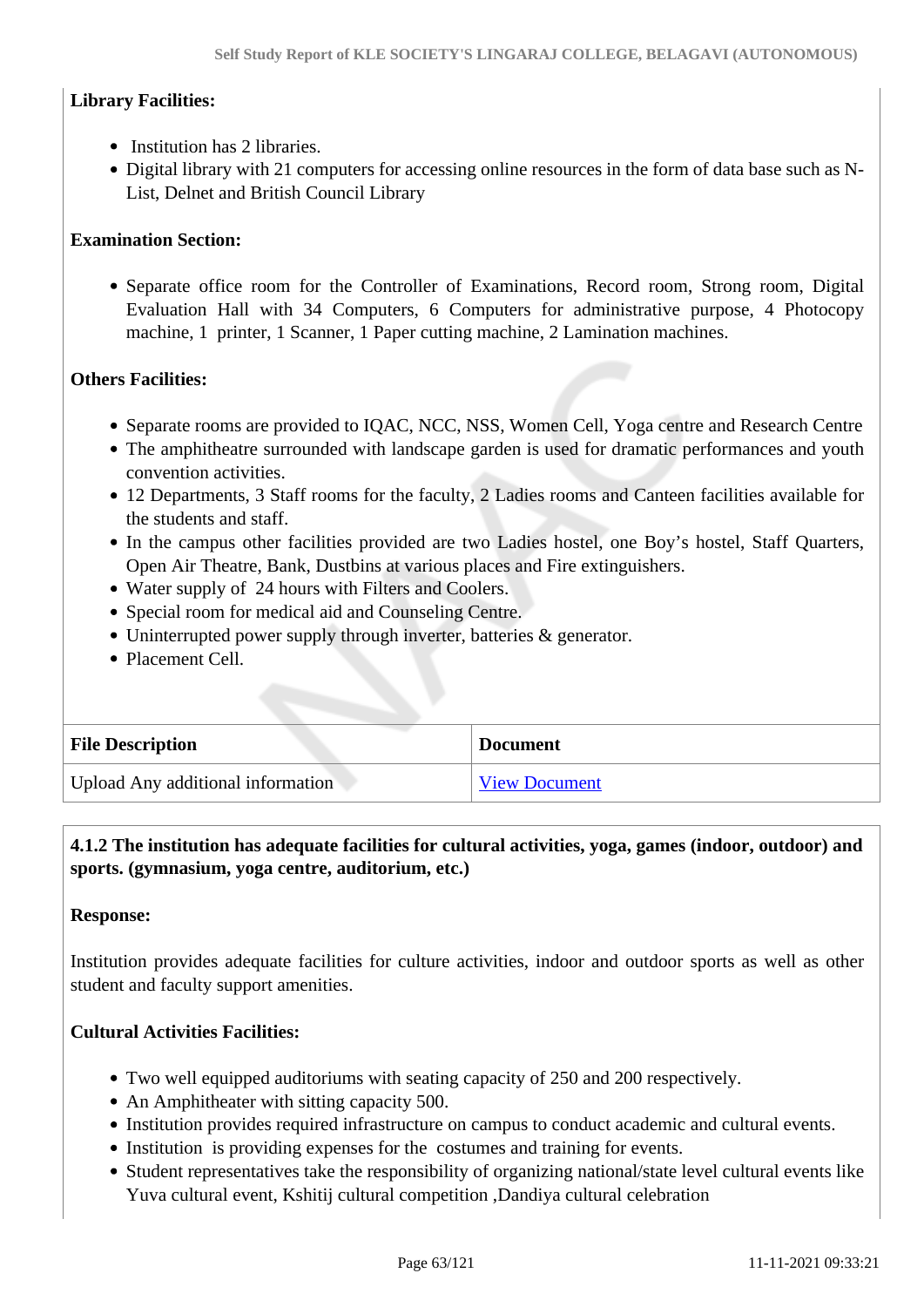**Library Facilities:**

- Institution has 2 libraries.
- Digital library with 21 computers for accessing online resources in the form of data base such as N-List, Delnet and British Council Library

**Examination Section:**

- Separate office room for the Controller of Examinations, Record room, Strong room, Digital Evaluation Hall with 34 Computers, 6 Computers for administrative purpose, 4 Photocopy machine, 1 printer, 1 Scanner, 1 Paper cutting machine, 2 Lamination machines.

**Others Facilities:**

- Separate rooms are provided to IQAC, NCC, NSS, Women Cell, Yoga centre and Research Centre
- The amphitheatre surrounded with landscape garden is used for dramatic performances and youth convention activities.
- 12 Departments, 3 Staff rooms for the faculty, 2 Ladies rooms and Canteen facilities available for the students and staff.
- In the campus other facilities provided are two Ladies hostel, one Boy's hostel, Staff Quarters, Open Air Theatre, Bank, Dustbins at various places and Fire extinguishers.
- Water supply of 24 hours with Filters and Coolers.
- Special room for medical aid and Counseling Centre.
- Uninterrupted power supply through inverter, batteries & generator.
- Placement Cell.

| File Description | Document |
|---|---|
| Upload Any additional information | View Document |

**4.1.2 The institution has adequate facilities for cultural activities, yoga, games (indoor, outdoor) and sports. (gymnasium, yoga centre, auditorium, etc.)**

**Response:**

Institution provides adequate facilities for culture activities, indoor and outdoor sports as well as other student and faculty support amenities.

**Cultural Activities Facilities:**

- Two well equipped auditoriums with seating capacity of 250 and 200 respectively.
- An Amphitheater with sitting capacity 500.
- Institution provides required infrastructure on campus to conduct academic and cultural events.
- Institution is providing expenses for the costumes and training for events.
- Student representatives take the responsibility of organizing national/state level cultural events like Yuva cultural event, Kshitij cultural competition ,Dandiya cultural celebration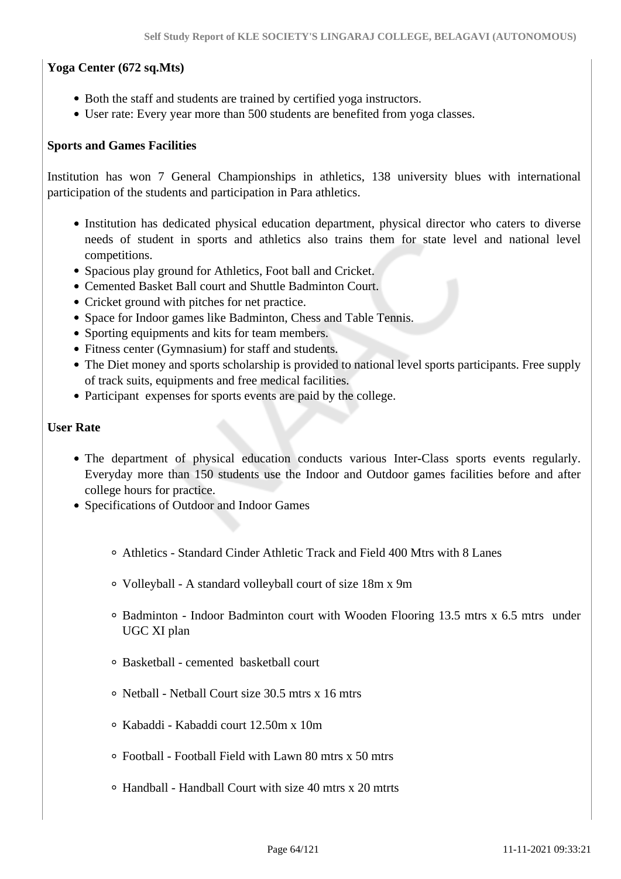**Yoga Center (672 sq.Mts)**

- Both the staff and students are trained by certified yoga instructors.
- User rate: Every year more than 500 students are benefited from yoga classes.

**Sports and Games Facilities**

Institution has won 7 General Championships in athletics, 138 university blues with international participation of the students and participation in Para athletics.

- Institution has dedicated physical education department, physical director who caters to diverse needs of student in sports and athletics also trains them for state level and national level competitions.
- Spacious play ground for Athletics, Foot ball and Cricket.
- Cemented Basket Ball court and Shuttle Badminton Court.
- Cricket ground with pitches for net practice.
- Space for Indoor games like Badminton, Chess and Table Tennis.
- Sporting equipments and kits for team members.
- Fitness center (Gymnasium) for staff and students.
- The Diet money and sports scholarship is provided to national level sports participants. Free supply of track suits, equipments and free medical facilities.
- Participant expenses for sports events are paid by the college.

**User Rate**

- The department of physical education conducts various Inter-Class sports events regularly. Everyday more than 150 students use the Indoor and Outdoor games facilities before and after college hours for practice.
- Specifications of Outdoor and Indoor Games
  - Athletics - Standard Cinder Athletic Track and Field 400 Mtrs with 8 Lanes
  - Volleyball - A standard volleyball court of size 18m x 9m
  - Badminton - Indoor Badminton court with Wooden Flooring 13.5 mtrs x 6.5 mtrs under UGC XI plan
  - Basketball - cemented basketball court
  - Netball - Netball Court size 30.5 mtrs x 16 mtrs
  - Kabaddi - Kabaddi court 12.50m x 10m
  - Football - Football Field with Lawn 80 mtrs x 50 mtrs
  - Handball - Handball Court with size 40 mtrs x 20 mtrts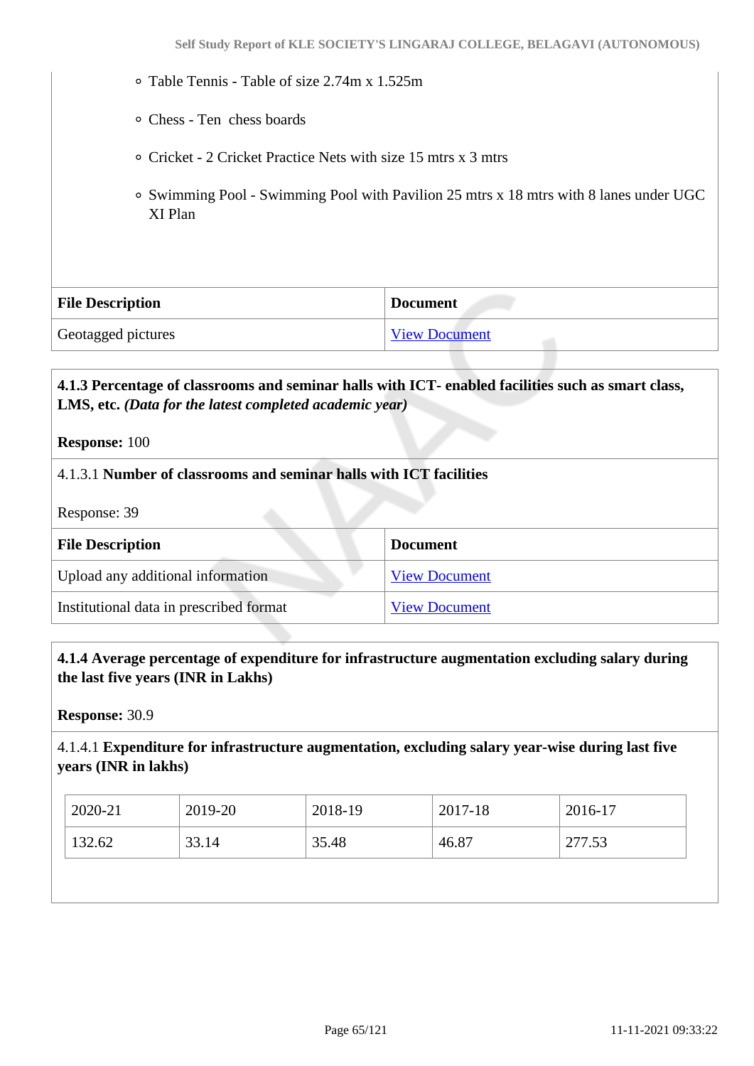- Table Tennis - Table of size 2.74m x 1.525m
- Chess - Ten chess boards
- Cricket - 2 Cricket Practice Nets with size 15 mtrs x 3 mtrs
- Swimming Pool - Swimming Pool with Pavilion 25 mtrs x 18 mtrs with 8 lanes under UGC XI Plan

| File Description | Document |
|---|---|
| Geotagged pictures | View Document |

**4.1.3 Percentage of classrooms and seminar halls with ICT- enabled facilities such as smart class, LMS, etc.** ***(Data for the latest completed academic year)***

**Response:** 100

4.1.3.1 **Number of classrooms and seminar halls with ICT facilities**

Response: 39

| File Description | Document |
|---|---|
| Upload any additional information | View Document |
| Institutional data in prescribed format | View Document |

**4.1.4 Average percentage of expenditure for infrastructure augmentation excluding salary during the last five years (INR in Lakhs)**

**Response:** 30.9

4.1.4.1 **Expenditure for infrastructure augmentation, excluding salary year-wise during last five years (INR in lakhs)**

| 2020-21 | 2019-20 | 2018-19 | 2017-18 | 2016-17 |
|---|---|---|---|---|
| 132.62 | 33.14 | 35.48 | 46.87 | 277.53 |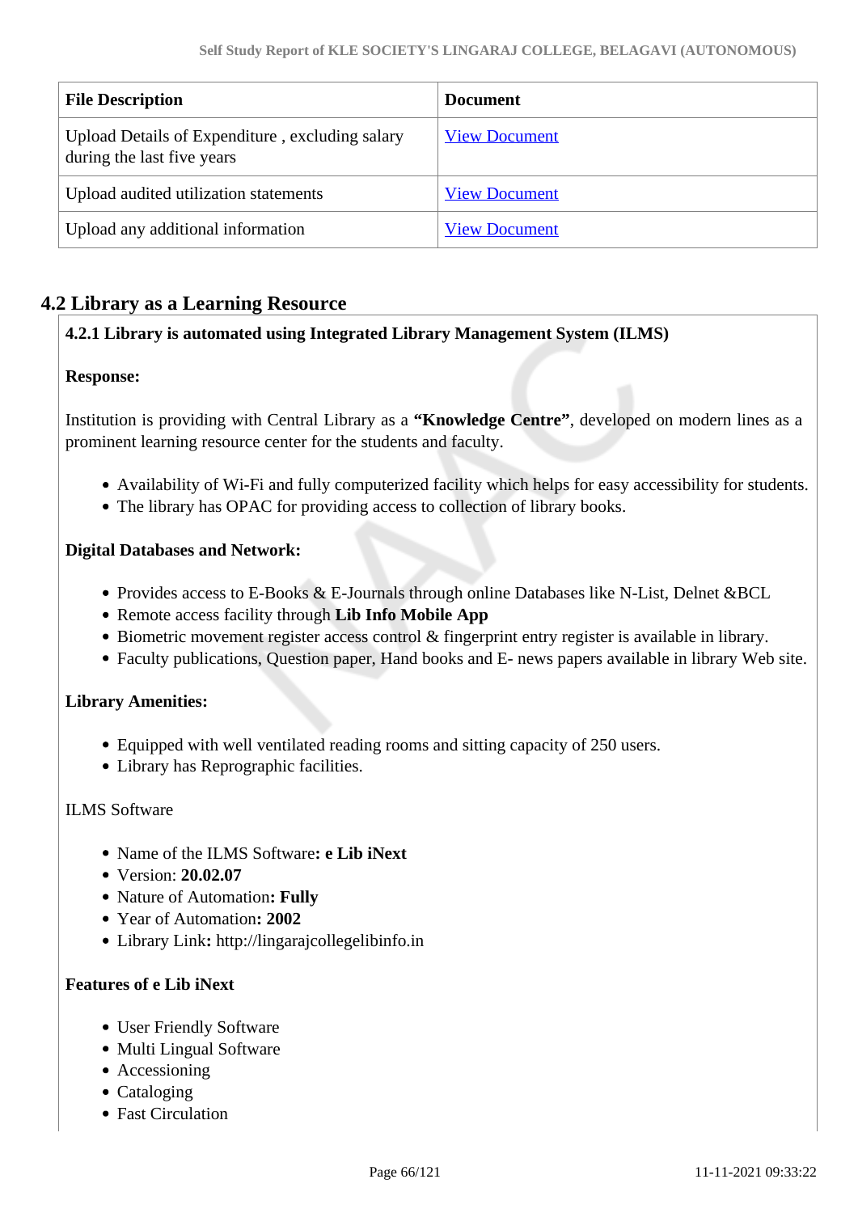| File Description | Document |
| --- | --- |
| Upload Details of Expenditure , excluding salary during the last five years | View Document |
| Upload audited utilization statements | View Document |
| Upload any additional information | View Document |

## 4.2 Library as a Learning Resource

**4.2.1 Library is automated using Integrated Library Management System (ILMS)**

**Response:**

Institution is providing with Central Library as a **"Knowledge Centre"**, developed on modern lines as a prominent learning resource center for the students and faculty.

- Availability of Wi-Fi and fully computerized facility which helps for easy accessibility for students.
- The library has OPAC for providing access to collection of library books.

**Digital Databases and Network:**

- Provides access to E-Books & E-Journals through online Databases like N-List, Delnet &BCL
- Remote access facility through **Lib Info Mobile App**
- Biometric movement register access control & fingerprint entry register is available in library.
- Faculty publications, Question paper, Hand books and E- news papers available in library Web site.

**Library Amenities:**

- Equipped with well ventilated reading rooms and sitting capacity of 250 users.
- Library has Reprographic facilities.

ILMS Software

- Name of the ILMS Software**: e Lib iNext**
- Version: **20.02.07**
- Nature of Automation**: Fully**
- Year of Automation**: 2002**
- Library Link**:** http://lingarajcollegelibinfo.in

**Features of e Lib iNext**

- User Friendly Software
- Multi Lingual Software
- Accessioning
- Cataloging
- Fast Circulation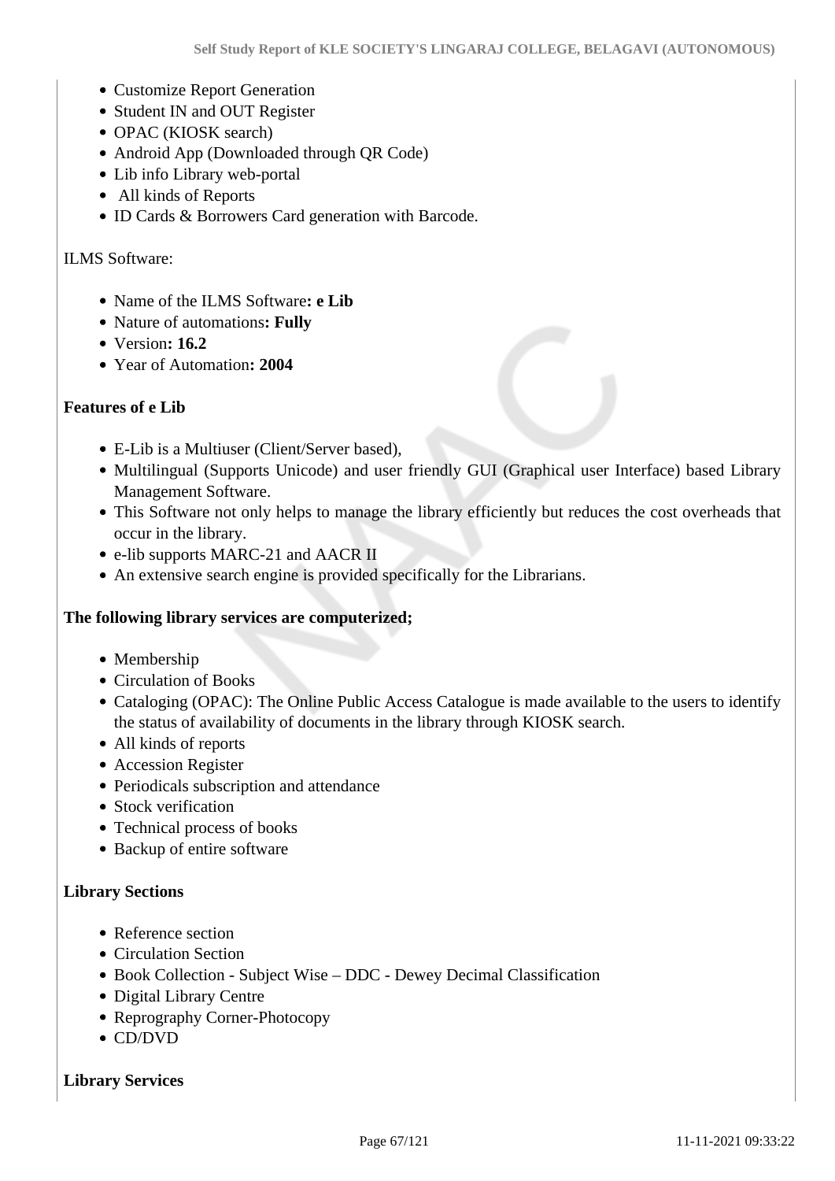- Customize Report Generation
- Student IN and OUT Register
- OPAC (KIOSK search)
- Android App (Downloaded through QR Code)
- Lib info Library web-portal
- All kinds of Reports
- ID Cards & Borrowers Card generation with Barcode.

ILMS Software:

- Name of the ILMS Software**: e Lib**
- Nature of automations**: Fully**
- Version**: 16.2**
- Year of Automation**: 2004**

**Features of e Lib**

- E-Lib is a Multiuser (Client/Server based),
- Multilingual (Supports Unicode) and user friendly GUI (Graphical user Interface) based Library Management Software.
- This Software not only helps to manage the library efficiently but reduces the cost overheads that occur in the library.
- e-lib supports MARC-21 and AACR II
- An extensive search engine is provided specifically for the Librarians.

**The following library services are computerized;**

- Membership
- Circulation of Books
- Cataloging (OPAC): The Online Public Access Catalogue is made available to the users to identify the status of availability of documents in the library through KIOSK search.
- All kinds of reports
- Accession Register
- Periodicals subscription and attendance
- Stock verification
- Technical process of books
- Backup of entire software

**Library Sections**

- Reference section
- Circulation Section
- Book Collection - Subject Wise – DDC - Dewey Decimal Classification
- Digital Library Centre
- Reprography Corner-Photocopy
- CD/DVD

**Library Services**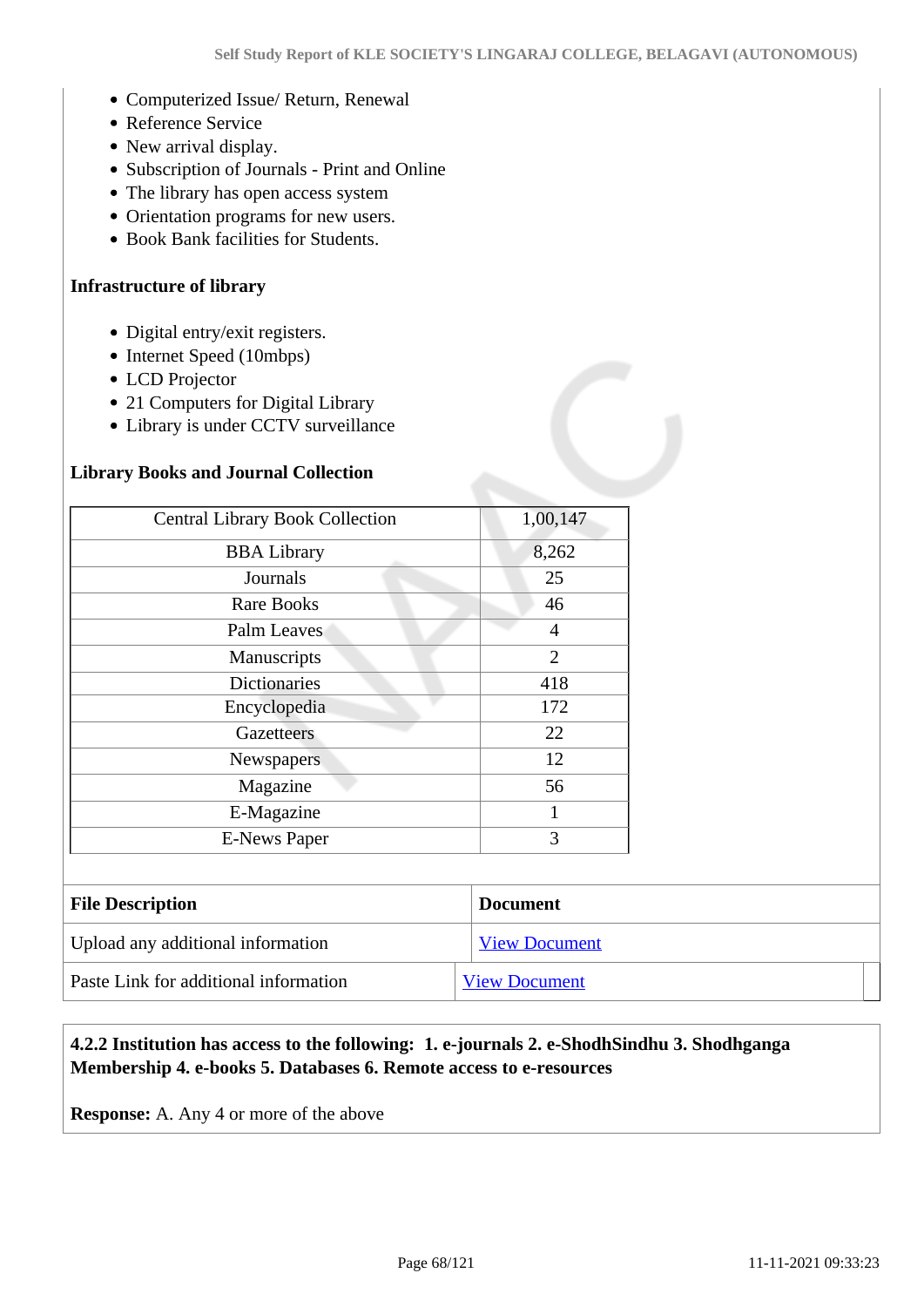- Computerized Issue/ Return, Renewal
- Reference Service
- New arrival display.
- Subscription of Journals - Print and Online
- The library has open access system
- Orientation programs for new users.
- Book Bank facilities for Students.

**Infrastructure of library**

- Digital entry/exit registers.
- Internet Speed (10mbps)
- LCD Projector
- 21 Computers for Digital Library
- Library is under CCTV surveillance

**Library Books and Journal Collection**

| Central Library Book Collection | 1,00,147 |
|---|---|
| BBA Library | 8,262 |
| Journals | 25 |
| Rare Books | 46 |
| Palm Leaves | 4 |
| Manuscripts | 2 |
| Dictionaries | 418 |
| Encyclopedia | 172 |
| Gazetteers | 22 |
| Newspapers | 12 |
| Magazine | 56 |
| E-Magazine | 1 |
| E-News Paper | 3 |

| File Description | Document |
|---|---|
| Upload any additional information | View Document |
| Paste Link for additional information | View Document |

**4.2.2 Institution has access to the following: 1. e-journals 2. e-ShodhSindhu 3. Shodhganga Membership 4. e-books 5. Databases 6. Remote access to e-resources**

**Response:** A. Any 4 or more of the above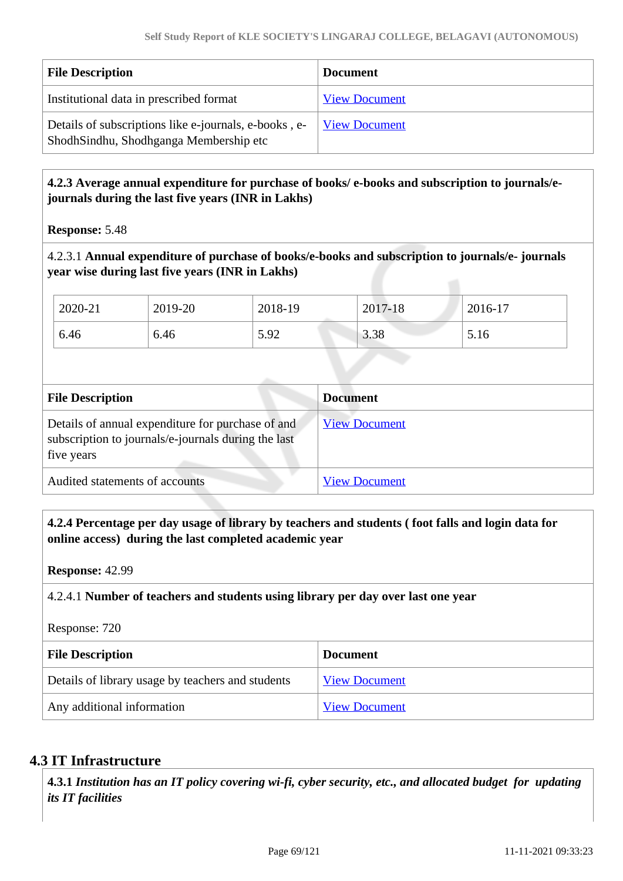| File Description | Document |
|---|---|
| Institutional data in prescribed format | View Document |
| Details of subscriptions like e-journals, e-books , e-ShodhSindhu, Shodhganga Membership etc | View Document |

**4.2.3 Average annual expenditure for purchase of books/ e-books and subscription to journals/e-journals during the last five years (INR in Lakhs)**

**Response:** 5.48

4.2.3.1 **Annual expenditure of purchase of books/e-books and subscription to journals/e- journals year wise during last five years (INR in Lakhs)**

| 2020-21 | 2019-20 | 2018-19 | 2017-18 | 2016-17 |
|---|---|---|---|---|
| 6.46 | 6.46 | 5.92 | 3.38 | 5.16 |

| File Description | Document |
|---|---|
| Details of annual expenditure for purchase of and subscription to journals/e-journals during the last five years | View Document |
| Audited statements of accounts | View Document |

**4.2.4 Percentage per day usage of library by teachers and students ( foot falls and login data for online access) during the last completed academic year**

**Response:** 42.99

4.2.4.1 **Number of teachers and students using library per day over last one year**

Response: 720

| File Description | Document |
|---|---|
| Details of library usage by teachers and students | View Document |
| Any additional information | View Document |

## 4.3 IT Infrastructure

**4.3.1** ***Institution has an IT policy covering wi-fi, cyber security, etc., and allocated budget for updating its IT facilities***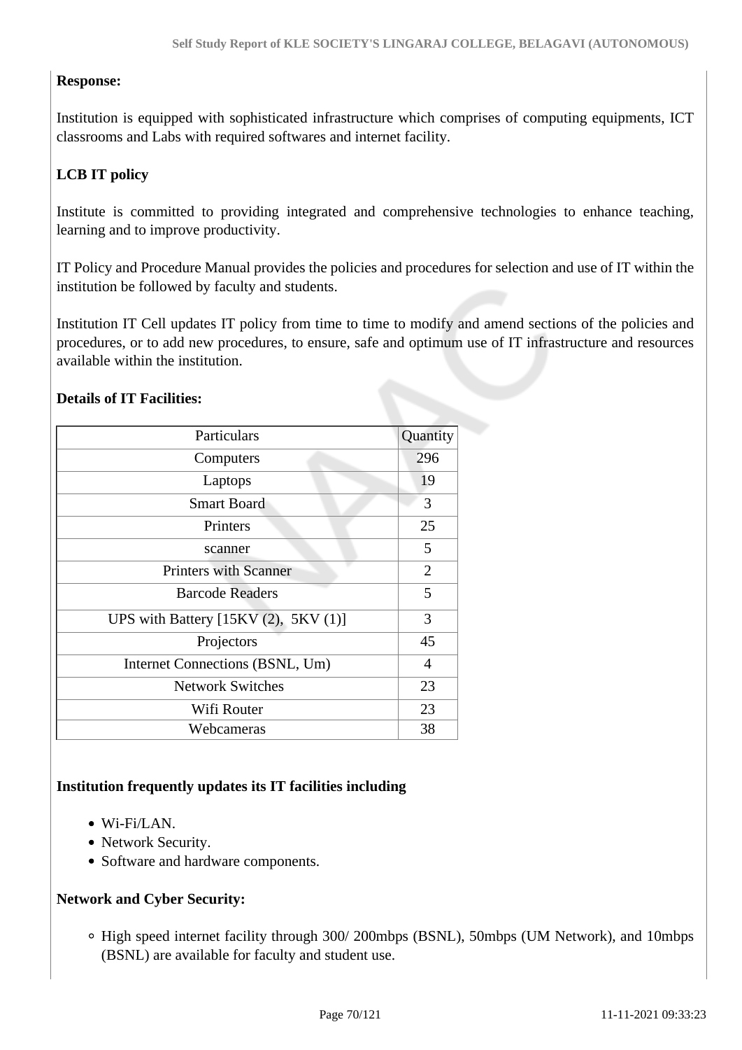**Response:**

Institution is equipped with sophisticated infrastructure which comprises of computing equipments, ICT classrooms and Labs with required softwares and internet facility.

**LCB IT policy**

Institute is committed to providing integrated and comprehensive technologies to enhance teaching, learning and to improve productivity.

IT Policy and Procedure Manual provides the policies and procedures for selection and use of IT within the institution be followed by faculty and students.

Institution IT Cell updates IT policy from time to time to modify and amend sections of the policies and procedures, or to add new procedures, to ensure, safe and optimum use of IT infrastructure and resources available within the institution.

**Details of IT Facilities:**

| Particulars | Quantity |
|---|---|
| Computers | 296 |
| Laptops | 19 |
| Smart Board | 3 |
| Printers | 25 |
| scanner | 5 |
| Printers with Scanner | 2 |
| Barcode Readers | 5 |
| UPS with Battery [15KV (2), 5KV (1)] | 3 |
| Projectors | 45 |
| Internet Connections (BSNL, Um) | 4 |
| Network Switches | 23 |
| Wifi Router | 23 |
| Webcameras | 38 |

**Institution frequently updates its IT facilities including**

- Wi-Fi/LAN.
- Network Security.
- Software and hardware components.

**Network and Cyber Security:**

- High speed internet facility through 300/ 200mbps (BSNL), 50mbps (UM Network), and 10mbps (BSNL) are available for faculty and student use.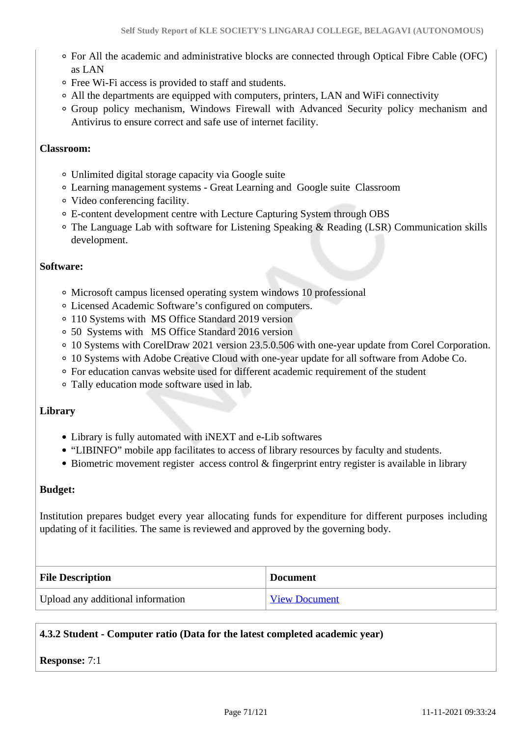- For All the academic and administrative blocks are connected through Optical Fibre Cable (OFC) as LAN
- Free Wi-Fi access is provided to staff and students.
- All the departments are equipped with computers, printers, LAN and WiFi connectivity
- Group policy mechanism, Windows Firewall with Advanced Security policy mechanism and Antivirus to ensure correct and safe use of internet facility.

**Classroom:**

- Unlimited digital storage capacity via Google suite
- Learning management systems - Great Learning and Google suite Classroom
- Video conferencing facility.
- E-content development centre with Lecture Capturing System through OBS
- The Language Lab with software for Listening Speaking & Reading (LSR) Communication skills development.

**Software:**

- Microsoft campus licensed operating system windows 10 professional
- Licensed Academic Software's configured on computers.
- 110 Systems with MS Office Standard 2019 version
- 50 Systems with MS Office Standard 2016 version
- 10 Systems with CorelDraw 2021 version 23.5.0.506 with one-year update from Corel Corporation.
- 10 Systems with Adobe Creative Cloud with one-year update for all software from Adobe Co.
- For education canvas website used for different academic requirement of the student
- Tally education mode software used in lab.

**Library**

- Library is fully automated with iNEXT and e-Lib softwares
- "LIBINFO" mobile app facilitates to access of library resources by faculty and students.
- Biometric movement register access control & fingerprint entry register is available in library

**Budget:**

Institution prepares budget every year allocating funds for expenditure for different purposes including updating of it facilities. The same is reviewed and approved by the governing body.

| File Description | Document |
|---|---|
| Upload any additional information | View Document |

**4.3.2 Student - Computer ratio (Data for the latest completed academic year)**

**Response:** 7:1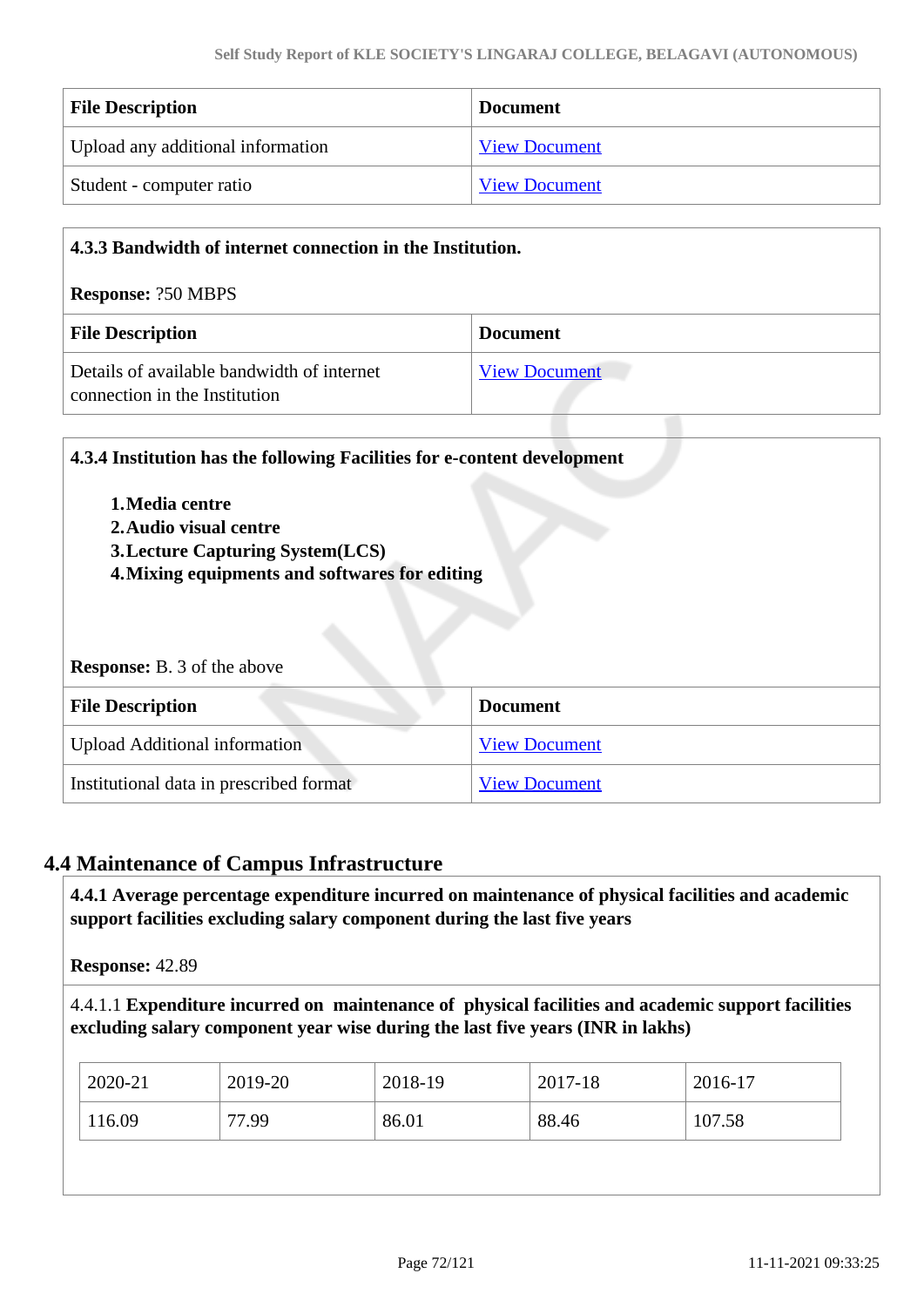| File Description | Document |
| --- | --- |
| Upload any additional information | View Document |
| Student - computer ratio | View Document |

**4.3.3 Bandwidth of internet connection in the Institution.**

**Response:** ?50 MBPS

| File Description | Document |
| --- | --- |
| Details of available bandwidth of internet connection in the Institution | View Document |

**4.3.4 Institution has the following Facilities for e-content development**

1. **Media centre**
2. **Audio visual centre**
3. **Lecture Capturing System(LCS)**
4. **Mixing equipments and softwares for editing**

**Response:** B. 3 of the above

| File Description | Document |
| --- | --- |
| Upload Additional information | View Document |
| Institutional data in prescribed format | View Document |

## 4.4 Maintenance of Campus Infrastructure

**4.4.1 Average percentage expenditure incurred on maintenance of physical facilities and academic support facilities excluding salary component during the last five years**

**Response:** 42.89

4.4.1.1 **Expenditure incurred on maintenance of physical facilities and academic support facilities excluding salary component year wise during the last five years (INR in lakhs)**

| 2020-21 | 2019-20 | 2018-19 | 2017-18 | 2016-17 |
| --- | --- | --- | --- | --- |
| 116.09 | 77.99 | 86.01 | 88.46 | 107.58 |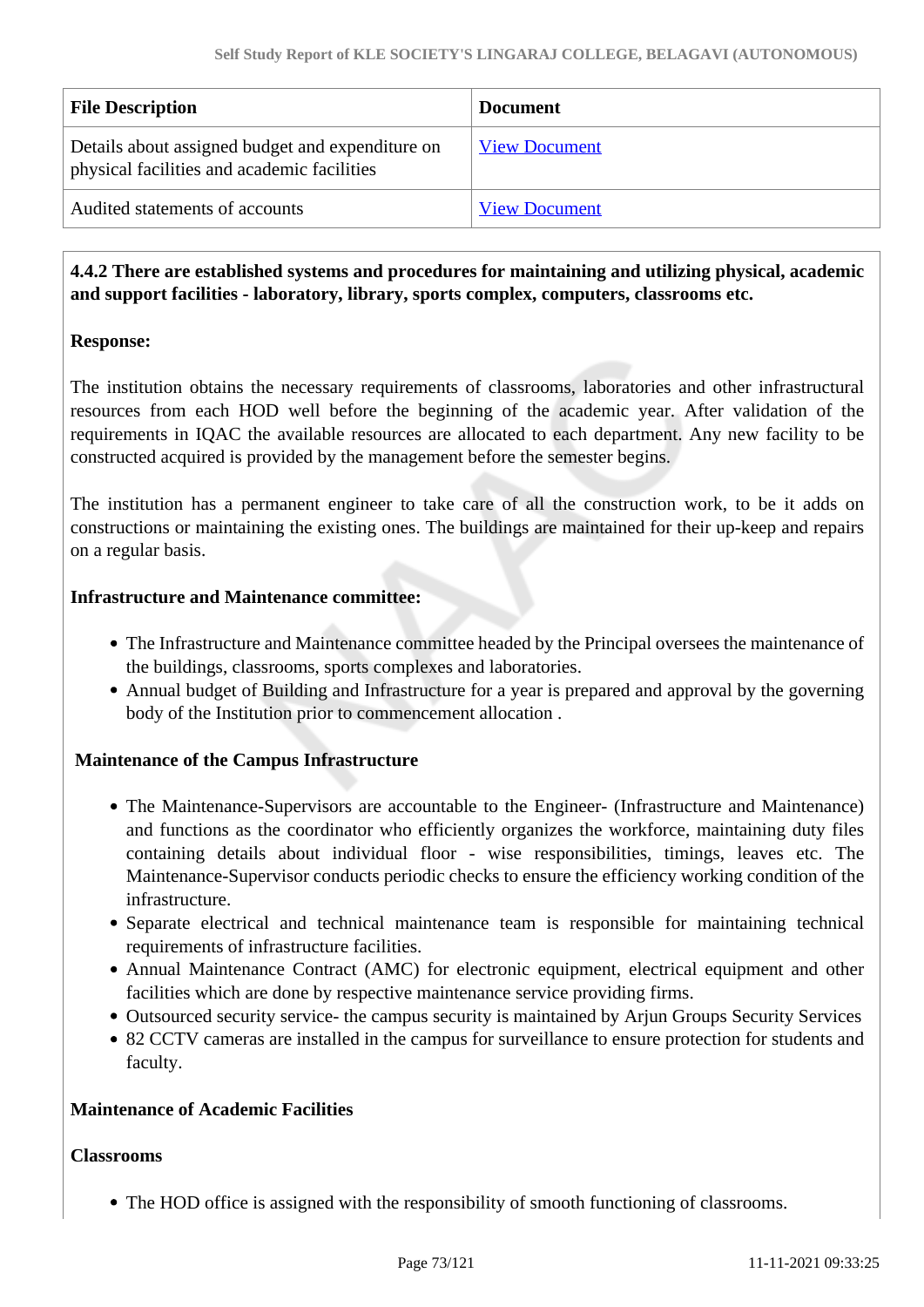| File Description | Document |
|---|---|
| Details about assigned budget and expenditure on physical facilities and academic facilities | View Document |
| Audited statements of accounts | View Document |

**4.4.2 There are established systems and procedures for maintaining and utilizing physical, academic and support facilities - laboratory, library, sports complex, computers, classrooms etc.**

**Response:**

The institution obtains the necessary requirements of classrooms, laboratories and other infrastructural resources from each HOD well before the beginning of the academic year. After validation of the requirements in IQAC the available resources are allocated to each department. Any new facility to be constructed acquired is provided by the management before the semester begins.

The institution has a permanent engineer to take care of all the construction work, to be it adds on constructions or maintaining the existing ones. The buildings are maintained for their up-keep and repairs on a regular basis.

**Infrastructure and Maintenance committee:**

- The Infrastructure and Maintenance committee headed by the Principal oversees the maintenance of the buildings, classrooms, sports complexes and laboratories.
- Annual budget of Building and Infrastructure for a year is prepared and approval by the governing body of the Institution prior to commencement allocation .

**Maintenance of the Campus Infrastructure**

- The Maintenance-Supervisors are accountable to the Engineer- (Infrastructure and Maintenance) and functions as the coordinator who efficiently organizes the workforce, maintaining duty files containing details about individual floor - wise responsibilities, timings, leaves etc. The Maintenance-Supervisor conducts periodic checks to ensure the efficiency working condition of the infrastructure.
- Separate electrical and technical maintenance team is responsible for maintaining technical requirements of infrastructure facilities.
- Annual Maintenance Contract (AMC) for electronic equipment, electrical equipment and other facilities which are done by respective maintenance service providing firms.
- Outsourced security service- the campus security is maintained by Arjun Groups Security Services
- 82 CCTV cameras are installed in the campus for surveillance to ensure protection for students and faculty.

**Maintenance of Academic Facilities**

**Classrooms**

- The HOD office is assigned with the responsibility of smooth functioning of classrooms.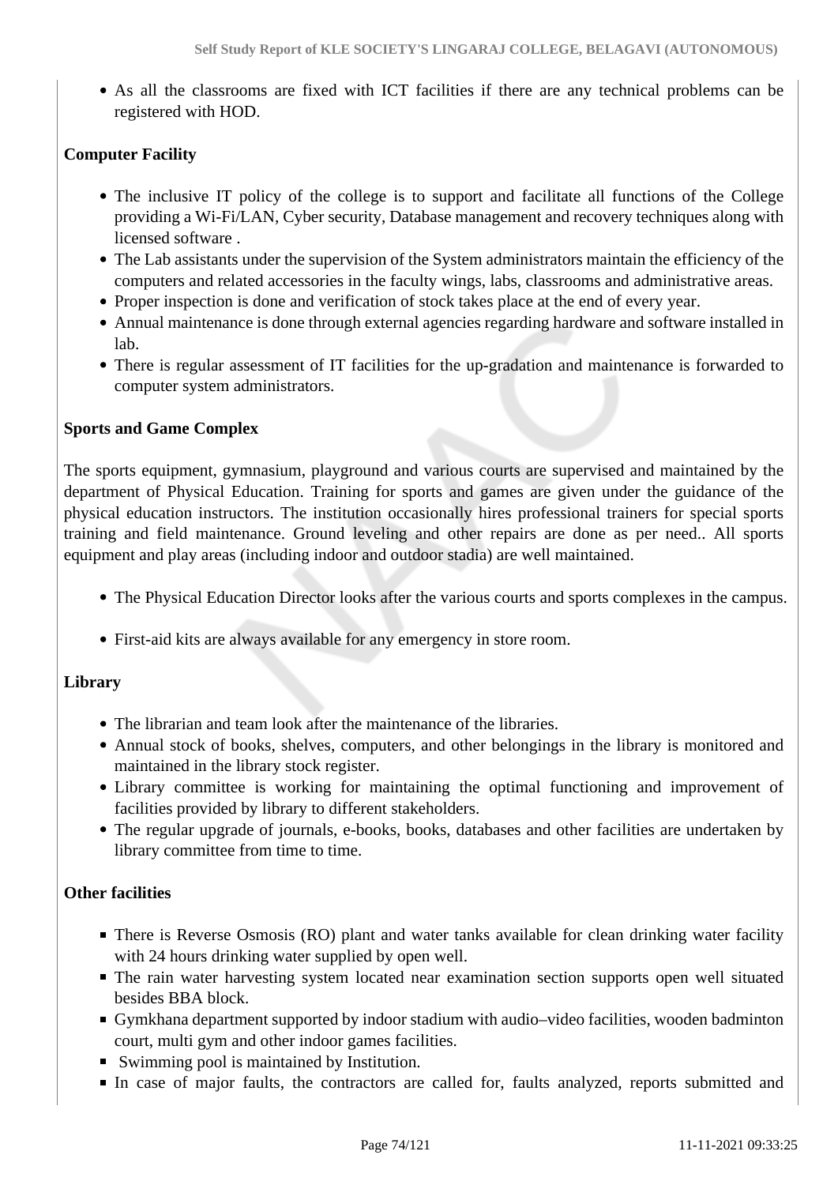- As all the classrooms are fixed with ICT facilities if there are any technical problems can be registered with HOD.

**Computer Facility**

- The inclusive IT policy of the college is to support and facilitate all functions of the College providing a Wi-Fi/LAN, Cyber security, Database management and recovery techniques along with licensed software .
- The Lab assistants under the supervision of the System administrators maintain the efficiency of the computers and related accessories in the faculty wings, labs, classrooms and administrative areas.
- Proper inspection is done and verification of stock takes place at the end of every year.
- Annual maintenance is done through external agencies regarding hardware and software installed in lab.
- There is regular assessment of IT facilities for the up-gradation and maintenance is forwarded to computer system administrators.

**Sports and Game Complex**

The sports equipment, gymnasium, playground and various courts are supervised and maintained by the department of Physical Education. Training for sports and games are given under the guidance of the physical education instructors. The institution occasionally hires professional trainers for special sports training and field maintenance. Ground leveling and other repairs are done as per need.. All sports equipment and play areas (including indoor and outdoor stadia) are well maintained.

- The Physical Education Director looks after the various courts and sports complexes in the campus.
- First-aid kits are always available for any emergency in store room.

**Library**

- The librarian and team look after the maintenance of the libraries.
- Annual stock of books, shelves, computers, and other belongings in the library is monitored and maintained in the library stock register.
- Library committee is working for maintaining the optimal functioning and improvement of facilities provided by library to different stakeholders.
- The regular upgrade of journals, e-books, books, databases and other facilities are undertaken by library committee from time to time.

**Other facilities**

- There is Reverse Osmosis (RO) plant and water tanks available for clean drinking water facility with 24 hours drinking water supplied by open well.
- The rain water harvesting system located near examination section supports open well situated besides BBA block.
- Gymkhana department supported by indoor stadium with audio–video facilities, wooden badminton court, multi gym and other indoor games facilities.
- Swimming pool is maintained by Institution.
- In case of major faults, the contractors are called for, faults analyzed, reports submitted and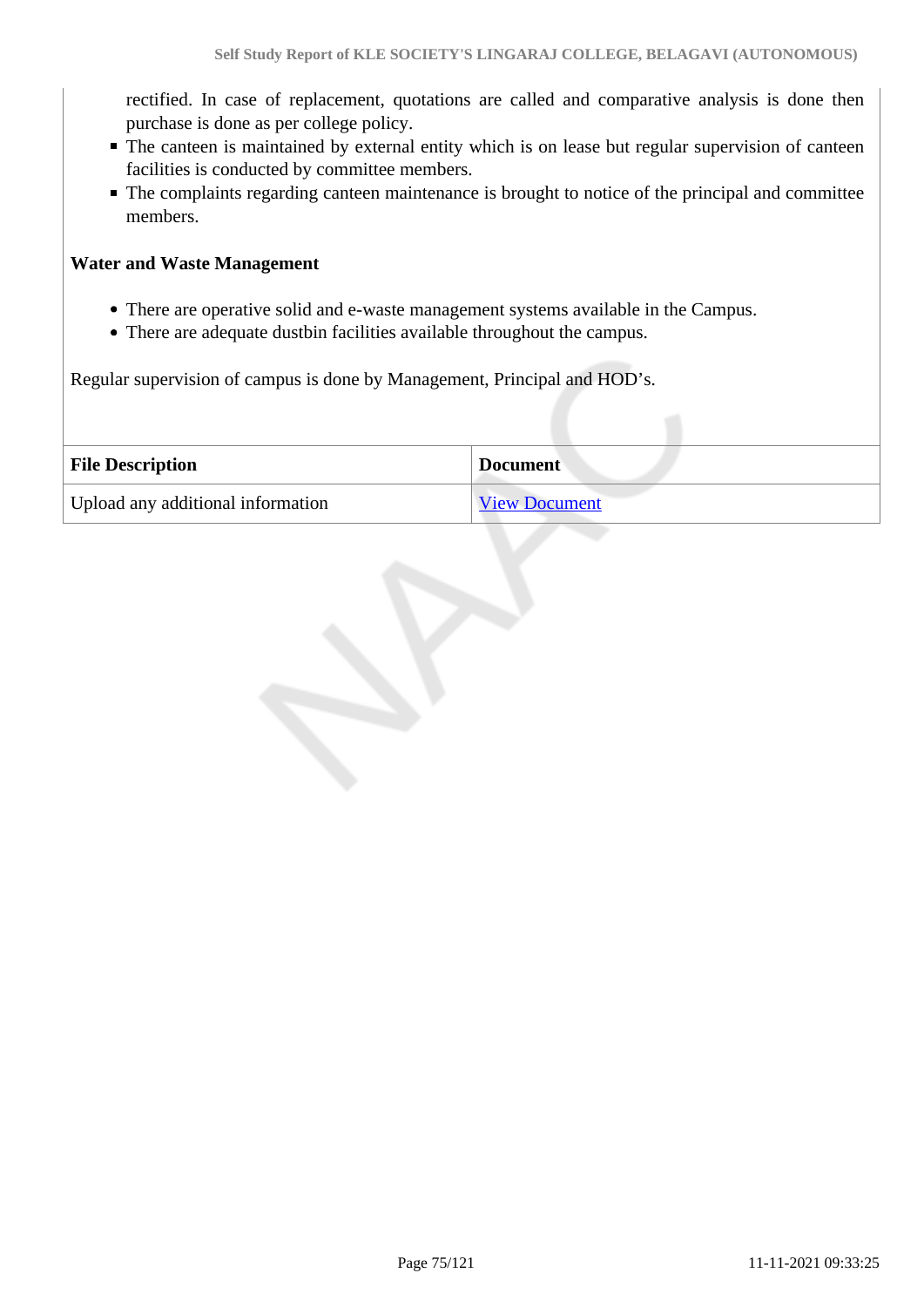rectified. In case of replacement, quotations are called and comparative analysis is done then purchase is done as per college policy.

- The canteen is maintained by external entity which is on lease but regular supervision of canteen facilities is conducted by committee members.
- The complaints regarding canteen maintenance is brought to notice of the principal and committee members.

**Water and Waste Management**

- There are operative solid and e-waste management systems available in the Campus.
- There are adequate dustbin facilities available throughout the campus.

Regular supervision of campus is done by Management, Principal and HOD's.

| File Description | Document |
|---|---|
| Upload any additional information | View Document |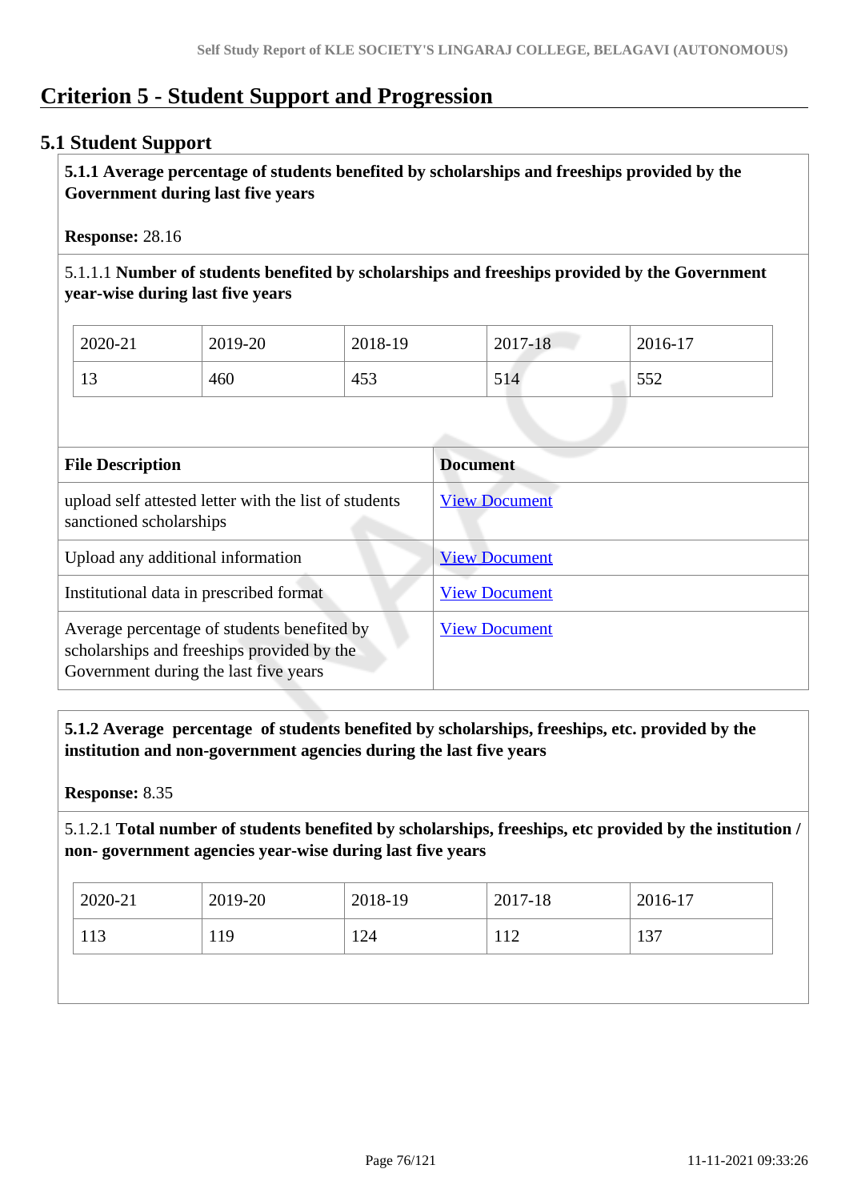# Criterion 5 - Student Support and Progression

## 5.1 Student Support

**5.1.1 Average percentage of students benefited by scholarships and freeships provided by the Government during last five years**

**Response:** 28.16

5.1.1.1 **Number of students benefited by scholarships and freeships provided by the Government year-wise during last five years**

| 2020-21 | 2019-20 | 2018-19 | 2017-18 | 2016-17 |
|---|---|---|---|---|
| 13 | 460 | 453 | 514 | 552 |

| File Description | Document |
|---|---|
| upload self attested letter with the list of students sanctioned scholarships | View Document |
| Upload any additional information | View Document |
| Institutional data in prescribed format | View Document |
| Average percentage of students benefited by scholarships and freeships provided by the Government during the last five years | View Document |

**5.1.2 Average percentage of students benefited by scholarships, freeships, etc. provided by the institution and non-government agencies during the last five years**

**Response:** 8.35

5.1.2.1 **Total number of students benefited by scholarships, freeships, etc provided by the institution / non- government agencies year-wise during last five years**

| 2020-21 | 2019-20 | 2018-19 | 2017-18 | 2016-17 |
|---|---|---|---|---|
| 113 | 119 | 124 | 112 | 137 |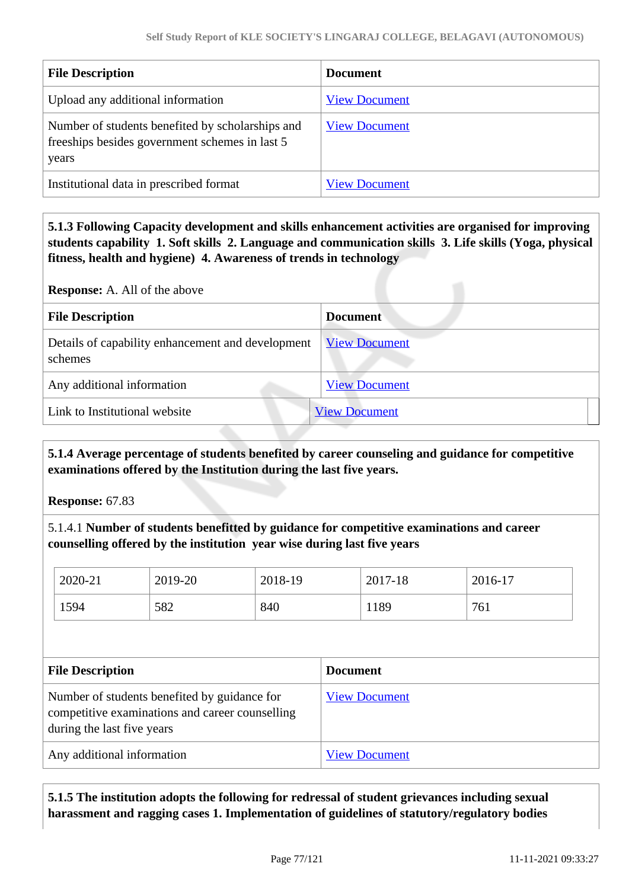| File Description | Document |
|---|---|
| Upload any additional information | View Document |
| Number of students benefited by scholarships and freeships besides government schemes in last 5 years | View Document |
| Institutional data in prescribed format | View Document |

**5.1.3 Following Capacity development and skills enhancement activities are organised for improving students capability 1. Soft skills 2. Language and communication skills 3. Life skills (Yoga, physical fitness, health and hygiene) 4. Awareness of trends in technology**

**Response:** A. All of the above

| File Description | Document |
|---|---|
| Details of capability enhancement and development schemes | View Document |
| Any additional information | View Document |
| Link to Institutional website | View Document |

**5.1.4 Average percentage of students benefited by career counseling and guidance for competitive examinations offered by the Institution during the last five years.**

**Response:** 67.83

5.1.4.1 **Number of students benefitted by guidance for competitive examinations and career counselling offered by the institution year wise during last five years**

| 2020-21 | 2019-20 | 2018-19 | 2017-18 | 2016-17 |
|---|---|---|---|---|
| 1594 | 582 | 840 | 1189 | 761 |

| File Description | Document |
|---|---|
| Number of students benefited by guidance for competitive examinations and career counselling during the last five years | View Document |
| Any additional information | View Document |

**5.1.5 The institution adopts the following for redressal of student grievances including sexual harassment and ragging cases 1. Implementation of guidelines of statutory/regulatory bodies**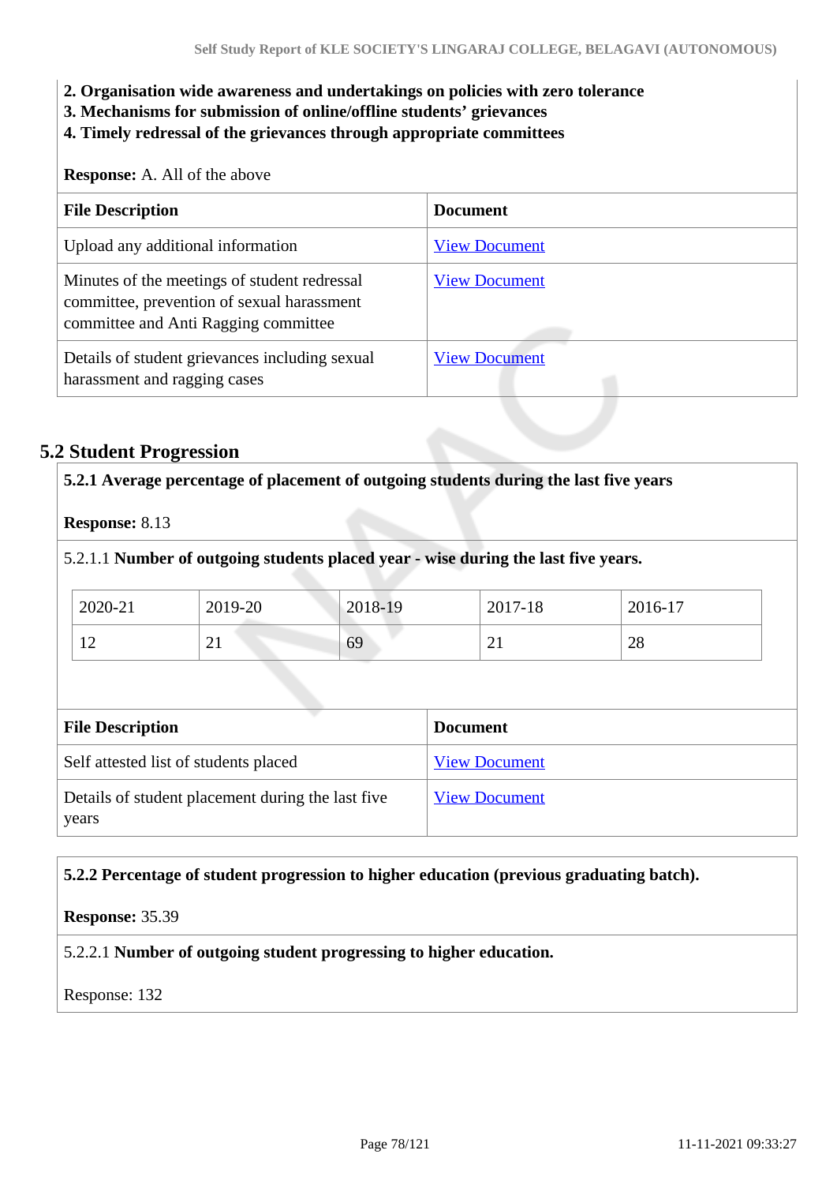**2. Organisation wide awareness and undertakings on policies with zero tolerance**
**3. Mechanisms for submission of online/offline students' grievances**
**4. Timely redressal of the grievances through appropriate committees**

**Response:** A. All of the above

| File Description | Document |
|---|---|
| Upload any additional information | View Document |
| Minutes of the meetings of student redressal committee, prevention of sexual harassment committee and Anti Ragging committee | View Document |
| Details of student grievances including sexual harassment and ragging cases | View Document |

## 5.2 Student Progression

**5.2.1 Average percentage of placement of outgoing students during the last five years**

**Response:** 8.13

5.2.1.1 **Number of outgoing students placed year - wise during the last five years.**

| 2020-21 | 2019-20 | 2018-19 | 2017-18 | 2016-17 |
|---|---|---|---|---|
| 12 | 21 | 69 | 21 | 28 |

| File Description | Document |
|---|---|
| Self attested list of students placed | View Document |
| Details of student placement during the last five years | View Document |

**5.2.2 Percentage of student progression to higher education (previous graduating batch).**

**Response:** 35.39

5.2.2.1 **Number of outgoing student progressing to higher education.**

Response: 132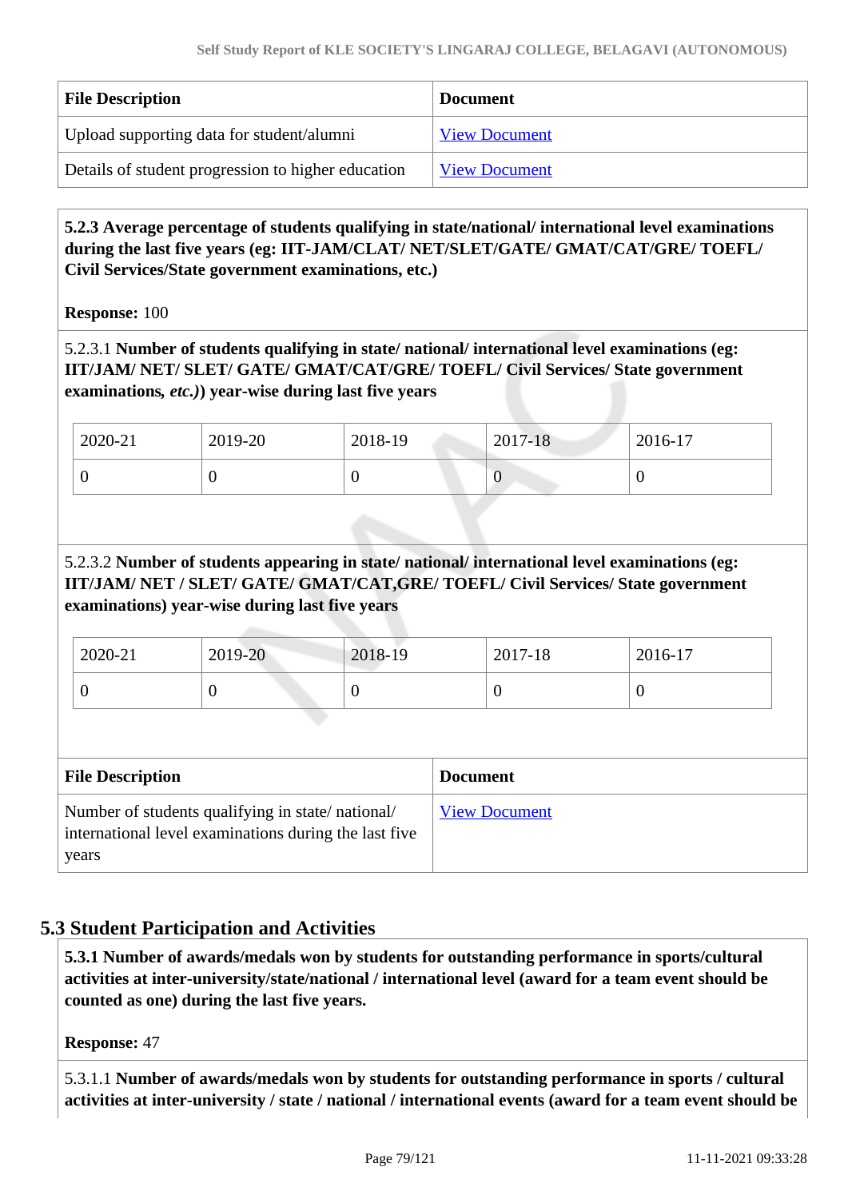| File Description | Document |
|---|---|
| Upload supporting data for student/alumni | View Document |
| Details of student progression to higher education | View Document |

**5.2.3 Average percentage of students qualifying in state/national/ international level examinations during the last five years (eg: IIT-JAM/CLAT/ NET/SLET/GATE/ GMAT/CAT/GRE/ TOEFL/ Civil Services/State government examinations, etc.)**

**Response:** 100

5.2.3.1 **Number of students qualifying in state/ national/ international level examinations (eg: IIT/JAM/ NET/ SLET/ GATE/ GMAT/CAT/GRE/ TOEFL/ Civil Services/ State government examinations,** ***etc.)*****) year-wise during last five years**

| 2020-21 | 2019-20 | 2018-19 | 2017-18 | 2016-17 |
|---|---|---|---|---|
| 0 | 0 | 0 | 0 | 0 |

5.2.3.2 **Number of students appearing in state/ national/ international level examinations (eg: IIT/JAM/ NET / SLET/ GATE/ GMAT/CAT,GRE/ TOEFL/ Civil Services/ State government examinations) year-wise during last five years**

| 2020-21 | 2019-20 | 2018-19 | 2017-18 | 2016-17 |
|---|---|---|---|---|
| 0 | 0 | 0 | 0 | 0 |

| File Description | Document |
|---|---|
| Number of students qualifying in state/ national/ international level examinations during the last five years | View Document |

## 5.3 Student Participation and Activities

**5.3.1 Number of awards/medals won by students for outstanding performance in sports/cultural activities at inter-university/state/national / international level (award for a team event should be counted as one) during the last five years.**

**Response:** 47

5.3.1.1 **Number of awards/medals won by students for outstanding performance in sports / cultural activities at inter-university / state / national / international events (award for a team event should be**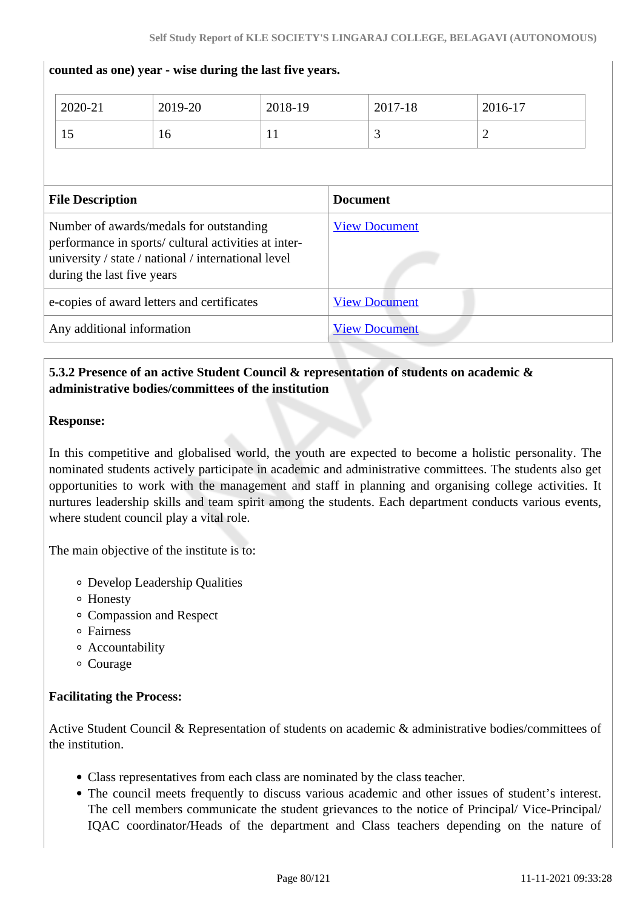**counted as one) year - wise during the last five years.**

| 2020-21 | 2019-20 | 2018-19 | 2017-18 | 2016-17 |
|---|---|---|---|---|
| 15 | 16 | 11 | 3 | 2 |

| **File Description** | **Document** |
|---|---|
| Number of awards/medals for outstanding performance in sports/ cultural activities at inter-university / state / national / international level during the last five years | View Document |
| e-copies of award letters and certificates | View Document |
| Any additional information | View Document |

**5.3.2 Presence of an active Student Council & representation of students on academic & administrative bodies/committees of the institution**

**Response:**

In this competitive and globalised world, the youth are expected to become a holistic personality. The nominated students actively participate in academic and administrative committees. The students also get opportunities to work with the management and staff in planning and organising college activities. It nurtures leadership skills and team spirit among the students. Each department conducts various events, where student council play a vital role.

The main objective of the institute is to:

- Develop Leadership Qualities
- Honesty
- Compassion and Respect
- Fairness
- Accountability
- Courage

**Facilitating the Process:**

Active Student Council & Representation of students on academic & administrative bodies/committees of the institution.

- Class representatives from each class are nominated by the class teacher.
- The council meets frequently to discuss various academic and other issues of student's interest. The cell members communicate the student grievances to the notice of Principal/ Vice-Principal/ IQAC coordinator/Heads of the department and Class teachers depending on the nature of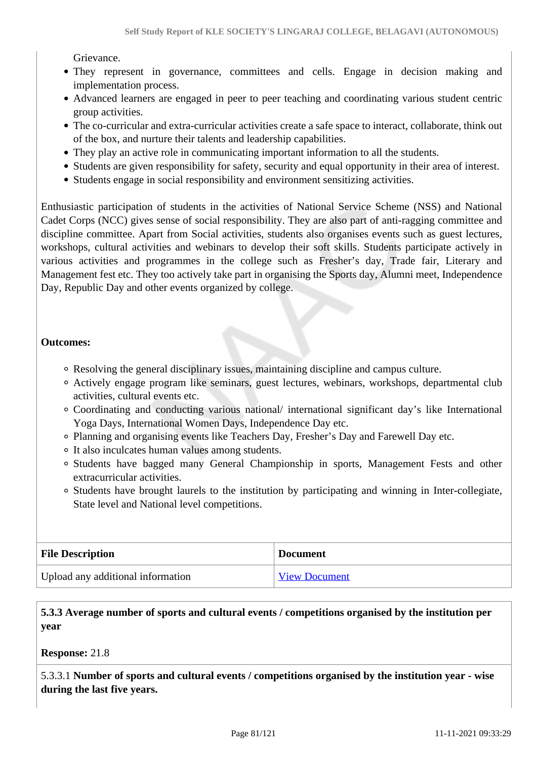Grievance.

- They represent in governance, committees and cells. Engage in decision making and implementation process.
- Advanced learners are engaged in peer to peer teaching and coordinating various student centric group activities.
- The co-curricular and extra-curricular activities create a safe space to interact, collaborate, think out of the box, and nurture their talents and leadership capabilities.
- They play an active role in communicating important information to all the students.
- Students are given responsibility for safety, security and equal opportunity in their area of interest.
- Students engage in social responsibility and environment sensitizing activities.

Enthusiastic participation of students in the activities of National Service Scheme (NSS) and National Cadet Corps (NCC) gives sense of social responsibility. They are also part of anti-ragging committee and discipline committee. Apart from Social activities, students also organises events such as guest lectures, workshops, cultural activities and webinars to develop their soft skills. Students participate actively in various activities and programmes in the college such as Fresher's day, Trade fair, Literary and Management fest etc. They too actively take part in organising the Sports day, Alumni meet, Independence Day, Republic Day and other events organized by college.

**Outcomes:**

- Resolving the general disciplinary issues, maintaining discipline and campus culture.
- Actively engage program like seminars, guest lectures, webinars, workshops, departmental club activities, cultural events etc.
- Coordinating and conducting various national/ international significant day's like International Yoga Days, International Women Days, Independence Day etc.
- Planning and organising events like Teachers Day, Fresher's Day and Farewell Day etc.
- It also inculcates human values among students.
- Students have bagged many General Championship in sports, Management Fests and other extracurricular activities.
- Students have brought laurels to the institution by participating and winning in Inter-collegiate, State level and National level competitions.

| File Description | Document |
|---|---|
| Upload any additional information | View Document |

**5.3.3 Average number of sports and cultural events / competitions organised by the institution per year**

**Response:** 21.8

5.3.3.1 **Number of sports and cultural events / competitions organised by the institution year - wise during the last five years.**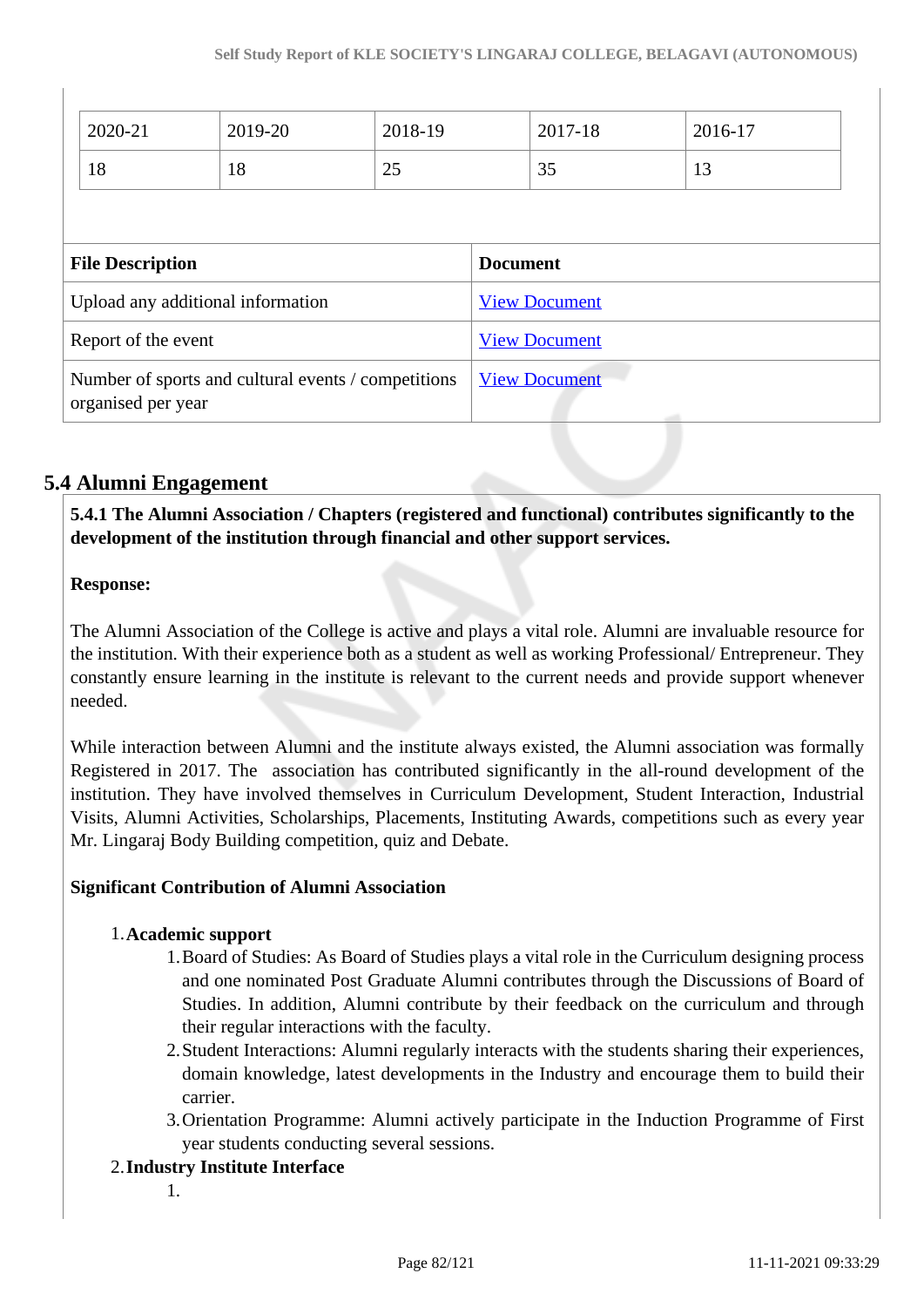| 2020-21 | 2019-20 | 2018-19 | 2017-18 | 2016-17 |
|---|---|---|---|---|
| 18 | 18 | 25 | 35 | 13 |

| File Description | Document |
|---|---|
| Upload any additional information | View Document |
| Report of the event | View Document |
| Number of sports and cultural events / competitions organised per year | View Document |

## 5.4 Alumni Engagement

**5.4.1 The Alumni Association / Chapters (registered and functional) contributes significantly to the development of the institution through financial and other support services.**

**Response:**

The Alumni Association of the College is active and plays a vital role. Alumni are invaluable resource for the institution. With their experience both as a student as well as working Professional/ Entrepreneur. They constantly ensure learning in the institute is relevant to the current needs and provide support whenever needed.

While interaction between Alumni and the institute always existed, the Alumni association was formally Registered in 2017. The association has contributed significantly in the all-round development of the institution. They have involved themselves in Curriculum Development, Student Interaction, Industrial Visits, Alumni Activities, Scholarships, Placements, Instituting Awards, competitions such as every year Mr. Lingaraj Body Building competition, quiz and Debate.

**Significant Contribution of Alumni Association**

1. **Academic support**
   1. Board of Studies: As Board of Studies plays a vital role in the Curriculum designing process and one nominated Post Graduate Alumni contributes through the Discussions of Board of Studies. In addition, Alumni contribute by their feedback on the curriculum and through their regular interactions with the faculty.
   2. Student Interactions: Alumni regularly interacts with the students sharing their experiences, domain knowledge, latest developments in the Industry and encourage them to build their carrier.
   3. Orientation Programme: Alumni actively participate in the Induction Programme of First year students conducting several sessions.
2. **Industry Institute Interface**
   1.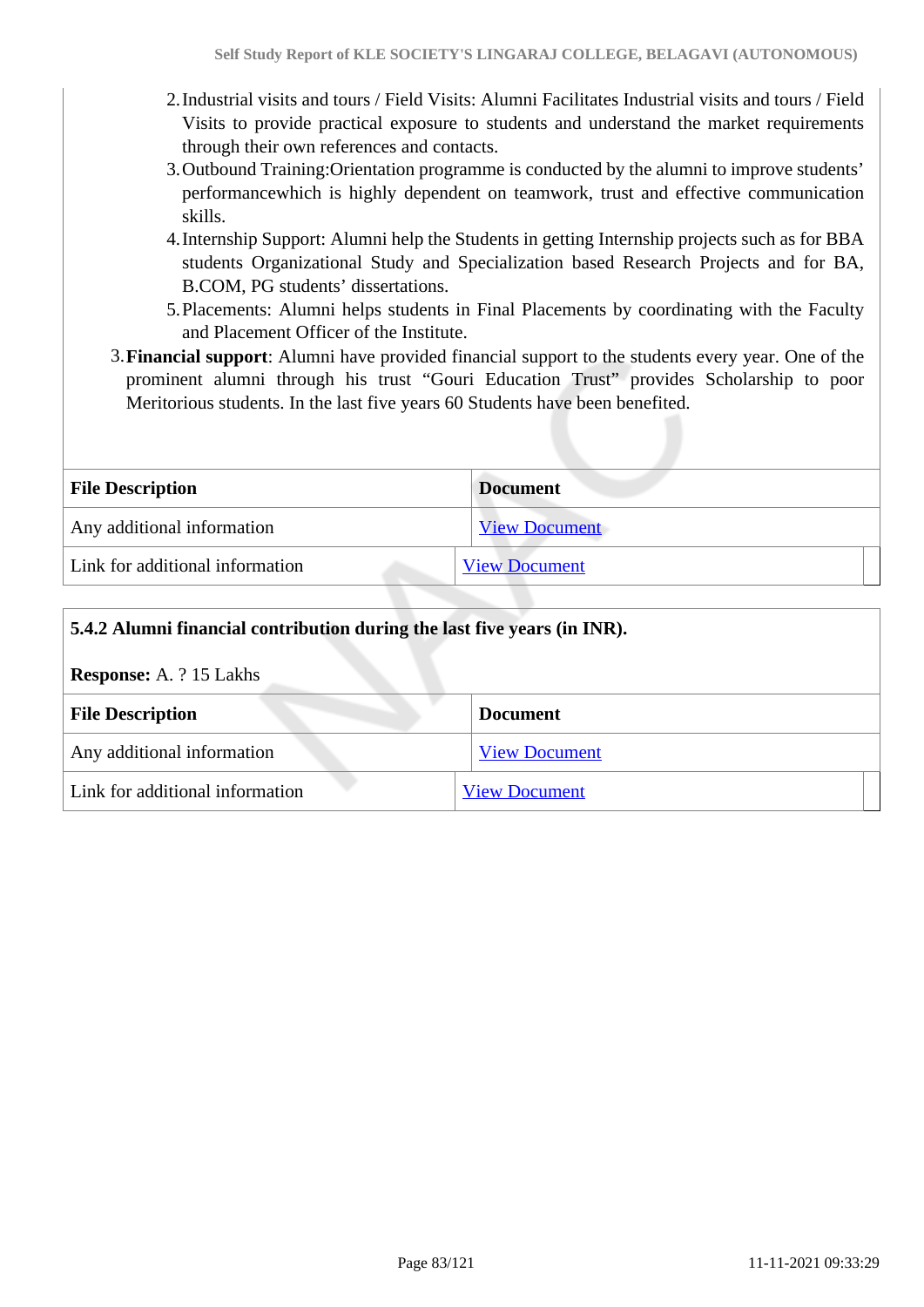2. Industrial visits and tours / Field Visits: Alumni Facilitates Industrial visits and tours / Field Visits to provide practical exposure to students and understand the market requirements through their own references and contacts.
3. Outbound Training:Orientation programme is conducted by the alumni to improve students' performancewhich is highly dependent on teamwork, trust and effective communication skills.
4. Internship Support: Alumni help the Students in getting Internship projects such as for BBA students Organizational Study and Specialization based Research Projects and for BA, B.COM, PG students' dissertations.
5. Placements: Alumni helps students in Final Placements by coordinating with the Faculty and Placement Officer of the Institute.

3. **Financial support**: Alumni have provided financial support to the students every year. One of the prominent alumni through his trust "Gouri Education Trust" provides Scholarship to poor Meritorious students. In the last five years 60 Students have been benefited.

| File Description | Document |
|---|---|
| Any additional information | View Document |
| Link for additional information | View Document |

**5.4.2 Alumni financial contribution during the last five years (in INR).**

**Response:** A. ? 15 Lakhs

| File Description | Document |
|---|---|
| Any additional information | View Document |
| Link for additional information | View Document |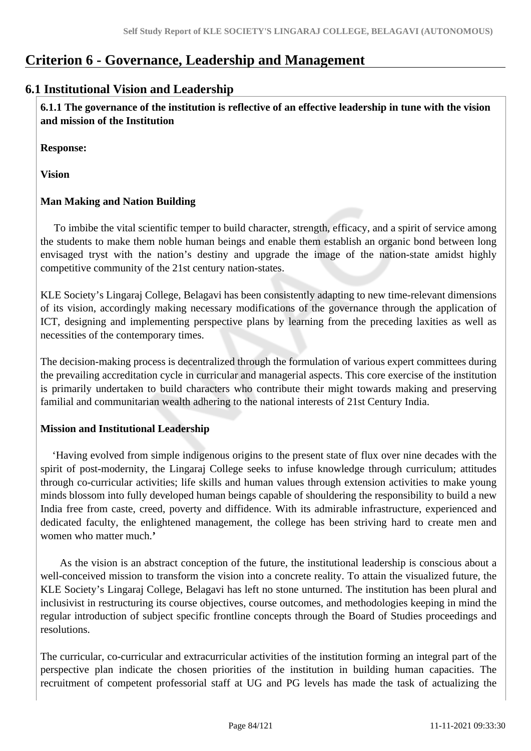# Criterion 6 - Governance, Leadership and Management

## 6.1 Institutional Vision and Leadership

**6.1.1 The governance of the institution is reflective of an effective leadership in tune with the vision and mission of the Institution**

**Response:**

**Vision**

**Man Making and Nation Building**

To imbibe the vital scientific temper to build character, strength, efficacy, and a spirit of service among the students to make them noble human beings and enable them establish an organic bond between long envisaged tryst with the nation's destiny and upgrade the image of the nation-state amidst highly competitive community of the 21st century nation-states.

KLE Society's Lingaraj College, Belagavi has been consistently adapting to new time-relevant dimensions of its vision, accordingly making necessary modifications of the governance through the application of ICT, designing and implementing perspective plans by learning from the preceding laxities as well as necessities of the contemporary times.

The decision-making process is decentralized through the formulation of various expert committees during the prevailing accreditation cycle in curricular and managerial aspects. This core exercise of the institution is primarily undertaken to build characters who contribute their might towards making and preserving familial and communitarian wealth adhering to the national interests of 21st Century India.

**Mission and Institutional Leadership**

'Having evolved from simple indigenous origins to the present state of flux over nine decades with the spirit of post-modernity, the Lingaraj College seeks to infuse knowledge through curriculum; attitudes through co-curricular activities; life skills and human values through extension activities to make young minds blossom into fully developed human beings capable of shouldering the responsibility to build a new India free from caste, creed, poverty and diffidence. With its admirable infrastructure, experienced and dedicated faculty, the enlightened management, the college has been striving hard to create men and women who matter much.**'**

As the vision is an abstract conception of the future, the institutional leadership is conscious about a well-conceived mission to transform the vision into a concrete reality. To attain the visualized future, the KLE Society's Lingaraj College, Belagavi has left no stone unturned. The institution has been plural and inclusivist in restructuring its course objectives, course outcomes, and methodologies keeping in mind the regular introduction of subject specific frontline concepts through the Board of Studies proceedings and resolutions.

The curricular, co-curricular and extracurricular activities of the institution forming an integral part of the perspective plan indicate the chosen priorities of the institution in building human capacities. The recruitment of competent professorial staff at UG and PG levels has made the task of actualizing the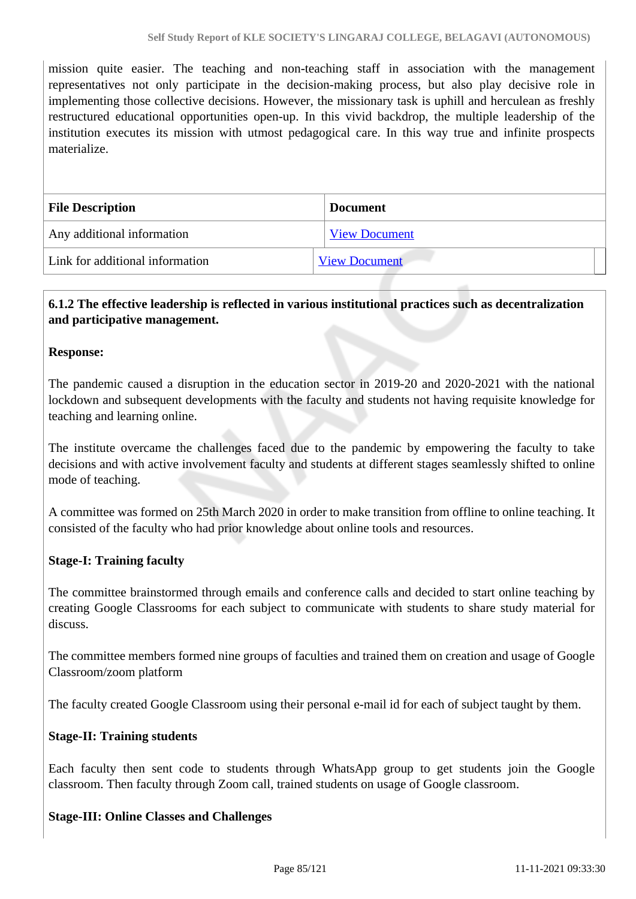mission quite easier. The teaching and non-teaching staff in association with the management representatives not only participate in the decision-making process, but also play decisive role in implementing those collective decisions. However, the missionary task is uphill and herculean as freshly restructured educational opportunities open-up. In this vivid backdrop, the multiple leadership of the institution executes its mission with utmost pedagogical care. In this way true and infinite prospects materialize.

| File Description | Document |
|---|---|
| Any additional information | View Document |
| Link for additional information | View Document |

**6.1.2 The effective leadership is reflected in various institutional practices such as decentralization and participative management.**

**Response:**

The pandemic caused a disruption in the education sector in 2019-20 and 2020-2021 with the national lockdown and subsequent developments with the faculty and students not having requisite knowledge for teaching and learning online.

The institute overcame the challenges faced due to the pandemic by empowering the faculty to take decisions and with active involvement faculty and students at different stages seamlessly shifted to online mode of teaching.

A committee was formed on 25th March 2020 in order to make transition from offline to online teaching. It consisted of the faculty who had prior knowledge about online tools and resources.

**Stage-I: Training faculty**

The committee brainstormed through emails and conference calls and decided to start online teaching by creating Google Classrooms for each subject to communicate with students to share study material for discuss.

The committee members formed nine groups of faculties and trained them on creation and usage of Google Classroom/zoom platform

The faculty created Google Classroom using their personal e-mail id for each of subject taught by them.

**Stage-II: Training students**

Each faculty then sent code to students through WhatsApp group to get students join the Google classroom. Then faculty through Zoom call, trained students on usage of Google classroom.

**Stage-III: Online Classes and Challenges**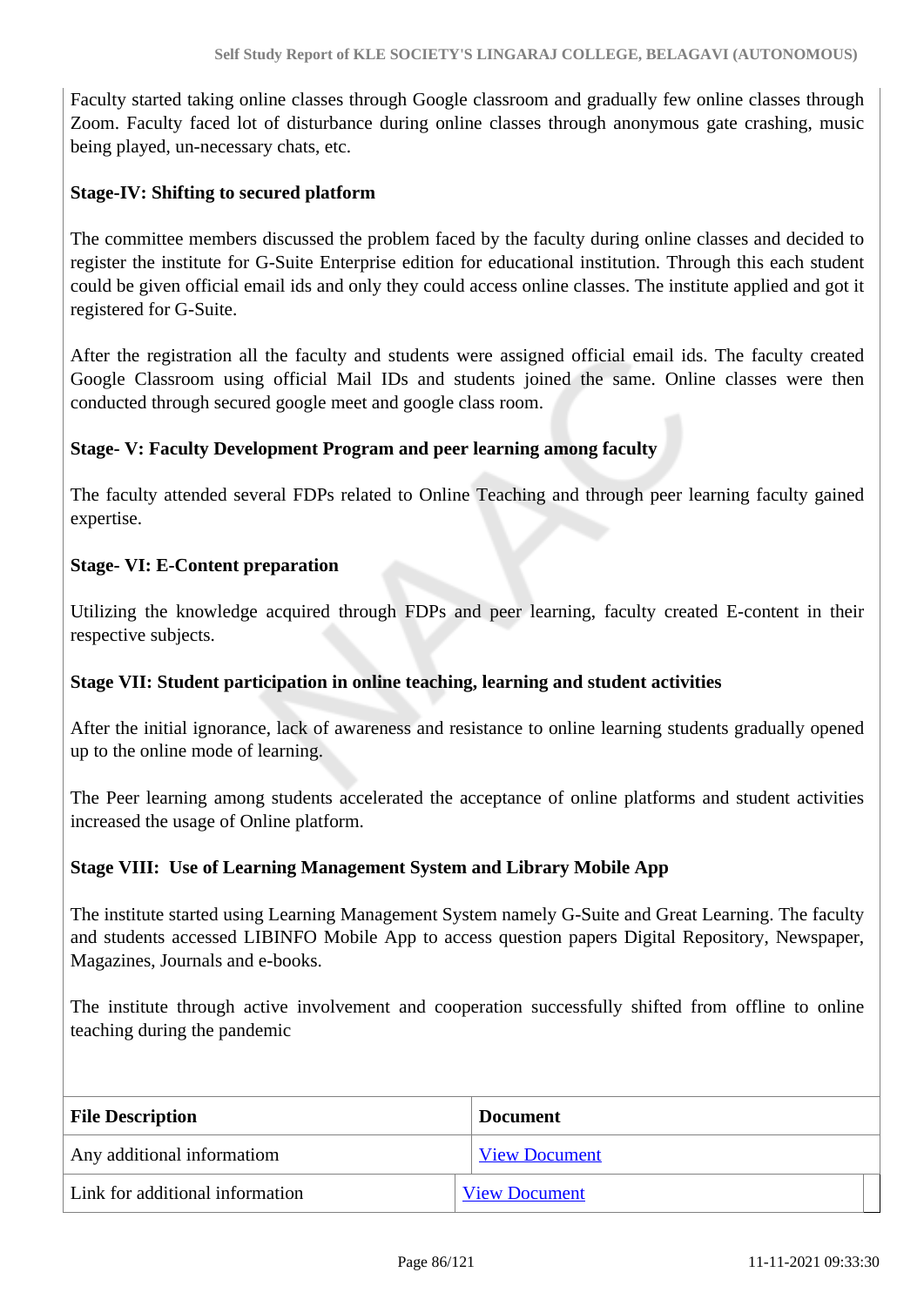Faculty started taking online classes through Google classroom and gradually few online classes through Zoom. Faculty faced lot of disturbance during online classes through anonymous gate crashing, music being played, un-necessary chats, etc.

**Stage-IV: Shifting to secured platform**

The committee members discussed the problem faced by the faculty during online classes and decided to register the institute for G-Suite Enterprise edition for educational institution. Through this each student could be given official email ids and only they could access online classes. The institute applied and got it registered for G-Suite.

After the registration all the faculty and students were assigned official email ids. The faculty created Google Classroom using official Mail IDs and students joined the same. Online classes were then conducted through secured google meet and google class room.

**Stage- V: Faculty Development Program and peer learning among faculty**

The faculty attended several FDPs related to Online Teaching and through peer learning faculty gained expertise.

**Stage- VI: E-Content preparation**

Utilizing the knowledge acquired through FDPs and peer learning, faculty created E-content in their respective subjects.

**Stage VII: Student participation in online teaching, learning and student activities**

After the initial ignorance, lack of awareness and resistance to online learning students gradually opened up to the online mode of learning.

The Peer learning among students accelerated the acceptance of online platforms and student activities increased the usage of Online platform.

**Stage VIII: Use of Learning Management System and Library Mobile App**

The institute started using Learning Management System namely G-Suite and Great Learning. The faculty and students accessed LIBINFO Mobile App to access question papers Digital Repository, Newspaper, Magazines, Journals and e-books.

The institute through active involvement and cooperation successfully shifted from offline to online teaching during the pandemic

| File Description | Document |
|---|---|
| Any additional informatiom | View Document |
| Link for additional information | View Document |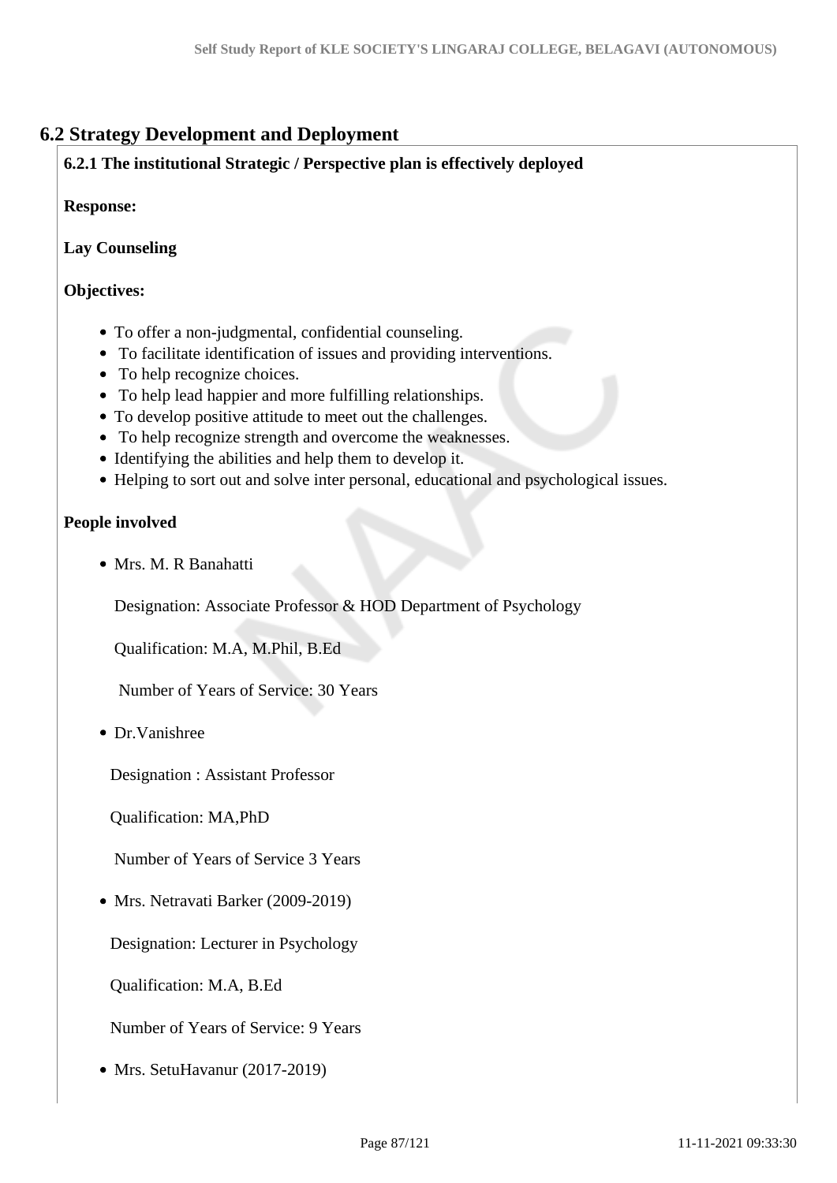## 6.2 Strategy Development and Deployment

**6.2.1 The institutional Strategic / Perspective plan is effectively deployed**

**Response:**

**Lay Counseling**

**Objectives:**

- To offer a non-judgmental, confidential counseling.
- To facilitate identification of issues and providing interventions.
- To help recognize choices.
- To help lead happier and more fulfilling relationships.
- To develop positive attitude to meet out the challenges.
- To help recognize strength and overcome the weaknesses.
- Identifying the abilities and help them to develop it.
- Helping to sort out and solve inter personal, educational and psychological issues.

**People involved**

- Mrs. M. R Banahatti

  Designation: Associate Professor & HOD Department of Psychology

  Qualification: M.A, M.Phil, B.Ed

  Number of Years of Service: 30 Years

- Dr.Vanishree

  Designation : Assistant Professor

  Qualification: MA,PhD

  Number of Years of Service 3 Years

- Mrs. Netravati Barker (2009-2019)

  Designation: Lecturer in Psychology

  Qualification: M.A, B.Ed

  Number of Years of Service: 9 Years

- Mrs. SetuHavanur (2017-2019)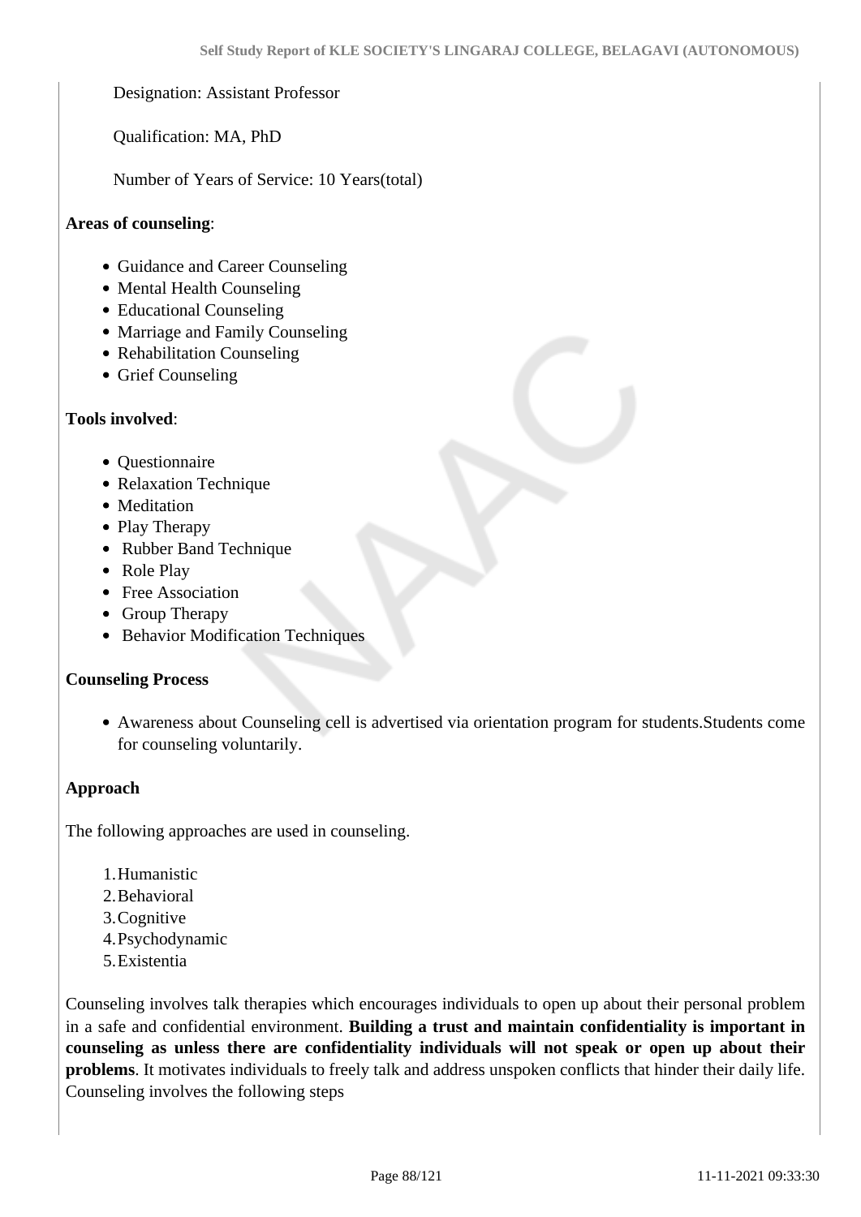Designation: Assistant Professor

Qualification: MA, PhD

Number of Years of Service: 10 Years(total)

**Areas of counseling**:

- Guidance and Career Counseling
- Mental Health Counseling
- Educational Counseling
- Marriage and Family Counseling
- Rehabilitation Counseling
- Grief Counseling

**Tools involved**:

- Questionnaire
- Relaxation Technique
- Meditation
- Play Therapy
- Rubber Band Technique
- Role Play
- Free Association
- Group Therapy
- Behavior Modification Techniques

**Counseling Process**

- Awareness about Counseling cell is advertised via orientation program for students.Students come for counseling voluntarily.

**Approach**

The following approaches are used in counseling.

1. Humanistic
2. Behavioral
3. Cognitive
4. Psychodynamic
5. Existentia

Counseling involves talk therapies which encourages individuals to open up about their personal problem in a safe and confidential environment. **Building a trust and maintain confidentiality is important in counseling as unless there are confidentiality individuals will not speak or open up about their problems**. It motivates individuals to freely talk and address unspoken conflicts that hinder their daily life. Counseling involves the following steps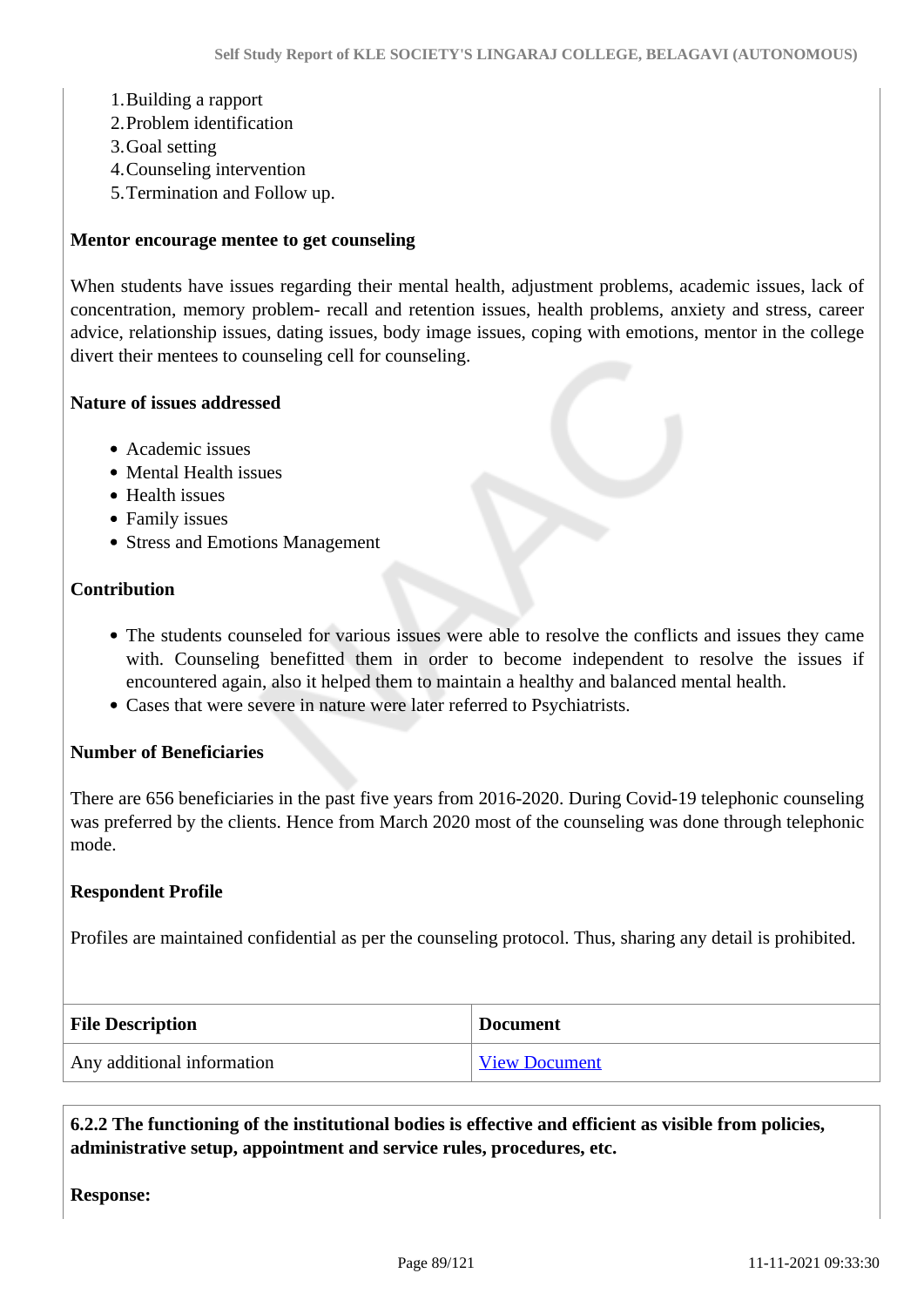1. Building a rapport
2. Problem identification
3. Goal setting
4. Counseling intervention
5. Termination and Follow up.

**Mentor encourage mentee to get counseling**

When students have issues regarding their mental health, adjustment problems, academic issues, lack of concentration, memory problem- recall and retention issues, health problems, anxiety and stress, career advice, relationship issues, dating issues, body image issues, coping with emotions, mentor in the college divert their mentees to counseling cell for counseling.

**Nature of issues addressed**

- Academic issues
- Mental Health issues
- Health issues
- Family issues
- Stress and Emotions Management

**Contribution**

- The students counseled for various issues were able to resolve the conflicts and issues they came with. Counseling benefitted them in order to become independent to resolve the issues if encountered again, also it helped them to maintain a healthy and balanced mental health.
- Cases that were severe in nature were later referred to Psychiatrists.

**Number of Beneficiaries**

There are 656 beneficiaries in the past five years from 2016-2020. During Covid-19 telephonic counseling was preferred by the clients. Hence from March 2020 most of the counseling was done through telephonic mode.

**Respondent Profile**

Profiles are maintained confidential as per the counseling protocol. Thus, sharing any detail is prohibited.

| File Description | Document |
| --- | --- |
| Any additional information | View Document |

**6.2.2 The functioning of the institutional bodies is effective and efficient as visible from policies, administrative setup, appointment and service rules, procedures, etc.**

**Response:**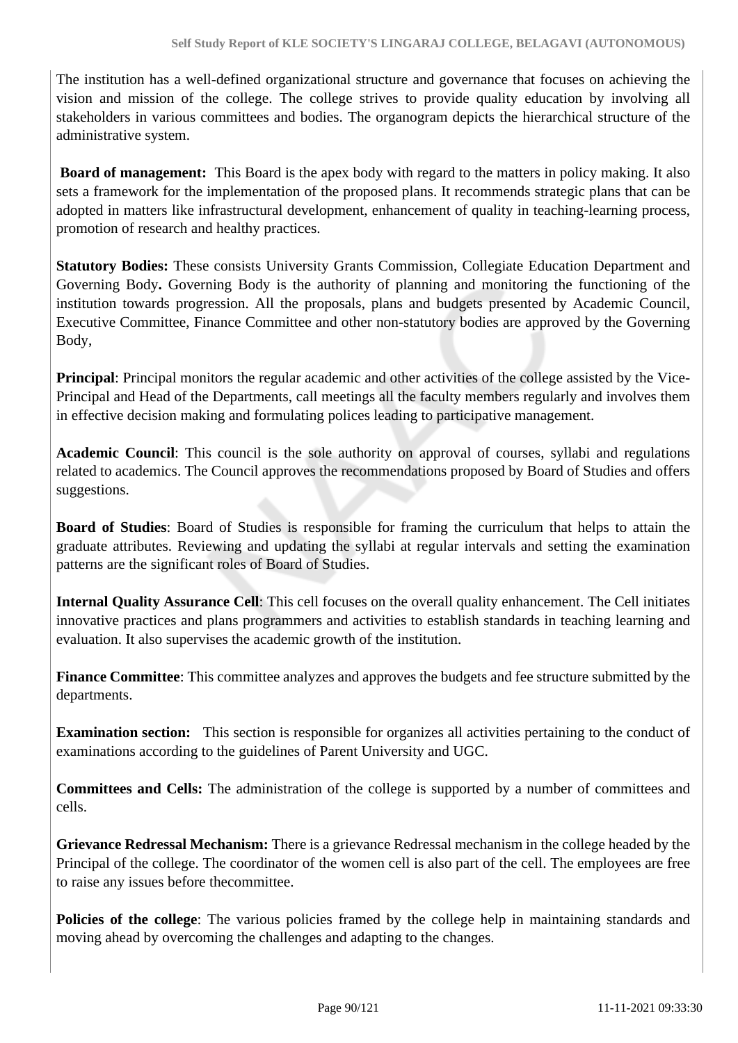The institution has a well-defined organizational structure and governance that focuses on achieving the vision and mission of the college. The college strives to provide quality education by involving all stakeholders in various committees and bodies. The organogram depicts the hierarchical structure of the administrative system.

**Board of management:** This Board is the apex body with regard to the matters in policy making. It also sets a framework for the implementation of the proposed plans. It recommends strategic plans that can be adopted in matters like infrastructural development, enhancement of quality in teaching-learning process, promotion of research and healthy practices.

**Statutory Bodies:** These consists University Grants Commission, Collegiate Education Department and Governing Body**.** Governing Body is the authority of planning and monitoring the functioning of the institution towards progression. All the proposals, plans and budgets presented by Academic Council, Executive Committee, Finance Committee and other non-statutory bodies are approved by the Governing Body,

**Principal**: Principal monitors the regular academic and other activities of the college assisted by the Vice-Principal and Head of the Departments, call meetings all the faculty members regularly and involves them in effective decision making and formulating polices leading to participative management.

**Academic Council**: This council is the sole authority on approval of courses, syllabi and regulations related to academics. The Council approves the recommendations proposed by Board of Studies and offers suggestions.

**Board of Studies**: Board of Studies is responsible for framing the curriculum that helps to attain the graduate attributes. Reviewing and updating the syllabi at regular intervals and setting the examination patterns are the significant roles of Board of Studies.

**Internal Quality Assurance Cell**: This cell focuses on the overall quality enhancement. The Cell initiates innovative practices and plans programmers and activities to establish standards in teaching learning and evaluation. It also supervises the academic growth of the institution.

**Finance Committee**: This committee analyzes and approves the budgets and fee structure submitted by the departments.

**Examination section:** This section is responsible for organizes all activities pertaining to the conduct of examinations according to the guidelines of Parent University and UGC.

**Committees and Cells:** The administration of the college is supported by a number of committees and cells.

**Grievance Redressal Mechanism:** There is a grievance Redressal mechanism in the college headed by the Principal of the college. The coordinator of the women cell is also part of the cell. The employees are free to raise any issues before thecommittee.

**Policies of the college**: The various policies framed by the college help in maintaining standards and moving ahead by overcoming the challenges and adapting to the changes.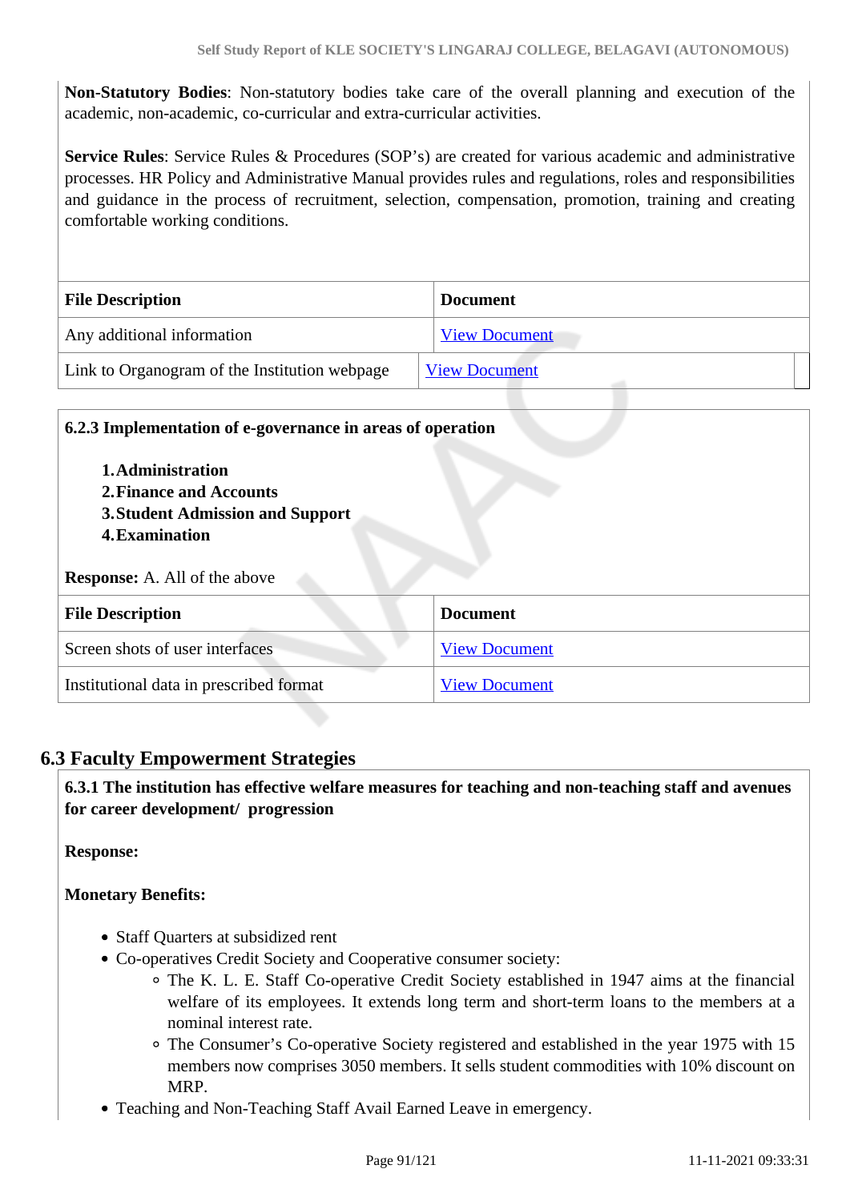**Non-Statutory Bodies**: Non-statutory bodies take care of the overall planning and execution of the academic, non-academic, co-curricular and extra-curricular activities.

**Service Rules**: Service Rules & Procedures (SOP's) are created for various academic and administrative processes. HR Policy and Administrative Manual provides rules and regulations, roles and responsibilities and guidance in the process of recruitment, selection, compensation, promotion, training and creating comfortable working conditions.

| File Description | Document |
|---|---|
| Any additional information | View Document |
| Link to Organogram of the Institution webpage | View Document |

**6.2.3 Implementation of e-governance in areas of operation**

1. **Administration**
2. **Finance and Accounts**
3. **Student Admission and Support**
4. **Examination**

**Response:** A. All of the above

| File Description | Document |
|---|---|
| Screen shots of user interfaces | View Document |
| Institutional data in prescribed format | View Document |

## 6.3 Faculty Empowerment Strategies

**6.3.1 The institution has effective welfare measures for teaching and non-teaching staff and avenues for career development/ progression**

**Response:**

**Monetary Benefits:**

- Staff Quarters at subsidized rent
- Co-operatives Credit Society and Cooperative consumer society:
  - The K. L. E. Staff Co-operative Credit Society established in 1947 aims at the financial welfare of its employees. It extends long term and short-term loans to the members at a nominal interest rate.
  - The Consumer's Co-operative Society registered and established in the year 1975 with 15 members now comprises 3050 members. It sells student commodities with 10% discount on MRP.
- Teaching and Non-Teaching Staff Avail Earned Leave in emergency.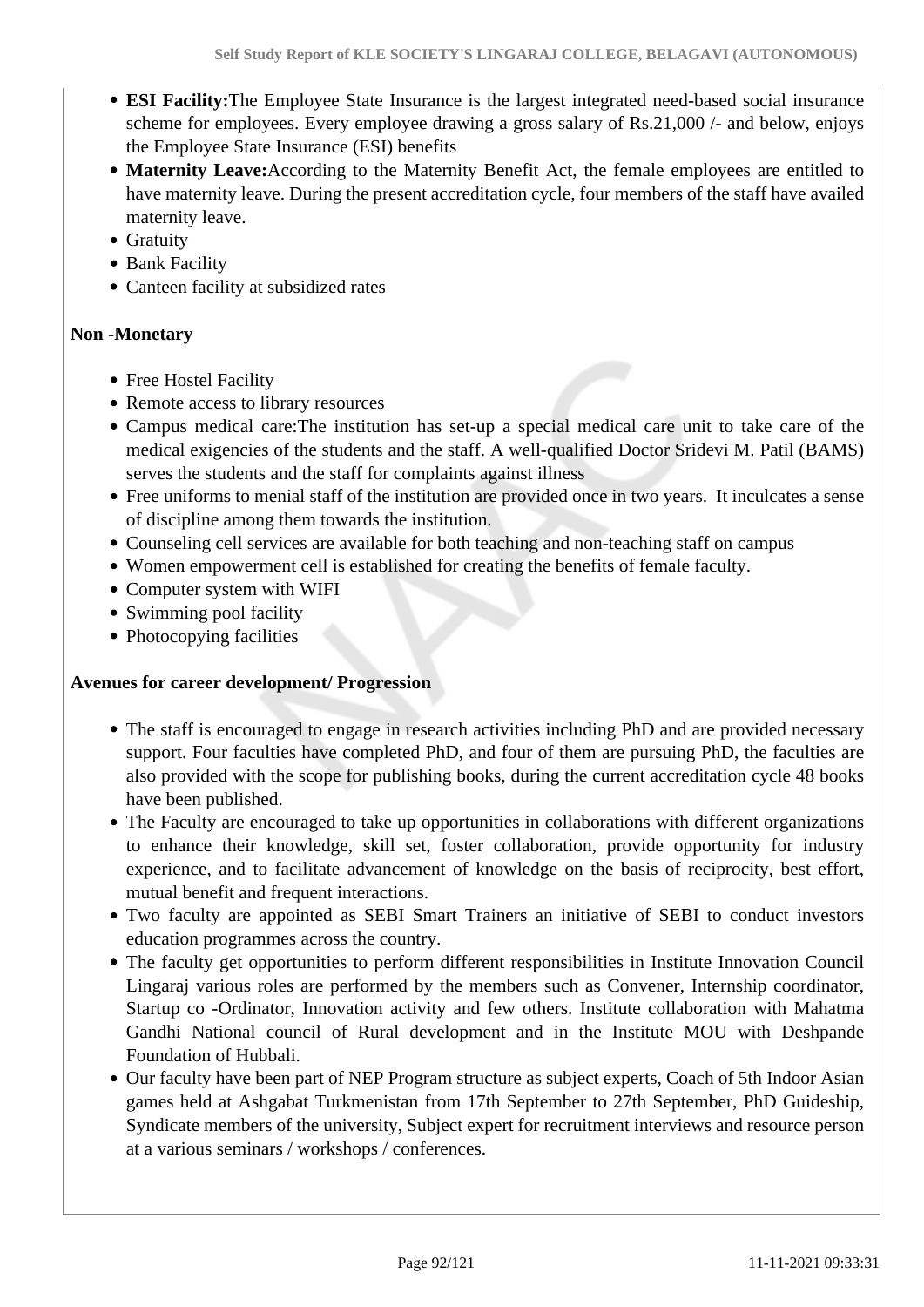- **ESI Facility:**The Employee State Insurance is the largest integrated need-based social insurance scheme for employees. Every employee drawing a gross salary of Rs.21,000 /- and below, enjoys the Employee State Insurance (ESI) benefits
- **Maternity Leave:**According to the Maternity Benefit Act, the female employees are entitled to have maternity leave. During the present accreditation cycle, four members of the staff have availed maternity leave.
- Gratuity
- Bank Facility
- Canteen facility at subsidized rates

**Non -Monetary**

- Free Hostel Facility
- Remote access to library resources
- Campus medical care:The institution has set-up a special medical care unit to take care of the medical exigencies of the students and the staff. A well-qualified Doctor Sridevi M. Patil (BAMS) serves the students and the staff for complaints against illness
- Free uniforms to menial staff of the institution are provided once in two years. It inculcates a sense of discipline among them towards the institution.
- Counseling cell services are available for both teaching and non-teaching staff on campus
- Women empowerment cell is established for creating the benefits of female faculty.
- Computer system with WIFI
- Swimming pool facility
- Photocopying facilities

**Avenues for career development/ Progression**

- The staff is encouraged to engage in research activities including PhD and are provided necessary support. Four faculties have completed PhD, and four of them are pursuing PhD, the faculties are also provided with the scope for publishing books, during the current accreditation cycle 48 books have been published.
- The Faculty are encouraged to take up opportunities in collaborations with different organizations to enhance their knowledge, skill set, foster collaboration, provide opportunity for industry experience, and to facilitate advancement of knowledge on the basis of reciprocity, best effort, mutual benefit and frequent interactions.
- Two faculty are appointed as SEBI Smart Trainers an initiative of SEBI to conduct investors education programmes across the country.
- The faculty get opportunities to perform different responsibilities in Institute Innovation Council Lingaraj various roles are performed by the members such as Convener, Internship coordinator, Startup co -Ordinator, Innovation activity and few others. Institute collaboration with Mahatma Gandhi National council of Rural development and in the Institute MOU with Deshpande Foundation of Hubbali.
- Our faculty have been part of NEP Program structure as subject experts, Coach of 5th Indoor Asian games held at Ashgabat Turkmenistan from 17th September to 27th September, PhD Guideship, Syndicate members of the university, Subject expert for recruitment interviews and resource person at a various seminars / workshops / conferences.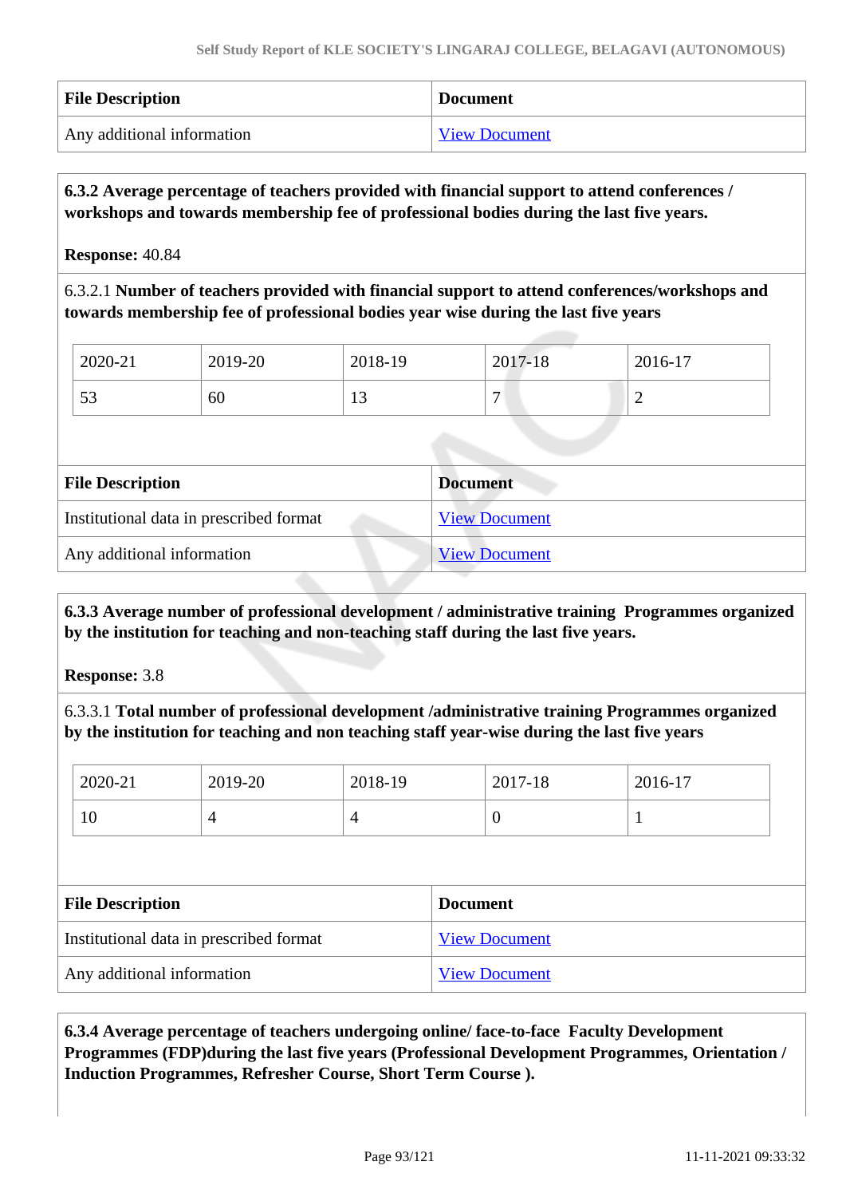| File Description | Document |
| --- | --- |
| Any additional information | View Document |

**6.3.2 Average percentage of teachers provided with financial support to attend conferences / workshops and towards membership fee of professional bodies during the last five years.**

**Response:** 40.84

6.3.2.1 **Number of teachers provided with financial support to attend conferences/workshops and towards membership fee of professional bodies year wise during the last five years**

| 2020-21 | 2019-20 | 2018-19 | 2017-18 | 2016-17 |
| --- | --- | --- | --- | --- |
| 53 | 60 | 13 | 7 | 2 |

| File Description | Document |
| --- | --- |
| Institutional data in prescribed format | View Document |
| Any additional information | View Document |

**6.3.3 Average number of professional development / administrative training Programmes organized by the institution for teaching and non-teaching staff during the last five years.**

**Response:** 3.8

6.3.3.1 **Total number of professional development /administrative training Programmes organized by the institution for teaching and non teaching staff year-wise during the last five years**

| 2020-21 | 2019-20 | 2018-19 | 2017-18 | 2016-17 |
| --- | --- | --- | --- | --- |
| 10 | 4 | 4 | 0 | 1 |

| File Description | Document |
| --- | --- |
| Institutional data in prescribed format | View Document |
| Any additional information | View Document |

**6.3.4 Average percentage of teachers undergoing online/ face-to-face Faculty Development Programmes (FDP)during the last five years (Professional Development Programmes, Orientation / Induction Programmes, Refresher Course, Short Term Course ).**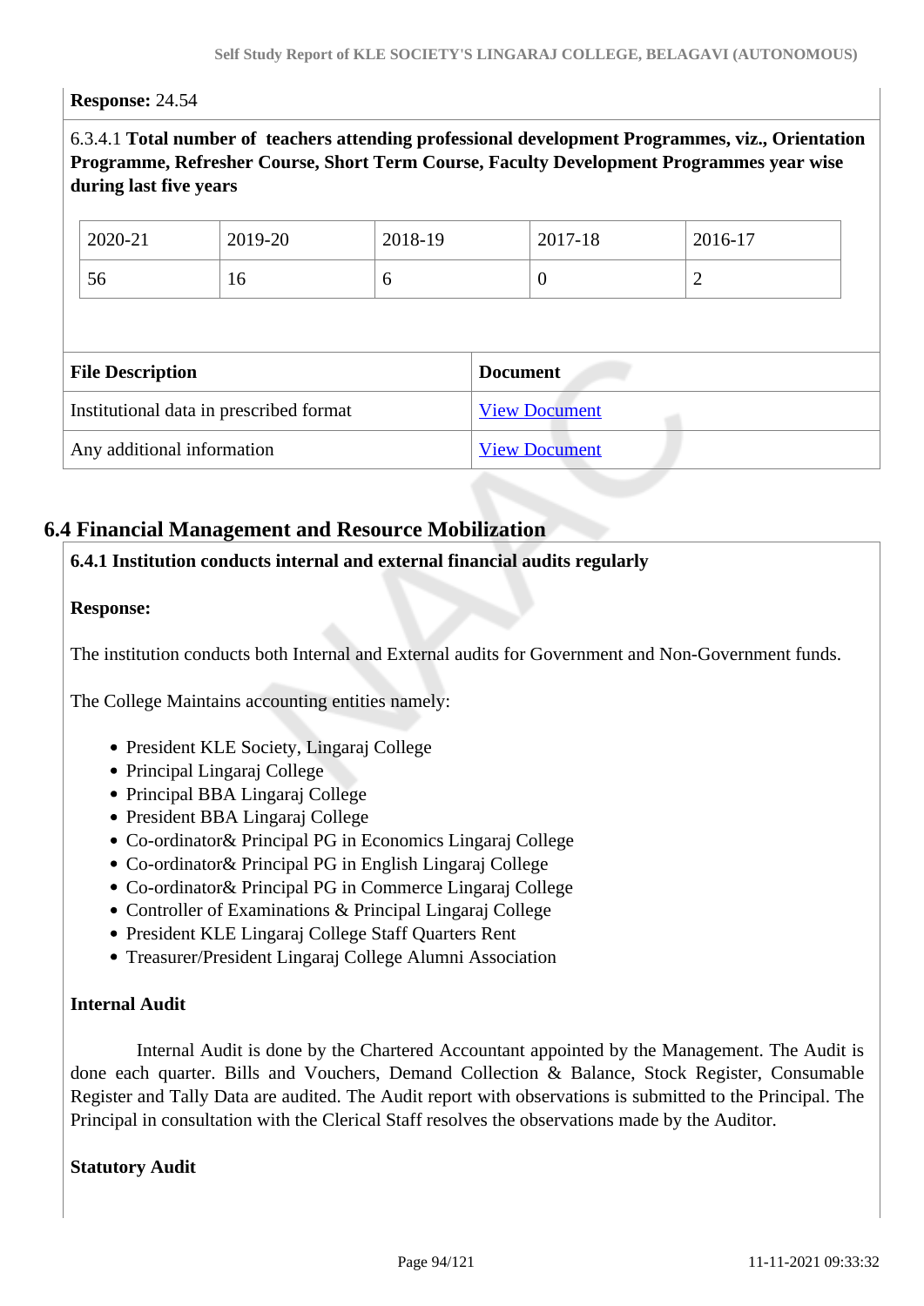**Response:** 24.54

6.3.4.1 **Total number of teachers attending professional development Programmes, viz., Orientation Programme, Refresher Course, Short Term Course, Faculty Development Programmes year wise during last five years**

| 2020-21 | 2019-20 | 2018-19 | 2017-18 | 2016-17 |
|---|---|---|---|---|
| 56 | 16 | 6 | 0 | 2 |

| File Description | Document |
|---|---|
| Institutional data in prescribed format | View Document |
| Any additional information | View Document |

## 6.4 Financial Management and Resource Mobilization

**6.4.1 Institution conducts internal and external financial audits regularly**

**Response:**

The institution conducts both Internal and External audits for Government and Non-Government funds.

The College Maintains accounting entities namely:

- President KLE Society, Lingaraj College
- Principal Lingaraj College
- Principal BBA Lingaraj College
- President BBA Lingaraj College
- Co-ordinator& Principal PG in Economics Lingaraj College
- Co-ordinator& Principal PG in English Lingaraj College
- Co-ordinator& Principal PG in Commerce Lingaraj College
- Controller of Examinations & Principal Lingaraj College
- President KLE Lingaraj College Staff Quarters Rent
- Treasurer/President Lingaraj College Alumni Association

**Internal Audit**

Internal Audit is done by the Chartered Accountant appointed by the Management. The Audit is done each quarter. Bills and Vouchers, Demand Collection & Balance, Stock Register, Consumable Register and Tally Data are audited. The Audit report with observations is submitted to the Principal. The Principal in consultation with the Clerical Staff resolves the observations made by the Auditor.

**Statutory Audit**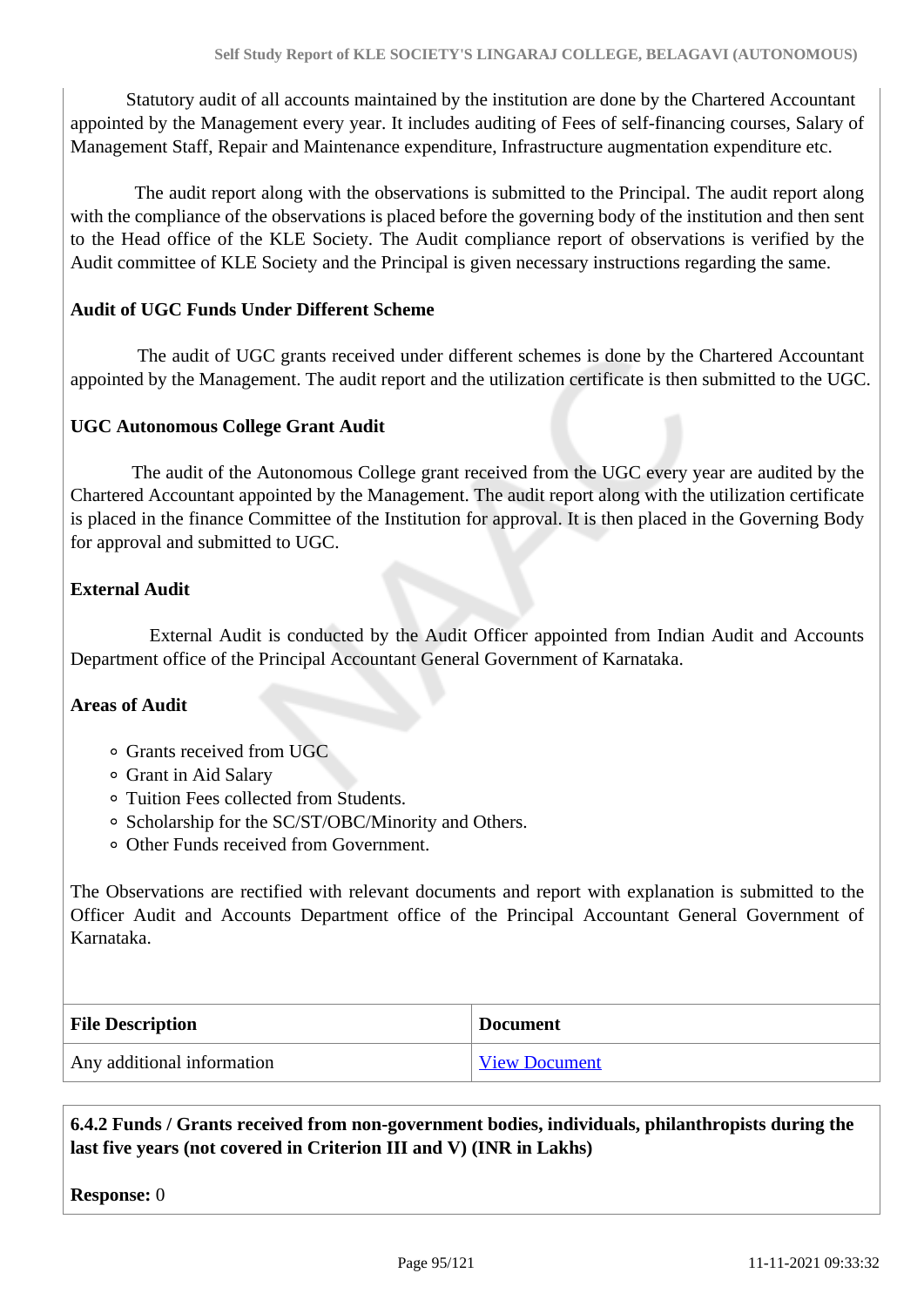Statutory audit of all accounts maintained by the institution are done by the Chartered Accountant appointed by the Management every year. It includes auditing of Fees of self-financing courses, Salary of Management Staff, Repair and Maintenance expenditure, Infrastructure augmentation expenditure etc.

The audit report along with the observations is submitted to the Principal. The audit report along with the compliance of the observations is placed before the governing body of the institution and then sent to the Head office of the KLE Society. The Audit compliance report of observations is verified by the Audit committee of KLE Society and the Principal is given necessary instructions regarding the same.

**Audit of UGC Funds Under Different Scheme**

The audit of UGC grants received under different schemes is done by the Chartered Accountant appointed by the Management. The audit report and the utilization certificate is then submitted to the UGC.

**UGC Autonomous College Grant Audit**

The audit of the Autonomous College grant received from the UGC every year are audited by the Chartered Accountant appointed by the Management. The audit report along with the utilization certificate is placed in the finance Committee of the Institution for approval. It is then placed in the Governing Body for approval and submitted to UGC.

**External Audit**

External Audit is conducted by the Audit Officer appointed from Indian Audit and Accounts Department office of the Principal Accountant General Government of Karnataka.

**Areas of Audit**

- Grants received from UGC
- Grant in Aid Salary
- Tuition Fees collected from Students.
- Scholarship for the SC/ST/OBC/Minority and Others.
- Other Funds received from Government.

The Observations are rectified with relevant documents and report with explanation is submitted to the Officer Audit and Accounts Department office of the Principal Accountant General Government of Karnataka.

| File Description | Document |
| --- | --- |
| Any additional information | View Document |

**6.4.2 Funds / Grants received from non-government bodies, individuals, philanthropists during the last five years (not covered in Criterion III and V) (INR in Lakhs)**

**Response:** 0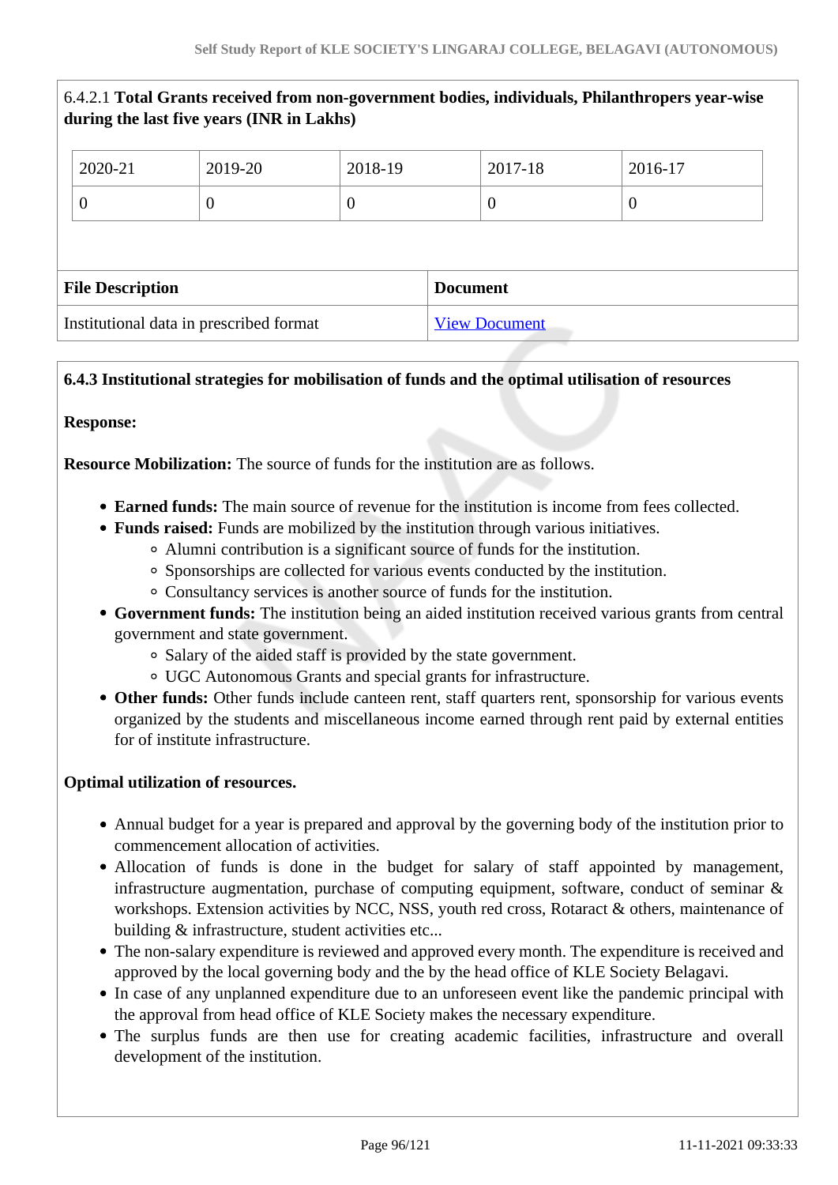6.4.2.1 **Total Grants received from non-government bodies, individuals, Philanthropers year-wise during the last five years (INR in Lakhs)**

| 2020-21 | 2019-20 | 2018-19 | 2017-18 | 2016-17 |
|---|---|---|---|---|
| 0 | 0 | 0 | 0 | 0 |

| File Description | Document |
|---|---|
| Institutional data in prescribed format | View Document |

**6.4.3 Institutional strategies for mobilisation of funds and the optimal utilisation of resources**

**Response:**

**Resource Mobilization:** The source of funds for the institution are as follows.

- **Earned funds:** The main source of revenue for the institution is income from fees collected.
- **Funds raised:** Funds are mobilized by the institution through various initiatives.
  - Alumni contribution is a significant source of funds for the institution.
  - Sponsorships are collected for various events conducted by the institution.
  - Consultancy services is another source of funds for the institution.
- **Government funds:** The institution being an aided institution received various grants from central government and state government.
  - Salary of the aided staff is provided by the state government.
  - UGC Autonomous Grants and special grants for infrastructure.
- **Other funds:** Other funds include canteen rent, staff quarters rent, sponsorship for various events organized by the students and miscellaneous income earned through rent paid by external entities for of institute infrastructure.

**Optimal utilization of resources.**

- Annual budget for a year is prepared and approval by the governing body of the institution prior to commencement allocation of activities.
- Allocation of funds is done in the budget for salary of staff appointed by management, infrastructure augmentation, purchase of computing equipment, software, conduct of seminar & workshops. Extension activities by NCC, NSS, youth red cross, Rotaract & others, maintenance of building & infrastructure, student activities etc...
- The non-salary expenditure is reviewed and approved every month. The expenditure is received and approved by the local governing body and the by the head office of KLE Society Belagavi.
- In case of any unplanned expenditure due to an unforeseen event like the pandemic principal with the approval from head office of KLE Society makes the necessary expenditure.
- The surplus funds are then use for creating academic facilities, infrastructure and overall development of the institution.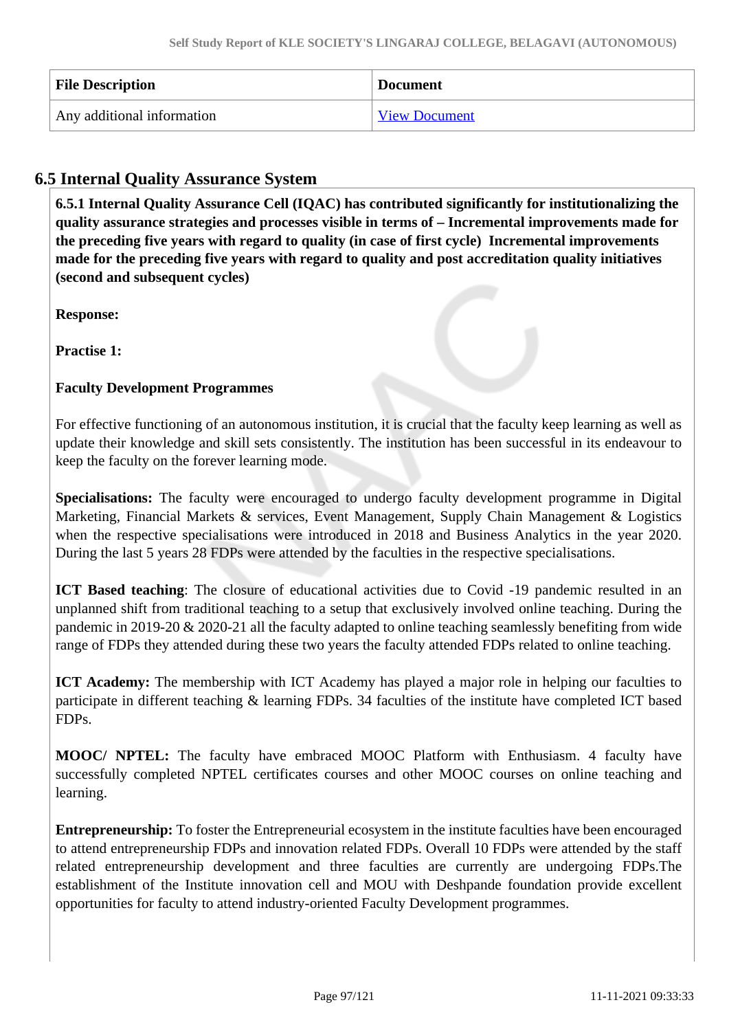| File Description | Document |
| --- | --- |
| Any additional information | View Document |

## 6.5 Internal Quality Assurance System

**6.5.1 Internal Quality Assurance Cell (IQAC) has contributed significantly for institutionalizing the quality assurance strategies and processes visible in terms of – Incremental improvements made for the preceding five years with regard to quality (in case of first cycle) Incremental improvements made for the preceding five years with regard to quality and post accreditation quality initiatives (second and subsequent cycles)**

**Response:**

**Practise 1:**

**Faculty Development Programmes**

For effective functioning of an autonomous institution, it is crucial that the faculty keep learning as well as update their knowledge and skill sets consistently. The institution has been successful in its endeavour to keep the faculty on the forever learning mode.

**Specialisations:** The faculty were encouraged to undergo faculty development programme in Digital Marketing, Financial Markets & services, Event Management, Supply Chain Management & Logistics when the respective specialisations were introduced in 2018 and Business Analytics in the year 2020. During the last 5 years 28 FDPs were attended by the faculties in the respective specialisations.

**ICT Based teaching**: The closure of educational activities due to Covid -19 pandemic resulted in an unplanned shift from traditional teaching to a setup that exclusively involved online teaching. During the pandemic in 2019-20 & 2020-21 all the faculty adapted to online teaching seamlessly benefiting from wide range of FDPs they attended during these two years the faculty attended FDPs related to online teaching.

**ICT Academy:** The membership with ICT Academy has played a major role in helping our faculties to participate in different teaching & learning FDPs. 34 faculties of the institute have completed ICT based FDPs.

**MOOC/ NPTEL:** The faculty have embraced MOOC Platform with Enthusiasm. 4 faculty have successfully completed NPTEL certificates courses and other MOOC courses on online teaching and learning.

**Entrepreneurship:** To foster the Entrepreneurial ecosystem in the institute faculties have been encouraged to attend entrepreneurship FDPs and innovation related FDPs. Overall 10 FDPs were attended by the staff related entrepreneurship development and three faculties are currently are undergoing FDPs.The establishment of the Institute innovation cell and MOU with Deshpande foundation provide excellent opportunities for faculty to attend industry-oriented Faculty Development programmes.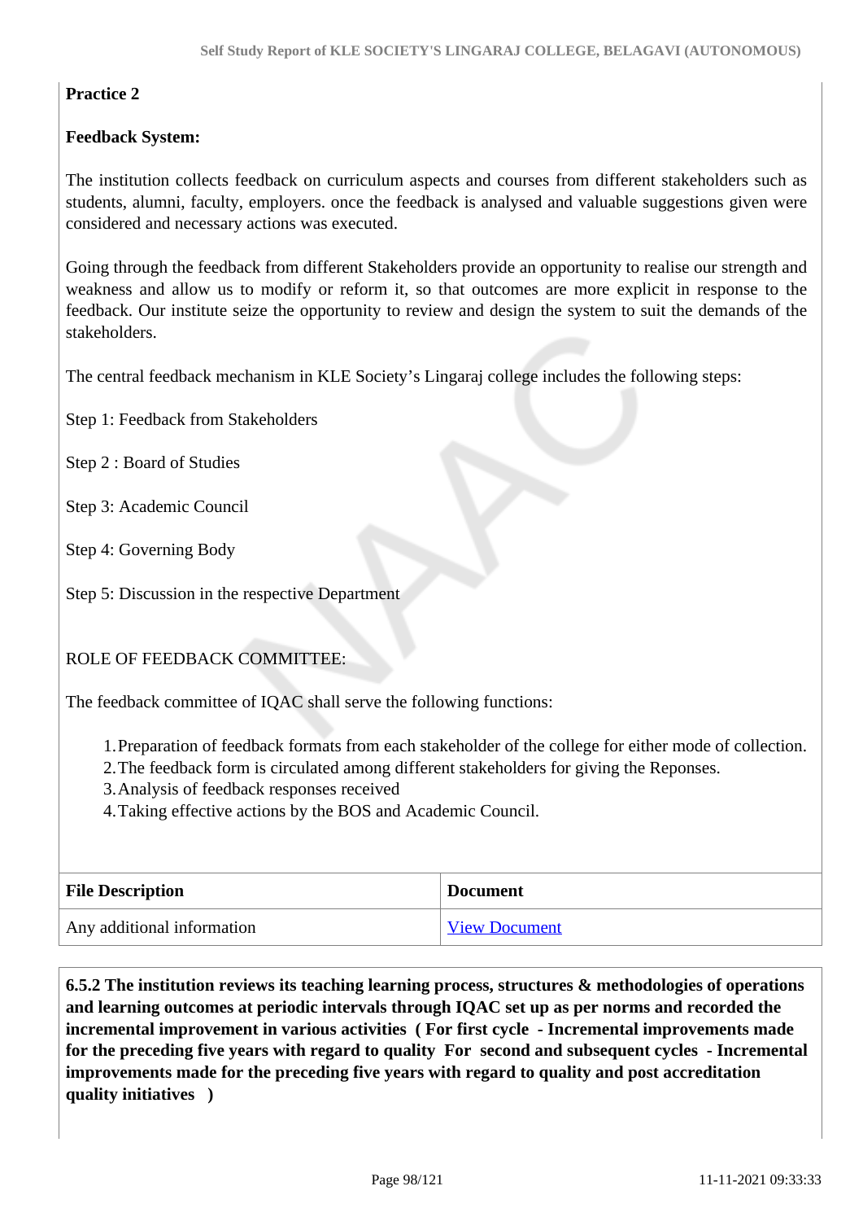**Practice 2**

**Feedback System:**

The institution collects feedback on curriculum aspects and courses from different stakeholders such as students, alumni, faculty, employers. once the feedback is analysed and valuable suggestions given were considered and necessary actions was executed.

Going through the feedback from different Stakeholders provide an opportunity to realise our strength and weakness and allow us to modify or reform it, so that outcomes are more explicit in response to the feedback. Our institute seize the opportunity to review and design the system to suit the demands of the stakeholders.

The central feedback mechanism in KLE Society's Lingaraj college includes the following steps:

Step 1: Feedback from Stakeholders

Step 2 : Board of Studies

Step 3: Academic Council

Step 4: Governing Body

Step 5: Discussion in the respective Department

ROLE OF FEEDBACK COMMITTEE:

The feedback committee of IQAC shall serve the following functions:

1. Preparation of feedback formats from each stakeholder of the college for either mode of collection.
2. The feedback form is circulated among different stakeholders for giving the Reponses.
3. Analysis of feedback responses received
4. Taking effective actions by the BOS and Academic Council.

| File Description | Document |
| --- | --- |
| Any additional information | View Document |

**6.5.2 The institution reviews its teaching learning process, structures & methodologies of operations and learning outcomes at periodic intervals through IQAC set up as per norms and recorded the incremental improvement in various activities ( For first cycle - Incremental improvements made for the preceding five years with regard to quality For second and subsequent cycles - Incremental improvements made for the preceding five years with regard to quality and post accreditation quality initiatives )**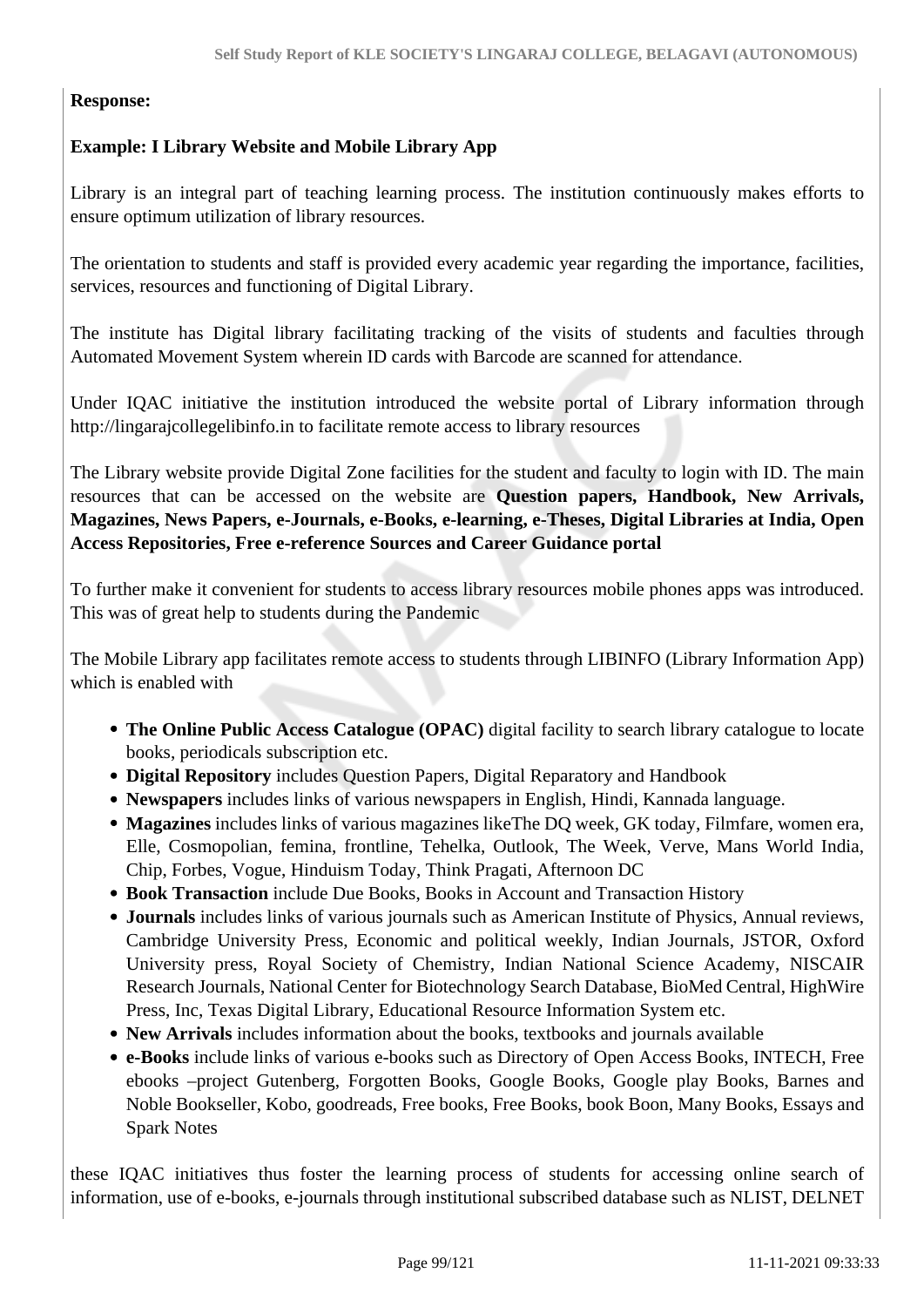**Response:**

**Example: I Library Website and Mobile Library App**

Library is an integral part of teaching learning process. The institution continuously makes efforts to ensure optimum utilization of library resources.

The orientation to students and staff is provided every academic year regarding the importance, facilities, services, resources and functioning of Digital Library.

The institute has Digital library facilitating tracking of the visits of students and faculties through Automated Movement System wherein ID cards with Barcode are scanned for attendance.

Under IQAC initiative the institution introduced the website portal of Library information through http://lingarajcollegelibinfo.in to facilitate remote access to library resources

The Library website provide Digital Zone facilities for the student and faculty to login with ID. The main resources that can be accessed on the website are **Question papers, Handbook, New Arrivals, Magazines, News Papers, e-Journals, e-Books, e-learning, e-Theses, Digital Libraries at India, Open Access Repositories, Free e-reference Sources and Career Guidance portal**

To further make it convenient for students to access library resources mobile phones apps was introduced. This was of great help to students during the Pandemic

The Mobile Library app facilitates remote access to students through LIBINFO (Library Information App) which is enabled with

- **The Online Public Access Catalogue (OPAC)** digital facility to search library catalogue to locate books, periodicals subscription etc.
- **Digital Repository** includes Question Papers, Digital Reparatory and Handbook
- **Newspapers** includes links of various newspapers in English, Hindi, Kannada language.
- **Magazines** includes links of various magazines likeThe DQ week, GK today, Filmfare, women era, Elle, Cosmopolian, femina, frontline, Tehelka, Outlook, The Week, Verve, Mans World India, Chip, Forbes, Vogue, Hinduism Today, Think Pragati, Afternoon DC
- **Book Transaction** include Due Books, Books in Account and Transaction History
- **Journals** includes links of various journals such as American Institute of Physics, Annual reviews, Cambridge University Press, Economic and political weekly, Indian Journals, JSTOR, Oxford University press, Royal Society of Chemistry, Indian National Science Academy, NISCAIR Research Journals, National Center for Biotechnology Search Database, BioMed Central, HighWire Press, Inc, Texas Digital Library, Educational Resource Information System etc.
- **New Arrivals** includes information about the books, textbooks and journals available
- **e-Books** include links of various e-books such as Directory of Open Access Books, INTECH, Free ebooks –project Gutenberg, Forgotten Books, Google Books, Google play Books, Barnes and Noble Bookseller, Kobo, goodreads, Free books, Free Books, book Boon, Many Books, Essays and Spark Notes

these IQAC initiatives thus foster the learning process of students for accessing online search of information, use of e-books, e-journals through institutional subscribed database such as NLIST, DELNET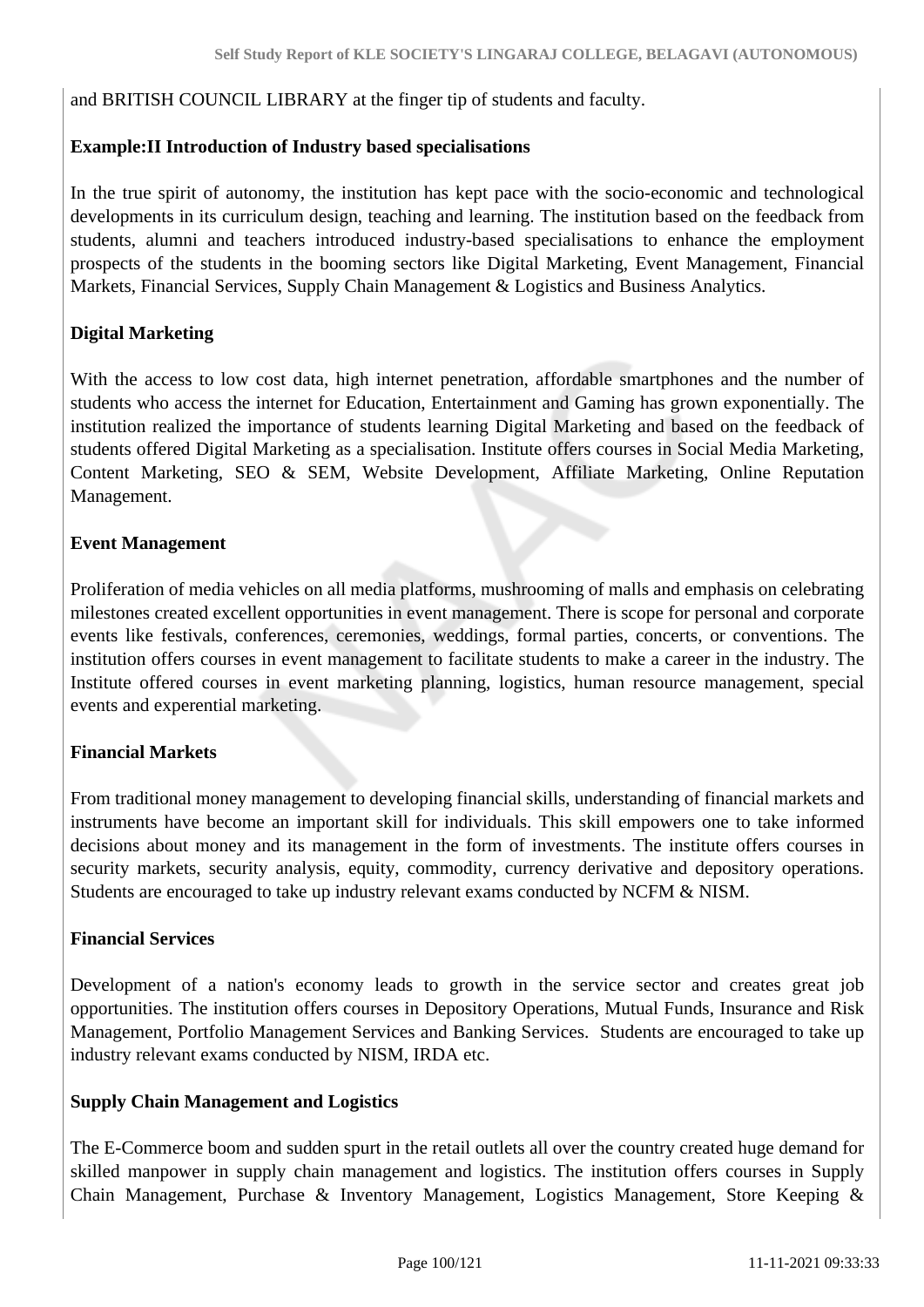and BRITISH COUNCIL LIBRARY at the finger tip of students and faculty.

**Example:II Introduction of Industry based specialisations**

In the true spirit of autonomy, the institution has kept pace with the socio-economic and technological developments in its curriculum design, teaching and learning. The institution based on the feedback from students, alumni and teachers introduced industry-based specialisations to enhance the employment prospects of the students in the booming sectors like Digital Marketing, Event Management, Financial Markets, Financial Services, Supply Chain Management & Logistics and Business Analytics.

**Digital Marketing**

With the access to low cost data, high internet penetration, affordable smartphones and the number of students who access the internet for Education, Entertainment and Gaming has grown exponentially. The institution realized the importance of students learning Digital Marketing and based on the feedback of students offered Digital Marketing as a specialisation. Institute offers courses in Social Media Marketing, Content Marketing, SEO & SEM, Website Development, Affiliate Marketing, Online Reputation Management.

**Event Management**

Proliferation of media vehicles on all media platforms, mushrooming of malls and emphasis on celebrating milestones created excellent opportunities in event management. There is scope for personal and corporate events like festivals, conferences, ceremonies, weddings, formal parties, concerts, or conventions. The institution offers courses in event management to facilitate students to make a career in the industry. The Institute offered courses in event marketing planning, logistics, human resource management, special events and experential marketing.

**Financial Markets**

From traditional money management to developing financial skills, understanding of financial markets and instruments have become an important skill for individuals. This skill empowers one to take informed decisions about money and its management in the form of investments. The institute offers courses in security markets, security analysis, equity, commodity, currency derivative and depository operations. Students are encouraged to take up industry relevant exams conducted by NCFM & NISM.

**Financial Services**

Development of a nation's economy leads to growth in the service sector and creates great job opportunities. The institution offers courses in Depository Operations, Mutual Funds, Insurance and Risk Management, Portfolio Management Services and Banking Services. Students are encouraged to take up industry relevant exams conducted by NISM, IRDA etc.

**Supply Chain Management and Logistics**

The E-Commerce boom and sudden spurt in the retail outlets all over the country created huge demand for skilled manpower in supply chain management and logistics. The institution offers courses in Supply Chain Management, Purchase & Inventory Management, Logistics Management, Store Keeping &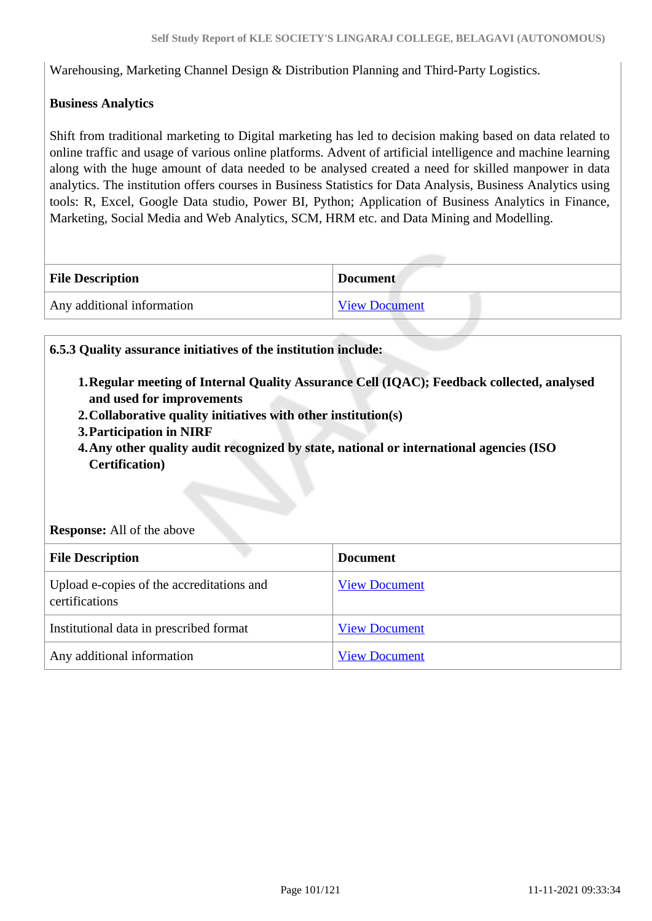Warehousing, Marketing Channel Design & Distribution Planning and Third-Party Logistics.

**Business Analytics**

Shift from traditional marketing to Digital marketing has led to decision making based on data related to online traffic and usage of various online platforms. Advent of artificial intelligence and machine learning along with the huge amount of data needed to be analysed created a need for skilled manpower in data analytics. The institution offers courses in Business Statistics for Data Analysis, Business Analytics using tools: R, Excel, Google Data studio, Power BI, Python; Application of Business Analytics in Finance, Marketing, Social Media and Web Analytics, SCM, HRM etc. and Data Mining and Modelling.

| File Description | Document |
|---|---|
| Any additional information | View Document |

**6.5.3 Quality assurance initiatives of the institution include:**

1. **Regular meeting of Internal Quality Assurance Cell (IQAC); Feedback collected, analysed and used for improvements**
2. **Collaborative quality initiatives with other institution(s)**
3. **Participation in NIRF**
4. **Any other quality audit recognized by state, national or international agencies (ISO Certification)**

**Response:** All of the above

| File Description | Document |
|---|---|
| Upload e-copies of the accreditations and certifications | View Document |
| Institutional data in prescribed format | View Document |
| Any additional information | View Document |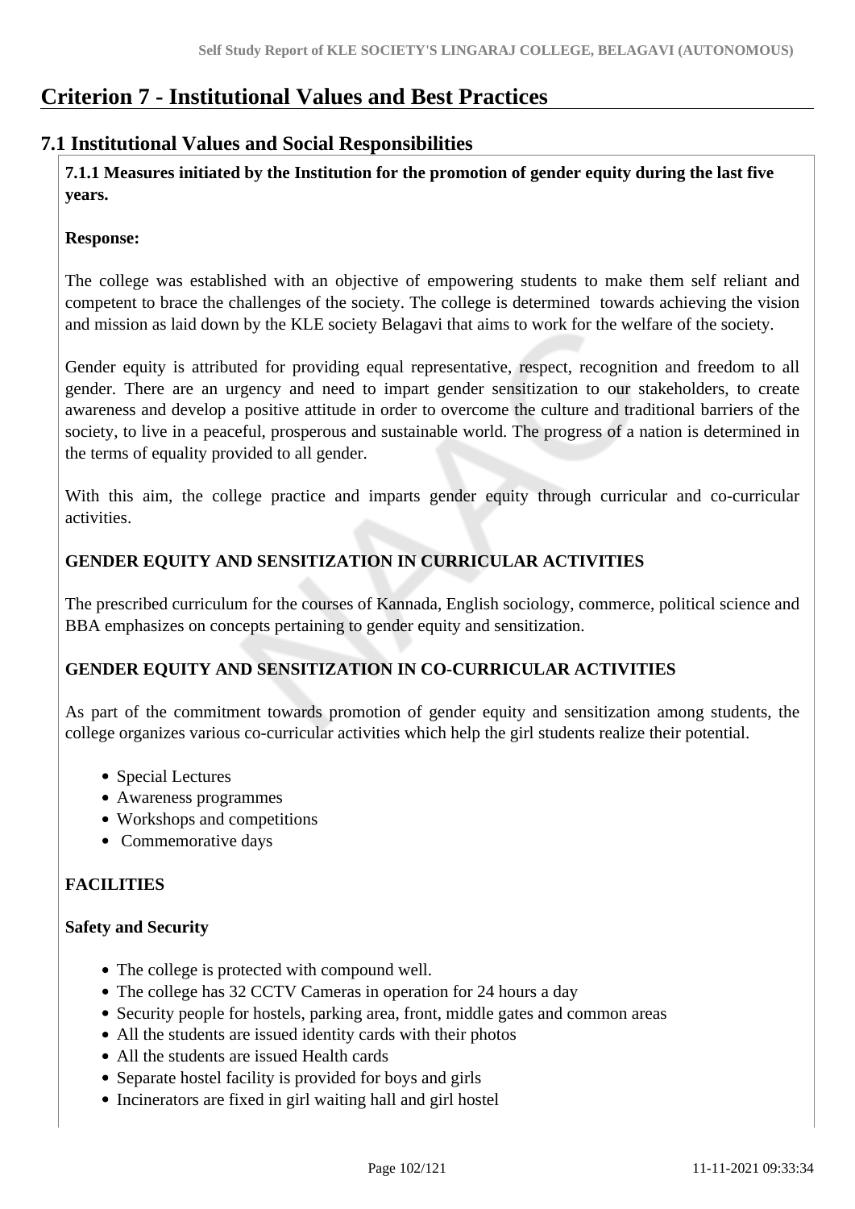# Criterion 7 - Institutional Values and Best Practices

## 7.1 Institutional Values and Social Responsibilities

**7.1.1 Measures initiated by the Institution for the promotion of gender equity during the last five years.**

**Response:**

The college was established with an objective of empowering students to make them self reliant and competent to brace the challenges of the society. The college is determined towards achieving the vision and mission as laid down by the KLE society Belagavi that aims to work for the welfare of the society.

Gender equity is attributed for providing equal representative, respect, recognition and freedom to all gender. There are an urgency and need to impart gender sensitization to our stakeholders, to create awareness and develop a positive attitude in order to overcome the culture and traditional barriers of the society, to live in a peaceful, prosperous and sustainable world. The progress of a nation is determined in the terms of equality provided to all gender.

With this aim, the college practice and imparts gender equity through curricular and co-curricular activities.

**GENDER EQUITY AND SENSITIZATION IN CURRICULAR ACTIVITIES**

The prescribed curriculum for the courses of Kannada, English sociology, commerce, political science and BBA emphasizes on concepts pertaining to gender equity and sensitization.

**GENDER EQUITY AND SENSITIZATION IN CO-CURRICULAR ACTIVITIES**

As part of the commitment towards promotion of gender equity and sensitization among students, the college organizes various co-curricular activities which help the girl students realize their potential.

- Special Lectures
- Awareness programmes
- Workshops and competitions
- Commemorative days

**FACILITIES**

**Safety and Security**

- The college is protected with compound well.
- The college has 32 CCTV Cameras in operation for 24 hours a day
- Security people for hostels, parking area, front, middle gates and common areas
- All the students are issued identity cards with their photos
- All the students are issued Health cards
- Separate hostel facility is provided for boys and girls
- Incinerators are fixed in girl waiting hall and girl hostel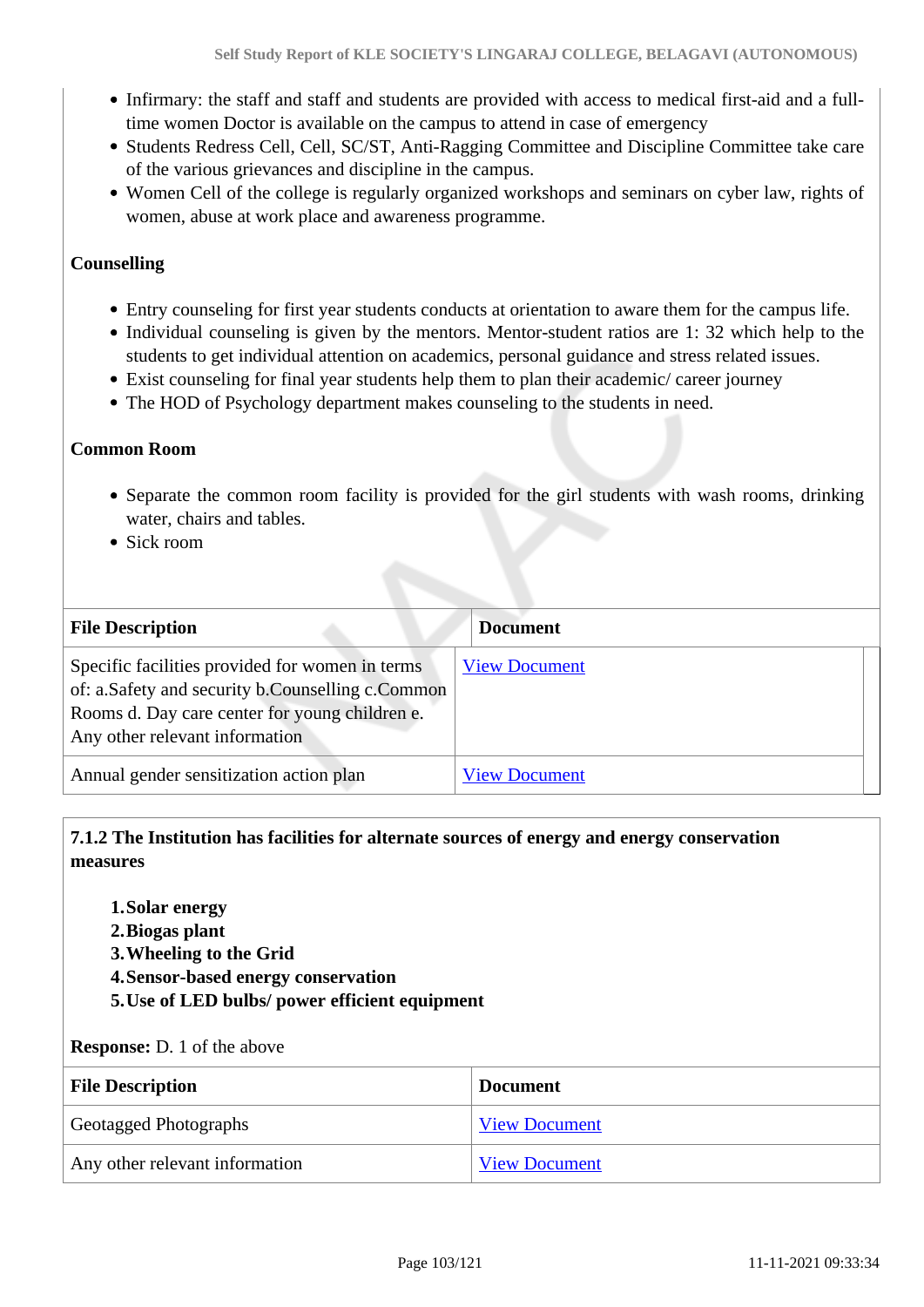- Infirmary: the staff and staff and students are provided with access to medical first-aid and a full-time women Doctor is available on the campus to attend in case of emergency
- Students Redress Cell, Cell, SC/ST, Anti-Ragging Committee and Discipline Committee take care of the various grievances and discipline in the campus.
- Women Cell of the college is regularly organized workshops and seminars on cyber law, rights of women, abuse at work place and awareness programme.

**Counselling**

- Entry counseling for first year students conducts at orientation to aware them for the campus life.
- Individual counseling is given by the mentors. Mentor-student ratios are 1: 32 which help to the students to get individual attention on academics, personal guidance and stress related issues.
- Exist counseling for final year students help them to plan their academic/ career journey
- The HOD of Psychology department makes counseling to the students in need.

**Common Room**

- Separate the common room facility is provided for the girl students with wash rooms, drinking water, chairs and tables.
- Sick room

| File Description | Document |
|---|---|
| Specific facilities provided for women in terms of: a.Safety and security b.Counselling c.Common Rooms d. Day care center for young children e. Any other relevant information | View Document |
| Annual gender sensitization action plan | View Document |

**7.1.2 The Institution has facilities for alternate sources of energy and energy conservation measures**

1. **Solar energy**
2. **Biogas plant**
3. **Wheeling to the Grid**
4. **Sensor-based energy conservation**
5. **Use of LED bulbs/ power efficient equipment**

**Response:** D. 1 of the above

| File Description | Document |
|---|---|
| Geotagged Photographs | View Document |
| Any other relevant information | View Document |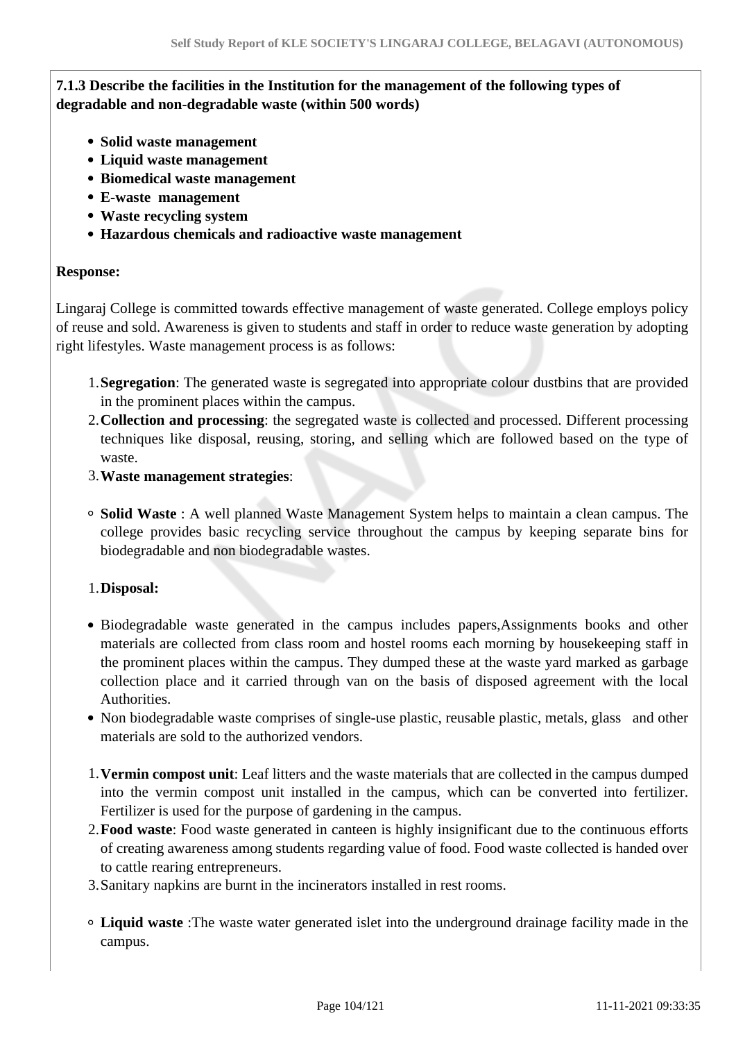**7.1.3 Describe the facilities in the Institution for the management of the following types of degradable and non-degradable waste (within 500 words)**

- **Solid waste management**
- **Liquid waste management**
- **Biomedical waste management**
- **E-waste management**
- **Waste recycling system**
- **Hazardous chemicals and radioactive waste management**

**Response:**

Lingaraj College is committed towards effective management of waste generated. College employs policy of reuse and sold. Awareness is given to students and staff in order to reduce waste generation by adopting right lifestyles. Waste management process is as follows:

1. **Segregation**: The generated waste is segregated into appropriate colour dustbins that are provided in the prominent places within the campus.
2. **Collection and processing**: the segregated waste is collected and processed. Different processing techniques like disposal, reusing, storing, and selling which are followed based on the type of waste.
3. **Waste management strategies**:

- **Solid Waste** : A well planned Waste Management System helps to maintain a clean campus. The college provides basic recycling service throughout the campus by keeping separate bins for biodegradable and non biodegradable wastes.

1. **Disposal:**

- Biodegradable waste generated in the campus includes papers,Assignments books and other materials are collected from class room and hostel rooms each morning by housekeeping staff in the prominent places within the campus. They dumped these at the waste yard marked as garbage collection place and it carried through van on the basis of disposed agreement with the local Authorities.
- Non biodegradable waste comprises of single-use plastic, reusable plastic, metals, glass and other materials are sold to the authorized vendors.

1. **Vermin compost unit**: Leaf litters and the waste materials that are collected in the campus dumped into the vermin compost unit installed in the campus, which can be converted into fertilizer. Fertilizer is used for the purpose of gardening in the campus.
2. **Food waste**: Food waste generated in canteen is highly insignificant due to the continuous efforts of creating awareness among students regarding value of food. Food waste collected is handed over to cattle rearing entrepreneurs.
3. Sanitary napkins are burnt in the incinerators installed in rest rooms.

- **Liquid waste** :The waste water generated islet into the underground drainage facility made in the campus.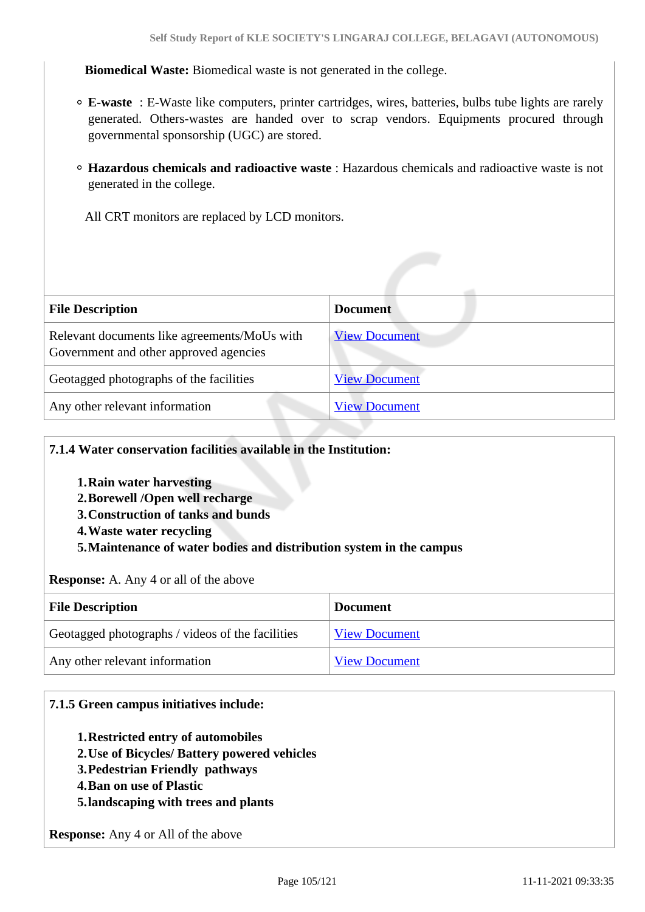**Biomedical Waste:** Biomedical waste is not generated in the college.

- **E-waste** : E-Waste like computers, printer cartridges, wires, batteries, bulbs tube lights are rarely generated. Others-wastes are handed over to scrap vendors. Equipments procured through governmental sponsorship (UGC) are stored.
- **Hazardous chemicals and radioactive waste** : Hazardous chemicals and radioactive waste is not generated in the college.

All CRT monitors are replaced by LCD monitors.

| File Description | Document |
|---|---|
| Relevant documents like agreements/MoUs with Government and other approved agencies | View Document |
| Geotagged photographs of the facilities | View Document |
| Any other relevant information | View Document |

**7.1.4 Water conservation facilities available in the Institution:**

1. **Rain water harvesting**
2. **Borewell /Open well recharge**
3. **Construction of tanks and bunds**
4. **Waste water recycling**
5. **Maintenance of water bodies and distribution system in the campus**

**Response:** A. Any 4 or all of the above

| File Description | Document |
|---|---|
| Geotagged photographs / videos of the facilities | View Document |
| Any other relevant information | View Document |

**7.1.5 Green campus initiatives include:**

1. **Restricted entry of automobiles**
2. **Use of Bicycles/ Battery powered vehicles**
3. **Pedestrian Friendly pathways**
4. **Ban on use of Plastic**
5. **landscaping with trees and plants**

**Response:** Any 4 or All of the above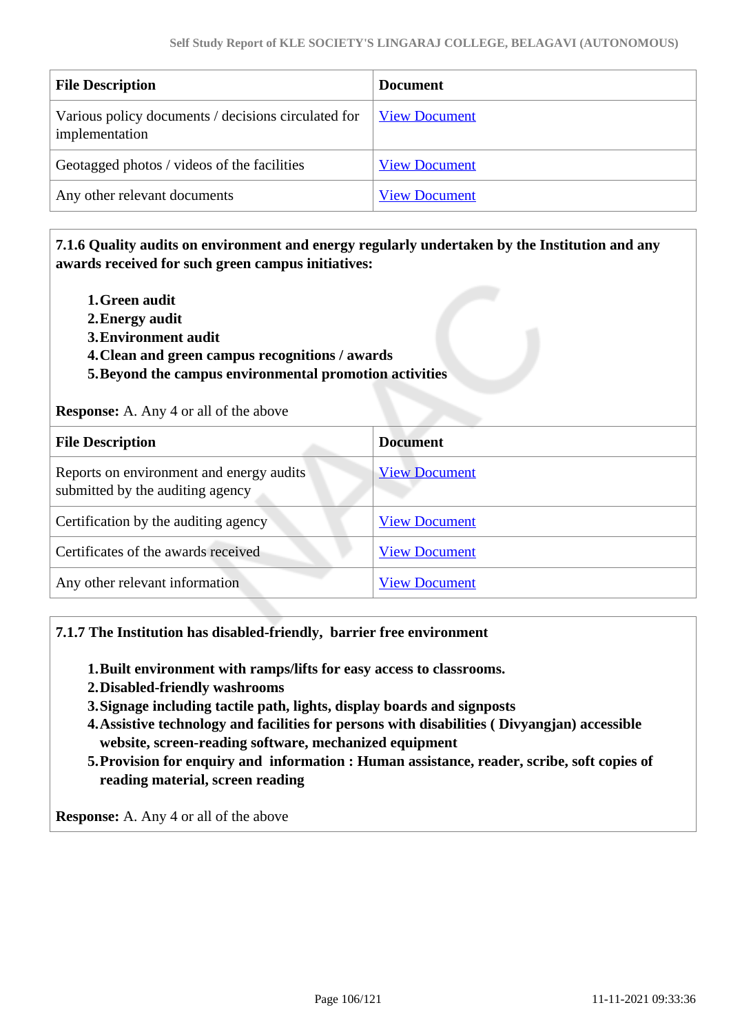| File Description | Document |
|---|---|
| Various policy documents / decisions circulated for implementation | View Document |
| Geotagged photos / videos of the facilities | View Document |
| Any other relevant documents | View Document |

**7.1.6 Quality audits on environment and energy regularly undertaken by the Institution and any awards received for such green campus initiatives:**

1. **Green audit**
2. **Energy audit**
3. **Environment audit**
4. **Clean and green campus recognitions / awards**
5. **Beyond the campus environmental promotion activities**

**Response:** A. Any 4 or all of the above

| File Description | Document |
|---|---|
| Reports on environment and energy audits submitted by the auditing agency | View Document |
| Certification by the auditing agency | View Document |
| Certificates of the awards received | View Document |
| Any other relevant information | View Document |

**7.1.7 The Institution has disabled-friendly, barrier free environment**

1. **Built environment with ramps/lifts for easy access to classrooms.**
2. **Disabled-friendly washrooms**
3. **Signage including tactile path, lights, display boards and signposts**
4. **Assistive technology and facilities for persons with disabilities ( Divyangjan) accessible website, screen-reading software, mechanized equipment**
5. **Provision for enquiry and information : Human assistance, reader, scribe, soft copies of reading material, screen reading**

**Response:** A. Any 4 or all of the above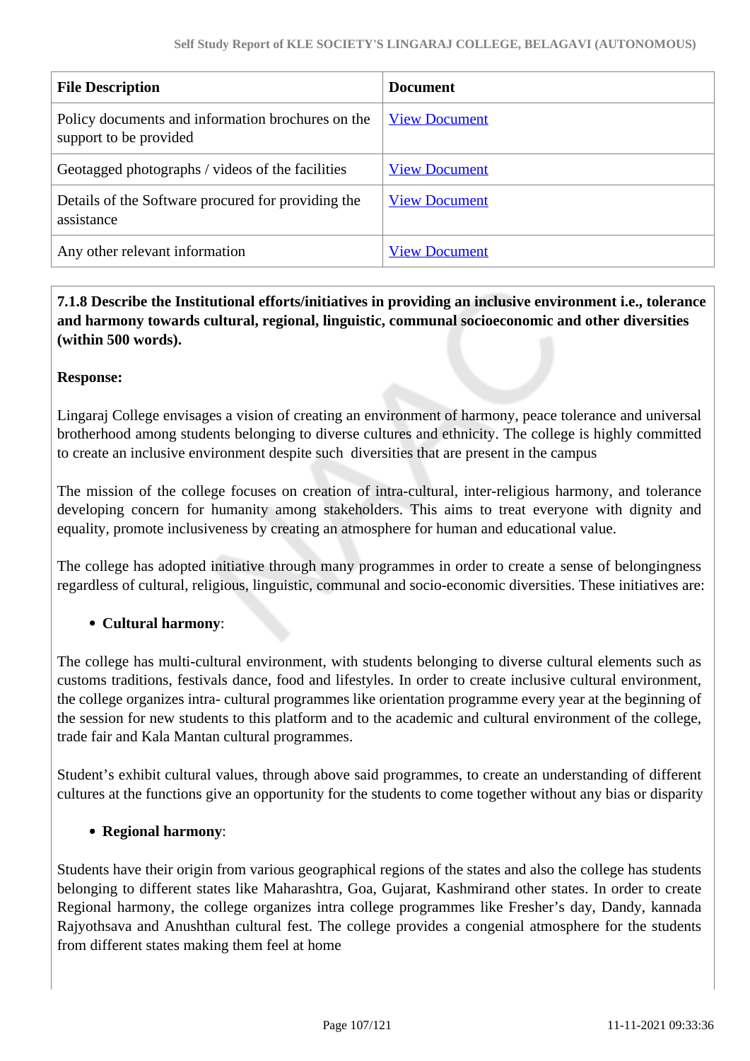| File Description | Document |
| --- | --- |
| Policy documents and information brochures on the support to be provided | View Document |
| Geotagged photographs / videos of the facilities | View Document |
| Details of the Software procured for providing the assistance | View Document |
| Any other relevant information | View Document |

**7.1.8 Describe the Institutional efforts/initiatives in providing an inclusive environment i.e., tolerance and harmony towards cultural, regional, linguistic, communal socioeconomic and other diversities (within 500 words).**

**Response:**

Lingaraj College envisages a vision of creating an environment of harmony, peace tolerance and universal brotherhood among students belonging to diverse cultures and ethnicity. The college is highly committed to create an inclusive environment despite such diversities that are present in the campus

The mission of the college focuses on creation of intra-cultural, inter-religious harmony, and tolerance developing concern for humanity among stakeholders. This aims to treat everyone with dignity and equality, promote inclusiveness by creating an atmosphere for human and educational value.

The college has adopted initiative through many programmes in order to create a sense of belongingness regardless of cultural, religious, linguistic, communal and socio-economic diversities. These initiatives are:

- **Cultural harmony**:

The college has multi-cultural environment, with students belonging to diverse cultural elements such as customs traditions, festivals dance, food and lifestyles. In order to create inclusive cultural environment, the college organizes intra- cultural programmes like orientation programme every year at the beginning of the session for new students to this platform and to the academic and cultural environment of the college, trade fair and Kala Mantan cultural programmes.

Student's exhibit cultural values, through above said programmes, to create an understanding of different cultures at the functions give an opportunity for the students to come together without any bias or disparity

- **Regional harmony**:

Students have their origin from various geographical regions of the states and also the college has students belonging to different states like Maharashtra, Goa, Gujarat, Kashmirand other states. In order to create Regional harmony, the college organizes intra college programmes like Fresher's day, Dandy, kannada Rajyothsava and Anushthan cultural fest. The college provides a congenial atmosphere for the students from different states making them feel at home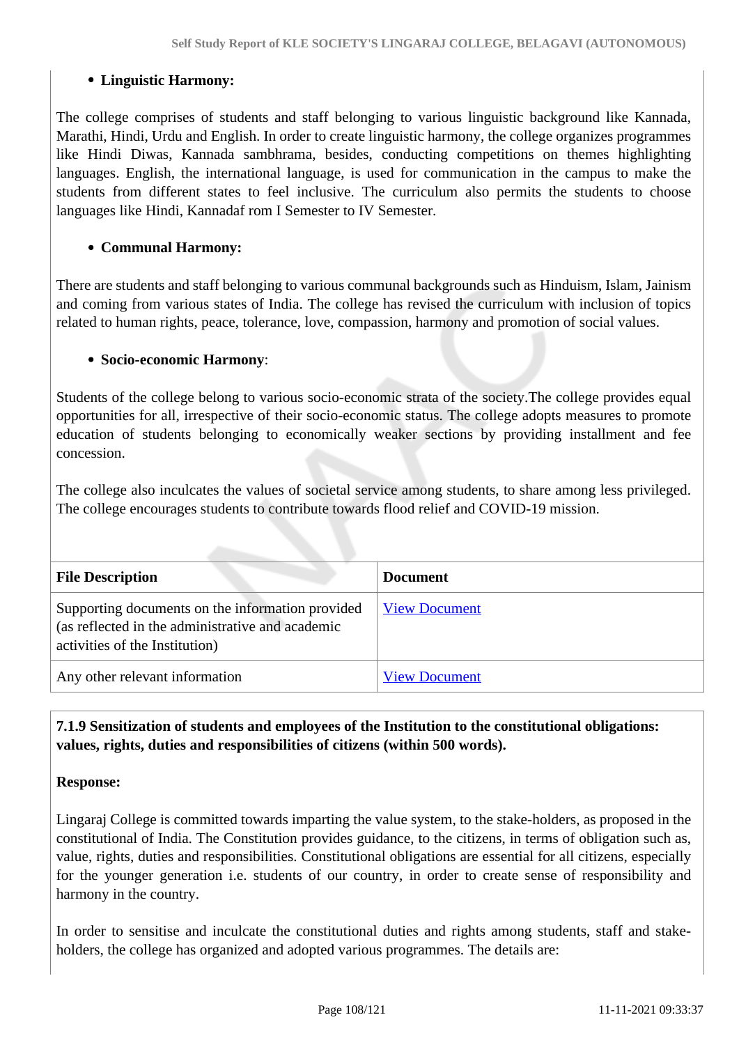- **Linguistic Harmony:**

The college comprises of students and staff belonging to various linguistic background like Kannada, Marathi, Hindi, Urdu and English. In order to create linguistic harmony, the college organizes programmes like Hindi Diwas, Kannada sambhrama, besides, conducting competitions on themes highlighting languages. English, the international language, is used for communication in the campus to make the students from different states to feel inclusive. The curriculum also permits the students to choose languages like Hindi, Kannadaf rom I Semester to IV Semester.

- **Communal Harmony:**

There are students and staff belonging to various communal backgrounds such as Hinduism, Islam, Jainism and coming from various states of India. The college has revised the curriculum with inclusion of topics related to human rights, peace, tolerance, love, compassion, harmony and promotion of social values.

- **Socio-economic Harmony**:

Students of the college belong to various socio-economic strata of the society.The college provides equal opportunities for all, irrespective of their socio-economic status. The college adopts measures to promote education of students belonging to economically weaker sections by providing installment and fee concession.

The college also inculcates the values of societal service among students, to share among less privileged. The college encourages students to contribute towards flood relief and COVID-19 mission.

| File Description | Document |
|---|---|
| Supporting documents on the information provided (as reflected in the administrative and academic activities of the Institution) | View Document |
| Any other relevant information | View Document |

**7.1.9 Sensitization of students and employees of the Institution to the constitutional obligations: values, rights, duties and responsibilities of citizens (within 500 words).**

**Response:**

Lingaraj College is committed towards imparting the value system, to the stake-holders, as proposed in the constitutional of India. The Constitution provides guidance, to the citizens, in terms of obligation such as, value, rights, duties and responsibilities. Constitutional obligations are essential for all citizens, especially for the younger generation i.e. students of our country, in order to create sense of responsibility and harmony in the country.

In order to sensitise and inculcate the constitutional duties and rights among students, staff and stake-holders, the college has organized and adopted various programmes. The details are: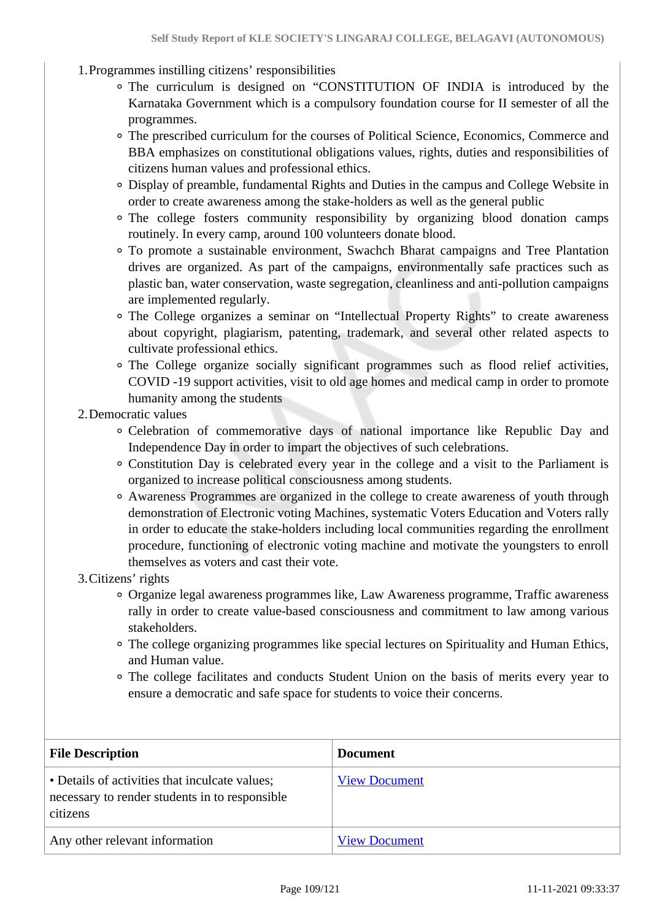1. Programmes instilling citizens' responsibilities
    - The curriculum is designed on "CONSTITUTION OF INDIA is introduced by the Karnataka Government which is a compulsory foundation course for II semester of all the programmes.
    - The prescribed curriculum for the courses of Political Science, Economics, Commerce and BBA emphasizes on constitutional obligations values, rights, duties and responsibilities of citizens human values and professional ethics.
    - Display of preamble, fundamental Rights and Duties in the campus and College Website in order to create awareness among the stake-holders as well as the general public
    - The college fosters community responsibility by organizing blood donation camps routinely. In every camp, around 100 volunteers donate blood.
    - To promote a sustainable environment, Swachch Bharat campaigns and Tree Plantation drives are organized. As part of the campaigns, environmentally safe practices such as plastic ban, water conservation, waste segregation, cleanliness and anti-pollution campaigns are implemented regularly.
    - The College organizes a seminar on "Intellectual Property Rights" to create awareness about copyright, plagiarism, patenting, trademark, and several other related aspects to cultivate professional ethics.
    - The College organize socially significant programmes such as flood relief activities, COVID -19 support activities, visit to old age homes and medical camp in order to promote humanity among the students
2. Democratic values
    - Celebration of commemorative days of national importance like Republic Day and Independence Day in order to impart the objectives of such celebrations.
    - Constitution Day is celebrated every year in the college and a visit to the Parliament is organized to increase political consciousness among students.
    - Awareness Programmes are organized in the college to create awareness of youth through demonstration of Electronic voting Machines, systematic Voters Education and Voters rally in order to educate the stake-holders including local communities regarding the enrollment procedure, functioning of electronic voting machine and motivate the youngsters to enroll themselves as voters and cast their vote.
3. Citizens' rights
    - Organize legal awareness programmes like, Law Awareness programme, Traffic awareness rally in order to create value-based consciousness and commitment to law among various stakeholders.
    - The college organizing programmes like special lectures on Spirituality and Human Ethics, and Human value.
    - The college facilitates and conducts Student Union on the basis of merits every year to ensure a democratic and safe space for students to voice their concerns.

| File Description | Document |
|---|---|
| • Details of activities that inculcate values; necessary to render students in to responsible citizens | View Document |
| Any other relevant information | View Document |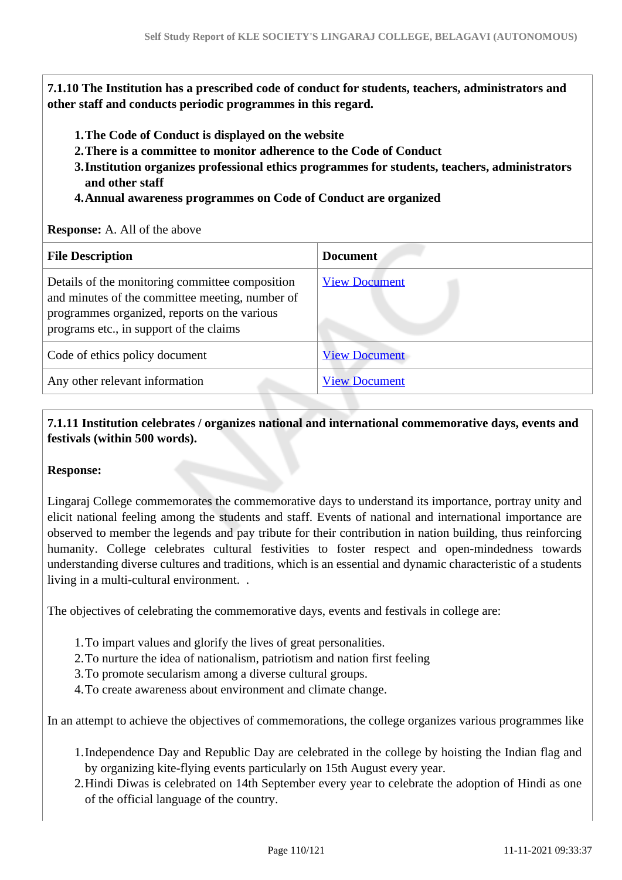**7.1.10 The Institution has a prescribed code of conduct for students, teachers, administrators and other staff and conducts periodic programmes in this regard.**

1. **The Code of Conduct is displayed on the website**
2. **There is a committee to monitor adherence to the Code of Conduct**
3. **Institution organizes professional ethics programmes for students, teachers, administrators and other staff**
4. **Annual awareness programmes on Code of Conduct are organized**

**Response:** A. All of the above

| File Description | Document |
|---|---|
| Details of the monitoring committee composition and minutes of the committee meeting, number of programmes organized, reports on the various programs etc., in support of the claims | View Document |
| Code of ethics policy document | View Document |
| Any other relevant information | View Document |

**7.1.11 Institution celebrates / organizes national and international commemorative days, events and festivals (within 500 words).**

**Response:**

Lingaraj College commemorates the commemorative days to understand its importance, portray unity and elicit national feeling among the students and staff. Events of national and international importance are observed to member the legends and pay tribute for their contribution in nation building, thus reinforcing humanity. College celebrates cultural festivities to foster respect and open-mindedness towards understanding diverse cultures and traditions, which is an essential and dynamic characteristic of a students living in a multi-cultural environment.  .

The objectives of celebrating the commemorative days, events and festivals in college are:

1. To impart values and glorify the lives of great personalities.
2. To nurture the idea of nationalism, patriotism and nation first feeling
3. To promote secularism among a diverse cultural groups.
4. To create awareness about environment and climate change.

In an attempt to achieve the objectives of commemorations, the college organizes various programmes like

1. Independence Day and Republic Day are celebrated in the college by hoisting the Indian flag and by organizing kite-flying events particularly on 15th August every year.
2. Hindi Diwas is celebrated on 14th September every year to celebrate the adoption of Hindi as one of the official language of the country.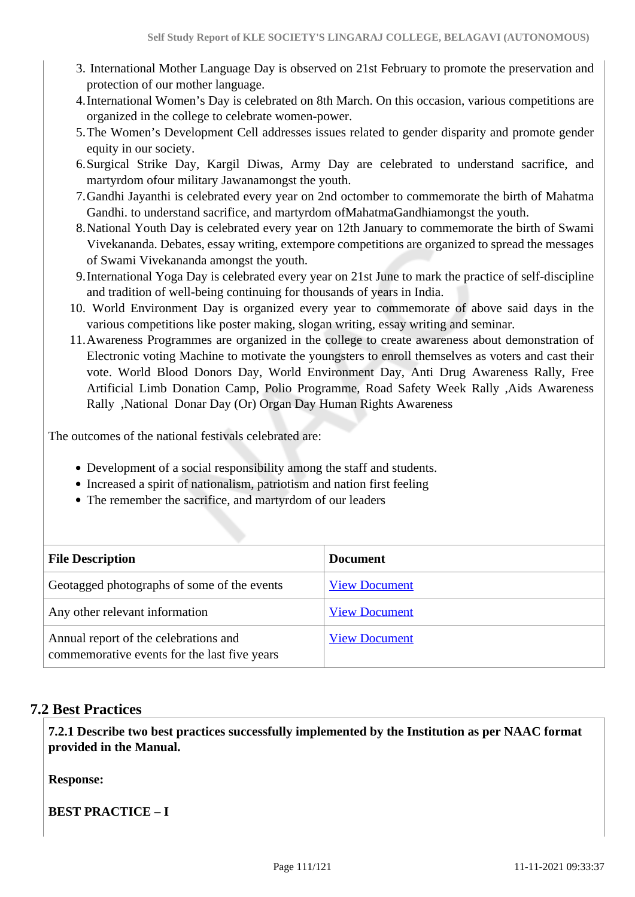3. International Mother Language Day is observed on 21st February to promote the preservation and protection of our mother language.
4. International Women's Day is celebrated on 8th March. On this occasion, various competitions are organized in the college to celebrate women-power.
5. The Women's Development Cell addresses issues related to gender disparity and promote gender equity in our society.
6. Surgical Strike Day, Kargil Diwas, Army Day are celebrated to understand sacrifice, and martyrdom ofour military Jawanamongst the youth.
7. Gandhi Jayanthi is celebrated every year on 2nd octomber to commemorate the birth of Mahatma Gandhi. to understand sacrifice, and martyrdom ofMahatmaGandhiamongst the youth.
8. National Youth Day is celebrated every year on 12th January to commemorate the birth of Swami Vivekananda. Debates, essay writing, extempore competitions are organized to spread the messages of Swami Vivekananda amongst the youth.
9. International Yoga Day is celebrated every year on 21st June to mark the practice of self-discipline and tradition of well-being continuing for thousands of years in India.
10. World Environment Day is organized every year to commemorate of above said days in the various competitions like poster making, slogan writing, essay writing and seminar.
11. Awareness Programmes are organized in the college to create awareness about demonstration of Electronic voting Machine to motivate the youngsters to enroll themselves as voters and cast their vote. World Blood Donors Day, World Environment Day, Anti Drug Awareness Rally, Free Artificial Limb Donation Camp, Polio Programme, Road Safety Week Rally ,Aids Awareness Rally ,National Donar Day (Or) Organ Day Human Rights Awareness

The outcomes of the national festivals celebrated are:

- Development of a social responsibility among the staff and students.
- Increased a spirit of nationalism, patriotism and nation first feeling
- The remember the sacrifice, and martyrdom of our leaders

| File Description | Document |
|---|---|
| Geotagged photographs of some of the events | View Document |
| Any other relevant information | View Document |
| Annual report of the celebrations and commemorative events for the last five years | View Document |

## 7.2 Best Practices

**7.2.1 Describe two best practices successfully implemented by the Institution as per NAAC format provided in the Manual.**

**Response:**

**BEST PRACTICE – I**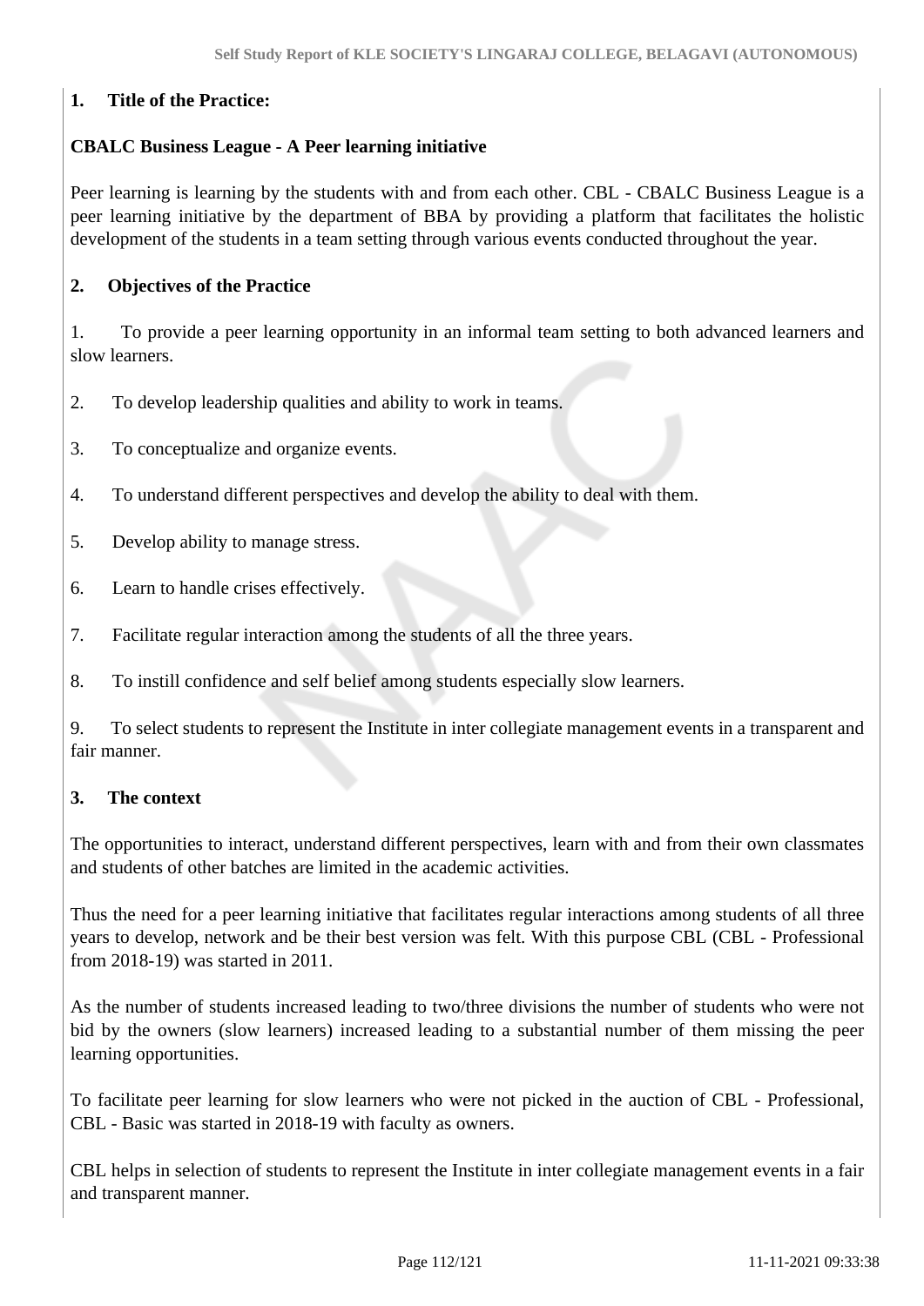**1. Title of the Practice:**

**CBALC Business League - A Peer learning initiative**

Peer learning is learning by the students with and from each other. CBL - CBALC Business League is a peer learning initiative by the department of BBA by providing a platform that facilitates the holistic development of the students in a team setting through various events conducted throughout the year.

**2. Objectives of the Practice**

1. To provide a peer learning opportunity in an informal team setting to both advanced learners and slow learners.
2. To develop leadership qualities and ability to work in teams.
3. To conceptualize and organize events.
4. To understand different perspectives and develop the ability to deal with them.
5. Develop ability to manage stress.
6. Learn to handle crises effectively.
7. Facilitate regular interaction among the students of all the three years.
8. To instill confidence and self belief among students especially slow learners.
9. To select students to represent the Institute in inter collegiate management events in a transparent and fair manner.

**3. The context**

The opportunities to interact, understand different perspectives, learn with and from their own classmates and students of other batches are limited in the academic activities.

Thus the need for a peer learning initiative that facilitates regular interactions among students of all three years to develop, network and be their best version was felt. With this purpose CBL (CBL - Professional from 2018-19) was started in 2011.

As the number of students increased leading to two/three divisions the number of students who were not bid by the owners (slow learners) increased leading to a substantial number of them missing the peer learning opportunities.

To facilitate peer learning for slow learners who were not picked in the auction of CBL - Professional, CBL - Basic was started in 2018-19 with faculty as owners.

CBL helps in selection of students to represent the Institute in inter collegiate management events in a fair and transparent manner.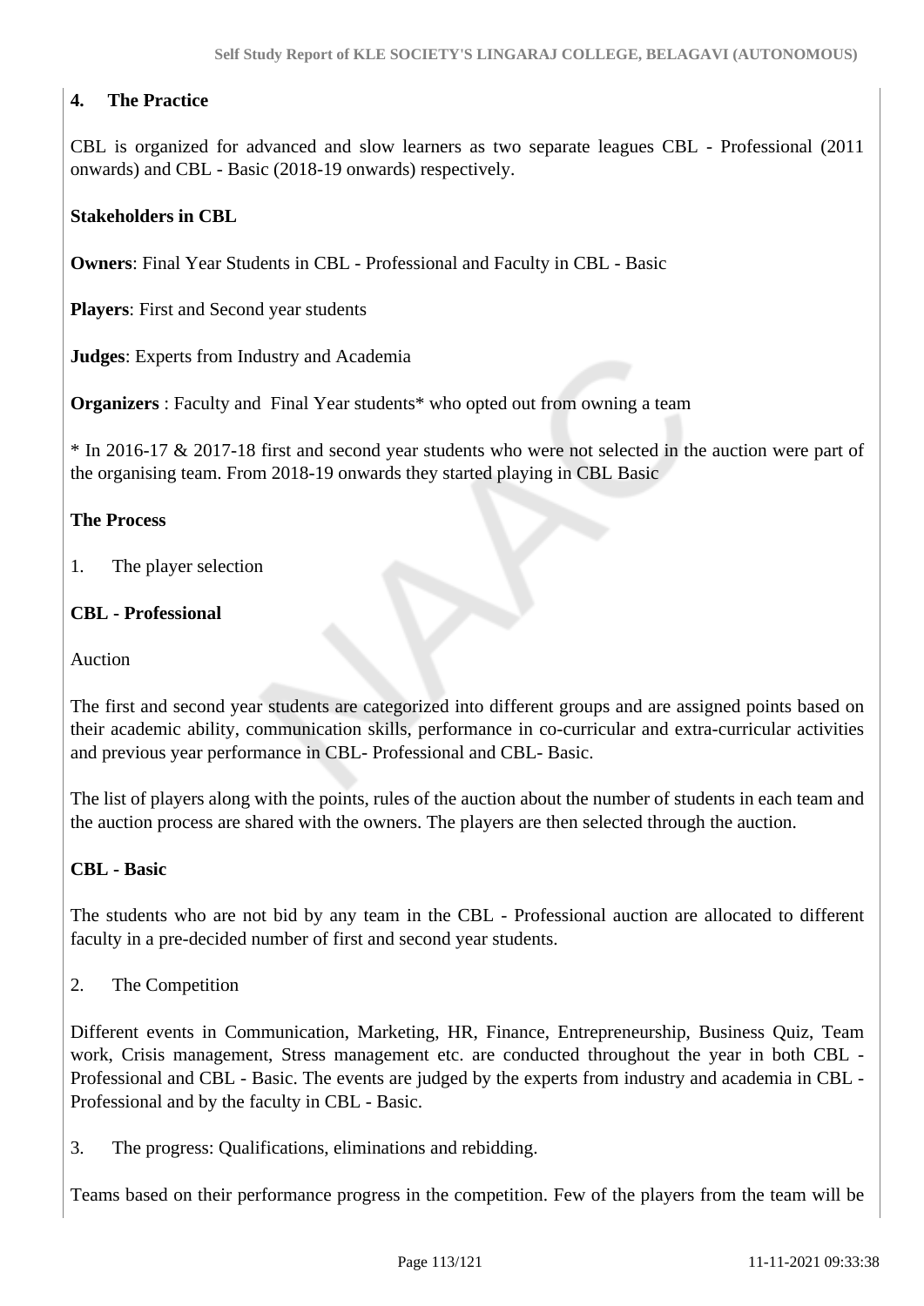**4. The Practice**

CBL is organized for advanced and slow learners as two separate leagues CBL - Professional (2011 onwards) and CBL - Basic (2018-19 onwards) respectively.

**Stakeholders in CBL**

**Owners**: Final Year Students in CBL - Professional and Faculty in CBL - Basic

**Players**: First and Second year students

**Judges**: Experts from Industry and Academia

**Organizers** : Faculty and Final Year students* who opted out from owning a team

* In 2016-17 & 2017-18 first and second year students who were not selected in the auction were part of the organising team. From 2018-19 onwards they started playing in CBL Basic

**The Process**

1. The player selection

**CBL - Professional**

Auction

The first and second year students are categorized into different groups and are assigned points based on their academic ability, communication skills, performance in co-curricular and extra-curricular activities and previous year performance in CBL- Professional and CBL- Basic.

The list of players along with the points, rules of the auction about the number of students in each team and the auction process are shared with the owners. The players are then selected through the auction.

**CBL - Basic**

The students who are not bid by any team in the CBL - Professional auction are allocated to different faculty in a pre-decided number of first and second year students.

2. The Competition

Different events in Communication, Marketing, HR, Finance, Entrepreneurship, Business Quiz, Team work, Crisis management, Stress management etc. are conducted throughout the year in both CBL - Professional and CBL - Basic. The events are judged by the experts from industry and academia in CBL - Professional and by the faculty in CBL - Basic.

3. The progress: Qualifications, eliminations and rebidding.

Teams based on their performance progress in the competition. Few of the players from the team will be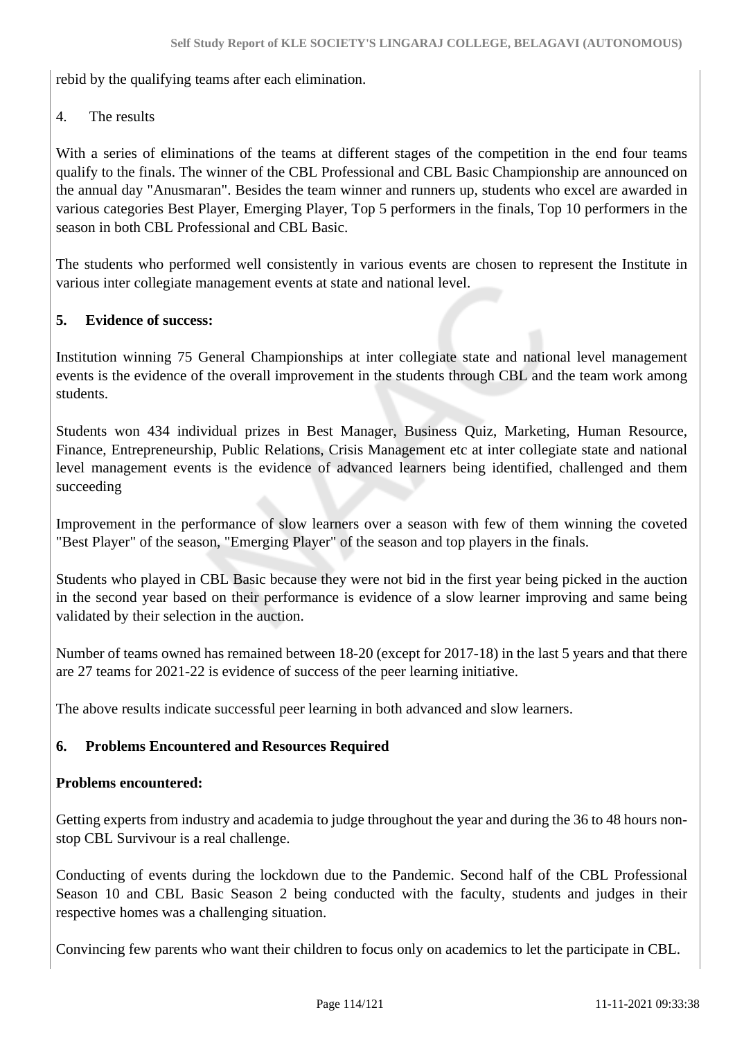rebid by the qualifying teams after each elimination.

4. The results

With a series of eliminations of the teams at different stages of the competition in the end four teams qualify to the finals. The winner of the CBL Professional and CBL Basic Championship are announced on the annual day "Anusmaran". Besides the team winner and runners up, students who excel are awarded in various categories Best Player, Emerging Player, Top 5 performers in the finals, Top 10 performers in the season in both CBL Professional and CBL Basic.

The students who performed well consistently in various events are chosen to represent the Institute in various inter collegiate management events at state and national level.

**5. Evidence of success:**

Institution winning 75 General Championships at inter collegiate state and national level management events is the evidence of the overall improvement in the students through CBL and the team work among students.

Students won 434 individual prizes in Best Manager, Business Quiz, Marketing, Human Resource, Finance, Entrepreneurship, Public Relations, Crisis Management etc at inter collegiate state and national level management events is the evidence of advanced learners being identified, challenged and them succeeding

Improvement in the performance of slow learners over a season with few of them winning the coveted "Best Player" of the season, "Emerging Player" of the season and top players in the finals.

Students who played in CBL Basic because they were not bid in the first year being picked in the auction in the second year based on their performance is evidence of a slow learner improving and same being validated by their selection in the auction.

Number of teams owned has remained between 18-20 (except for 2017-18) in the last 5 years and that there are 27 teams for 2021-22 is evidence of success of the peer learning initiative.

The above results indicate successful peer learning in both advanced and slow learners.

**6. Problems Encountered and Resources Required**

**Problems encountered:**

Getting experts from industry and academia to judge throughout the year and during the 36 to 48 hours non-stop CBL Survivour is a real challenge.

Conducting of events during the lockdown due to the Pandemic. Second half of the CBL Professional Season 10 and CBL Basic Season 2 being conducted with the faculty, students and judges in their respective homes was a challenging situation.

Convincing few parents who want their children to focus only on academics to let the participate in CBL.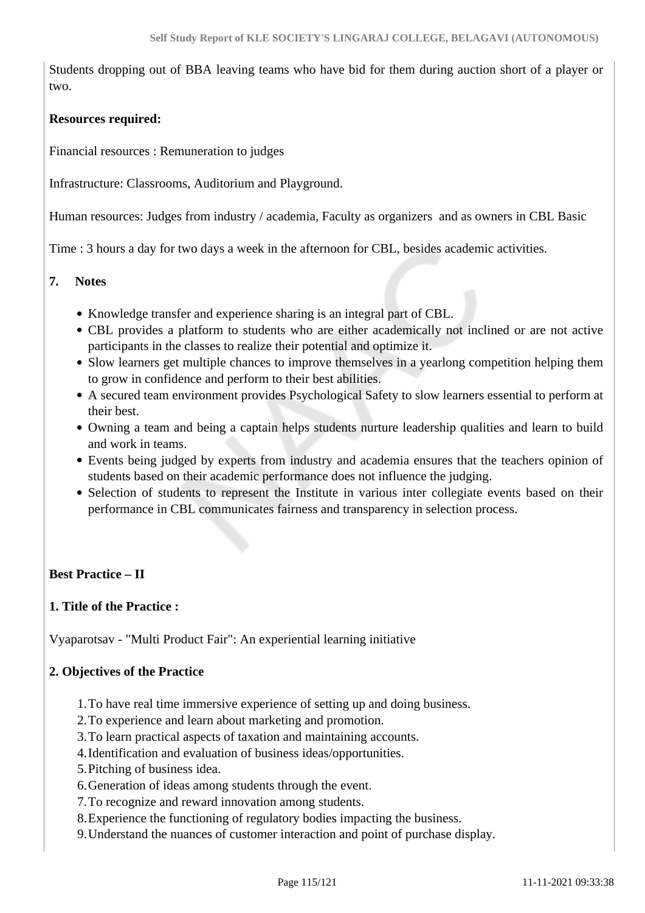Students dropping out of BBA leaving teams who have bid for them during auction short of a player or two.

**Resources required:**

Financial resources : Remuneration to judges

Infrastructure: Classrooms, Auditorium and Playground.

Human resources: Judges from industry / academia, Faculty as organizers and as owners in CBL Basic

Time : 3 hours a day for two days a week in the afternoon for CBL, besides academic activities.

**7. Notes**

- Knowledge transfer and experience sharing is an integral part of CBL.
- CBL provides a platform to students who are either academically not inclined or are not active participants in the classes to realize their potential and optimize it.
- Slow learners get multiple chances to improve themselves in a yearlong competition helping them to grow in confidence and perform to their best abilities.
- A secured team environment provides Psychological Safety to slow learners essential to perform at their best.
- Owning a team and being a captain helps students nurture leadership qualities and learn to build and work in teams.
- Events being judged by experts from industry and academia ensures that the teachers opinion of students based on their academic performance does not influence the judging.
- Selection of students to represent the Institute in various inter collegiate events based on their performance in CBL communicates fairness and transparency in selection process.

**Best Practice – II**

**1. Title of the Practice :**

Vyaparotsav - "Multi Product Fair": An experiential learning initiative

**2. Objectives of the Practice**

1. To have real time immersive experience of setting up and doing business.
2. To experience and learn about marketing and promotion.
3. To learn practical aspects of taxation and maintaining accounts.
4. Identification and evaluation of business ideas/opportunities.
5. Pitching of business idea.
6. Generation of ideas among students through the event.
7. To recognize and reward innovation among students.
8. Experience the functioning of regulatory bodies impacting the business.
9. Understand the nuances of customer interaction and point of purchase display.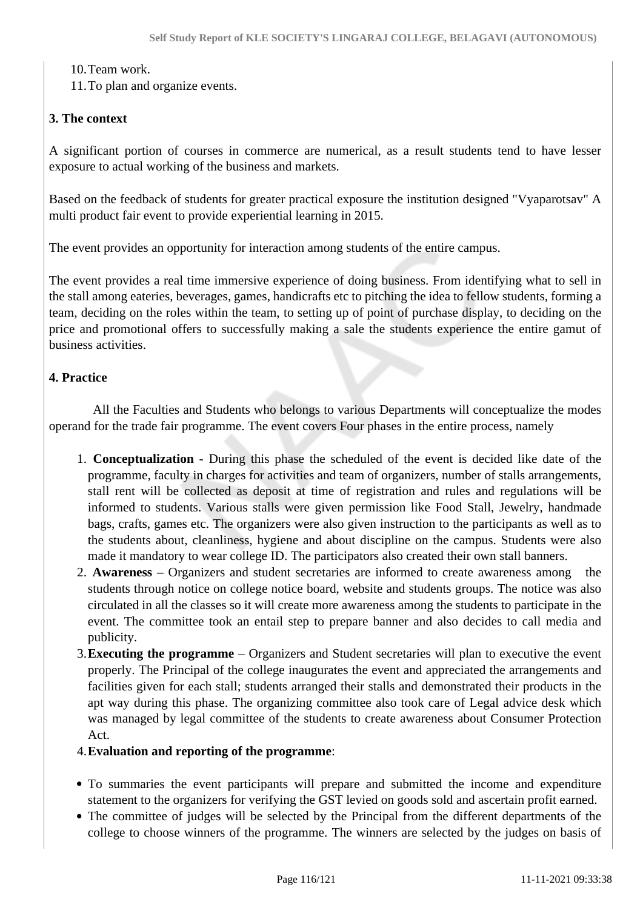10. Team work.
11. To plan and organize events.

**3. The context**

A significant portion of courses in commerce are numerical, as a result students tend to have lesser exposure to actual working of the business and markets.

Based on the feedback of students for greater practical exposure the institution designed "Vyaparotsav" A multi product fair event to provide experiential learning in 2015.

The event provides an opportunity for interaction among students of the entire campus.

The event provides a real time immersive experience of doing business. From identifying what to sell in the stall among eateries, beverages, games, handicrafts etc to pitching the idea to fellow students, forming a team, deciding on the roles within the team, to setting up of point of purchase display, to deciding on the price and promotional offers to successfully making a sale the students experience the entire gamut of business activities.

**4. Practice**

All the Faculties and Students who belongs to various Departments will conceptualize the modes operand for the trade fair programme. The event covers Four phases in the entire process, namely

1. **Conceptualization** - During this phase the scheduled of the event is decided like date of the programme, faculty in charges for activities and team of organizers, number of stalls arrangements, stall rent will be collected as deposit at time of registration and rules and regulations will be informed to students. Various stalls were given permission like Food Stall, Jewelry, handmade bags, crafts, games etc. The organizers were also given instruction to the participants as well as to the students about, cleanliness, hygiene and about discipline on the campus. Students were also made it mandatory to wear college ID. The participators also created their own stall banners.
2. **Awareness** – Organizers and student secretaries are informed to create awareness among the students through notice on college notice board, website and students groups. The notice was also circulated in all the classes so it will create more awareness among the students to participate in the event. The committee took an entail step to prepare banner and also decides to call media and publicity.
3. **Executing the programme** – Organizers and Student secretaries will plan to executive the event properly. The Principal of the college inaugurates the event and appreciated the arrangements and facilities given for each stall; students arranged their stalls and demonstrated their products in the apt way during this phase. The organizing committee also took care of Legal advice desk which was managed by legal committee of the students to create awareness about Consumer Protection Act.
4. **Evaluation and reporting of the programme**:

- To summaries the event participants will prepare and submitted the income and expenditure statement to the organizers for verifying the GST levied on goods sold and ascertain profit earned.
- The committee of judges will be selected by the Principal from the different departments of the college to choose winners of the programme. The winners are selected by the judges on basis of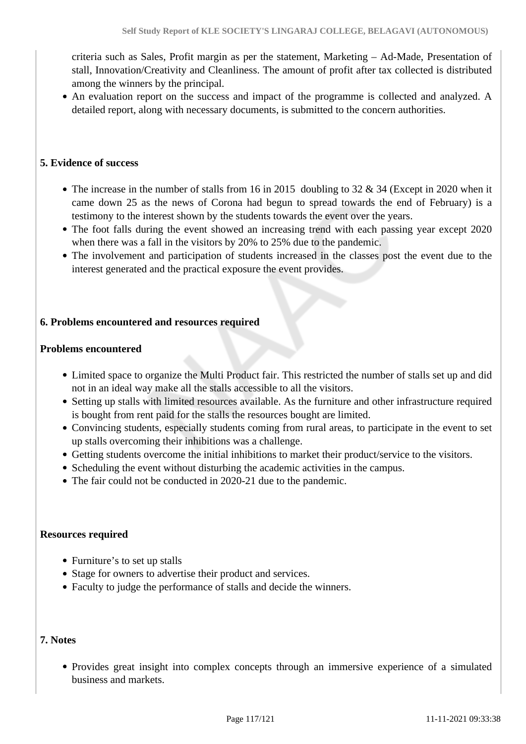criteria such as Sales, Profit margin as per the statement, Marketing – Ad-Made, Presentation of stall, Innovation/Creativity and Cleanliness. The amount of profit after tax collected is distributed among the winners by the principal.

- An evaluation report on the success and impact of the programme is collected and analyzed. A detailed report, along with necessary documents, is submitted to the concern authorities.

**5. Evidence of success**

- The increase in the number of stalls from 16 in 2015 doubling to 32 & 34 (Except in 2020 when it came down 25 as the news of Corona had begun to spread towards the end of February) is a testimony to the interest shown by the students towards the event over the years.
- The foot falls during the event showed an increasing trend with each passing year except 2020 when there was a fall in the visitors by 20% to 25% due to the pandemic.
- The involvement and participation of students increased in the classes post the event due to the interest generated and the practical exposure the event provides.

**6. Problems encountered and resources required**

**Problems encountered**

- Limited space to organize the Multi Product fair. This restricted the number of stalls set up and did not in an ideal way make all the stalls accessible to all the visitors.
- Setting up stalls with limited resources available. As the furniture and other infrastructure required is bought from rent paid for the stalls the resources bought are limited.
- Convincing students, especially students coming from rural areas, to participate in the event to set up stalls overcoming their inhibitions was a challenge.
- Getting students overcome the initial inhibitions to market their product/service to the visitors.
- Scheduling the event without disturbing the academic activities in the campus.
- The fair could not be conducted in 2020-21 due to the pandemic.

**Resources required**

- Furniture's to set up stalls
- Stage for owners to advertise their product and services.
- Faculty to judge the performance of stalls and decide the winners.

**7. Notes**

- Provides great insight into complex concepts through an immersive experience of a simulated business and markets.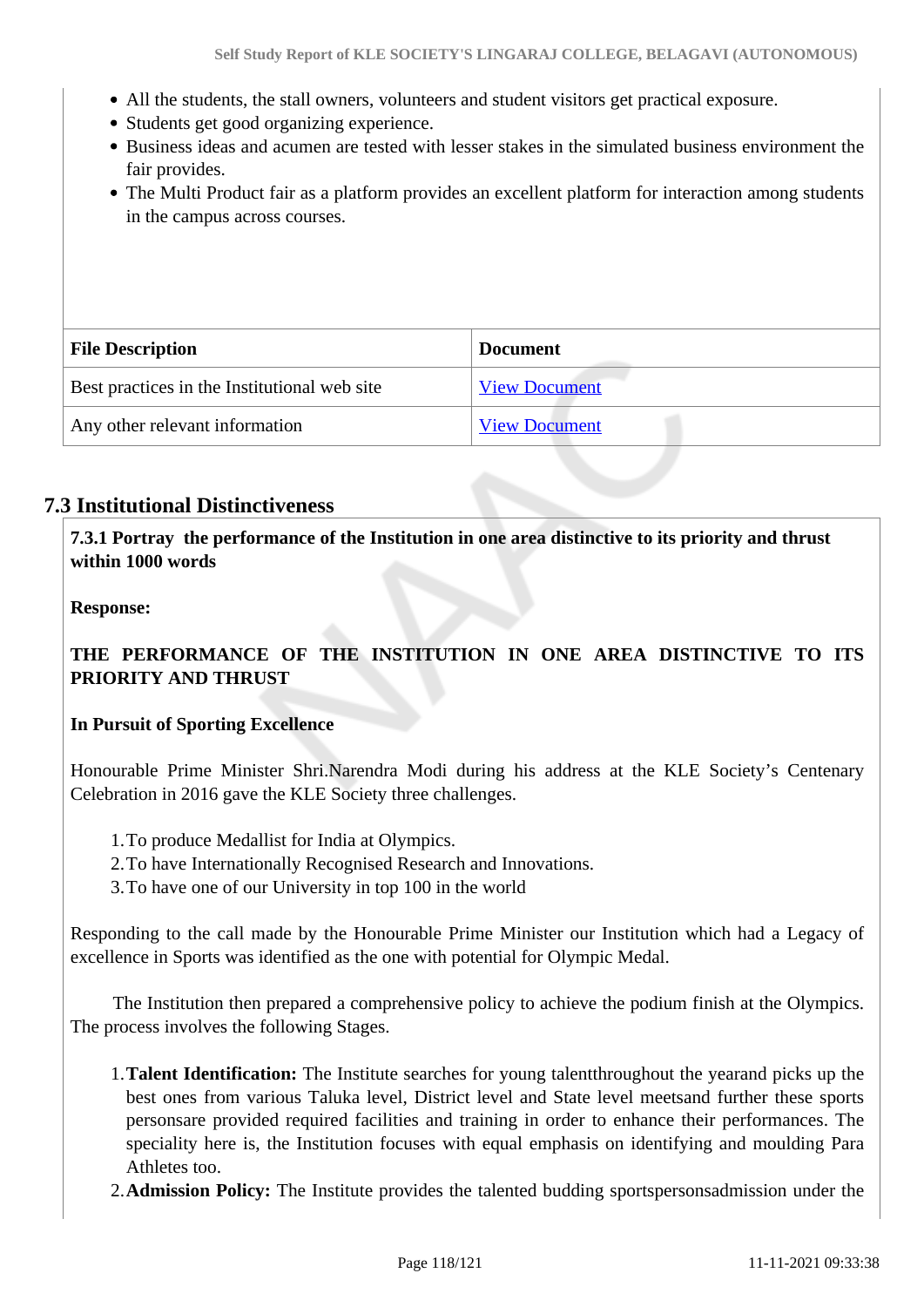- All the students, the stall owners, volunteers and student visitors get practical exposure.
- Students get good organizing experience.
- Business ideas and acumen are tested with lesser stakes in the simulated business environment the fair provides.
- The Multi Product fair as a platform provides an excellent platform for interaction among students in the campus across courses.

| File Description | Document |
|---|---|
| Best practices in the Institutional web site | View Document |
| Any other relevant information | View Document |

## 7.3 Institutional Distinctiveness

**7.3.1 Portray the performance of the Institution in one area distinctive to its priority and thrust within 1000 words**

**Response:**

**THE PERFORMANCE OF THE INSTITUTION IN ONE AREA DISTINCTIVE TO ITS PRIORITY AND THRUST**

**In Pursuit of Sporting Excellence**

Honourable Prime Minister Shri.Narendra Modi during his address at the KLE Society's Centenary Celebration in 2016 gave the KLE Society three challenges.

1. To produce Medallist for India at Olympics.
2. To have Internationally Recognised Research and Innovations.
3. To have one of our University in top 100 in the world

Responding to the call made by the Honourable Prime Minister our Institution which had a Legacy of excellence in Sports was identified as the one with potential for Olympic Medal.

The Institution then prepared a comprehensive policy to achieve the podium finish at the Olympics. The process involves the following Stages.

1. **Talent Identification:** The Institute searches for young talentthroughout the yearand picks up the best ones from various Taluka level, District level and State level meetsand further these sports personsare provided required facilities and training in order to enhance their performances. The speciality here is, the Institution focuses with equal emphasis on identifying and moulding Para Athletes too.
2. **Admission Policy:** The Institute provides the talented budding sportspersonsadmission under the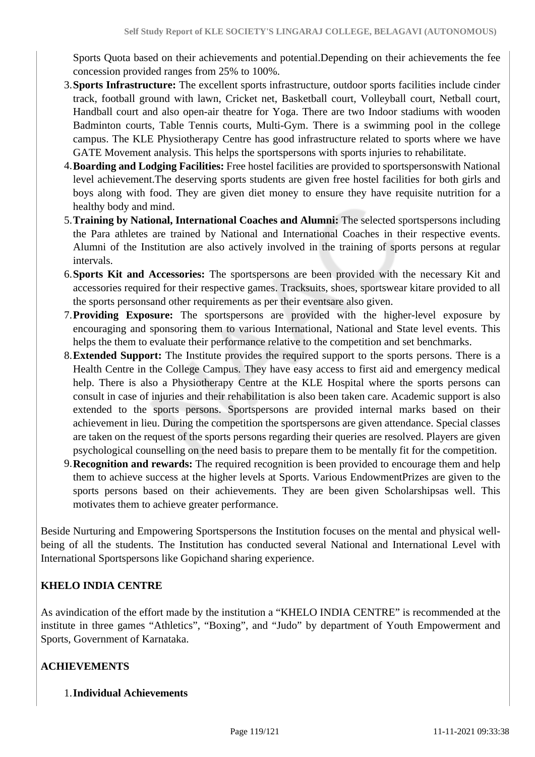Sports Quota based on their achievements and potential.Depending on their achievements the fee concession provided ranges from 25% to 100%.

3. **Sports Infrastructure:** The excellent sports infrastructure, outdoor sports facilities include cinder track, football ground with lawn, Cricket net, Basketball court, Volleyball court, Netball court, Handball court and also open-air theatre for Yoga. There are two Indoor stadiums with wooden Badminton courts, Table Tennis courts, Multi-Gym. There is a swimming pool in the college campus. The KLE Physiotherapy Centre has good infrastructure related to sports where we have GATE Movement analysis. This helps the sportspersons with sports injuries to rehabilitate.
4. **Boarding and Lodging Facilities:** Free hostel facilities are provided to sportspersonswith National level achievement.The deserving sports students are given free hostel facilities for both girls and boys along with food. They are given diet money to ensure they have requisite nutrition for a healthy body and mind.
5. **Training by National, International Coaches and Alumni:** The selected sportspersons including the Para athletes are trained by National and International Coaches in their respective events. Alumni of the Institution are also actively involved in the training of sports persons at regular intervals.
6. **Sports Kit and Accessories:** The sportspersons are been provided with the necessary Kit and accessories required for their respective games. Tracksuits, shoes, sportswear kitare provided to all the sports personsand other requirements as per their eventsare also given.
7. **Providing Exposure:** The sportspersons are provided with the higher-level exposure by encouraging and sponsoring them to various International, National and State level events. This helps the them to evaluate their performance relative to the competition and set benchmarks.
8. **Extended Support:** The Institute provides the required support to the sports persons. There is a Health Centre in the College Campus. They have easy access to first aid and emergency medical help. There is also a Physiotherapy Centre at the KLE Hospital where the sports persons can consult in case of injuries and their rehabilitation is also been taken care. Academic support is also extended to the sports persons. Sportspersons are provided internal marks based on their achievement in lieu. During the competition the sportspersons are given attendance. Special classes are taken on the request of the sports persons regarding their queries are resolved. Players are given psychological counselling on the need basis to prepare them to be mentally fit for the competition.
9. **Recognition and rewards:** The required recognition is been provided to encourage them and help them to achieve success at the higher levels at Sports. Various EndowmentPrizes are given to the sports persons based on their achievements. They are been given Scholarshipsas well. This motivates them to achieve greater performance.

Beside Nurturing and Empowering Sportspersons the Institution focuses on the mental and physical well-being of all the students. The Institution has conducted several National and International Level with International Sportspersons like Gopichand sharing experience.

**KHELO INDIA CENTRE**

As avindication of the effort made by the institution a “KHELO INDIA CENTRE” is recommended at the institute in three games “Athletics”, “Boxing”, and “Judo” by department of Youth Empowerment and Sports, Government of Karnataka.

**ACHIEVEMENTS**

1. **Individual Achievements**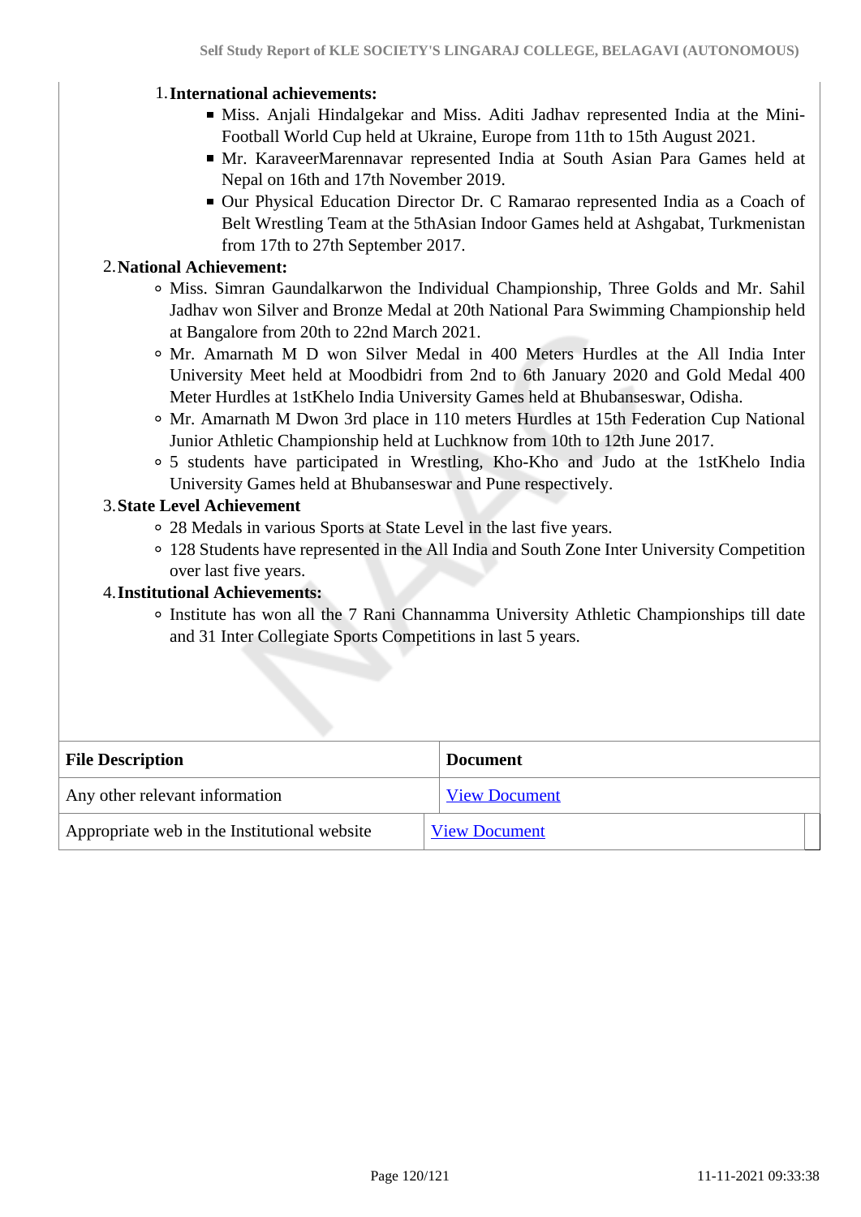1. **International achievements:**
    - Miss. Anjali Hindalgekar and Miss. Aditi Jadhav represented India at the Mini-Football World Cup held at Ukraine, Europe from 11th to 15th August 2021.
    - Mr. KaraveerMarennavar represented India at South Asian Para Games held at Nepal on 16th and 17th November 2019.
    - Our Physical Education Director Dr. C Ramarao represented India as a Coach of Belt Wrestling Team at the 5thAsian Indoor Games held at Ashgabat, Turkmenistan from 17th to 27th September 2017.
2. **National Achievement:**
    - Miss. Simran Gaundalkarwon the Individual Championship, Three Golds and Mr. Sahil Jadhav won Silver and Bronze Medal at 20th National Para Swimming Championship held at Bangalore from 20th to 22nd March 2021.
    - Mr. Amarnath M D won Silver Medal in 400 Meters Hurdles at the All India Inter University Meet held at Moodbidri from 2nd to 6th January 2020 and Gold Medal 400 Meter Hurdles at 1stKhelo India University Games held at Bhubanseswar, Odisha.
    - Mr. Amarnath M Dwon 3rd place in 110 meters Hurdles at 15th Federation Cup National Junior Athletic Championship held at Luchknow from 10th to 12th June 2017.
    - 5 students have participated in Wrestling, Kho-Kho and Judo at the 1stKhelo India University Games held at Bhubanseswar and Pune respectively.
3. **State Level Achievement**
    - 28 Medals in various Sports at State Level in the last five years.
    - 128 Students have represented in the All India and South Zone Inter University Competition over last five years.
4. **Institutional Achievements:**
    - Institute has won all the 7 Rani Channamma University Athletic Championships till date and 31 Inter Collegiate Sports Competitions in last 5 years.

| File Description | Document |
|---|---|
| Any other relevant information | View Document |
| Appropriate web in the Institutional website | View Document |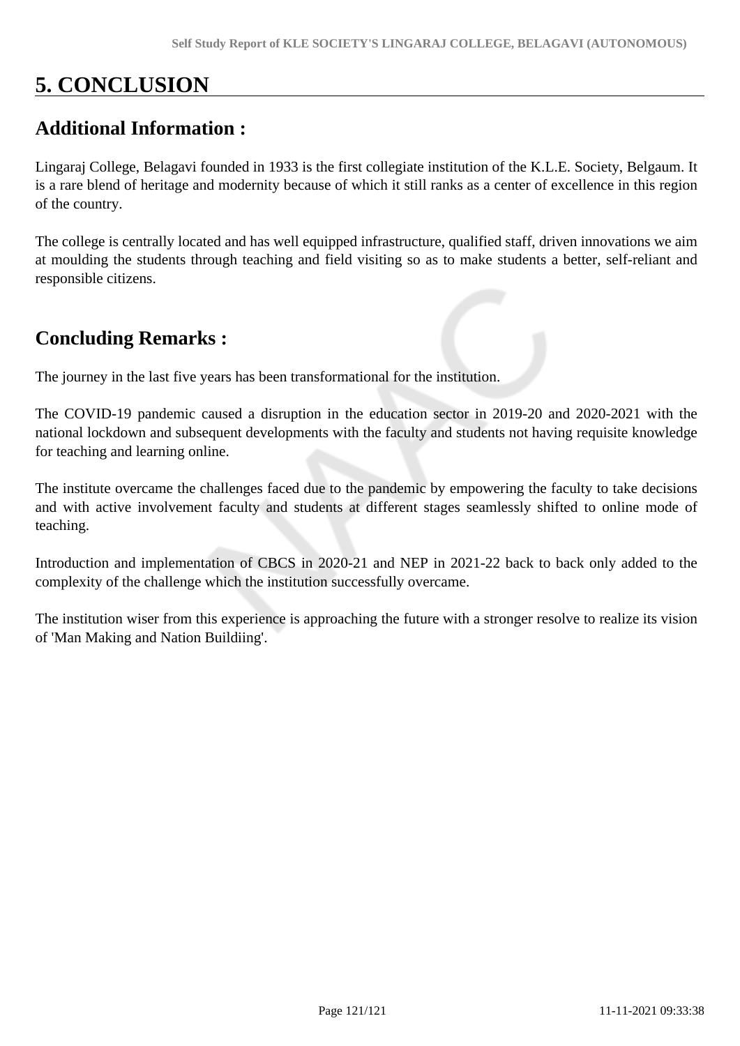# 5. CONCLUSION

## Additional Information :

Lingaraj College, Belagavi founded in 1933 is the first collegiate institution of the K.L.E. Society, Belgaum. It is a rare blend of heritage and modernity because of which it still ranks as a center of excellence in this region of the country.

The college is centrally located and has well equipped infrastructure, qualified staff, driven innovations we aim at moulding the students through teaching and field visiting so as to make students a better, self-reliant and responsible citizens.

## Concluding Remarks :

The journey in the last five years has been transformational for the institution.

The COVID-19 pandemic caused a disruption in the education sector in 2019-20 and 2020-2021 with the national lockdown and subsequent developments with the faculty and students not having requisite knowledge for teaching and learning online.

The institute overcame the challenges faced due to the pandemic by empowering the faculty to take decisions and with active involvement faculty and students at different stages seamlessly shifted to online mode of teaching.

Introduction and implementation of CBCS in 2020-21 and NEP in 2021-22 back to back only added to the complexity of the challenge which the institution successfully overcame.

The institution wiser from this experience is approaching the future with a stronger resolve to realize its vision of 'Man Making and Nation Buildiing'.